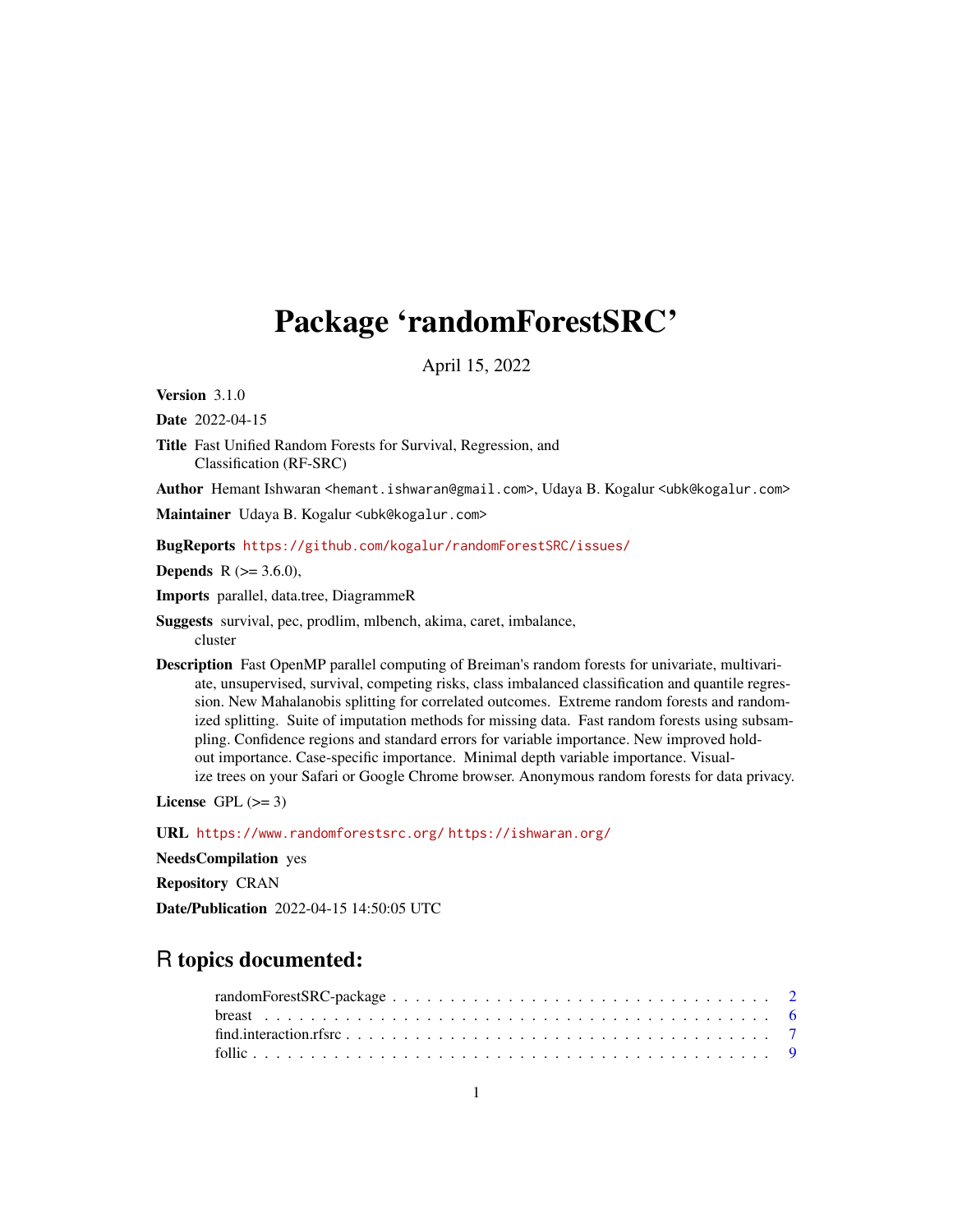# Package 'randomForestSRC'

April 15, 2022

**Version** 3.1.0

**Date** 2022-04-15

**Title** Fast Unified Random Forests for Survival, Regression, and Classification (RF-SRC)

**Author** Hemant Ishwaran <hemant.ishwaran@gmail.com>, Udaya B. Kogalur <ubk@kogalur.com>

**Maintainer** Udaya B. Kogalur <ubk@kogalur.com>

**BugReports** https://github.com/kogalur/randomForestSRC/issues/

**Depends** R (>= 3.6.0),

**Imports** parallel, data.tree, DiagrammeR

**Suggests** survival, pec, prodlim, mlbench, akima, caret, imbalance, cluster

**Description** Fast OpenMP parallel computing of Breiman's random forests for univariate, multivariate, unsupervised, survival, competing risks, class imbalanced classification and quantile regression. New Mahalanobis splitting for correlated outcomes. Extreme random forests and randomized splitting. Suite of imputation methods for missing data. Fast random forests using subsampling. Confidence regions and standard errors for variable importance. New improved holdout importance. Case-specific importance. Minimal depth variable importance. Visualize trees on your Safari or Google Chrome browser. Anonymous random forests for data privacy.

**License** GPL (>= 3)

**URL** https://www.randomforestsrc.org/ https://ishwaran.org/

**NeedsCompilation** yes

**Repository** CRAN

**Date/Publication** 2022-04-15 14:50:05 UTC

## R topics documented:

randomForestSRC-package . . . . . . . . . . . . . . . . . . . . . . . . . . . . . . . . 2
breast . . . . . . . . . . . . . . . . . . . . . . . . . . . . . . . . . . . . . . . . . . 6
find.interaction.rfsrc . . . . . . . . . . . . . . . . . . . . . . . . . . . . . . . . . . 7
follic . . . . . . . . . . . . . . . . . . . . . . . . . . . . . . . . . . . . . . . . . . . 9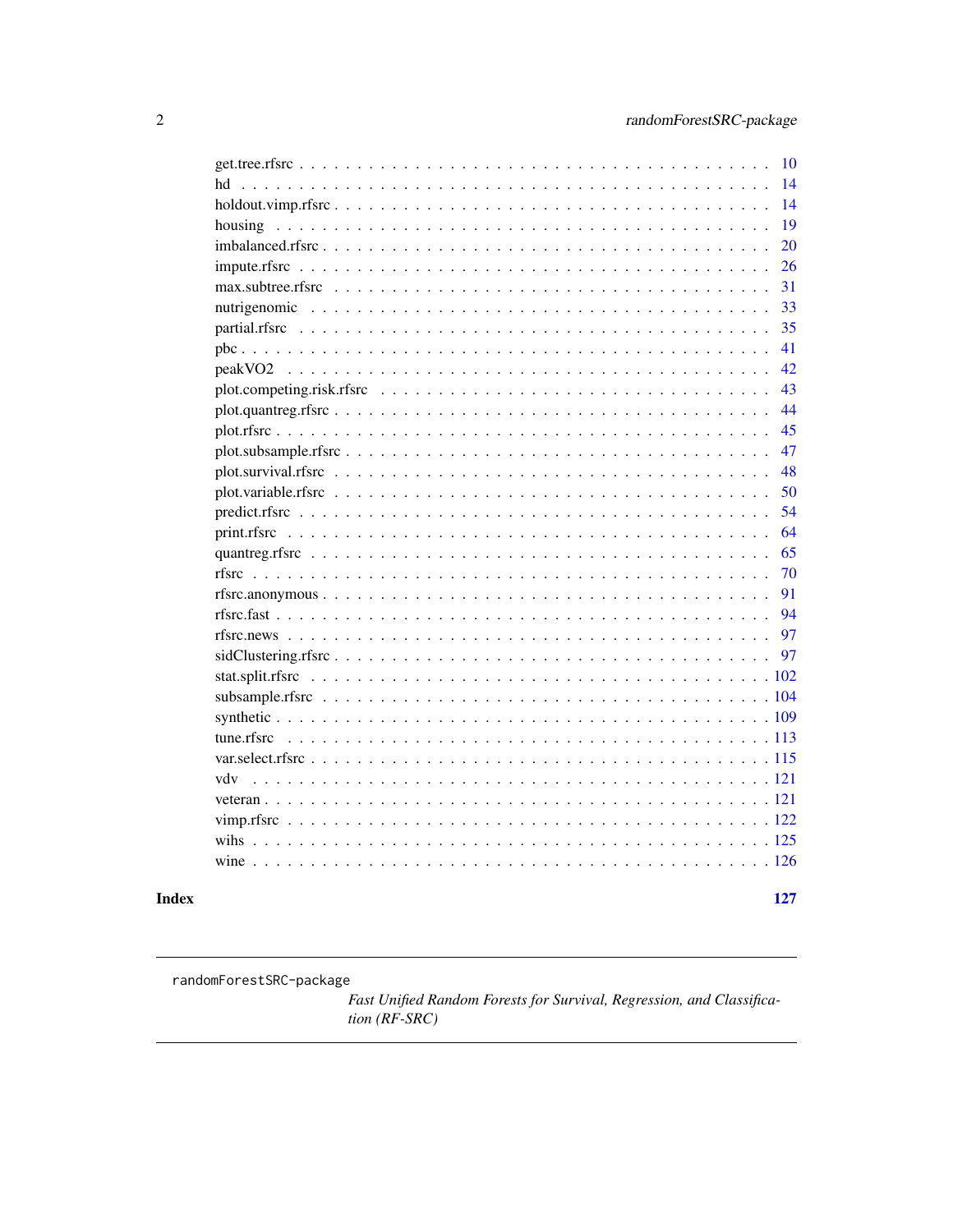get.tree.rfsrc . . . . . . . . . . . . . . . . . . . . . . . . . . . . . . . . . . . . . . . 10
hd . . . . . . . . . . . . . . . . . . . . . . . . . . . . . . . . . . . . . . . . . . . . . 14
holdout.vimp.rfsrc . . . . . . . . . . . . . . . . . . . . . . . . . . . . . . . . . . . . 14
housing . . . . . . . . . . . . . . . . . . . . . . . . . . . . . . . . . . . . . . . . . . 19
imbalanced.rfsrc . . . . . . . . . . . . . . . . . . . . . . . . . . . . . . . . . . . . . 20
impute.rfsrc . . . . . . . . . . . . . . . . . . . . . . . . . . . . . . . . . . . . . . . 26
max.subtree.rfsrc . . . . . . . . . . . . . . . . . . . . . . . . . . . . . . . . . . . . 31
nutrigenomic . . . . . . . . . . . . . . . . . . . . . . . . . . . . . . . . . . . . . . . 33
partial.rfsrc . . . . . . . . . . . . . . . . . . . . . . . . . . . . . . . . . . . . . . . 35
pbc . . . . . . . . . . . . . . . . . . . . . . . . . . . . . . . . . . . . . . . . . . . . 41
peakVO2 . . . . . . . . . . . . . . . . . . . . . . . . . . . . . . . . . . . . . . . . . . 42
plot.competing.risk.rfsrc . . . . . . . . . . . . . . . . . . . . . . . . . . . . . . . . 43
plot.quantreg.rfsrc . . . . . . . . . . . . . . . . . . . . . . . . . . . . . . . . . . . . 44
plot.rfsrc . . . . . . . . . . . . . . . . . . . . . . . . . . . . . . . . . . . . . . . . . 45
plot.subsample.rfsrc . . . . . . . . . . . . . . . . . . . . . . . . . . . . . . . . . . . 47
plot.survival.rfsrc . . . . . . . . . . . . . . . . . . . . . . . . . . . . . . . . . . . . 48
plot.variable.rfsrc . . . . . . . . . . . . . . . . . . . . . . . . . . . . . . . . . . . . 50
predict.rfsrc . . . . . . . . . . . . . . . . . . . . . . . . . . . . . . . . . . . . . . . 54
print.rfsrc . . . . . . . . . . . . . . . . . . . . . . . . . . . . . . . . . . . . . . . . 64
quantreg.rfsrc . . . . . . . . . . . . . . . . . . . . . . . . . . . . . . . . . . . . . . 65
rfsrc . . . . . . . . . . . . . . . . . . . . . . . . . . . . . . . . . . . . . . . . . . . 70
rfsrc.anonymous . . . . . . . . . . . . . . . . . . . . . . . . . . . . . . . . . . . . . 91
rfsrc.fast . . . . . . . . . . . . . . . . . . . . . . . . . . . . . . . . . . . . . . . . . 94
rfsrc.news . . . . . . . . . . . . . . . . . . . . . . . . . . . . . . . . . . . . . . . . 97
sidClustering.rfsrc . . . . . . . . . . . . . . . . . . . . . . . . . . . . . . . . . . . 97
stat.split.rfsrc . . . . . . . . . . . . . . . . . . . . . . . . . . . . . . . . . . . . . 102
subsample.rfsrc . . . . . . . . . . . . . . . . . . . . . . . . . . . . . . . . . . . . . 104
synthetic . . . . . . . . . . . . . . . . . . . . . . . . . . . . . . . . . . . . . . . . . 109
tune.rfsrc . . . . . . . . . . . . . . . . . . . . . . . . . . . . . . . . . . . . . . . . 113
var.select.rfsrc . . . . . . . . . . . . . . . . . . . . . . . . . . . . . . . . . . . . . 115
vdv . . . . . . . . . . . . . . . . . . . . . . . . . . . . . . . . . . . . . . . . . . . . 121
veteran . . . . . . . . . . . . . . . . . . . . . . . . . . . . . . . . . . . . . . . . . . 121
vimp.rfsrc . . . . . . . . . . . . . . . . . . . . . . . . . . . . . . . . . . . . . . . . 122
wihs . . . . . . . . . . . . . . . . . . . . . . . . . . . . . . . . . . . . . . . . . . . 125
wine . . . . . . . . . . . . . . . . . . . . . . . . . . . . . . . . . . . . . . . . . . . 126

**Index** **127**

---

`randomForestSRC-package` *Fast Unified Random Forests for Survival, Regression, and Classification (RF-SRC)*

---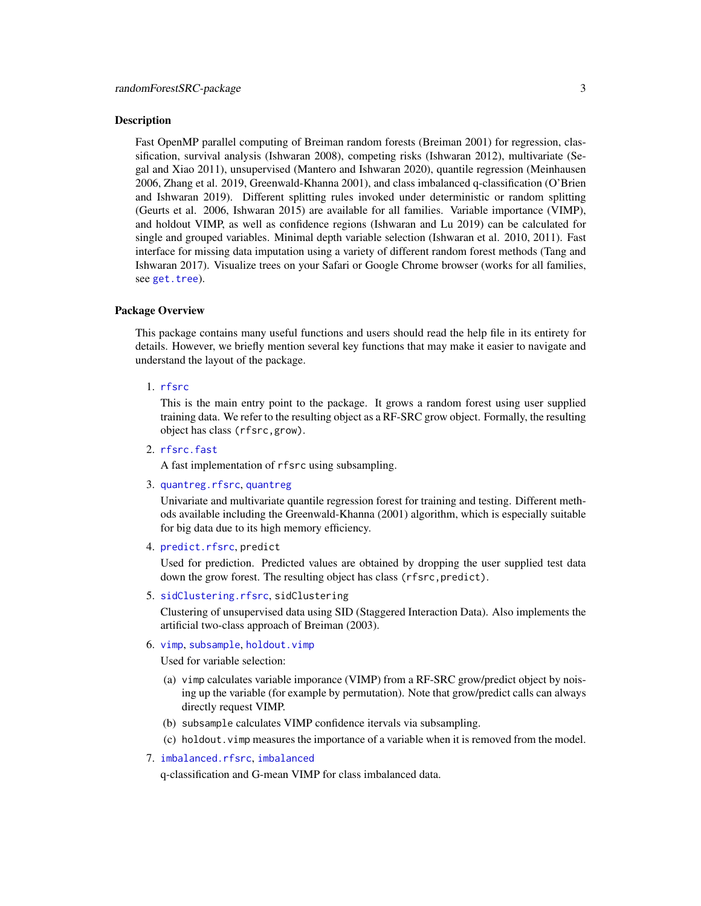### Description

Fast OpenMP parallel computing of Breiman random forests (Breiman 2001) for regression, classification, survival analysis (Ishwaran 2008), competing risks (Ishwaran 2012), multivariate (Segal and Xiao 2011), unsupervised (Mantero and Ishwaran 2020), quantile regression (Meinhausen 2006, Zhang et al. 2019, Greenwald-Khanna 2001), and class imbalanced q-classification (O'Brien and Ishwaran 2019). Different splitting rules invoked under deterministic or random splitting (Geurts et al. 2006, Ishwaran 2015) are available for all families. Variable importance (VIMP), and holdout VIMP, as well as confidence regions (Ishwaran and Lu 2019) can be calculated for single and grouped variables. Minimal depth variable selection (Ishwaran et al. 2010, 2011). Fast interface for missing data imputation using a variety of different random forest methods (Tang and Ishwaran 2017). Visualize trees on your Safari or Google Chrome browser (works for all families, see `get.tree`).

### Package Overview

This package contains many useful functions and users should read the help file in its entirety for details. However, we briefly mention several key functions that may make it easier to navigate and understand the layout of the package.

1. `rfsrc`

   This is the main entry point to the package. It grows a random forest using user supplied training data. We refer to the resulting object as a RF-SRC grow object. Formally, the resulting object has class `(rfsrc, grow)`.

2. `rfsrc.fast`

   A fast implementation of `rfsrc` using subsampling.

3. `quantreg.rfsrc`, `quantreg`

   Univariate and multivariate quantile regression forest for training and testing. Different methods available including the Greenwald-Khanna (2001) algorithm, which is especially suitable for big data due to its high memory efficiency.

4. `predict.rfsrc`, `predict`

   Used for prediction. Predicted values are obtained by dropping the user supplied test data down the grow forest. The resulting object has class `(rfsrc, predict)`.

5. `sidClustering.rfsrc`, `sidClustering`

   Clustering of unsupervised data using SID (Staggered Interaction Data). Also implements the artificial two-class approach of Breiman (2003).

6. `vimp`, `subsample`, `holdout.vimp`

   Used for variable selection:

   (a) `vimp` calculates variable imporance (VIMP) from a RF-SRC grow/predict object by noising up the variable (for example by permutation). Note that grow/predict calls can always directly request VIMP.

   (b) `subsample` calculates VIMP confidence itervals via subsampling.

   (c) `holdout.vimp` measures the importance of a variable when it is removed from the model.

7. `imbalanced.rfsrc`, `imbalanced`

   q-classification and G-mean VIMP for class imbalanced data.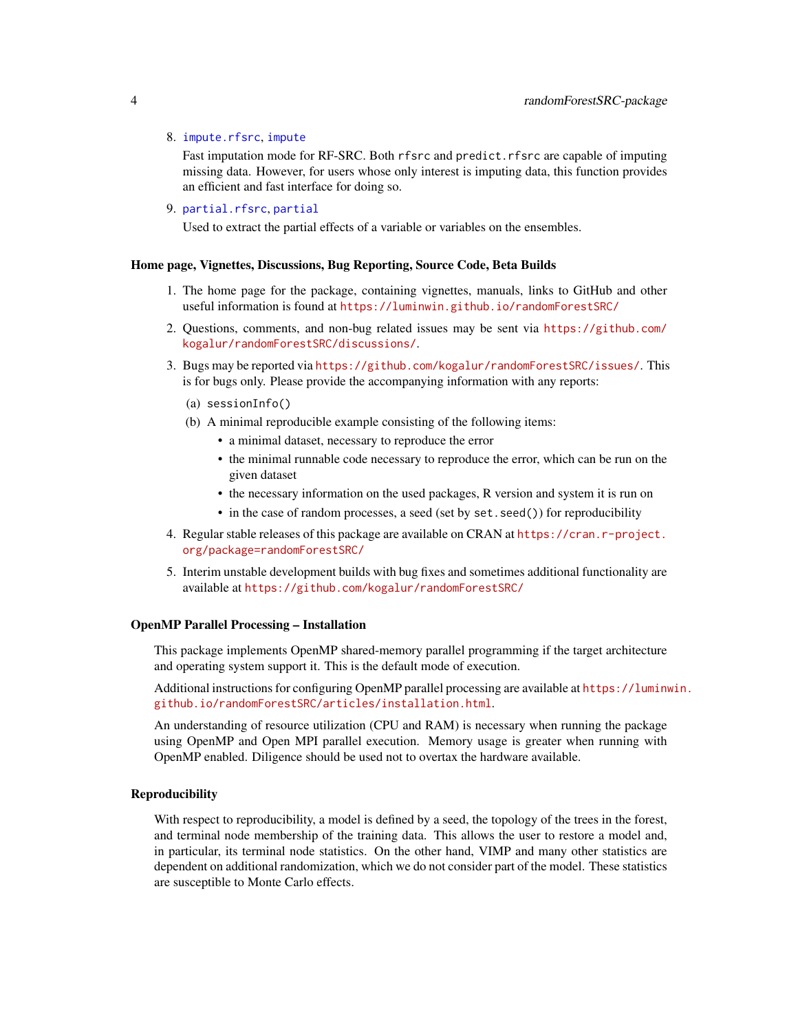8. `impute.rfsrc`, `impute`

   Fast imputation mode for RF-SRC. Both `rfsrc` and `predict.rfsrc` are capable of imputing missing data. However, for users whose only interest is imputing data, this function provides an efficient and fast interface for doing so.

9. `partial.rfsrc`, `partial`

   Used to extract the partial effects of a variable or variables on the ensembles.

### Home page, Vignettes, Discussions, Bug Reporting, Source Code, Beta Builds

1. The home page for the package, containing vignettes, manuals, links to GitHub and other useful information is found at https://luminwin.github.io/randomForestSRC/
2. Questions, comments, and non-bug related issues may be sent via https://github.com/kogalur/randomForestSRC/discussions/.
3. Bugs may be reported via https://github.com/kogalur/randomForestSRC/issues/. This is for bugs only. Please provide the accompanying information with any reports:
   (a) `sessionInfo()`
   (b) A minimal reproducible example consisting of the following items:
      - a minimal dataset, necessary to reproduce the error
      - the minimal runnable code necessary to reproduce the error, which can be run on the given dataset
      - the necessary information on the used packages, R version and system it is run on
      - in the case of random processes, a seed (set by `set.seed()`) for reproducibility
4. Regular stable releases of this package are available on CRAN at https://cran.r-project.org/package=randomForestSRC/
5. Interim unstable development builds with bug fixes and sometimes additional functionality are available at https://github.com/kogalur/randomForestSRC/

### OpenMP Parallel Processing – Installation

This package implements OpenMP shared-memory parallel programming if the target architecture and operating system support it. This is the default mode of execution.

Additional instructions for configuring OpenMP parallel processing are available at https://luminwin.github.io/randomForestSRC/articles/installation.html.

An understanding of resource utilization (CPU and RAM) is necessary when running the package using OpenMP and Open MPI parallel execution. Memory usage is greater when running with OpenMP enabled. Diligence should be used not to overtax the hardware available.

### Reproducibility

With respect to reproducibility, a model is defined by a seed, the topology of the trees in the forest, and terminal node membership of the training data. This allows the user to restore a model and, in particular, its terminal node statistics. On the other hand, VIMP and many other statistics are dependent on additional randomization, which we do not consider part of the model. These statistics are susceptible to Monte Carlo effects.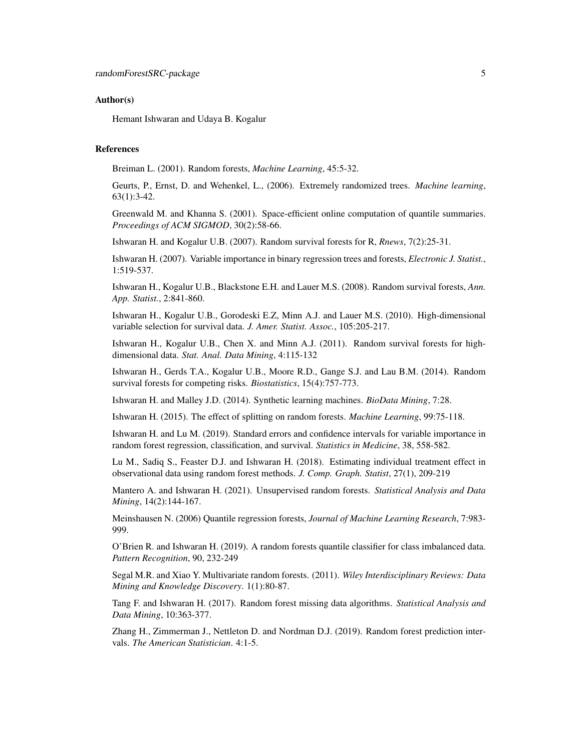### Author(s)

Hemant Ishwaran and Udaya B. Kogalur

### References

Breiman L. (2001). Random forests, *Machine Learning*, 45:5-32.

Geurts, P., Ernst, D. and Wehenkel, L., (2006). Extremely randomized trees. *Machine learning*, 63(1):3-42.

Greenwald M. and Khanna S. (2001). Space-efficient online computation of quantile summaries. *Proceedings of ACM SIGMOD*, 30(2):58-66.

Ishwaran H. and Kogalur U.B. (2007). Random survival forests for R, *Rnews*, 7(2):25-31.

Ishwaran H. (2007). Variable importance in binary regression trees and forests, *Electronic J. Statist.*, 1:519-537.

Ishwaran H., Kogalur U.B., Blackstone E.H. and Lauer M.S. (2008). Random survival forests, *Ann. App. Statist.*, 2:841-860.

Ishwaran H., Kogalur U.B., Gorodeski E.Z, Minn A.J. and Lauer M.S. (2010). High-dimensional variable selection for survival data. *J. Amer. Statist. Assoc.*, 105:205-217.

Ishwaran H., Kogalur U.B., Chen X. and Minn A.J. (2011). Random survival forests for high-dimensional data. *Stat. Anal. Data Mining*, 4:115-132

Ishwaran H., Gerds T.A., Kogalur U.B., Moore R.D., Gange S.J. and Lau B.M. (2014). Random survival forests for competing risks. *Biostatistics*, 15(4):757-773.

Ishwaran H. and Malley J.D. (2014). Synthetic learning machines. *BioData Mining*, 7:28.

Ishwaran H. (2015). The effect of splitting on random forests. *Machine Learning*, 99:75-118.

Ishwaran H. and Lu M. (2019). Standard errors and confidence intervals for variable importance in random forest regression, classification, and survival. *Statistics in Medicine*, 38, 558-582.

Lu M., Sadiq S., Feaster D.J. and Ishwaran H. (2018). Estimating individual treatment effect in observational data using random forest methods. *J. Comp. Graph. Statist*, 27(1), 209-219

Mantero A. and Ishwaran H. (2021). Unsupervised random forests. *Statistical Analysis and Data Mining*, 14(2):144-167.

Meinshausen N. (2006) Quantile regression forests, *Journal of Machine Learning Research*, 7:983-999.

O'Brien R. and Ishwaran H. (2019). A random forests quantile classifier for class imbalanced data. *Pattern Recognition*, 90, 232-249

Segal M.R. and Xiao Y. Multivariate random forests. (2011). *Wiley Interdisciplinary Reviews: Data Mining and Knowledge Discovery*. 1(1):80-87.

Tang F. and Ishwaran H. (2017). Random forest missing data algorithms. *Statistical Analysis and Data Mining*, 10:363-377.

Zhang H., Zimmerman J., Nettleton D. and Nordman D.J. (2019). Random forest prediction intervals. *The American Statistician*. 4:1-5.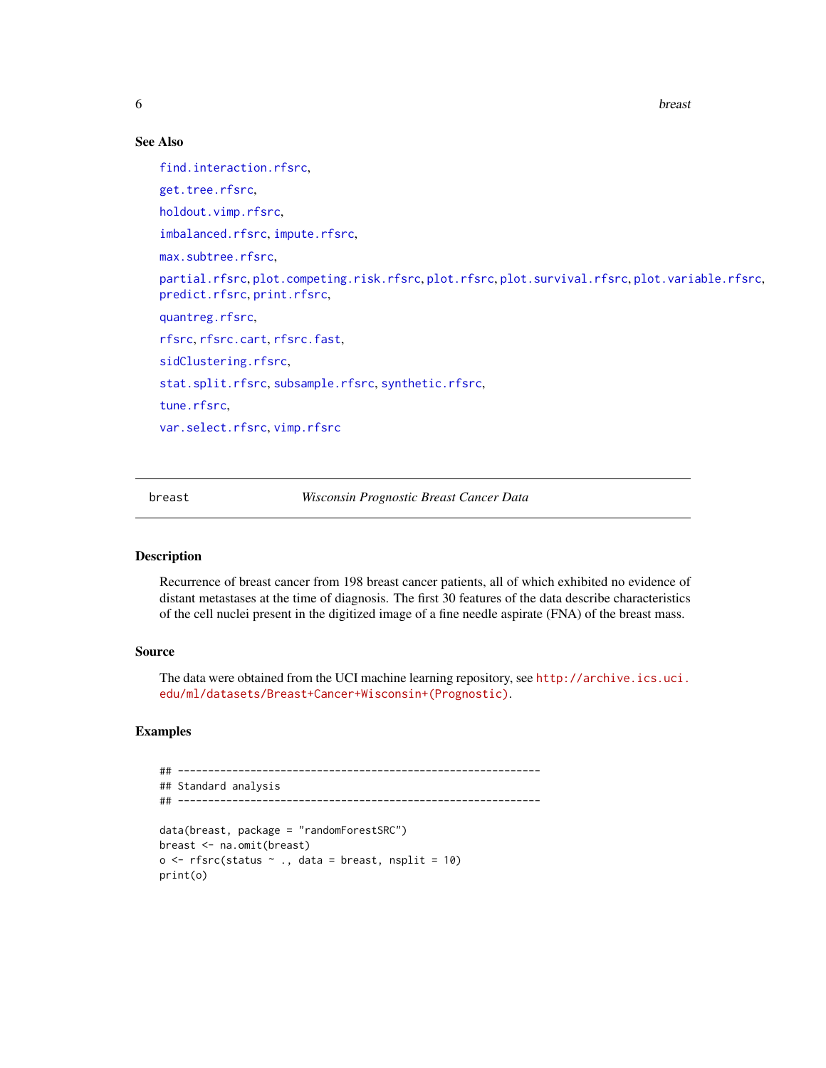### See Also

find.interaction.rfsrc,

get.tree.rfsrc,

holdout.vimp.rfsrc,

imbalanced.rfsrc, impute.rfsrc,

max.subtree.rfsrc,

partial.rfsrc, plot.competing.risk.rfsrc, plot.rfsrc, plot.survival.rfsrc, plot.variable.rfsrc, predict.rfsrc, print.rfsrc,

quantreg.rfsrc,

rfsrc, rfsrc.cart, rfsrc.fast,

sidClustering.rfsrc,

stat.split.rfsrc, subsample.rfsrc, synthetic.rfsrc,

tune.rfsrc,

var.select.rfsrc, vimp.rfsrc

---

## breast — *Wisconsin Prognostic Breast Cancer Data*

---

### Description

Recurrence of breast cancer from 198 breast cancer patients, all of which exhibited no evidence of distant metastases at the time of diagnosis. The first 30 features of the data describe characteristics of the cell nuclei present in the digitized image of a fine needle aspirate (FNA) of the breast mass.

### Source

The data were obtained from the UCI machine learning repository, see http://archive.ics.uci.edu/ml/datasets/Breast+Cancer+Wisconsin+(Prognostic).

### Examples

```
## ------------------------------------------------------------
## Standard analysis
## ------------------------------------------------------------

data(breast, package = "randomForestSRC")
breast <- na.omit(breast)
o <- rfsrc(status ~ ., data = breast, nsplit = 10)
print(o)
```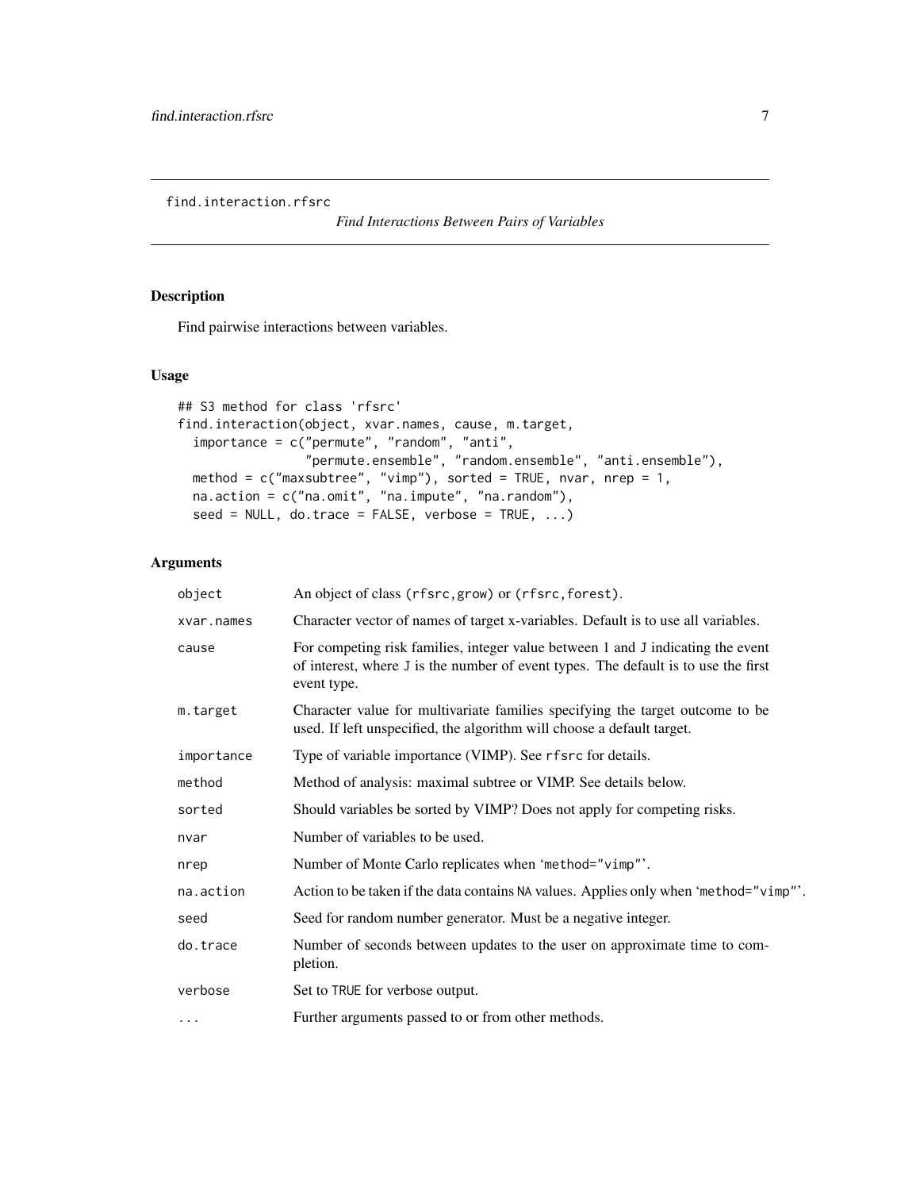find.interaction.rfsrc

*Find Interactions Between Pairs of Variables*

## Description

Find pairwise interactions between variables.

## Usage

```
## S3 method for class 'rfsrc'
find.interaction(object, xvar.names, cause, m.target,
  importance = c("permute", "random", "anti",
                 "permute.ensemble", "random.ensemble", "anti.ensemble"),
  method = c("maxsubtree", "vimp"), sorted = TRUE, nvar, nrep = 1,
  na.action = c("na.omit", "na.impute", "na.random"),
  seed = NULL, do.trace = FALSE, verbose = TRUE, ...)
```

## Arguments

| | |
|---|---|
| `object` | An object of class (`rfsrc,grow`) or (`rfsrc,forest`). |
| `xvar.names` | Character vector of names of target x-variables. Default is to use all variables. |
| `cause` | For competing risk families, integer value between 1 and J indicating the event of interest, where J is the number of event types. The default is to use the first event type. |
| `m.target` | Character value for multivariate families specifying the target outcome to be used. If left unspecified, the algorithm will choose a default target. |
| `importance` | Type of variable importance (VIMP). See `rfsrc` for details. |
| `method` | Method of analysis: maximal subtree or VIMP. See details below. |
| `sorted` | Should variables be sorted by VIMP? Does not apply for competing risks. |
| `nvar` | Number of variables to be used. |
| `nrep` | Number of Monte Carlo replicates when '`method="vimp"`'. |
| `na.action` | Action to be taken if the data contains `NA` values. Applies only when '`method="vimp"`'. |
| `seed` | Seed for random number generator. Must be a negative integer. |
| `do.trace` | Number of seconds between updates to the user on approximate time to completion. |
| `verbose` | Set to `TRUE` for verbose output. |
| `...` | Further arguments passed to or from other methods. |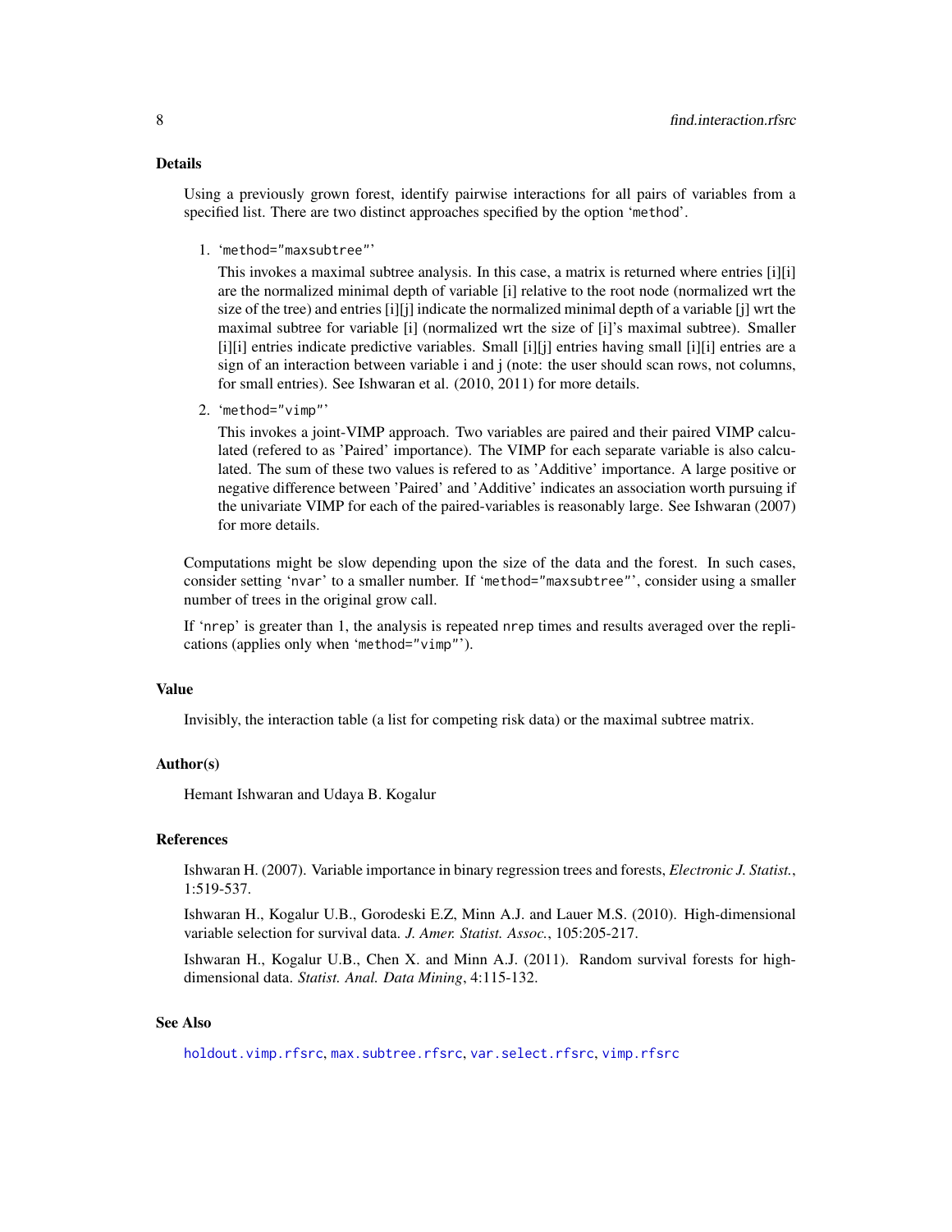## Details

Using a previously grown forest, identify pairwise interactions for all pairs of variables from a specified list. There are two distinct approaches specified by the option 'method'.

1. 'method="maxsubtree"'

   This invokes a maximal subtree analysis. In this case, a matrix is returned where entries [i][i] are the normalized minimal depth of variable [i] relative to the root node (normalized wrt the size of the tree) and entries [i][j] indicate the normalized minimal depth of a variable [j] wrt the maximal subtree for variable [i] (normalized wrt the size of [i]'s maximal subtree). Smaller [i][i] entries indicate predictive variables. Small [i][j] entries having small [i][i] entries are a sign of an interaction between variable i and j (note: the user should scan rows, not columns, for small entries). See Ishwaran et al. (2010, 2011) for more details.

2. 'method="vimp"'

   This invokes a joint-VIMP approach. Two variables are paired and their paired VIMP calculated (refered to as 'Paired' importance). The VIMP for each separate variable is also calculated. The sum of these two values is refered to as 'Additive' importance. A large positive or negative difference between 'Paired' and 'Additive' indicates an association worth pursuing if the univariate VIMP for each of the paired-variables is reasonably large. See Ishwaran (2007) for more details.

Computations might be slow depending upon the size of the data and the forest. In such cases, consider setting 'nvar' to a smaller number. If 'method="maxsubtree"', consider using a smaller number of trees in the original grow call.

If 'nrep' is greater than 1, the analysis is repeated nrep times and results averaged over the replications (applies only when 'method="vimp"').

## Value

Invisibly, the interaction table (a list for competing risk data) or the maximal subtree matrix.

## Author(s)

Hemant Ishwaran and Udaya B. Kogalur

## References

Ishwaran H. (2007). Variable importance in binary regression trees and forests, *Electronic J. Statist.*, 1:519-537.

Ishwaran H., Kogalur U.B., Gorodeski E.Z, Minn A.J. and Lauer M.S. (2010). High-dimensional variable selection for survival data. *J. Amer. Statist. Assoc.*, 105:205-217.

Ishwaran H., Kogalur U.B., Chen X. and Minn A.J. (2011). Random survival forests for high-dimensional data. *Statist. Anal. Data Mining*, 4:115-132.

## See Also

holdout.vimp.rfsrc, max.subtree.rfsrc, var.select.rfsrc, vimp.rfsrc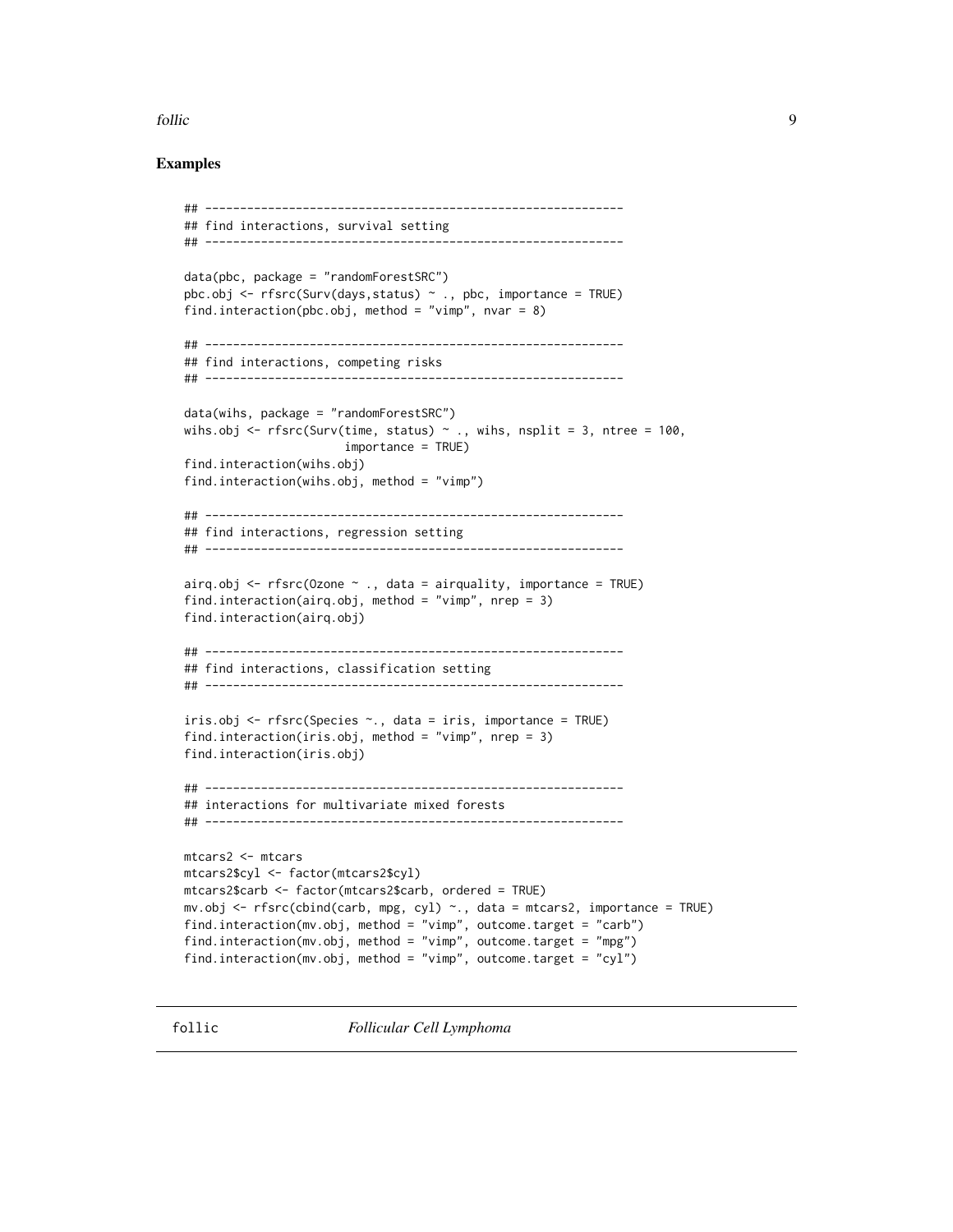## Examples

```
## ------------------------------------------------------------
## find interactions, survival setting
## ------------------------------------------------------------

data(pbc, package = "randomForestSRC")
pbc.obj <- rfsrc(Surv(days,status) ~ ., pbc, importance = TRUE)
find.interaction(pbc.obj, method = "vimp", nvar = 8)

## ------------------------------------------------------------
## find interactions, competing risks
## ------------------------------------------------------------

data(wihs, package = "randomForestSRC")
wihs.obj <- rfsrc(Surv(time, status) ~ ., wihs, nsplit = 3, ntree = 100,
                       importance = TRUE)
find.interaction(wihs.obj)
find.interaction(wihs.obj, method = "vimp")

## ------------------------------------------------------------
## find interactions, regression setting
## ------------------------------------------------------------

airq.obj <- rfsrc(Ozone ~ ., data = airquality, importance = TRUE)
find.interaction(airq.obj, method = "vimp", nrep = 3)
find.interaction(airq.obj)

## ------------------------------------------------------------
## find interactions, classification setting
## ------------------------------------------------------------

iris.obj <- rfsrc(Species ~., data = iris, importance = TRUE)
find.interaction(iris.obj, method = "vimp", nrep = 3)
find.interaction(iris.obj)

## ------------------------------------------------------------
## interactions for multivariate mixed forests
## ------------------------------------------------------------

mtcars2 <- mtcars
mtcars2$cyl <- factor(mtcars2$cyl)
mtcars2$carb <- factor(mtcars2$carb, ordered = TRUE)
mv.obj <- rfsrc(cbind(carb, mpg, cyl) ~., data = mtcars2, importance = TRUE)
find.interaction(mv.obj, method = "vimp", outcome.target = "carb")
find.interaction(mv.obj, method = "vimp", outcome.target = "mpg")
find.interaction(mv.obj, method = "vimp", outcome.target = "cyl")
```

---

follic *Follicular Cell Lymphoma*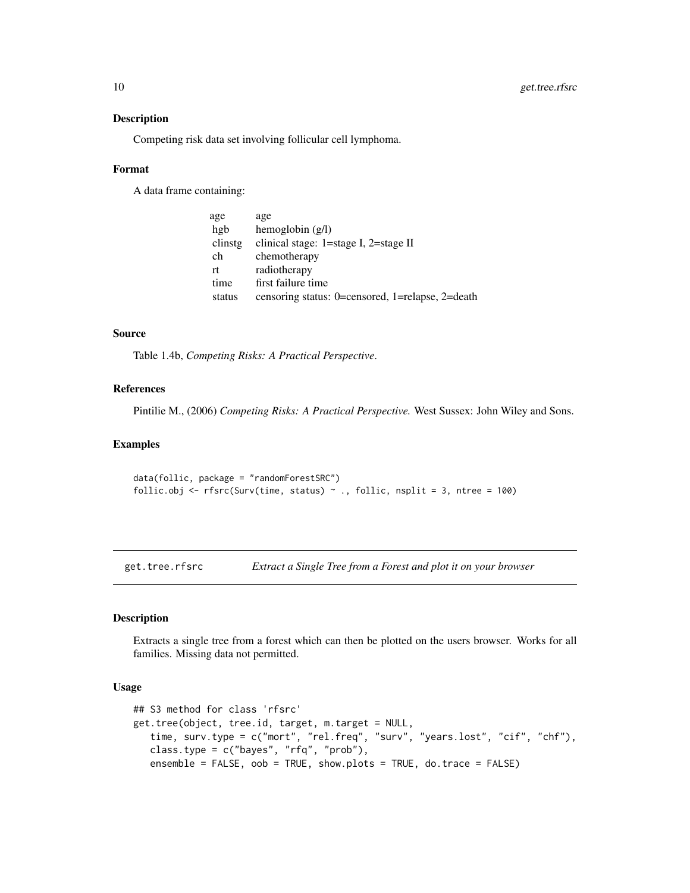### Description

Competing risk data set involving follicular cell lymphoma.

### Format

A data frame containing:

| | |
|---|---|
| age | age |
| hgb | hemoglobin (g/l) |
| clinstg | clinical stage: 1=stage I, 2=stage II |
| ch | chemotherapy |
| rt | radiotherapy |
| time | first failure time |
| status | censoring status: 0=censored, 1=relapse, 2=death |

### Source

Table 1.4b, *Competing Risks: A Practical Perspective*.

### References

Pintilie M., (2006) *Competing Risks: A Practical Perspective.* West Sussex: John Wiley and Sons.

### Examples

```
data(follic, package = "randomForestSRC")
follic.obj <- rfsrc(Surv(time, status) ~ ., follic, nsplit = 3, ntree = 100)
```

---

## get.tree.rfsrc — *Extract a Single Tree from a Forest and plot it on your browser*

---

### Description

Extracts a single tree from a forest which can then be plotted on the users browser. Works for all families. Missing data not permitted.

### Usage

```
## S3 method for class 'rfsrc'
get.tree(object, tree.id, target, m.target = NULL,
   time, surv.type = c("mort", "rel.freq", "surv", "years.lost", "cif", "chf"),
   class.type = c("bayes", "rfq", "prob"),
   ensemble = FALSE, oob = TRUE, show.plots = TRUE, do.trace = FALSE)
```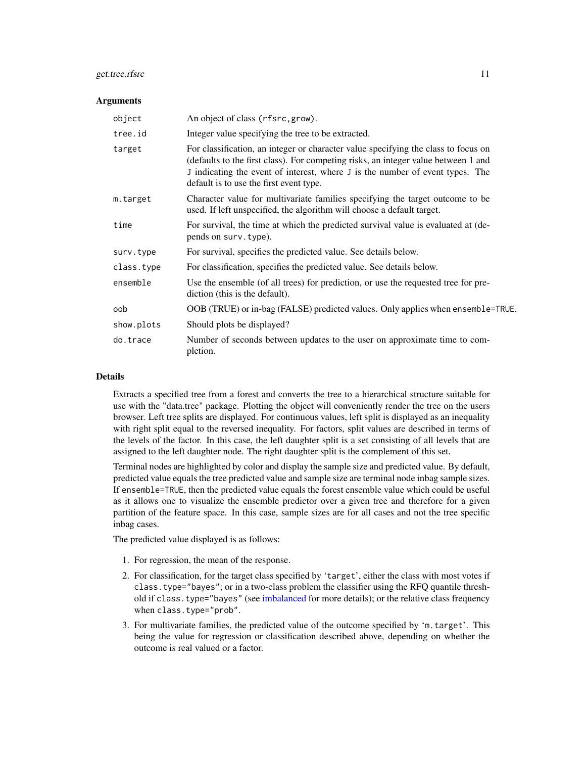### Arguments

| | |
|---|---|
| `object` | An object of class `(rfsrc, grow)`. |
| `tree.id` | Integer value specifying the tree to be extracted. |
| `target` | For classification, an integer or character value specifying the class to focus on (defaults to the first class). For competing risks, an integer value between 1 and J indicating the event of interest, where J is the number of event types. The default is to use the first event type. |
| `m.target` | Character value for multivariate families specifying the target outcome to be used. If left unspecified, the algorithm will choose a default target. |
| `time` | For survival, the time at which the predicted survival value is evaluated at (depends on `surv.type`). |
| `surv.type` | For survival, specifies the predicted value. See details below. |
| `class.type` | For classification, specifies the predicted value. See details below. |
| `ensemble` | Use the ensemble (of all trees) for prediction, or use the requested tree for prediction (this is the default). |
| `oob` | OOB (TRUE) or in-bag (FALSE) predicted values. Only applies when `ensemble=TRUE`. |
| `show.plots` | Should plots be displayed? |
| `do.trace` | Number of seconds between updates to the user on approximate time to completion. |

### Details

Extracts a specified tree from a forest and converts the tree to a hierarchical structure suitable for use with the "data.tree" package. Plotting the object will conveniently render the tree on the users browser. Left tree splits are displayed. For continuous values, left split is displayed as an inequality with right split equal to the reversed inequality. For factors, split values are described in terms of the levels of the factor. In this case, the left daughter split is a set consisting of all levels that are assigned to the left daughter node. The right daughter split is the complement of this set.

Terminal nodes are highlighted by color and display the sample size and predicted value. By default, predicted value equals the tree predicted value and sample size are terminal node inbag sample sizes. If `ensemble=TRUE`, then the predicted value equals the forest ensemble value which could be useful as it allows one to visualize the ensemble predictor over a given tree and therefore for a given partition of the feature space. In this case, sample sizes are for all cases and not the tree specific inbag cases.

The predicted value displayed is as follows:

1. For regression, the mean of the response.
2. For classification, for the target class specified by '`target`', either the class with most votes if `class.type="bayes"`; or in a two-class problem the classifier using the RFQ quantile threshold if `class.type="bayes"` (see imbalanced for more details); or the relative class frequency when `class.type="prob"`.
3. For multivariate families, the predicted value of the outcome specified by '`m.target`'. This being the value for regression or classification described above, depending on whether the outcome is real valued or a factor.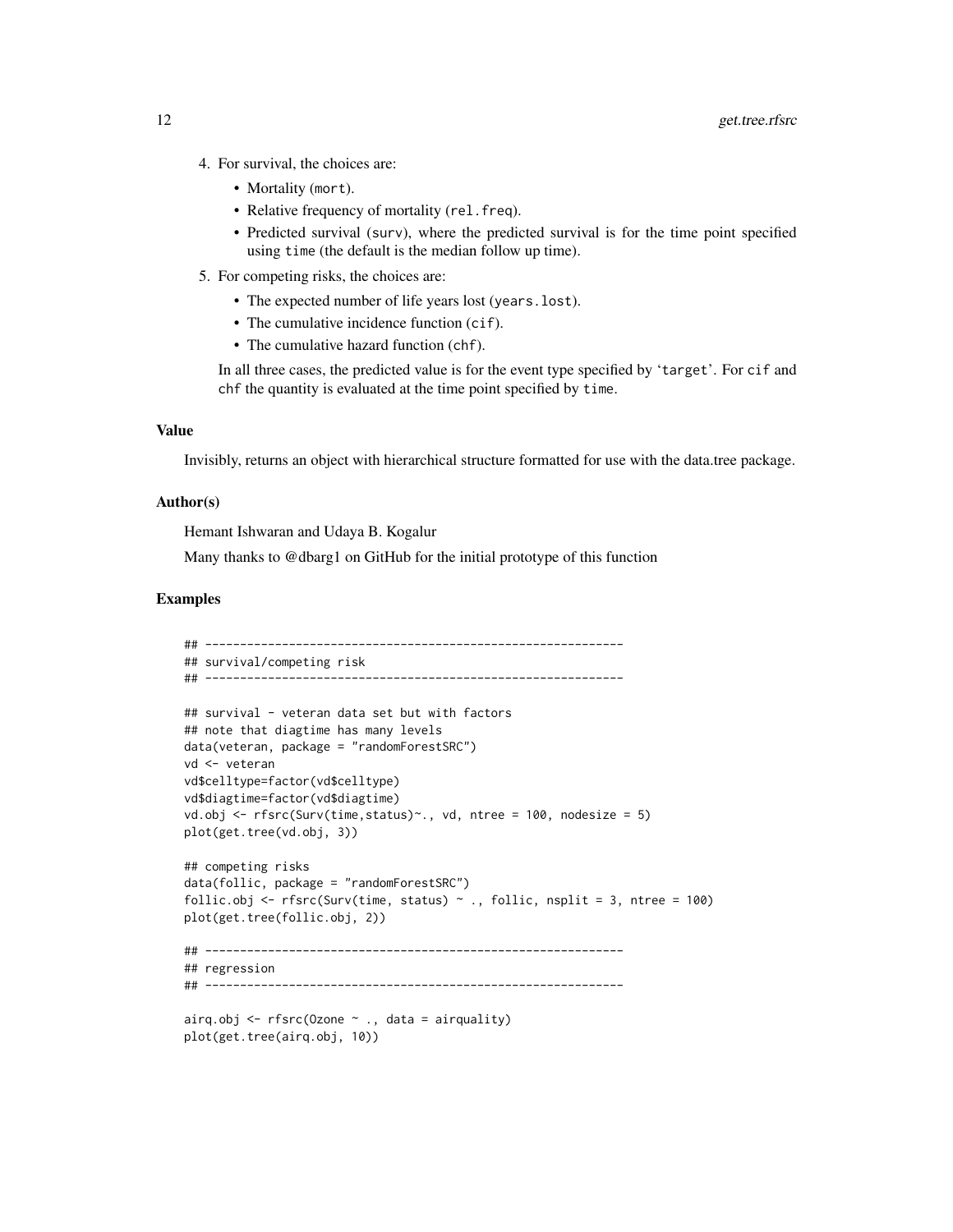4. For survival, the choices are:
   - Mortality (mort).
   - Relative frequency of mortality (rel.freq).
   - Predicted survival (surv), where the predicted survival is for the time point specified using time (the default is the median follow up time).
5. For competing risks, the choices are:
   - The expected number of life years lost (years.lost).
   - The cumulative incidence function (cif).
   - The cumulative hazard function (chf).

   In all three cases, the predicted value is for the event type specified by 'target'. For cif and chf the quantity is evaluated at the time point specified by time.

### Value

Invisibly, returns an object with hierarchical structure formatted for use with the data.tree package.

### Author(s)

Hemant Ishwaran and Udaya B. Kogalur

Many thanks to @dbarg1 on GitHub for the initial prototype of this function

### Examples

```
## ------------------------------------------------------------
## survival/competing risk
## ------------------------------------------------------------

## survival - veteran data set but with factors
## note that diagtime has many levels
data(veteran, package = "randomForestSRC")
vd <- veteran
vd$celltype=factor(vd$celltype)
vd$diagtime=factor(vd$diagtime)
vd.obj <- rfsrc(Surv(time,status)~., vd, ntree = 100, nodesize = 5)
plot(get.tree(vd.obj, 3))

## competing risks
data(follic, package = "randomForestSRC")
follic.obj <- rfsrc(Surv(time, status) ~ ., follic, nsplit = 3, ntree = 100)
plot(get.tree(follic.obj, 2))

## ------------------------------------------------------------
## regression
## ------------------------------------------------------------

airq.obj <- rfsrc(Ozone ~ ., data = airquality)
plot(get.tree(airq.obj, 10))
```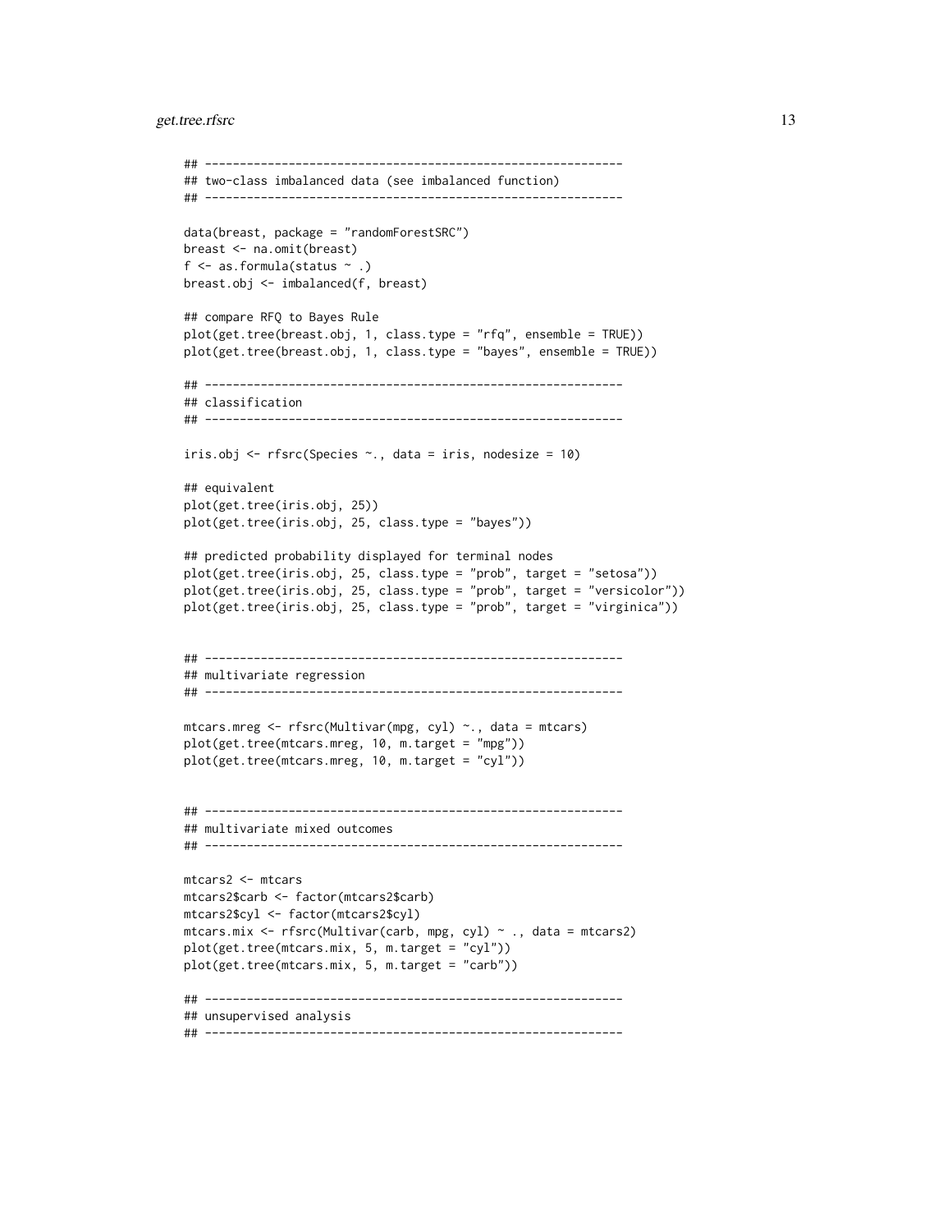```
## ------------------------------------------------------------
## two-class imbalanced data (see imbalanced function)
## ------------------------------------------------------------

data(breast, package = "randomForestSRC")
breast <- na.omit(breast)
f <- as.formula(status ~ .)
breast.obj <- imbalanced(f, breast)

## compare RFQ to Bayes Rule
plot(get.tree(breast.obj, 1, class.type = "rfq", ensemble = TRUE))
plot(get.tree(breast.obj, 1, class.type = "bayes", ensemble = TRUE))

## ------------------------------------------------------------
## classification
## ------------------------------------------------------------

iris.obj <- rfsrc(Species ~., data = iris, nodesize = 10)

## equivalent
plot(get.tree(iris.obj, 25))
plot(get.tree(iris.obj, 25, class.type = "bayes"))

## predicted probability displayed for terminal nodes
plot(get.tree(iris.obj, 25, class.type = "prob", target = "setosa"))
plot(get.tree(iris.obj, 25, class.type = "prob", target = "versicolor"))
plot(get.tree(iris.obj, 25, class.type = "prob", target = "virginica"))


## ------------------------------------------------------------
## multivariate regression
## ------------------------------------------------------------

mtcars.mreg <- rfsrc(Multivar(mpg, cyl) ~., data = mtcars)
plot(get.tree(mtcars.mreg, 10, m.target = "mpg"))
plot(get.tree(mtcars.mreg, 10, m.target = "cyl"))


## ------------------------------------------------------------
## multivariate mixed outcomes
## ------------------------------------------------------------

mtcars2 <- mtcars
mtcars2$carb <- factor(mtcars2$carb)
mtcars2$cyl <- factor(mtcars2$cyl)
mtcars.mix <- rfsrc(Multivar(carb, mpg, cyl) ~ ., data = mtcars2)
plot(get.tree(mtcars.mix, 5, m.target = "cyl"))
plot(get.tree(mtcars.mix, 5, m.target = "carb"))

## ------------------------------------------------------------
## unsupervised analysis
## ------------------------------------------------------------
```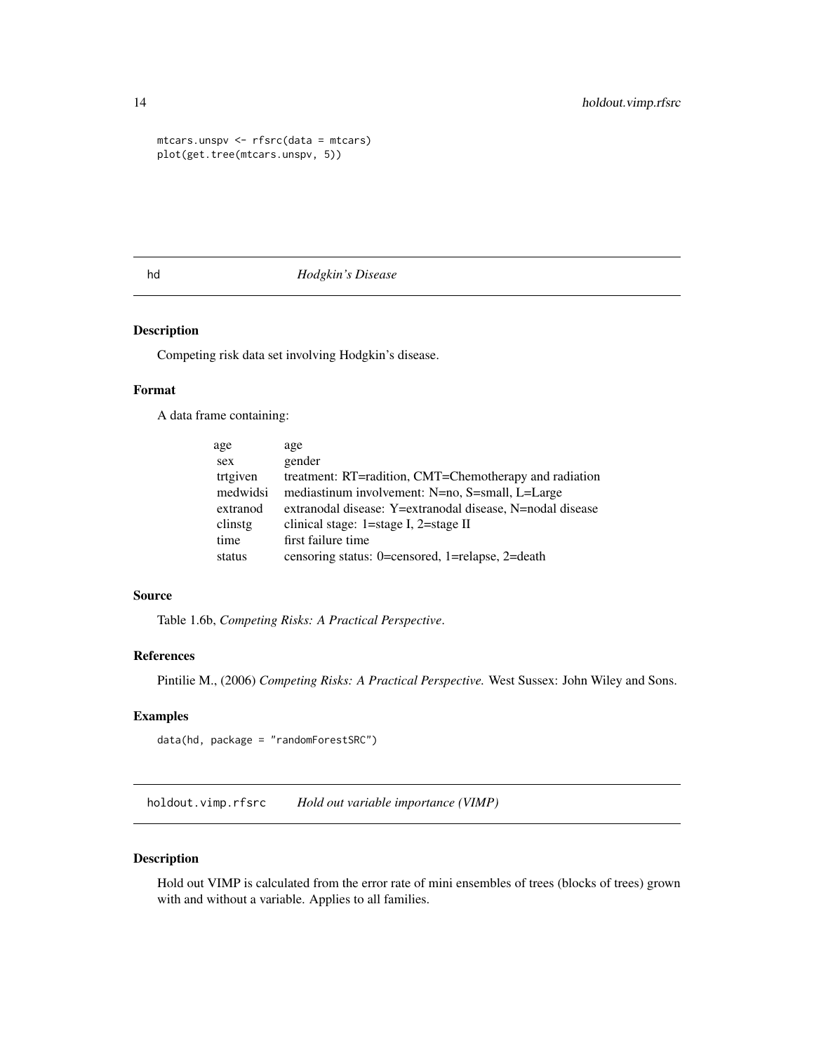```
mtcars.unspv <- rfsrc(data = mtcars)
plot(get.tree(mtcars.unspv, 5))
```

## hd *Hodgkin's Disease*

### Description

Competing risk data set involving Hodgkin's disease.

### Format

A data frame containing:

| | |
|---|---|
| age | age |
| sex | gender |
| trtgiven | treatment: RT=radition, CMT=Chemotherapy and radiation |
| medwidsi | mediastinum involvement: N=no, S=small, L=Large |
| extranod | extranodal disease: Y=extranodal disease, N=nodal disease |
| clinstg | clinical stage: 1=stage I, 2=stage II |
| time | first failure time |
| status | censoring status: 0=censored, 1=relapse, 2=death |

### Source

Table 1.6b, *Competing Risks: A Practical Perspective*.

### References

Pintilie M., (2006) *Competing Risks: A Practical Perspective.* West Sussex: John Wiley and Sons.

### Examples

```
data(hd, package = "randomForestSRC")
```

## holdout.vimp.rfsrc *Hold out variable importance (VIMP)*

### Description

Hold out VIMP is calculated from the error rate of mini ensembles of trees (blocks of trees) grown with and without a variable. Applies to all families.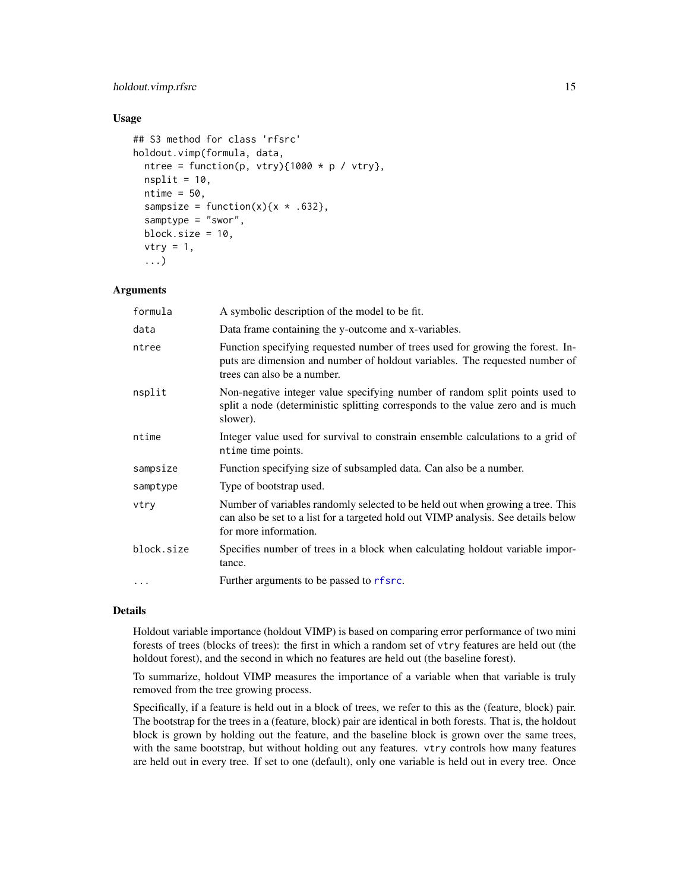## Usage

```
## S3 method for class 'rfsrc'
holdout.vimp(formula, data,
  ntree = function(p, vtry){1000 * p / vtry},
  nsplit = 10,
  ntime = 50,
  sampsize = function(x){x * .632},
  samptype = "swor",
  block.size = 10,
  vtry = 1,
  ...)
```

## Arguments

| | |
|---|---|
| `formula` | A symbolic description of the model to be fit. |
| `data` | Data frame containing the y-outcome and x-variables. |
| `ntree` | Function specifying requested number of trees used for growing the forest. Inputs are dimension and number of holdout variables. The requested number of trees can also be a number. |
| `nsplit` | Non-negative integer value specifying number of random split points used to split a node (deterministic splitting corresponds to the value zero and is much slower). |
| `ntime` | Integer value used for survival to constrain ensemble calculations to a grid of `ntime` time points. |
| `sampsize` | Function specifying size of subsampled data. Can also be a number. |
| `samptype` | Type of bootstrap used. |
| `vtry` | Number of variables randomly selected to be held out when growing a tree. This can also be set to a list for a targeted hold out VIMP analysis. See details below for more information. |
| `block.size` | Specifies number of trees in a block when calculating holdout variable importance. |
| `...` | Further arguments to be passed to `rfsrc`. |

## Details

Holdout variable importance (holdout VIMP) is based on comparing error performance of two mini forests of trees (blocks of trees): the first in which a random set of `vtry` features are held out (the holdout forest), and the second in which no features are held out (the baseline forest).

To summarize, holdout VIMP measures the importance of a variable when that variable is truly removed from the tree growing process.

Specifically, if a feature is held out in a block of trees, we refer to this as the (feature, block) pair. The bootstrap for the trees in a (feature, block) pair are identical in both forests. That is, the holdout block is grown by holding out the feature, and the baseline block is grown over the same trees, with the same bootstrap, but without holding out any features. `vtry` controls how many features are held out in every tree. If set to one (default), only one variable is held out in every tree. Once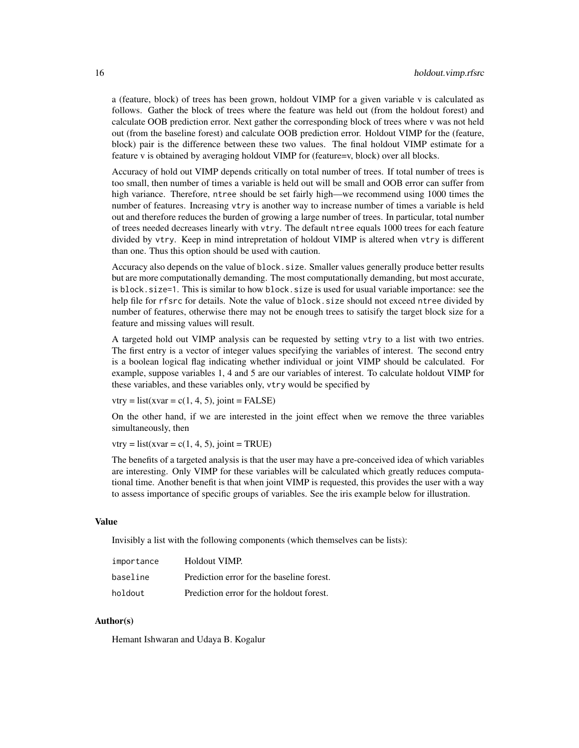a (feature, block) of trees has been grown, holdout VIMP for a given variable v is calculated as follows. Gather the block of trees where the feature was held out (from the holdout forest) and calculate OOB prediction error. Next gather the corresponding block of trees where v was not held out (from the baseline forest) and calculate OOB prediction error. Holdout VIMP for the (feature, block) pair is the difference between these two values. The final holdout VIMP estimate for a feature v is obtained by averaging holdout VIMP for (feature=v, block) over all blocks.

Accuracy of hold out VIMP depends critically on total number of trees. If total number of trees is too small, then number of times a variable is held out will be small and OOB error can suffer from high variance. Therefore, `ntree` should be set fairly high—we recommend using 1000 times the number of features. Increasing `vtry` is another way to increase number of times a variable is held out and therefore reduces the burden of growing a large number of trees. In particular, total number of trees needed decreases linearly with `vtry`. The default `ntree` equals 1000 trees for each feature divided by `vtry`. Keep in mind intrepretation of holdout VIMP is altered when `vtry` is different than one. Thus this option should be used with caution.

Accuracy also depends on the value of `block.size`. Smaller values generally produce better results but are more computationally demanding. The most computationally demanding, but most accurate, is `block.size=1`. This is similar to how `block.size` is used for usual variable importance: see the help file for `rfsrc` for details. Note the value of `block.size` should not exceed `ntree` divided by number of features, otherwise there may not be enough trees to satisify the target block size for a feature and missing values will result.

A targeted hold out VIMP analysis can be requested by setting `vtry` to a list with two entries. The first entry is a vector of integer values specifying the variables of interest. The second entry is a boolean logical flag indicating whether individual or joint VIMP should be calculated. For example, suppose variables 1, 4 and 5 are our variables of interest. To calculate holdout VIMP for these variables, and these variables only, `vtry` would be specified by

vtry = list(xvar = c(1, 4, 5), joint = FALSE)

On the other hand, if we are interested in the joint effect when we remove the three variables simultaneously, then

vtry = list(xvar = c(1, 4, 5), joint = TRUE)

The benefits of a targeted analysis is that the user may have a pre-conceived idea of which variables are interesting. Only VIMP for these variables will be calculated which greatly reduces computational time. Another benefit is that when joint VIMP is requested, this provides the user with a way to assess importance of specific groups of variables. See the iris example below for illustration.

## Value

Invisibly a list with the following components (which themselves can be lists):

| | |
|---|---|
| `importance` | Holdout VIMP. |
| `baseline` | Prediction error for the baseline forest. |
| `holdout` | Prediction error for the holdout forest. |

## Author(s)

Hemant Ishwaran and Udaya B. Kogalur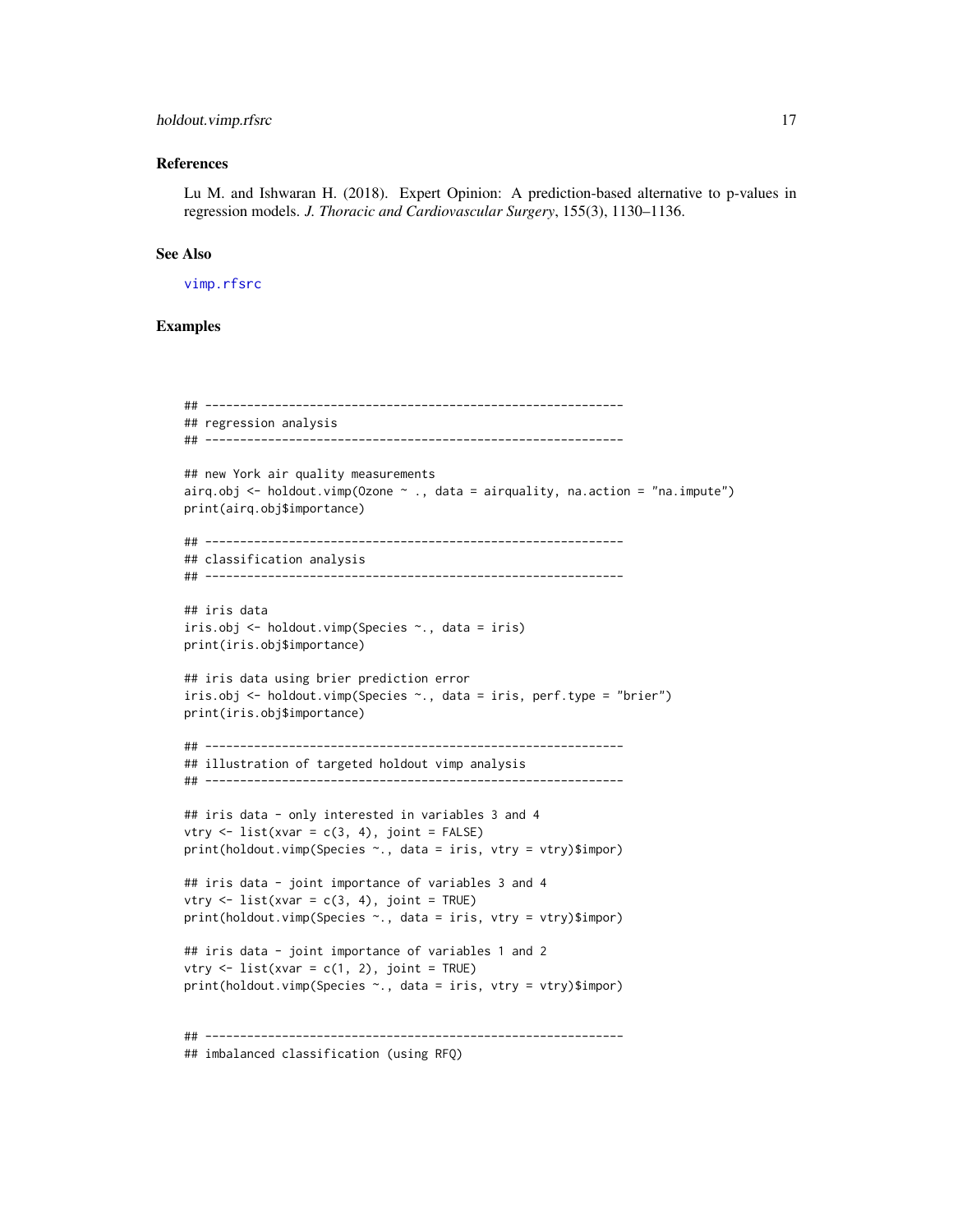### References

Lu M. and Ishwaran H. (2018). Expert Opinion: A prediction-based alternative to p-values in regression models. *J. Thoracic and Cardiovascular Surgery*, 155(3), 1130–1136.

### See Also

vimp.rfsrc

### Examples

```
## ------------------------------------------------------------
## regression analysis
## ------------------------------------------------------------

## new York air quality measurements
airq.obj <- holdout.vimp(Ozone ~ ., data = airquality, na.action = "na.impute")
print(airq.obj$importance)

## ------------------------------------------------------------
## classification analysis
## ------------------------------------------------------------

## iris data
iris.obj <- holdout.vimp(Species ~., data = iris)
print(iris.obj$importance)

## iris data using brier prediction error
iris.obj <- holdout.vimp(Species ~., data = iris, perf.type = "brier")
print(iris.obj$importance)

## ------------------------------------------------------------
## illustration of targeted holdout vimp analysis
## ------------------------------------------------------------

## iris data - only interested in variables 3 and 4
vtry <- list(xvar = c(3, 4), joint = FALSE)
print(holdout.vimp(Species ~., data = iris, vtry = vtry)$impor)

## iris data - joint importance of variables 3 and 4
vtry <- list(xvar = c(3, 4), joint = TRUE)
print(holdout.vimp(Species ~., data = iris, vtry = vtry)$impor)

## iris data - joint importance of variables 1 and 2
vtry <- list(xvar = c(1, 2), joint = TRUE)
print(holdout.vimp(Species ~., data = iris, vtry = vtry)$impor)


## ------------------------------------------------------------
## imbalanced classification (using RFQ)
```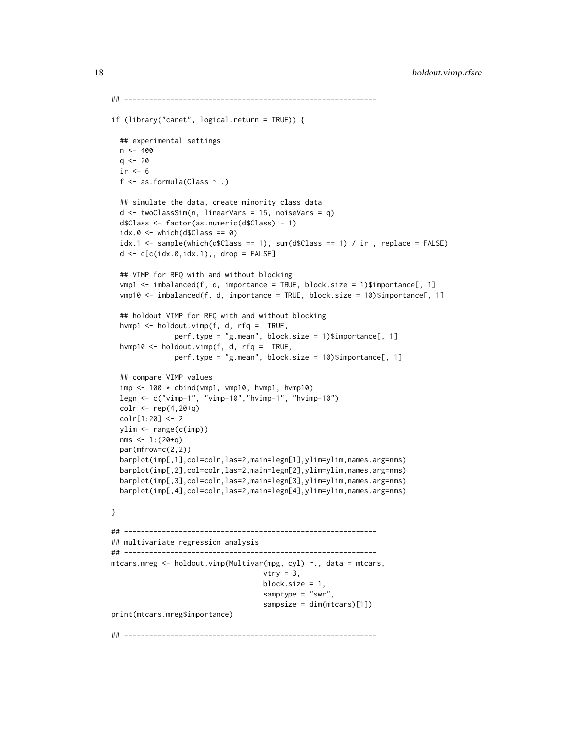```
## ------------------------------------------------------------

if (library("caret", logical.return = TRUE)) {

  ## experimental settings
  n <- 400
  q <- 20
  ir <- 6
  f <- as.formula(Class ~ .)

  ## simulate the data, create minority class data
  d <- twoClassSim(n, linearVars = 15, noiseVars = q)
  d$Class <- factor(as.numeric(d$Class) - 1)
  idx.0 <- which(d$Class == 0)
  idx.1 <- sample(which(d$Class == 1), sum(d$Class == 1) / ir , replace = FALSE)
  d <- d[c(idx.0,idx.1),, drop = FALSE]

  ## VIMP for RFQ with and without blocking
  vmp1 <- imbalanced(f, d, importance = TRUE, block.size = 1)$importance[, 1]
  vmp10 <- imbalanced(f, d, importance = TRUE, block.size = 10)$importance[, 1]

  ## holdout VIMP for RFQ with and without blocking
  hvmp1 <- holdout.vimp(f, d, rfq =  TRUE,
               perf.type = "g.mean", block.size = 1)$importance[, 1]
  hvmp10 <- holdout.vimp(f, d, rfq =  TRUE,
               perf.type = "g.mean", block.size = 10)$importance[, 1]

  ## compare VIMP values
  imp <- 100 * cbind(vmp1, vmp10, hvmp1, hvmp10)
  legn <- c("vimp-1", "vimp-10","hvimp-1", "hvimp-10")
  colr <- rep(4,20+q)
  colr[1:20] <- 2
  ylim <- range(c(imp))
  nms <- 1:(20+q)
  par(mfrow=c(2,2))
  barplot(imp[,1],col=colr,las=2,main=legn[1],ylim=ylim,names.arg=nms)
  barplot(imp[,2],col=colr,las=2,main=legn[2],ylim=ylim,names.arg=nms)
  barplot(imp[,3],col=colr,las=2,main=legn[3],ylim=ylim,names.arg=nms)
  barplot(imp[,4],col=colr,las=2,main=legn[4],ylim=ylim,names.arg=nms)

}

## ------------------------------------------------------------
## multivariate regression analysis
## ------------------------------------------------------------
mtcars.mreg <- holdout.vimp(Multivar(mpg, cyl) ~., data = mtcars,
                                    vtry = 3,
                                    block.size = 1,
                                    samptype = "swr",
                                    sampsize = dim(mtcars)[1])
print(mtcars.mreg$importance)

## ------------------------------------------------------------
```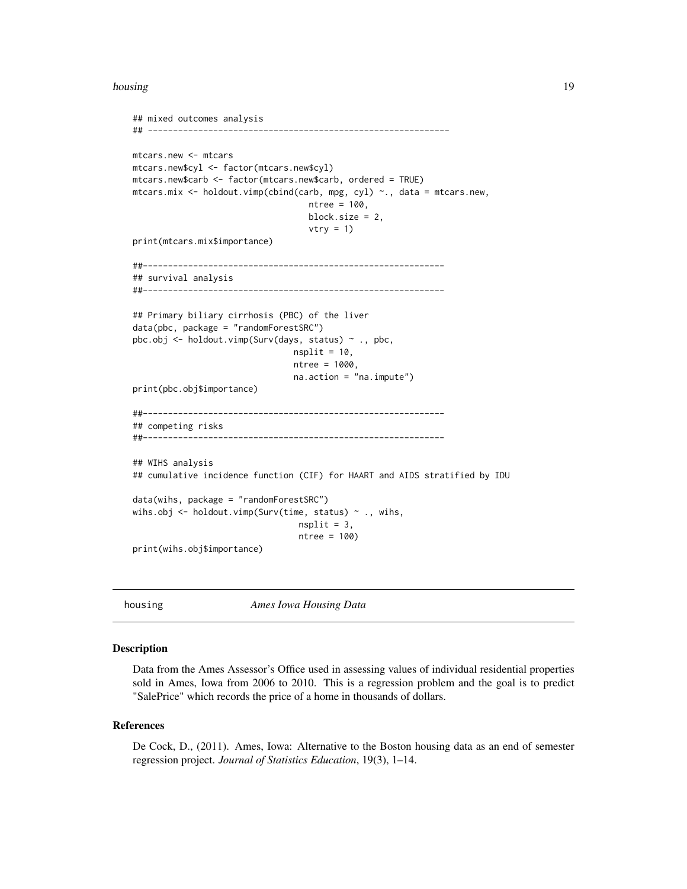```
## mixed outcomes analysis
## ------------------------------------------------------------

mtcars.new <- mtcars
mtcars.new$cyl <- factor(mtcars.new$cyl)
mtcars.new$carb <- factor(mtcars.new$carb, ordered = TRUE)
mtcars.mix <- holdout.vimp(cbind(carb, mpg, cyl) ~., data = mtcars.new,
                                   ntree = 100,
                                   block.size = 2,
                                   vtry = 1)
print(mtcars.mix$importance)

##------------------------------------------------------------
## survival analysis
##------------------------------------------------------------

## Primary biliary cirrhosis (PBC) of the liver
data(pbc, package = "randomForestSRC")
pbc.obj <- holdout.vimp(Surv(days, status) ~ ., pbc,
                                nsplit = 10,
                                ntree = 1000,
                                na.action = "na.impute")
print(pbc.obj$importance)

##------------------------------------------------------------
## competing risks
##------------------------------------------------------------

## WIHS analysis
## cumulative incidence function (CIF) for HAART and AIDS stratified by IDU

data(wihs, package = "randomForestSRC")
wihs.obj <- holdout.vimp(Surv(time, status) ~ ., wihs,
                                 nsplit = 3,
                                 ntree = 100)
print(wihs.obj$importance)
```

---

housing — *Ames Iowa Housing Data*

---

### Description

Data from the Ames Assessor's Office used in assessing values of individual residential properties sold in Ames, Iowa from 2006 to 2010. This is a regression problem and the goal is to predict "SalePrice" which records the price of a home in thousands of dollars.

### References

De Cock, D., (2011). Ames, Iowa: Alternative to the Boston housing data as an end of semester regression project. *Journal of Statistics Education*, 19(3), 1–14.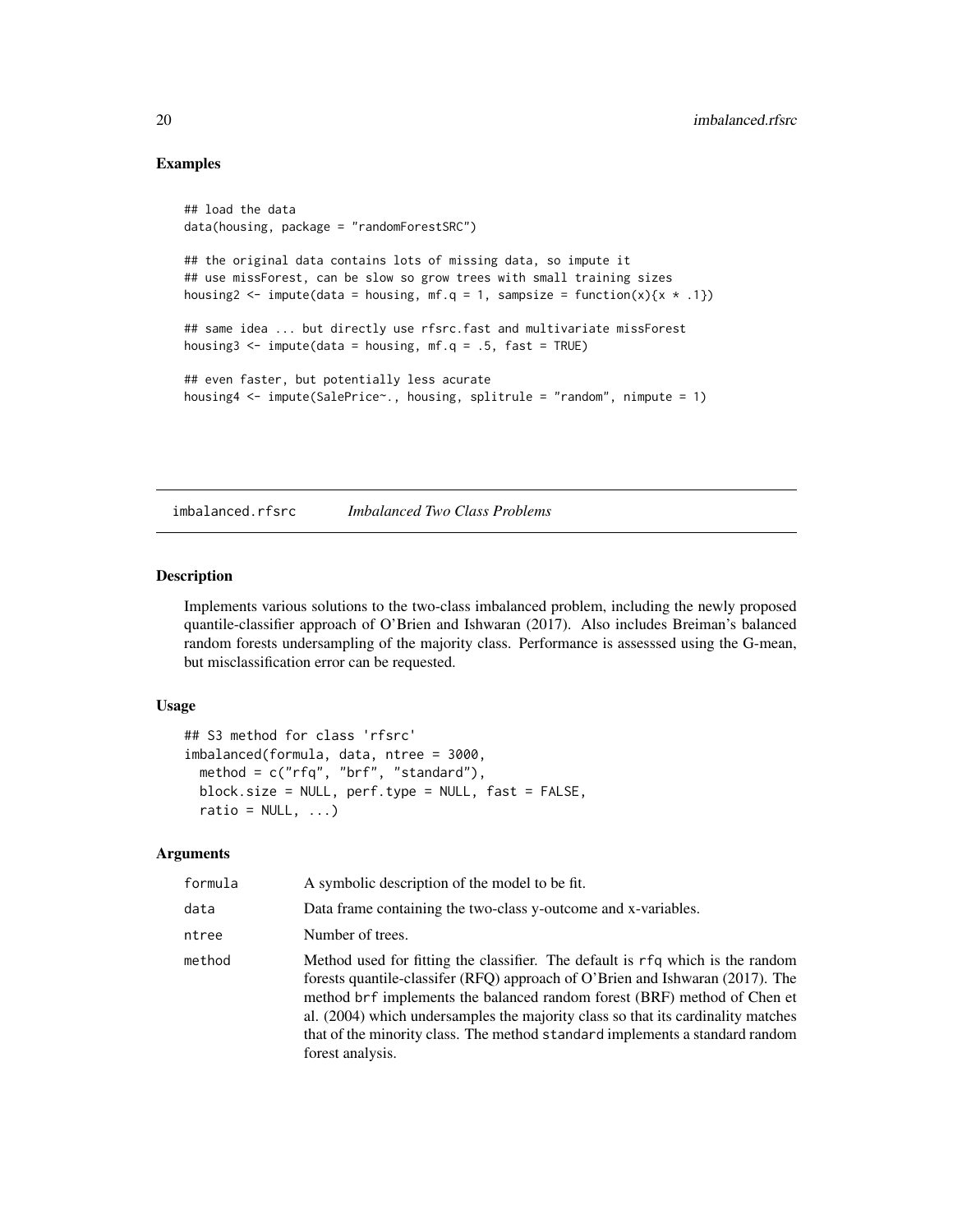## Examples

```
## load the data
data(housing, package = "randomForestSRC")

## the original data contains lots of missing data, so impute it
## use missForest, can be slow so grow trees with small training sizes
housing2 <- impute(data = housing, mf.q = 1, sampsize = function(x){x * .1})

## same idea ... but directly use rfsrc.fast and multivariate missForest
housing3 <- impute(data = housing, mf.q = .5, fast = TRUE)

## even faster, but potentially less acurate
housing4 <- impute(SalePrice~., housing, splitrule = "random", nimpute = 1)
```

---

# imbalanced.rfsrc — *Imbalanced Two Class Problems*

## Description

Implements various solutions to the two-class imbalanced problem, including the newly proposed quantile-classifier approach of O'Brien and Ishwaran (2017). Also includes Breiman's balanced random forests undersampling of the majority class. Performance is assesssed using the G-mean, but misclassification error can be requested.

## Usage

```
## S3 method for class 'rfsrc'
imbalanced(formula, data, ntree = 3000,
  method = c("rfq", "brf", "standard"),
  block.size = NULL, perf.type = NULL, fast = FALSE,
  ratio = NULL, ...)
```

## Arguments

| | |
|---|---|
| formula | A symbolic description of the model to be fit. |
| data | Data frame containing the two-class y-outcome and x-variables. |
| ntree | Number of trees. |
| method | Method used for fitting the classifier. The default is `rfq` which is the random forests quantile-classifer (RFQ) approach of O'Brien and Ishwaran (2017). The method `brf` implements the balanced random forest (BRF) method of Chen et al. (2004) which undersamples the majority class so that its cardinality matches that of the minority class. The method `standard` implements a standard random forest analysis. |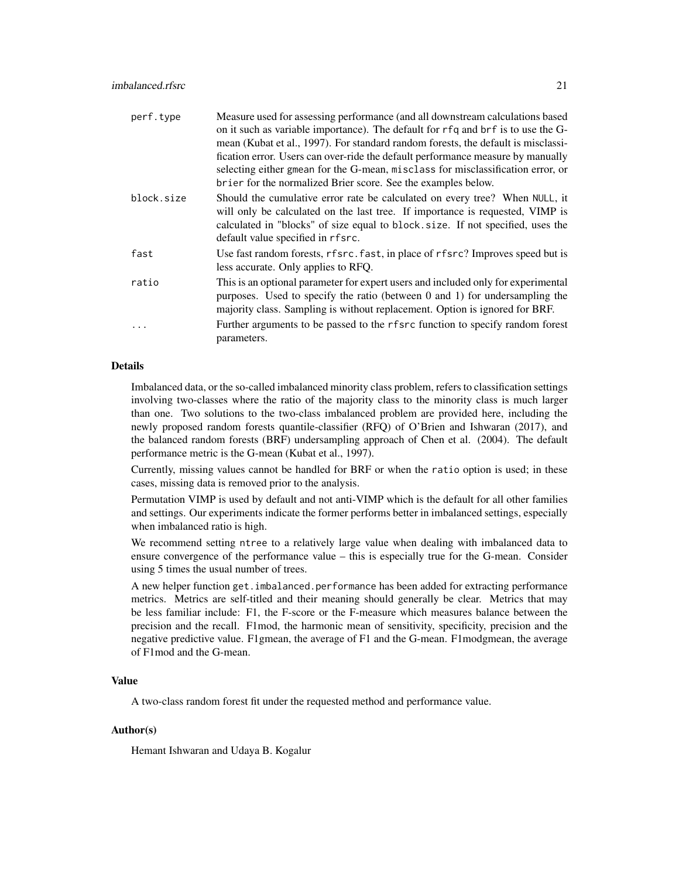| | |
|---|---|
| `perf.type` | Measure used for assessing performance (and all downstream calculations based on it such as variable importance). The default for `rfq` and `brf` is to use the G-mean (Kubat et al., 1997). For standard random forests, the default is misclassification error. Users can over-ride the default performance measure by manually selecting either `gmean` for the G-mean, `misclass` for misclassification error, or `brier` for the normalized Brier score. See the examples below. |
| `block.size` | Should the cumulative error rate be calculated on every tree? When `NULL`, it will only be calculated on the last tree. If importance is requested, VIMP is calculated in "blocks" of size equal to `block.size`. If not specified, uses the default value specified in `rfsrc`. |
| `fast` | Use fast random forests, `rfsrc.fast`, in place of `rfsrc`? Improves speed but is less accurate. Only applies to RFQ. |
| `ratio` | This is an optional parameter for expert users and included only for experimental purposes. Used to specify the ratio (between 0 and 1) for undersampling the majority class. Sampling is without replacement. Option is ignored for BRF. |
| `...` | Further arguments to be passed to the `rfsrc` function to specify random forest parameters. |

### Details

Imbalanced data, or the so-called imbalanced minority class problem, refers to classification settings involving two-classes where the ratio of the majority class to the minority class is much larger than one. Two solutions to the two-class imbalanced problem are provided here, including the newly proposed random forests quantile-classifier (RFQ) of O'Brien and Ishwaran (2017), and the balanced random forests (BRF) undersampling approach of Chen et al. (2004). The default performance metric is the G-mean (Kubat et al., 1997).

Currently, missing values cannot be handled for BRF or when the `ratio` option is used; in these cases, missing data is removed prior to the analysis.

Permutation VIMP is used by default and not anti-VIMP which is the default for all other families and settings. Our experiments indicate the former performs better in imbalanced settings, especially when imbalanced ratio is high.

We recommend setting `ntree` to a relatively large value when dealing with imbalanced data to ensure convergence of the performance value – this is especially true for the G-mean. Consider using 5 times the usual number of trees.

A new helper function `get.imbalanced.performance` has been added for extracting performance metrics. Metrics are self-titled and their meaning should generally be clear. Metrics that may be less familiar include: F1, the F-score or the F-measure which measures balance between the precision and the recall. F1mod, the harmonic mean of sensitivity, specificity, precision and the negative predictive value. F1gmean, the average of F1 and the G-mean. F1modgmean, the average of F1mod and the G-mean.

### Value

A two-class random forest fit under the requested method and performance value.

### Author(s)

Hemant Ishwaran and Udaya B. Kogalur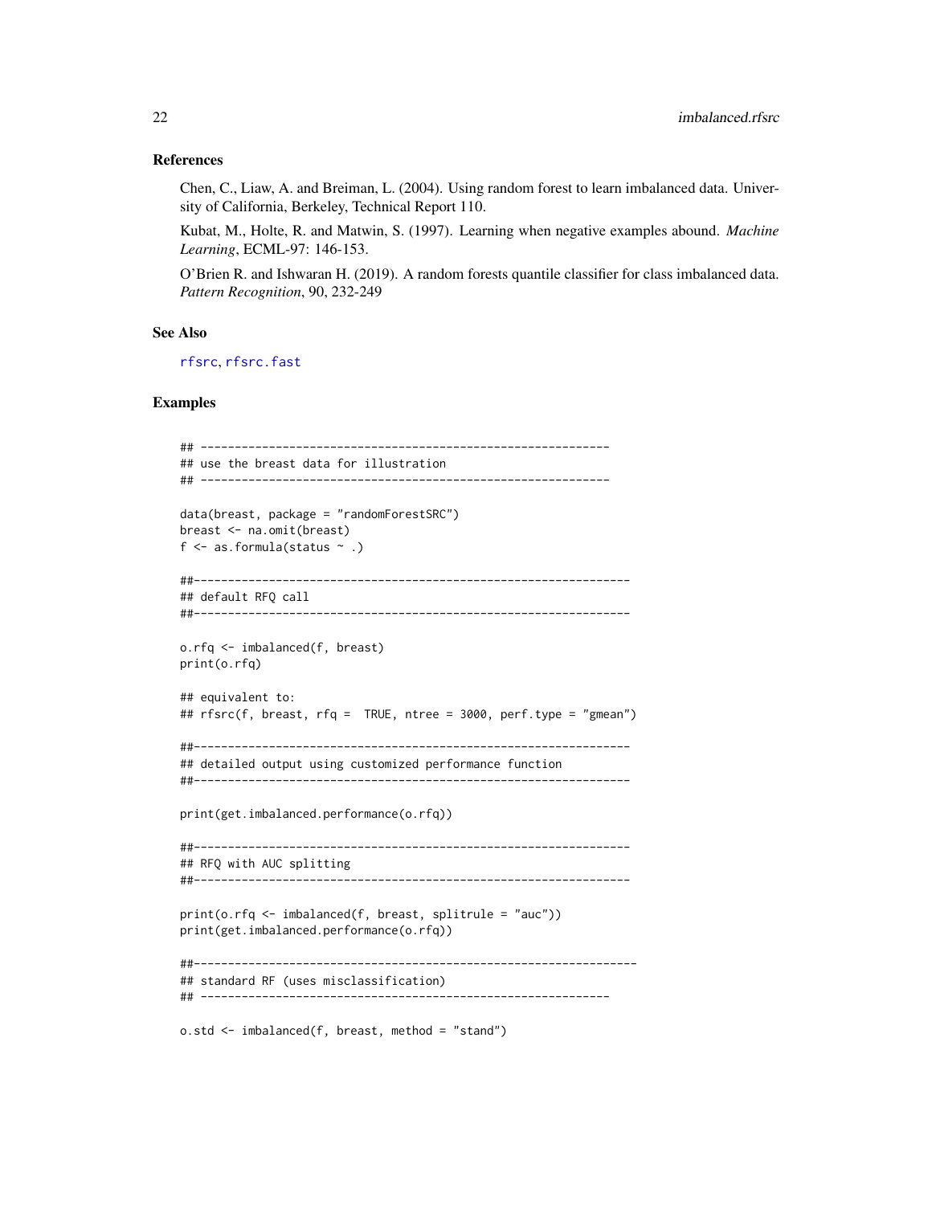### References

Chen, C., Liaw, A. and Breiman, L. (2004). Using random forest to learn imbalanced data. University of California, Berkeley, Technical Report 110.

Kubat, M., Holte, R. and Matwin, S. (1997). Learning when negative examples abound. *Machine Learning*, ECML-97: 146-153.

O'Brien R. and Ishwaran H. (2019). A random forests quantile classifier for class imbalanced data. *Pattern Recognition*, 90, 232-249

### See Also

rfsrc, rfsrc.fast

### Examples

```
## ------------------------------------------------------------
## use the breast data for illustration
## ------------------------------------------------------------

data(breast, package = "randomForestSRC")
breast <- na.omit(breast)
f <- as.formula(status ~ .)

##-----------------------------------------------------------------
## default RFQ call
##-----------------------------------------------------------------

o.rfq <- imbalanced(f, breast)
print(o.rfq)

## equivalent to:
## rfsrc(f, breast, rfq =  TRUE, ntree = 3000, perf.type = "gmean")

##-----------------------------------------------------------------
## detailed output using customized performance function
##-----------------------------------------------------------------

print(get.imbalanced.performance(o.rfq))

##-----------------------------------------------------------------
## RFQ with AUC splitting
##-----------------------------------------------------------------

print(o.rfq <- imbalanced(f, breast, splitrule = "auc"))
print(get.imbalanced.performance(o.rfq))

##------------------------------------------------------------------
## standard RF (uses misclassification)
## ------------------------------------------------------------

o.std <- imbalanced(f, breast, method = "stand")
```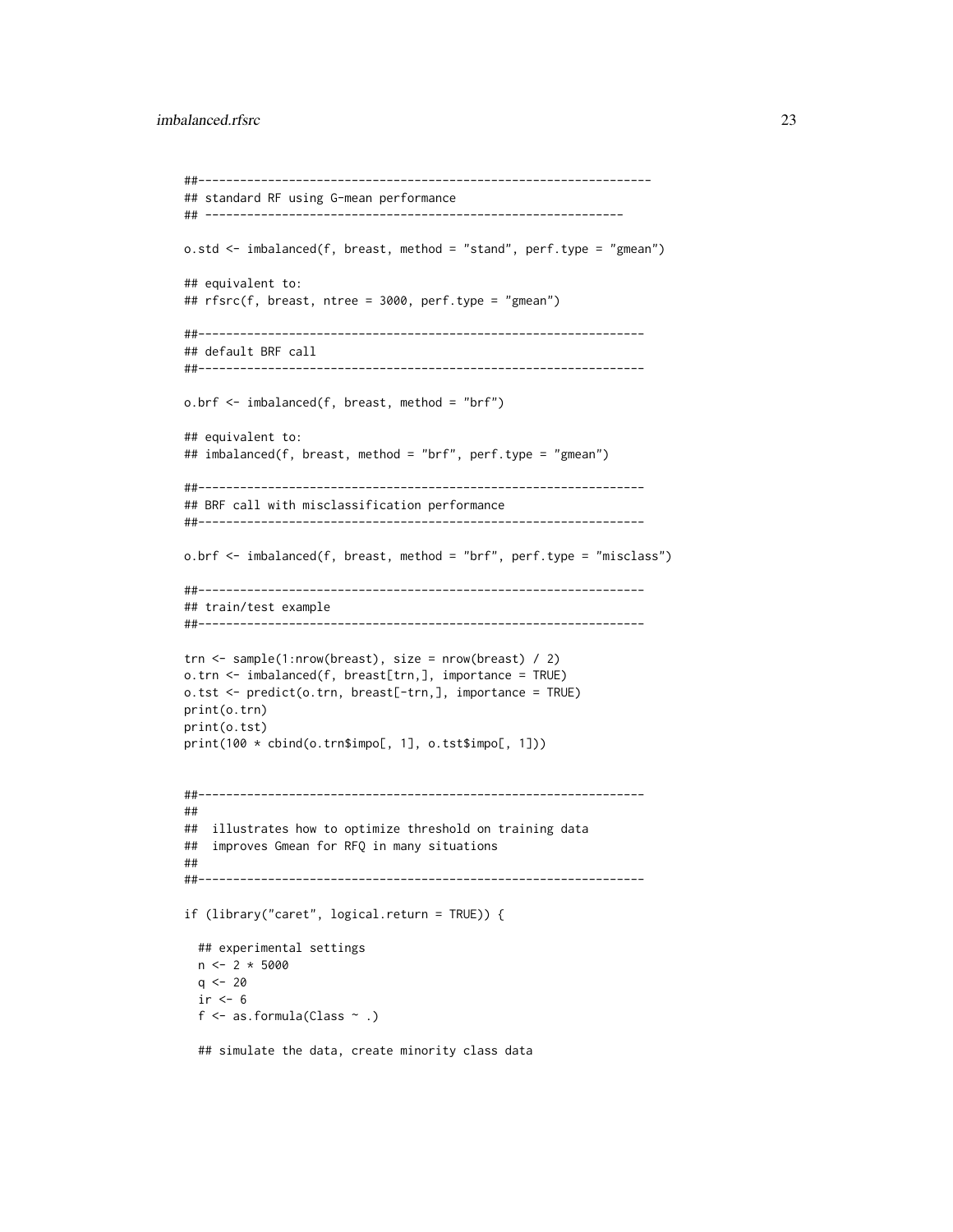```
##----------------------------------------------------------------
## standard RF using G-mean performance
## ---------------------------------------------------------------

o.std <- imbalanced(f, breast, method = "stand", perf.type = "gmean")

## equivalent to:
## rfsrc(f, breast, ntree = 3000, perf.type = "gmean")

##----------------------------------------------------------------
## default BRF call
##----------------------------------------------------------------

o.brf <- imbalanced(f, breast, method = "brf")

## equivalent to:
## imbalanced(f, breast, method = "brf", perf.type = "gmean")

##----------------------------------------------------------------
## BRF call with misclassification performance
##----------------------------------------------------------------

o.brf <- imbalanced(f, breast, method = "brf", perf.type = "misclass")

##----------------------------------------------------------------
## train/test example
##----------------------------------------------------------------

trn <- sample(1:nrow(breast), size = nrow(breast) / 2)
o.trn <- imbalanced(f, breast[trn,], importance = TRUE)
o.tst <- predict(o.trn, breast[-trn,], importance = TRUE)
print(o.trn)
print(o.tst)
print(100 * cbind(o.trn$impo[, 1], o.tst$impo[, 1]))


##----------------------------------------------------------------
##
##  illustrates how to optimize threshold on training data
##  improves Gmean for RFQ in many situations
##
##----------------------------------------------------------------

if (library("caret", logical.return = TRUE)) {

  ## experimental settings
  n <- 2 * 5000
  q <- 20
  ir <- 6
  f <- as.formula(Class ~ .)

  ## simulate the data, create minority class data
```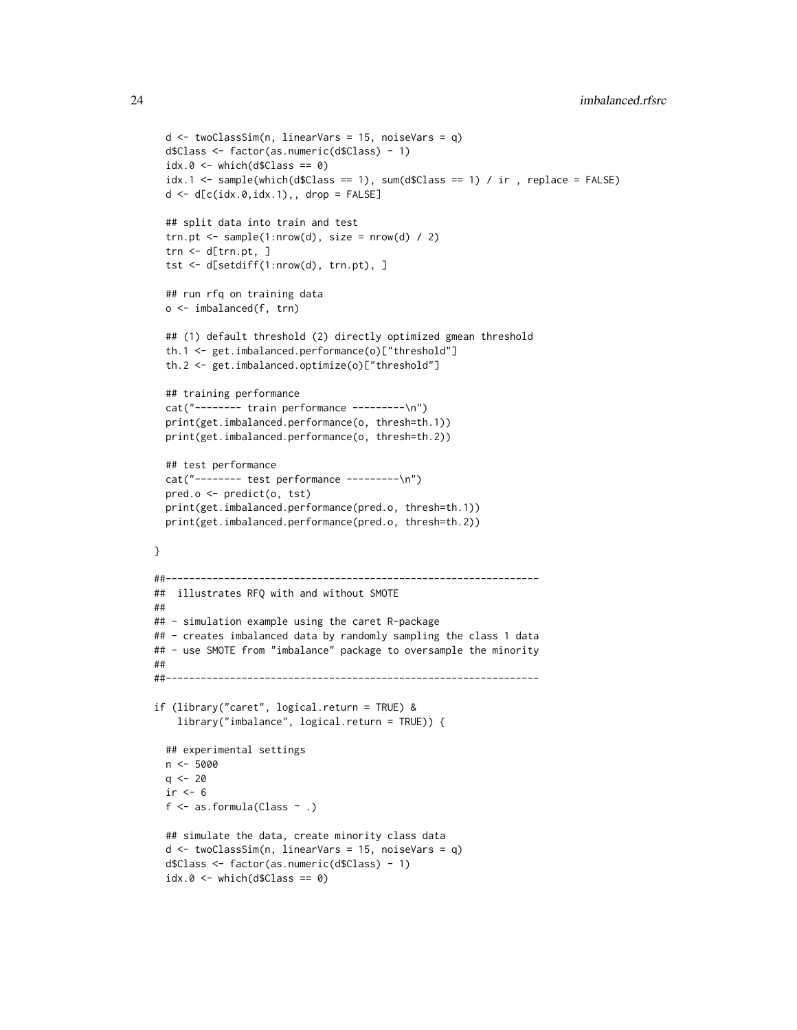```
  d <- twoClassSim(n, linearVars = 15, noiseVars = q)
  d$Class <- factor(as.numeric(d$Class) - 1)
  idx.0 <- which(d$Class == 0)
  idx.1 <- sample(which(d$Class == 1), sum(d$Class == 1) / ir , replace = FALSE)
  d <- d[c(idx.0,idx.1),, drop = FALSE]

  ## split data into train and test
  trn.pt <- sample(1:nrow(d), size = nrow(d) / 2)
  trn <- d[trn.pt, ]
  tst <- d[setdiff(1:nrow(d), trn.pt), ]

  ## run rfq on training data
  o <- imbalanced(f, trn)

  ## (1) default threshold (2) directly optimized gmean threshold
  th.1 <- get.imbalanced.performance(o)["threshold"]
  th.2 <- get.imbalanced.optimize(o)["threshold"]

  ## training performance
  cat("-------- train performance ---------\n")
  print(get.imbalanced.performance(o, thresh=th.1))
  print(get.imbalanced.performance(o, thresh=th.2))

  ## test performance
  cat("-------- test performance ---------\n")
  pred.o <- predict(o, tst)
  print(get.imbalanced.performance(pred.o, thresh=th.1))
  print(get.imbalanced.performance(pred.o, thresh=th.2))

}

##----------------------------------------------------------------
##  illustrates RFQ with and without SMOTE
##
## - simulation example using the caret R-package
## - creates imbalanced data by randomly sampling the class 1 data
## - use SMOTE from "imbalance" package to oversample the minority
##
##----------------------------------------------------------------

if (library("caret", logical.return = TRUE) &
    library("imbalance", logical.return = TRUE)) {

  ## experimental settings
  n <- 5000
  q <- 20
  ir <- 6
  f <- as.formula(Class ~ .)

  ## simulate the data, create minority class data
  d <- twoClassSim(n, linearVars = 15, noiseVars = q)
  d$Class <- factor(as.numeric(d$Class) - 1)
  idx.0 <- which(d$Class == 0)
```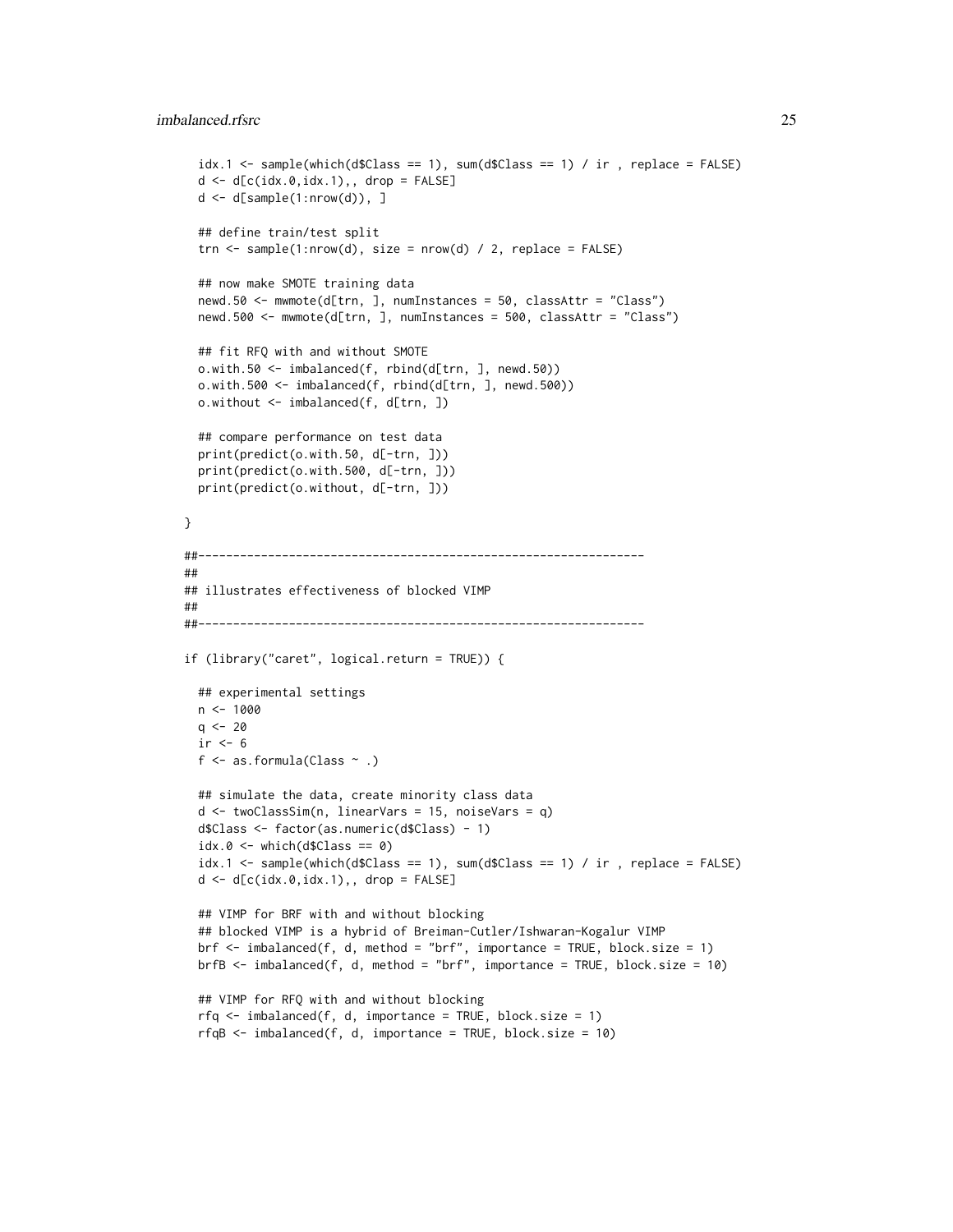```
  idx.1 <- sample(which(d$Class == 1), sum(d$Class == 1) / ir , replace = FALSE)
  d <- d[c(idx.0,idx.1),, drop = FALSE]
  d <- d[sample(1:nrow(d)), ]

  ## define train/test split
  trn <- sample(1:nrow(d), size = nrow(d) / 2, replace = FALSE)

  ## now make SMOTE training data
  newd.50 <- mwmote(d[trn, ], numInstances = 50, classAttr = "Class")
  newd.500 <- mwmote(d[trn, ], numInstances = 500, classAttr = "Class")

  ## fit RFQ with and without SMOTE
  o.with.50 <- imbalanced(f, rbind(d[trn, ], newd.50))
  o.with.500 <- imbalanced(f, rbind(d[trn, ], newd.500))
  o.without <- imbalanced(f, d[trn, ])

  ## compare performance on test data
  print(predict(o.with.50, d[-trn, ]))
  print(predict(o.with.500, d[-trn, ]))
  print(predict(o.without, d[-trn, ]))

}

##----------------------------------------------------------------
##
## illustrates effectiveness of blocked VIMP
##
##----------------------------------------------------------------

if (library("caret", logical.return = TRUE)) {

  ## experimental settings
  n <- 1000
  q <- 20
  ir <- 6
  f <- as.formula(Class ~ .)

  ## simulate the data, create minority class data
  d <- twoClassSim(n, linearVars = 15, noiseVars = q)
  d$Class <- factor(as.numeric(d$Class) - 1)
  idx.0 <- which(d$Class == 0)
  idx.1 <- sample(which(d$Class == 1), sum(d$Class == 1) / ir , replace = FALSE)
  d <- d[c(idx.0,idx.1),, drop = FALSE]

  ## VIMP for BRF with and without blocking
  ## blocked VIMP is a hybrid of Breiman-Cutler/Ishwaran-Kogalur VIMP
  brf <- imbalanced(f, d, method = "brf", importance = TRUE, block.size = 1)
  brfB <- imbalanced(f, d, method = "brf", importance = TRUE, block.size = 10)

  ## VIMP for RFQ with and without blocking
  rfq <- imbalanced(f, d, importance = TRUE, block.size = 1)
  rfqB <- imbalanced(f, d, importance = TRUE, block.size = 10)
```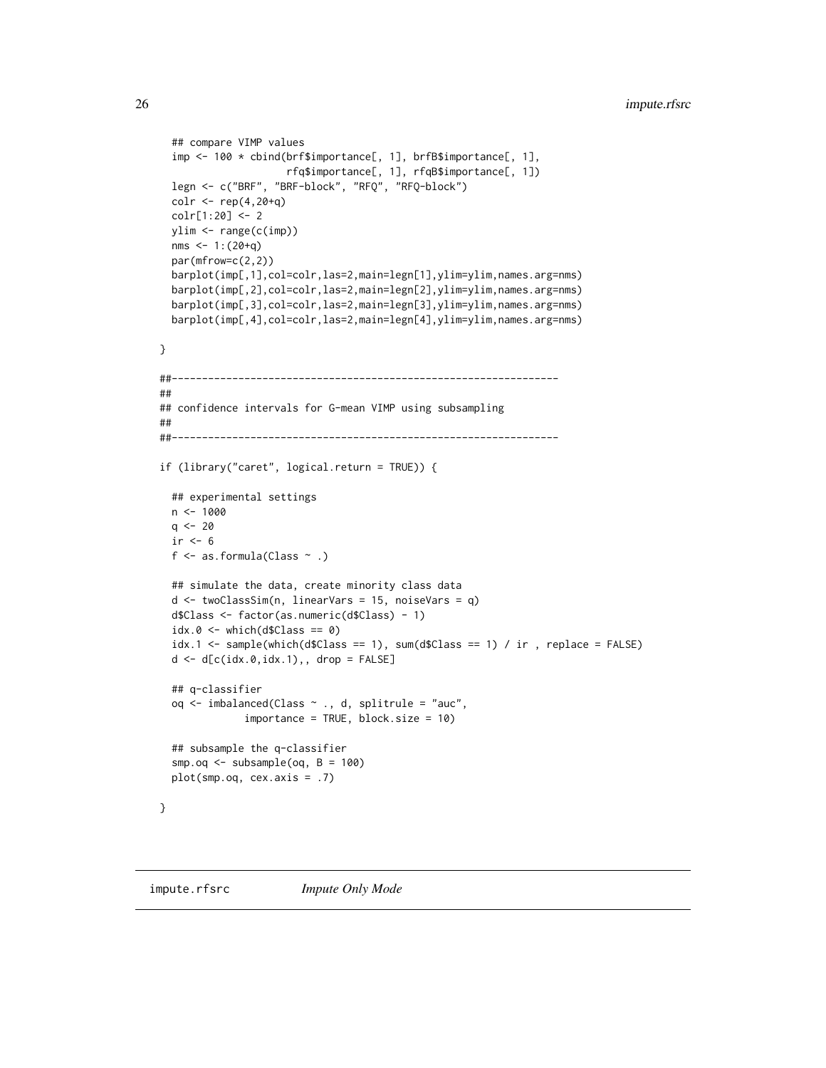```
  ## compare VIMP values
  imp <- 100 * cbind(brf$importance[, 1], brfB$importance[, 1],
                     rfq$importance[, 1], rfqB$importance[, 1])
  legn <- c("BRF", "BRF-block", "RFQ", "RFQ-block")
  colr <- rep(4,20+q)
  colr[1:20] <- 2
  ylim <- range(c(imp))
  nms <- 1:(20+q)
  par(mfrow=c(2,2))
  barplot(imp[,1],col=colr,las=2,main=legn[1],ylim=ylim,names.arg=nms)
  barplot(imp[,2],col=colr,las=2,main=legn[2],ylim=ylim,names.arg=nms)
  barplot(imp[,3],col=colr,las=2,main=legn[3],ylim=ylim,names.arg=nms)
  barplot(imp[,4],col=colr,las=2,main=legn[4],ylim=ylim,names.arg=nms)

}

##-----------------------------------------------------------------
##
## confidence intervals for G-mean VIMP using subsampling
##
##-----------------------------------------------------------------

if (library("caret", logical.return = TRUE)) {

  ## experimental settings
  n <- 1000
  q <- 20
  ir <- 6
  f <- as.formula(Class ~ .)

  ## simulate the data, create minority class data
  d <- twoClassSim(n, linearVars = 15, noiseVars = q)
  d$Class <- factor(as.numeric(d$Class) - 1)
  idx.0 <- which(d$Class == 0)
  idx.1 <- sample(which(d$Class == 1), sum(d$Class == 1) / ir , replace = FALSE)
  d <- d[c(idx.0,idx.1),, drop = FALSE]

  ## q-classifier
  oq <- imbalanced(Class ~ ., d, splitrule = "auc",
              importance = TRUE, block.size = 10)

  ## subsample the q-classifier
  smp.oq <- subsample(oq, B = 100)
  plot(smp.oq, cex.axis = .7)

}
```

---

impute.rfsrc &nbsp;&nbsp;&nbsp;&nbsp; *Impute Only Mode*

---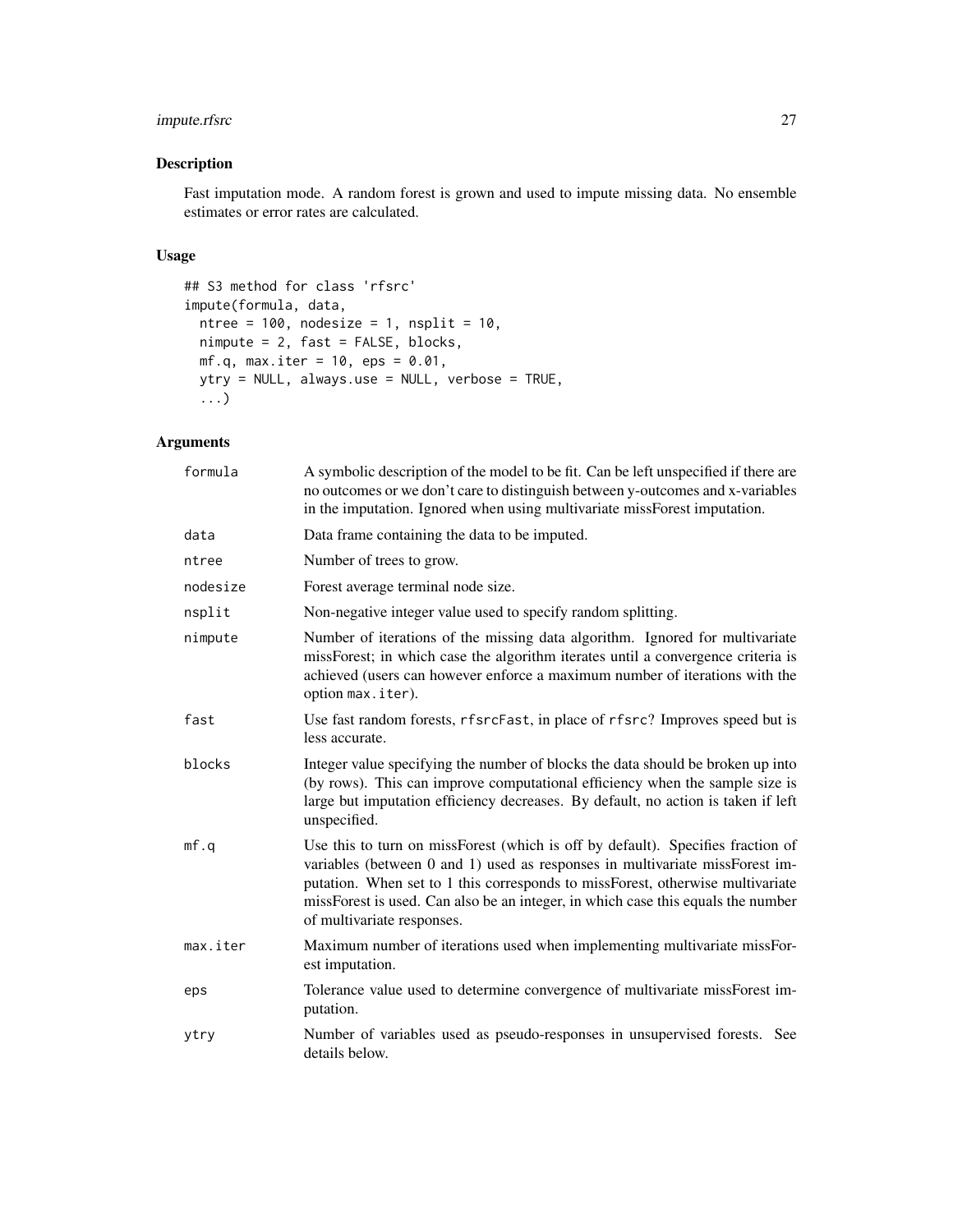## Description

Fast imputation mode. A random forest is grown and used to impute missing data. No ensemble estimates or error rates are calculated.

## Usage

```
## S3 method for class 'rfsrc'
impute(formula, data,
  ntree = 100, nodesize = 1, nsplit = 10,
  nimpute = 2, fast = FALSE, blocks,
  mf.q, max.iter = 10, eps = 0.01,
  ytry = NULL, always.use = NULL, verbose = TRUE,
  ...)
```

## Arguments

| Argument | Description |
|---|---|
| `formula` | A symbolic description of the model to be fit. Can be left unspecified if there are no outcomes or we don't care to distinguish between y-outcomes and x-variables in the imputation. Ignored when using multivariate missForest imputation. |
| `data` | Data frame containing the data to be imputed. |
| `ntree` | Number of trees to grow. |
| `nodesize` | Forest average terminal node size. |
| `nsplit` | Non-negative integer value used to specify random splitting. |
| `nimpute` | Number of iterations of the missing data algorithm. Ignored for multivariate missForest; in which case the algorithm iterates until a convergence criteria is achieved (users can however enforce a maximum number of iterations with the option `max.iter`). |
| `fast` | Use fast random forests, `rfsrcFast`, in place of `rfsrc`? Improves speed but is less accurate. |
| `blocks` | Integer value specifying the number of blocks the data should be broken up into (by rows). This can improve computational efficiency when the sample size is large but imputation efficiency decreases. By default, no action is taken if left unspecified. |
| `mf.q` | Use this to turn on missForest (which is off by default). Specifies fraction of variables (between 0 and 1) used as responses in multivariate missForest imputation. When set to 1 this corresponds to missForest, otherwise multivariate missForest is used. Can also be an integer, in which case this equals the number of multivariate responses. |
| `max.iter` | Maximum number of iterations used when implementing multivariate missForest imputation. |
| `eps` | Tolerance value used to determine convergence of multivariate missForest imputation. |
| `ytry` | Number of variables used as pseudo-responses in unsupervised forests. See details below. |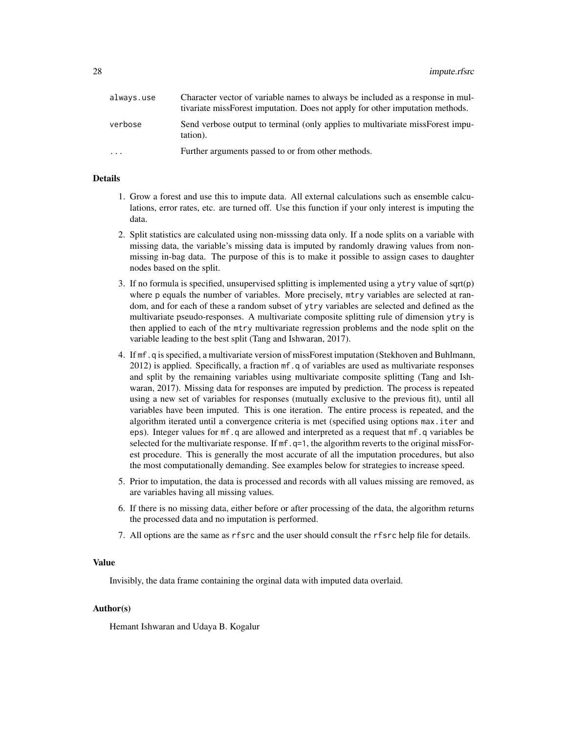| | |
|---|---|
| `always.use` | Character vector of variable names to always be included as a response in multivariate missForest imputation. Does not apply for other imputation methods. |
| `verbose` | Send verbose output to terminal (only applies to multivariate missForest imputation). |
| `...` | Further arguments passed to or from other methods. |

### Details

1. Grow a forest and use this to impute data. All external calculations such as ensemble calculations, error rates, etc. are turned off. Use this function if your only interest is imputing the data.
2. Split statistics are calculated using non-misssing data only. If a node splits on a variable with missing data, the variable's missing data is imputed by randomly drawing values from non-missing in-bag data. The purpose of this is to make it possible to assign cases to daughter nodes based on the split.
3. If no formula is specified, unsupervised splitting is implemented using a `ytry` value of sqrt(`p`) where `p` equals the number of variables. More precisely, `mtry` variables are selected at random, and for each of these a random subset of `ytry` variables are selected and defined as the multivariate pseudo-responses. A multivariate composite splitting rule of dimension `ytry` is then applied to each of the `mtry` multivariate regression problems and the node split on the variable leading to the best split (Tang and Ishwaran, 2017).
4. If `mf.q` is specified, a multivariate version of missForest imputation (Stekhoven and Buhlmann, 2012) is applied. Specifically, a fraction `mf.q` of variables are used as multivariate responses and split by the remaining variables using multivariate composite splitting (Tang and Ishwaran, 2017). Missing data for responses are imputed by prediction. The process is repeated using a new set of variables for responses (mutually exclusive to the previous fit), until all variables have been imputed. This is one iteration. The entire process is repeated, and the algorithm iterated until a convergence criteria is met (specified using options `max.iter` and `eps`). Integer values for `mf.q` are allowed and interpreted as a request that `mf.q` variables be selected for the multivariate response. If `mf.q=1`, the algorithm reverts to the original missForest procedure. This is generally the most accurate of all the imputation procedures, but also the most computationally demanding. See examples below for strategies to increase speed.
5. Prior to imputation, the data is processed and records with all values missing are removed, as are variables having all missing values.
6. If there is no missing data, either before or after processing of the data, the algorithm returns the processed data and no imputation is performed.
7. All options are the same as `rfsrc` and the user should consult the `rfsrc` help file for details.

### Value

Invisibly, the data frame containing the orginal data with imputed data overlaid.

### Author(s)

Hemant Ishwaran and Udaya B. Kogalur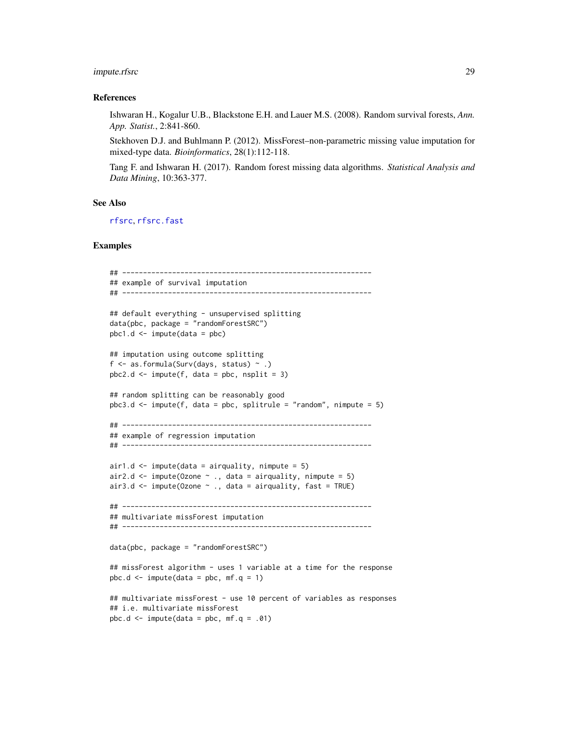### References

Ishwaran H., Kogalur U.B., Blackstone E.H. and Lauer M.S. (2008). Random survival forests, *Ann. App. Statist.*, 2:841-860.

Stekhoven D.J. and Buhlmann P. (2012). MissForest–non-parametric missing value imputation for mixed-type data. *Bioinformatics*, 28(1):112-118.

Tang F. and Ishwaran H. (2017). Random forest missing data algorithms. *Statistical Analysis and Data Mining*, 10:363-377.

### See Also

rfsrc, rfsrc.fast

### Examples

```
## ------------------------------------------------------------
## example of survival imputation
## ------------------------------------------------------------

## default everything - unsupervised splitting
data(pbc, package = "randomForestSRC")
pbc1.d <- impute(data = pbc)

## imputation using outcome splitting
f <- as.formula(Surv(days, status) ~ .)
pbc2.d <- impute(f, data = pbc, nsplit = 3)

## random splitting can be reasonably good
pbc3.d <- impute(f, data = pbc, splitrule = "random", nimpute = 5)

## ------------------------------------------------------------
## example of regression imputation
## ------------------------------------------------------------

air1.d <- impute(data = airquality, nimpute = 5)
air2.d <- impute(Ozone ~ ., data = airquality, nimpute = 5)
air3.d <- impute(Ozone ~ ., data = airquality, fast = TRUE)

## ------------------------------------------------------------
## multivariate missForest imputation
## ------------------------------------------------------------

data(pbc, package = "randomForestSRC")

## missForest algorithm - uses 1 variable at a time for the response
pbc.d <- impute(data = pbc, mf.q = 1)

## multivariate missForest - use 10 percent of variables as responses
## i.e. multivariate missForest
pbc.d <- impute(data = pbc, mf.q = .01)
```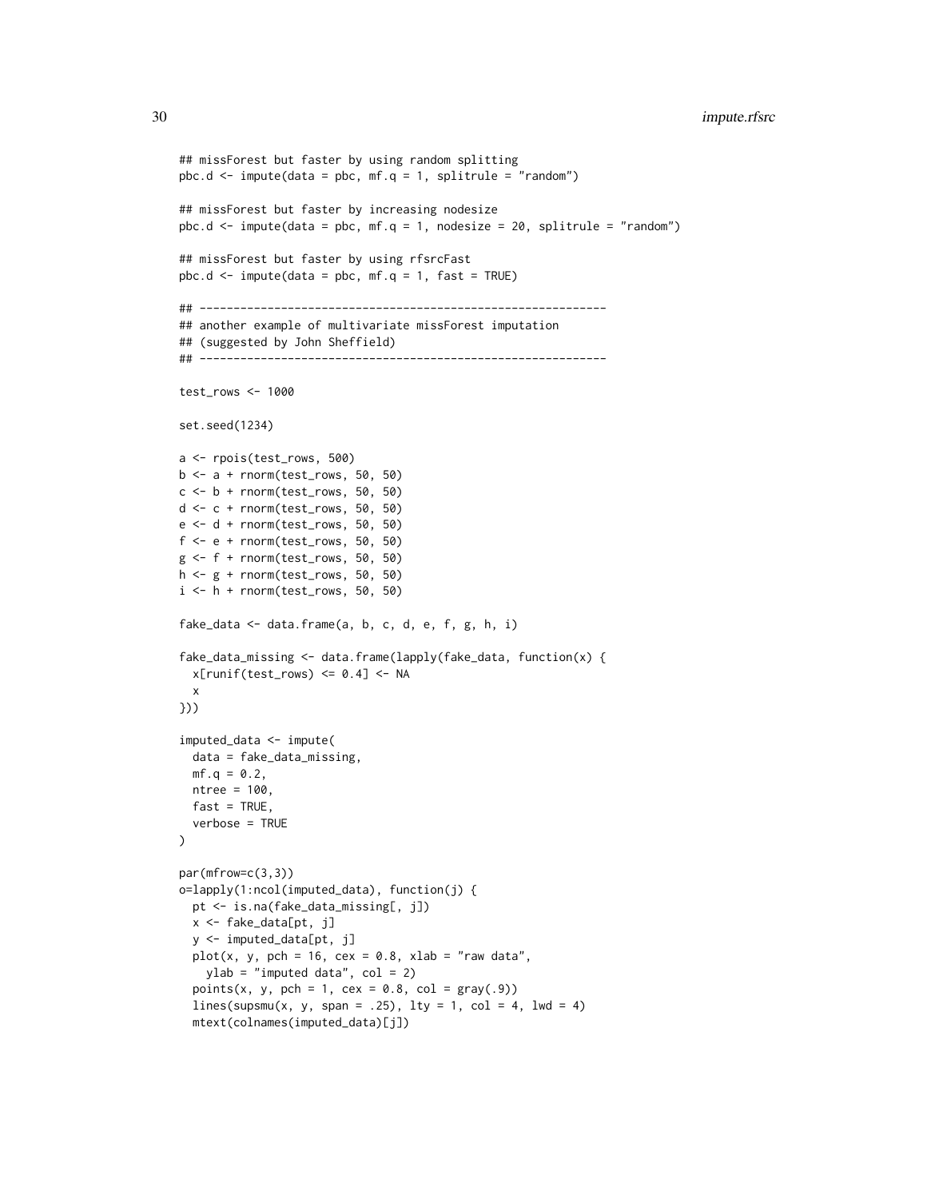```
## missForest but faster by using random splitting
pbc.d <- impute(data = pbc, mf.q = 1, splitrule = "random")

## missForest but faster by increasing nodesize
pbc.d <- impute(data = pbc, mf.q = 1, nodesize = 20, splitrule = "random")

## missForest but faster by using rfsrcFast
pbc.d <- impute(data = pbc, mf.q = 1, fast = TRUE)

## ------------------------------------------------------------
## another example of multivariate missForest imputation
## (suggested by John Sheffield)
## ------------------------------------------------------------

test_rows <- 1000

set.seed(1234)

a <- rpois(test_rows, 500)
b <- a + rnorm(test_rows, 50, 50)
c <- b + rnorm(test_rows, 50, 50)
d <- c + rnorm(test_rows, 50, 50)
e <- d + rnorm(test_rows, 50, 50)
f <- e + rnorm(test_rows, 50, 50)
g <- f + rnorm(test_rows, 50, 50)
h <- g + rnorm(test_rows, 50, 50)
i <- h + rnorm(test_rows, 50, 50)

fake_data <- data.frame(a, b, c, d, e, f, g, h, i)

fake_data_missing <- data.frame(lapply(fake_data, function(x) {
  x[runif(test_rows) <= 0.4] <- NA
  x
}))

imputed_data <- impute(
  data = fake_data_missing,
  mf.q = 0.2,
  ntree = 100,
  fast = TRUE,
  verbose = TRUE
)

par(mfrow=c(3,3))
o=lapply(1:ncol(imputed_data), function(j) {
  pt <- is.na(fake_data_missing[, j])
  x <- fake_data[pt, j]
  y <- imputed_data[pt, j]
  plot(x, y, pch = 16, cex = 0.8, xlab = "raw data",
    ylab = "imputed data", col = 2)
  points(x, y, pch = 1, cex = 0.8, col = gray(.9))
  lines(supsmu(x, y, span = .25), lty = 1, col = 4, lwd = 4)
  mtext(colnames(imputed_data)[j])
```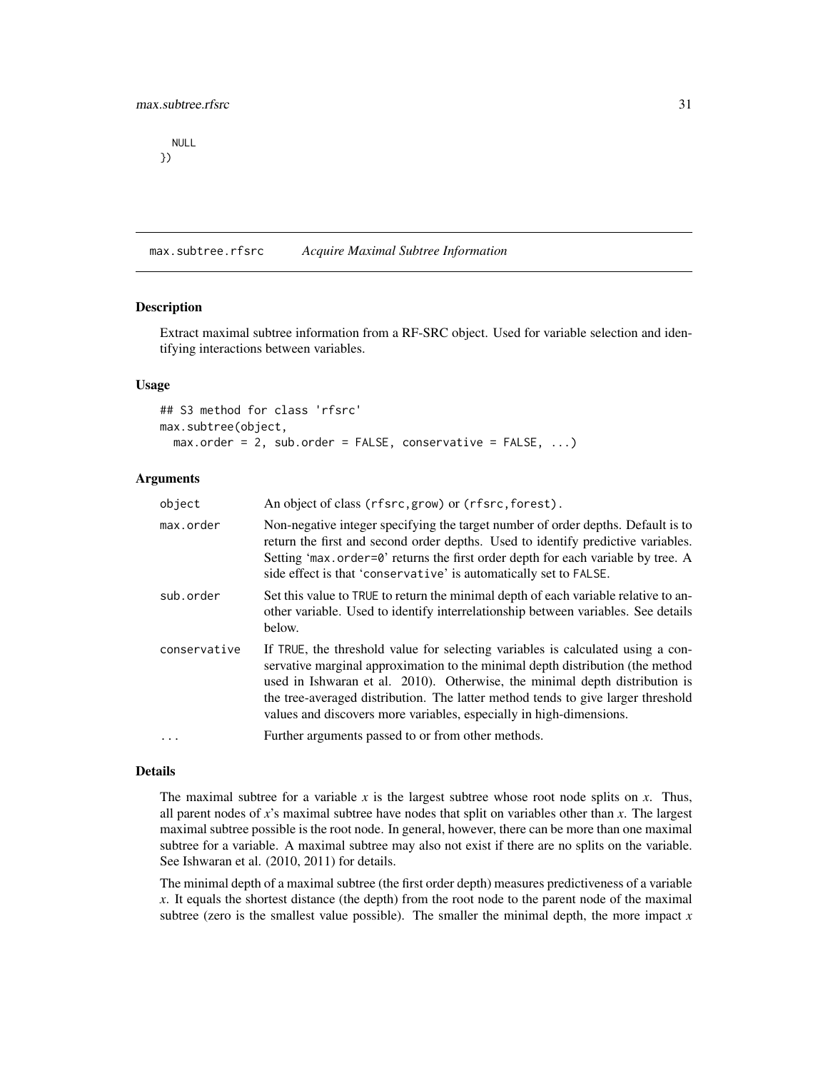```
  NULL
})
```

## max.subtree.rfsrc *Acquire Maximal Subtree Information*

### Description

Extract maximal subtree information from a RF-SRC object. Used for variable selection and identifying interactions between variables.

### Usage

```
## S3 method for class 'rfsrc'
max.subtree(object,
  max.order = 2, sub.order = FALSE, conservative = FALSE, ...)
```

### Arguments

| | |
|---|---|
| object | An object of class (rfsrc,grow) or (rfsrc,forest). |
| max.order | Non-negative integer specifying the target number of order depths. Default is to return the first and second order depths. Used to identify predictive variables. Setting 'max.order=0' returns the first order depth for each variable by tree. A side effect is that 'conservative' is automatically set to FALSE. |
| sub.order | Set this value to TRUE to return the minimal depth of each variable relative to another variable. Used to identify interrelationship between variables. See details below. |
| conservative | If TRUE, the threshold value for selecting variables is calculated using a conservative marginal approximation to the minimal depth distribution (the method used in Ishwaran et al. 2010). Otherwise, the minimal depth distribution is the tree-averaged distribution. The latter method tends to give larger threshold values and discovers more variables, especially in high-dimensions. |
| ... | Further arguments passed to or from other methods. |

### Details

The maximal subtree for a variable *x* is the largest subtree whose root node splits on *x*. Thus, all parent nodes of *x*'s maximal subtree have nodes that split on variables other than *x*. The largest maximal subtree possible is the root node. In general, however, there can be more than one maximal subtree for a variable. A maximal subtree may also not exist if there are no splits on the variable. See Ishwaran et al. (2010, 2011) for details.

The minimal depth of a maximal subtree (the first order depth) measures predictiveness of a variable *x*. It equals the shortest distance (the depth) from the root node to the parent node of the maximal subtree (zero is the smallest value possible). The smaller the minimal depth, the more impact *x*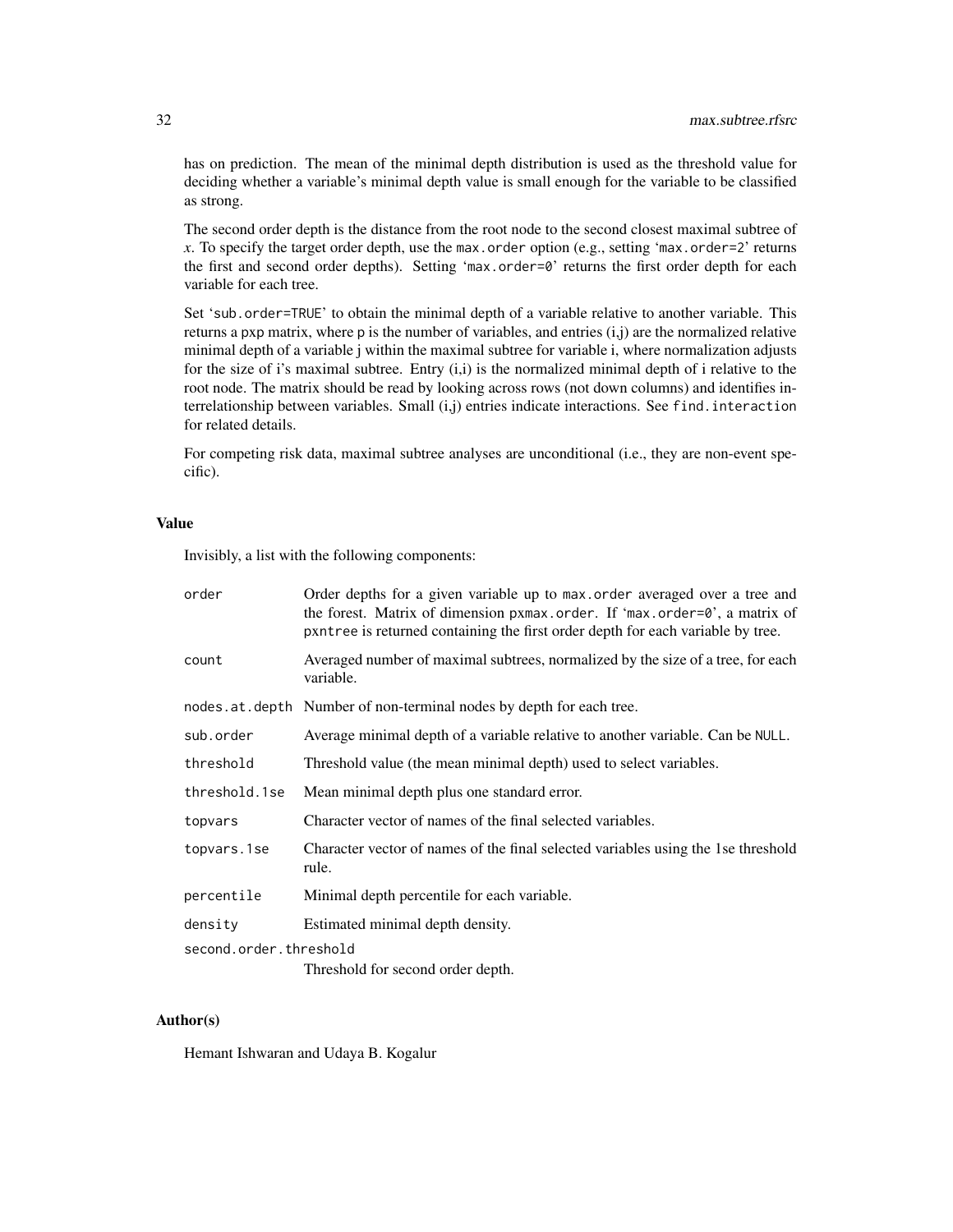has on prediction. The mean of the minimal depth distribution is used as the threshold value for deciding whether a variable's minimal depth value is small enough for the variable to be classified as strong.

The second order depth is the distance from the root node to the second closest maximal subtree of *x*. To specify the target order depth, use the `max.order` option (e.g., setting '`max.order=2`' returns the first and second order depths). Setting '`max.order=0`' returns the first order depth for each variable for each tree.

Set '`sub.order=TRUE`' to obtain the minimal depth of a variable relative to another variable. This returns a `p`x`p` matrix, where `p` is the number of variables, and entries (i,j) are the normalized relative minimal depth of a variable j within the maximal subtree for variable i, where normalization adjusts for the size of i's maximal subtree. Entry (i,i) is the normalized minimal depth of i relative to the root node. The matrix should be read by looking across rows (not down columns) and identifies interrelationship between variables. Small (i,j) entries indicate interactions. See `find.interaction` for related details.

For competing risk data, maximal subtree analyses are unconditional (i.e., they are non-event specific).

## Value

Invisibly, a list with the following components:

| | |
|---|---|
| `order` | Order depths for a given variable up to `max.order` averaged over a tree and the forest. Matrix of dimension `p`x`max.order`. If '`max.order=0`', a matrix of `p`x`ntree` is returned containing the first order depth for each variable by tree. |
| `count` | Averaged number of maximal subtrees, normalized by the size of a tree, for each variable. |
| `nodes.at.depth` | Number of non-terminal nodes by depth for each tree. |
| `sub.order` | Average minimal depth of a variable relative to another variable. Can be `NULL`. |
| `threshold` | Threshold value (the mean minimal depth) used to select variables. |
| `threshold.1se` | Mean minimal depth plus one standard error. |
| `topvars` | Character vector of names of the final selected variables. |
| `topvars.1se` | Character vector of names of the final selected variables using the 1se threshold rule. |
| `percentile` | Minimal depth percentile for each variable. |
| `density` | Estimated minimal depth density. |
| `second.order.threshold` | Threshold for second order depth. |

## Author(s)

Hemant Ishwaran and Udaya B. Kogalur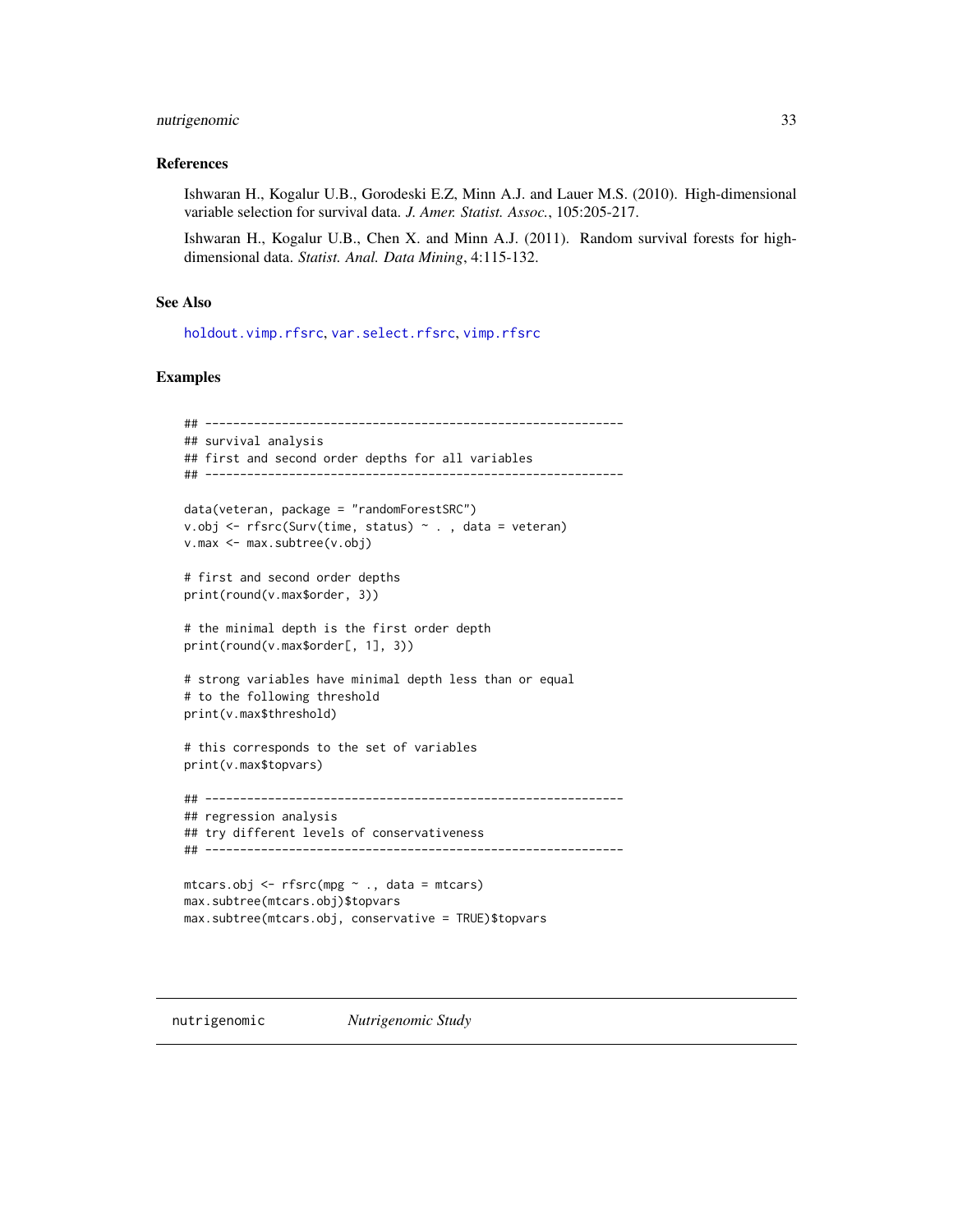### References

Ishwaran H., Kogalur U.B., Gorodeski E.Z, Minn A.J. and Lauer M.S. (2010). High-dimensional variable selection for survival data. *J. Amer. Statist. Assoc.*, 105:205-217.

Ishwaran H., Kogalur U.B., Chen X. and Minn A.J. (2011). Random survival forests for high-dimensional data. *Statist. Anal. Data Mining*, 4:115-132.

### See Also

holdout.vimp.rfsrc, var.select.rfsrc, vimp.rfsrc

### Examples

```
## ------------------------------------------------------------
## survival analysis
## first and second order depths for all variables
## ------------------------------------------------------------

data(veteran, package = "randomForestSRC")
v.obj <- rfsrc(Surv(time, status) ~ . , data = veteran)
v.max <- max.subtree(v.obj)

# first and second order depths
print(round(v.max$order, 3))

# the minimal depth is the first order depth
print(round(v.max$order[, 1], 3))

# strong variables have minimal depth less than or equal
# to the following threshold
print(v.max$threshold)

# this corresponds to the set of variables
print(v.max$topvars)

## ------------------------------------------------------------
## regression analysis
## try different levels of conservativeness
## ------------------------------------------------------------

mtcars.obj <- rfsrc(mpg ~ ., data = mtcars)
max.subtree(mtcars.obj)$topvars
max.subtree(mtcars.obj, conservative = TRUE)$topvars
```

---

## nutrigenomic *Nutrigenomic Study*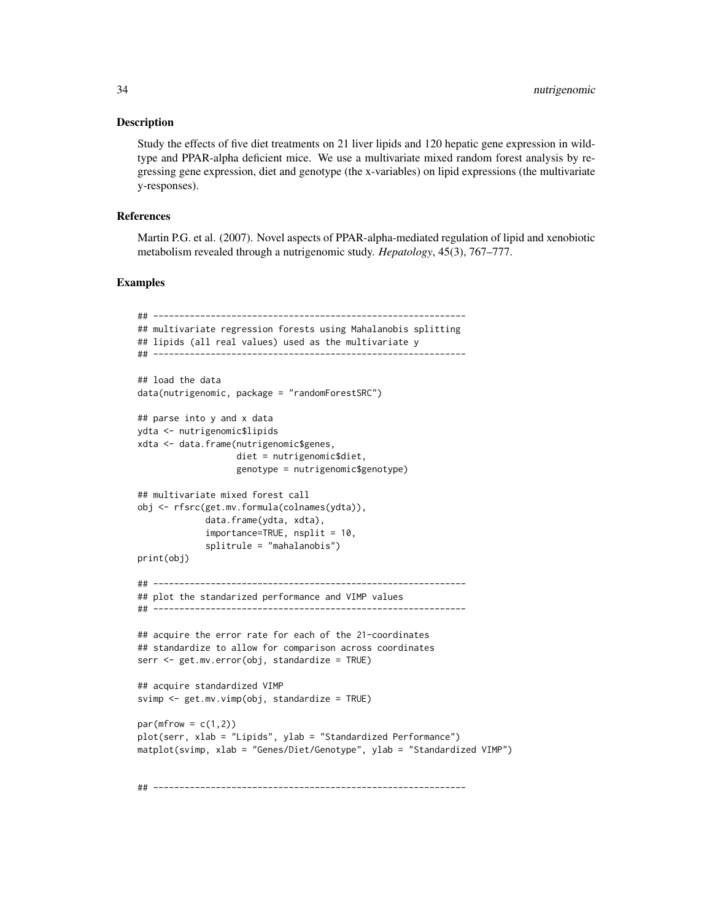### Description

Study the effects of five diet treatments on 21 liver lipids and 120 hepatic gene expression in wild-type and PPAR-alpha deficient mice. We use a multivariate mixed random forest analysis by regressing gene expression, diet and genotype (the x-variables) on lipid expressions (the multivariate y-responses).

### References

Martin P.G. et al. (2007). Novel aspects of PPAR-alpha-mediated regulation of lipid and xenobiotic metabolism revealed through a nutrigenomic study. *Hepatology*, 45(3), 767–777.

### Examples

```
## ------------------------------------------------------------
## multivariate regression forests using Mahalanobis splitting
## lipids (all real values) used as the multivariate y
## ------------------------------------------------------------

## load the data
data(nutrigenomic, package = "randomForestSRC")

## parse into y and x data
ydta <- nutrigenomic$lipids
xdta <- data.frame(nutrigenomic$genes,
                   diet = nutrigenomic$diet,
                   genotype = nutrigenomic$genotype)

## multivariate mixed forest call
obj <- rfsrc(get.mv.formula(colnames(ydta)),
             data.frame(ydta, xdta),
             importance=TRUE, nsplit = 10,
             splitrule = "mahalanobis")
print(obj)

## ------------------------------------------------------------
## plot the standarized performance and VIMP values
## ------------------------------------------------------------

## acquire the error rate for each of the 21-coordinates
## standardize to allow for comparison across coordinates
serr <- get.mv.error(obj, standardize = TRUE)

## acquire standardized VIMP
svimp <- get.mv.vimp(obj, standardize = TRUE)

par(mfrow = c(1,2))
plot(serr, xlab = "Lipids", ylab = "Standardized Performance")
matplot(svimp, xlab = "Genes/Diet/Genotype", ylab = "Standardized VIMP")


## ------------------------------------------------------------
```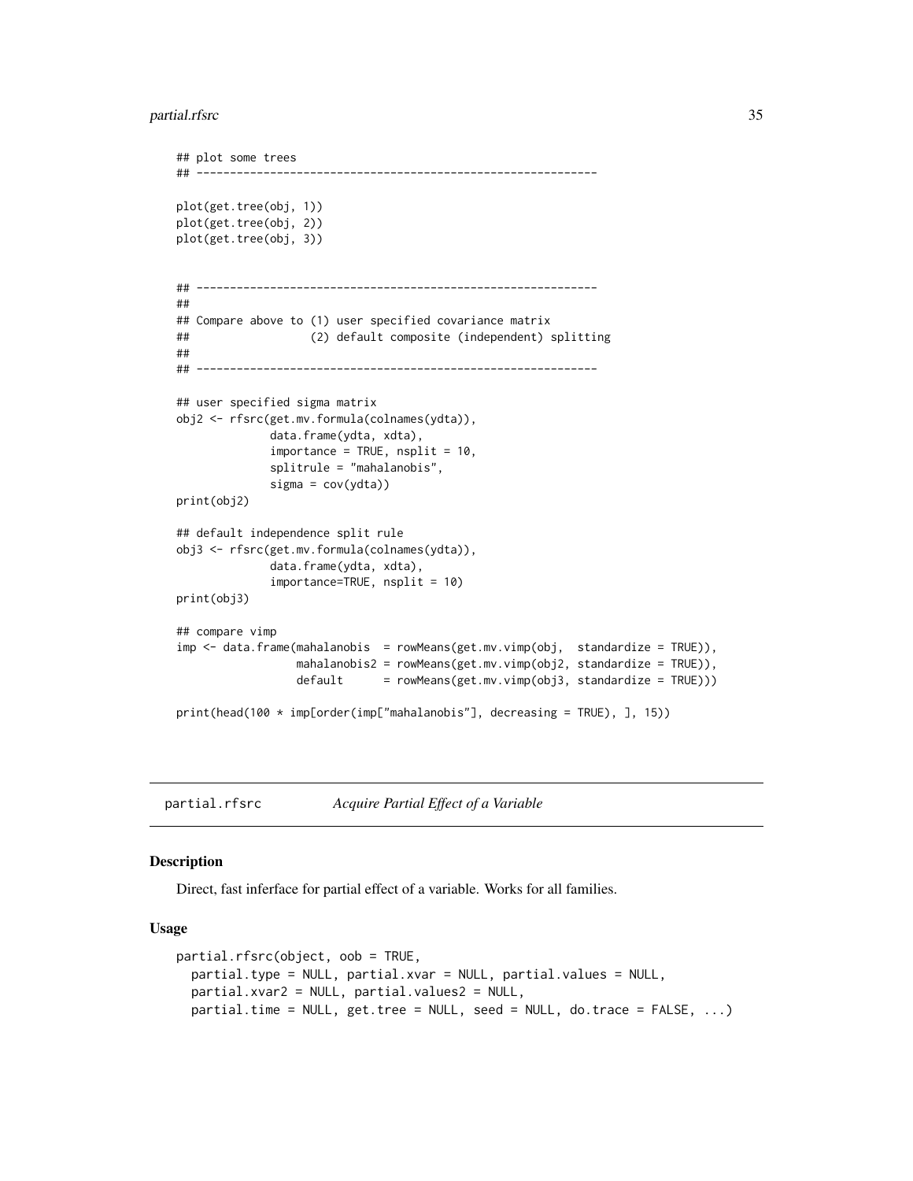```
## plot some trees
## ------------------------------------------------------------

plot(get.tree(obj, 1))
plot(get.tree(obj, 2))
plot(get.tree(obj, 3))


## ------------------------------------------------------------
##
## Compare above to (1) user specified covariance matrix
##                  (2) default composite (independent) splitting
##
## ------------------------------------------------------------

## user specified sigma matrix
obj2 <- rfsrc(get.mv.formula(colnames(ydta)),
              data.frame(ydta, xdta),
              importance = TRUE, nsplit = 10,
              splitrule = "mahalanobis",
              sigma = cov(ydta))
print(obj2)

## default independence split rule
obj3 <- rfsrc(get.mv.formula(colnames(ydta)),
              data.frame(ydta, xdta),
              importance=TRUE, nsplit = 10)
print(obj3)

## compare vimp
imp <- data.frame(mahalanobis  = rowMeans(get.mv.vimp(obj,  standardize = TRUE)),
                  mahalanobis2 = rowMeans(get.mv.vimp(obj2, standardize = TRUE)),
                  default      = rowMeans(get.mv.vimp(obj3, standardize = TRUE)))

print(head(100 * imp[order(imp["mahalanobis"], decreasing = TRUE), ], 15))
```

## partial.rfsrc *Acquire Partial Effect of a Variable*

### Description

Direct, fast inferface for partial effect of a variable. Works for all families.

### Usage

```
partial.rfsrc(object, oob = TRUE,
  partial.type = NULL, partial.xvar = NULL, partial.values = NULL,
  partial.xvar2 = NULL, partial.values2 = NULL,
  partial.time = NULL, get.tree = NULL, seed = NULL, do.trace = FALSE, ...)
```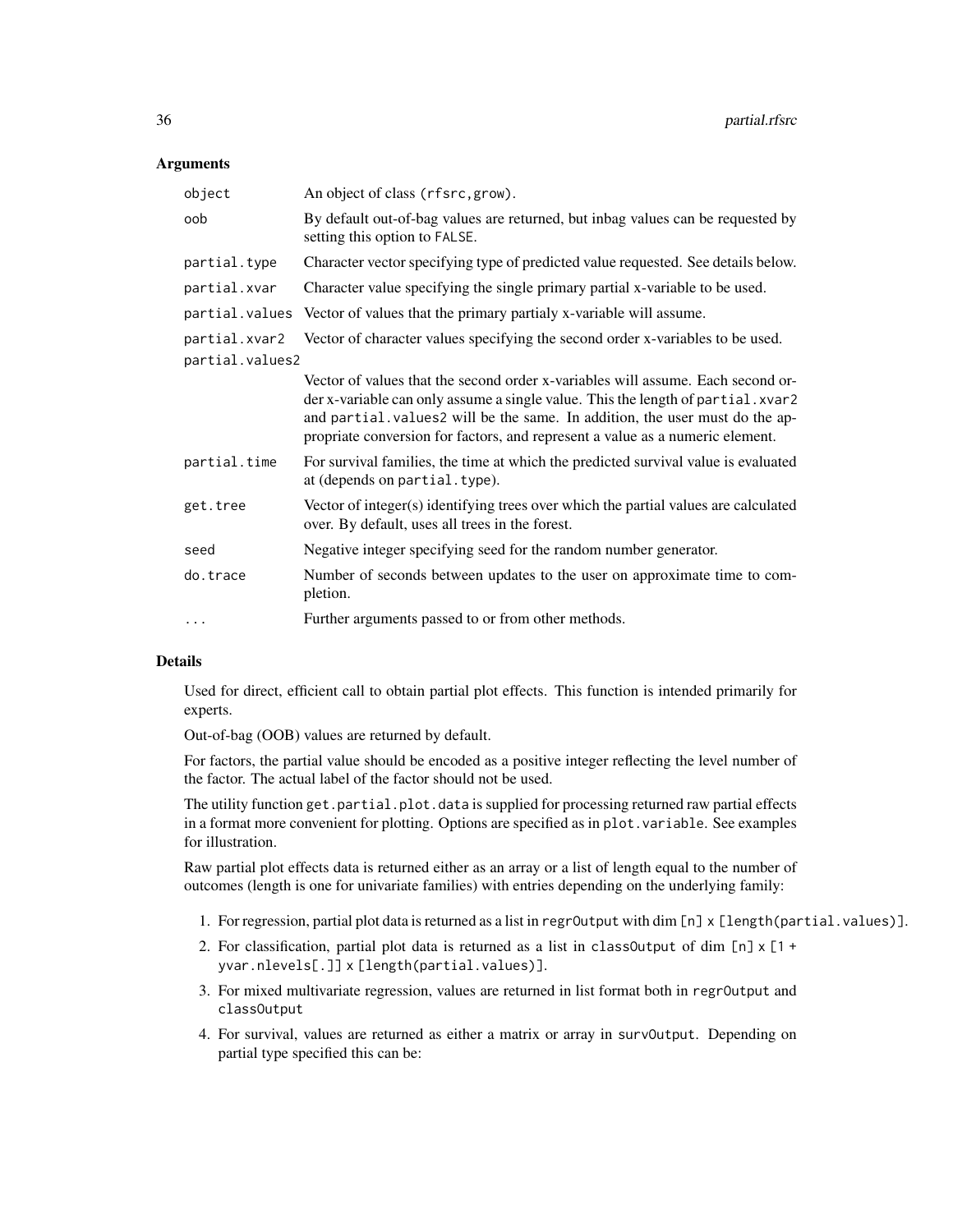## Arguments

| | |
|---|---|
| `object` | An object of class `(rfsrc, grow)`. |
| `oob` | By default out-of-bag values are returned, but inbag values can be requested by setting this option to `FALSE`. |
| `partial.type` | Character vector specifying type of predicted value requested. See details below. |
| `partial.xvar` | Character value specifying the single primary partial x-variable to be used. |
| `partial.values` | Vector of values that the primary partialy x-variable will assume. |
| `partial.xvar2` | Vector of character values specifying the second order x-variables to be used. |
| `partial.values2` | Vector of values that the second order x-variables will assume. Each second order x-variable can only assume a single value. This the length of `partial.xvar2` and `partial.values2` will be the same. In addition, the user must do the appropriate conversion for factors, and represent a value as a numeric element. |
| `partial.time` | For survival families, the time at which the predicted survival value is evaluated at (depends on `partial.type`). |
| `get.tree` | Vector of integer(s) identifying trees over which the partial values are calculated over. By default, uses all trees in the forest. |
| `seed` | Negative integer specifying seed for the random number generator. |
| `do.trace` | Number of seconds between updates to the user on approximate time to completion. |
| `...` | Further arguments passed to or from other methods. |

## Details

Used for direct, efficient call to obtain partial plot effects. This function is intended primarily for experts.

Out-of-bag (OOB) values are returned by default.

For factors, the partial value should be encoded as a positive integer reflecting the level number of the factor. The actual label of the factor should not be used.

The utility function `get.partial.plot.data` is supplied for processing returned raw partial effects in a format more convenient for plotting. Options are specified as in `plot.variable`. See examples for illustration.

Raw partial plot effects data is returned either as an array or a list of length equal to the number of outcomes (length is one for univariate families) with entries depending on the underlying family:

1. For regression, partial plot data is returned as a list in `regrOutput` with dim `[n] x [length(partial.values)]`.
2. For classification, partial plot data is returned as a list in `classOutput` of dim `[n] x [1 + yvar.nlevels[.]] x [length(partial.values)]`.
3. For mixed multivariate regression, values are returned in list format both in `regrOutput` and `classOutput`
4. For survival, values are returned as either a matrix or array in `survOutput`. Depending on partial type specified this can be: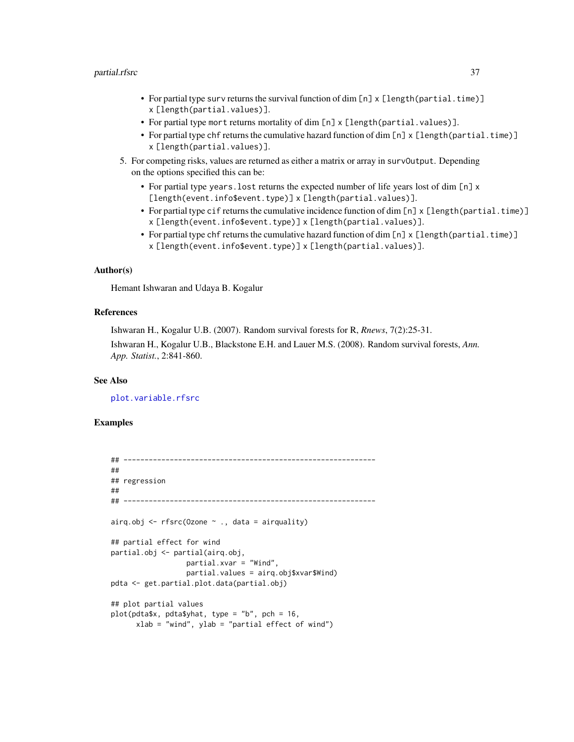- For partial type `surv` returns the survival function of dim `[n]` x `[length(partial.time)]` x `[length(partial.values)]`.
- For partial type `mort` returns mortality of dim `[n]` x `[length(partial.values)]`.
- For partial type `chf` returns the cumulative hazard function of dim `[n]` x `[length(partial.time)]` x `[length(partial.values)]`.

5. For competing risks, values are returned as either a matrix or array in `survOutput`. Depending on the options specified this can be:
   - For partial type `years.lost` returns the expected number of life years lost of dim `[n]` x `[length(event.info$event.type)]` x `[length(partial.values)]`.
   - For partial type `cif` returns the cumulative incidence function of dim `[n]` x `[length(partial.time)]` x `[length(event.info$event.type)]` x `[length(partial.values)]`.
   - For partial type `chf` returns the cumulative hazard function of dim `[n]` x `[length(partial.time)]` x `[length(event.info$event.type)]` x `[length(partial.values)]`.

### Author(s)

Hemant Ishwaran and Udaya B. Kogalur

### References

Ishwaran H., Kogalur U.B. (2007). Random survival forests for R, *Rnews*, 7(2):25-31.

Ishwaran H., Kogalur U.B., Blackstone E.H. and Lauer M.S. (2008). Random survival forests, *Ann. App. Statist.*, 2:841-860.

### See Also

`plot.variable.rfsrc`

### Examples

```
## ------------------------------------------------------------
##
## regression
##
## ------------------------------------------------------------

airq.obj <- rfsrc(Ozone ~ ., data = airquality)

## partial effect for wind
partial.obj <- partial(airq.obj,
                  partial.xvar = "Wind",
                  partial.values = airq.obj$xvar$Wind)
pdta <- get.partial.plot.data(partial.obj)

## plot partial values
plot(pdta$x, pdta$yhat, type = "b", pch = 16,
      xlab = "wind", ylab = "partial effect of wind")
```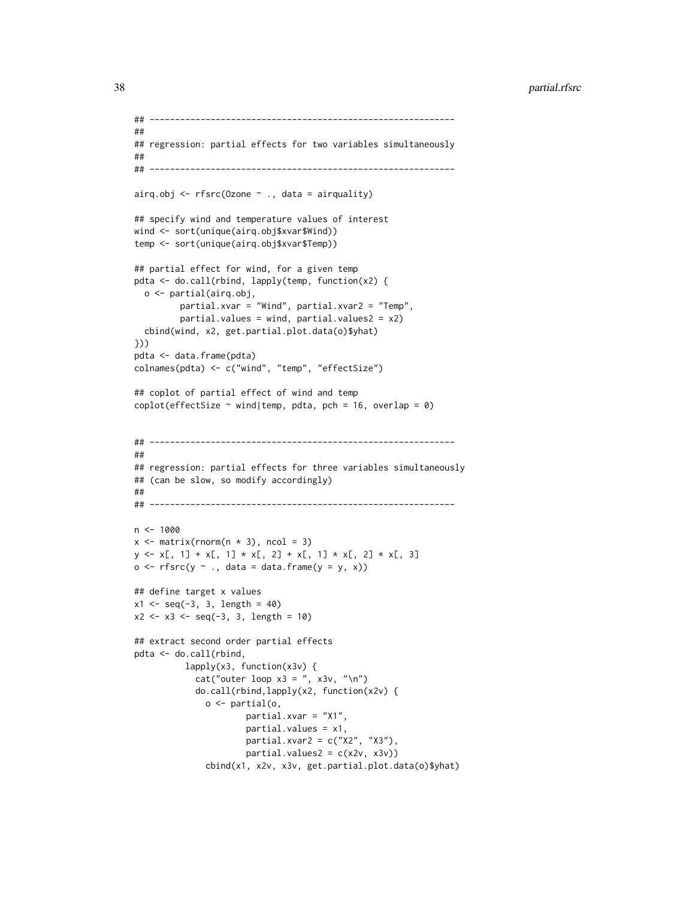```
## ------------------------------------------------------------
##
## regression: partial effects for two variables simultaneously
##
## ------------------------------------------------------------

airq.obj <- rfsrc(Ozone ~ ., data = airquality)

## specify wind and temperature values of interest
wind <- sort(unique(airq.obj$xvar$Wind))
temp <- sort(unique(airq.obj$xvar$Temp))

## partial effect for wind, for a given temp
pdta <- do.call(rbind, lapply(temp, function(x2) {
  o <- partial(airq.obj,
         partial.xvar = "Wind", partial.xvar2 = "Temp",
         partial.values = wind, partial.values2 = x2)
  cbind(wind, x2, get.partial.plot.data(o)$yhat)
}))
pdta <- data.frame(pdta)
colnames(pdta) <- c("wind", "temp", "effectSize")

## coplot of partial effect of wind and temp
coplot(effectSize ~ wind|temp, pdta, pch = 16, overlap = 0)


## ------------------------------------------------------------
##
## regression: partial effects for three variables simultaneously
## (can be slow, so modify accordingly)
##
## ------------------------------------------------------------

n <- 1000
x <- matrix(rnorm(n * 3), ncol = 3)
y <- x[, 1] + x[, 1] * x[, 2] + x[, 1] * x[, 2] * x[, 3]
o <- rfsrc(y ~ ., data = data.frame(y = y, x))

## define target x values
x1 <- seq(-3, 3, length = 40)
x2 <- x3 <- seq(-3, 3, length = 10)

## extract second order partial effects
pdta <- do.call(rbind,
          lapply(x3, function(x3v) {
            cat("outer loop x3 = ", x3v, "\n")
            do.call(rbind,lapply(x2, function(x2v) {
              o <- partial(o,
                      partial.xvar = "X1",
                      partial.values = x1,
                      partial.xvar2 = c("X2", "X3"),
                      partial.values2 = c(x2v, x3v))
              cbind(x1, x2v, x3v, get.partial.plot.data(o)$yhat)
```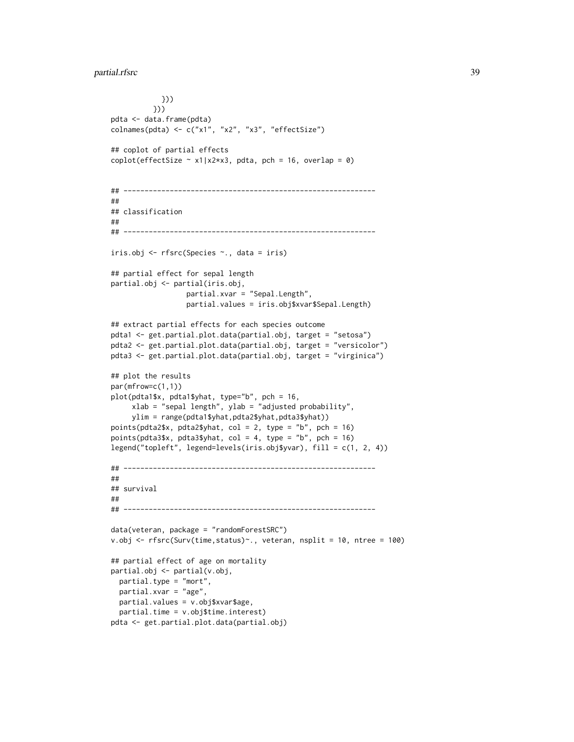```
          }))
        }))
pdta <- data.frame(pdta)
colnames(pdta) <- c("x1", "x2", "x3", "effectSize")

## coplot of partial effects
coplot(effectSize ~ x1|x2*x3, pdta, pch = 16, overlap = 0)


## ------------------------------------------------------------
##
## classification
##
## ------------------------------------------------------------

iris.obj <- rfsrc(Species ~., data = iris)

## partial effect for sepal length
partial.obj <- partial(iris.obj,
                 partial.xvar = "Sepal.Length",
                 partial.values = iris.obj$xvar$Sepal.Length)

## extract partial effects for each species outcome
pdta1 <- get.partial.plot.data(partial.obj, target = "setosa")
pdta2 <- get.partial.plot.data(partial.obj, target = "versicolor")
pdta3 <- get.partial.plot.data(partial.obj, target = "virginica")

## plot the results
par(mfrow=c(1,1))
plot(pdta1$x, pdta1$yhat, type="b", pch = 16,
     xlab = "sepal length", ylab = "adjusted probability",
     ylim = range(pdta1$yhat,pdta2$yhat,pdta3$yhat))
points(pdta2$x, pdta2$yhat, col = 2, type = "b", pch = 16)
points(pdta3$x, pdta3$yhat, col = 4, type = "b", pch = 16)
legend("topleft", legend=levels(iris.obj$yvar), fill = c(1, 2, 4))

## ------------------------------------------------------------
##
## survival
##
## ------------------------------------------------------------

data(veteran, package = "randomForestSRC")
v.obj <- rfsrc(Surv(time,status)~., veteran, nsplit = 10, ntree = 100)

## partial effect of age on mortality
partial.obj <- partial(v.obj,
  partial.type = "mort",
  partial.xvar = "age",
  partial.values = v.obj$xvar$age,
  partial.time = v.obj$time.interest)
pdta <- get.partial.plot.data(partial.obj)
```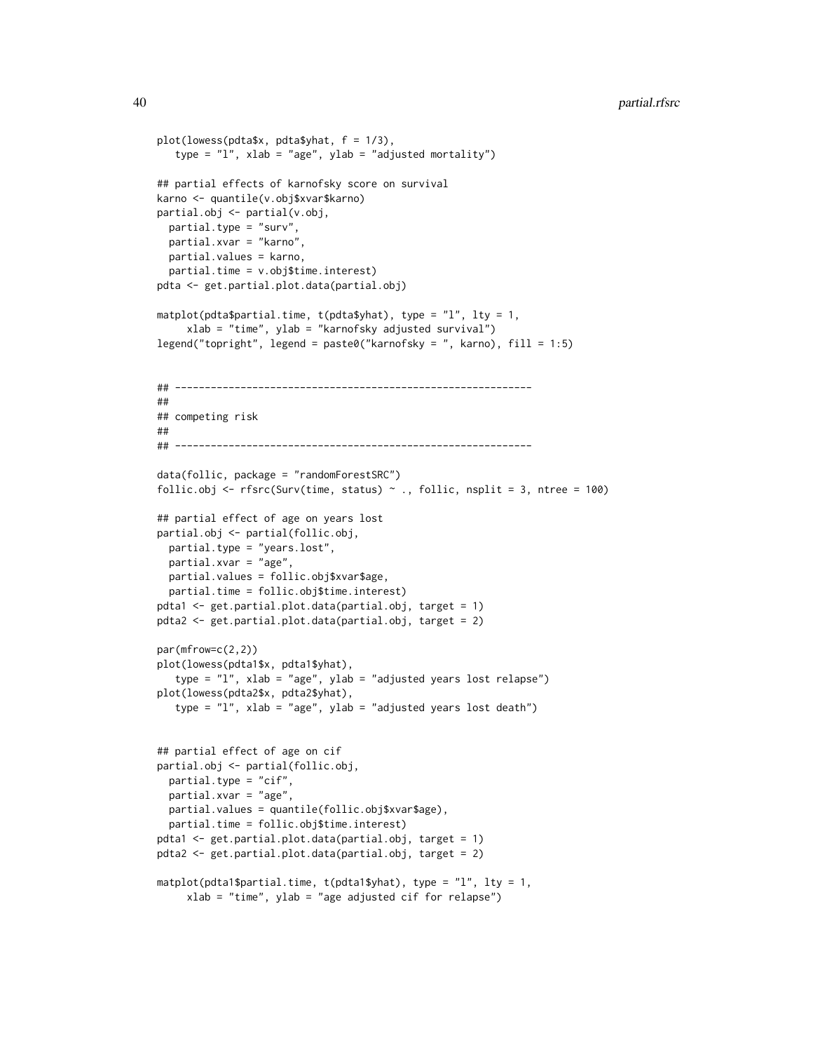```
plot(lowess(pdta$x, pdta$yhat, f = 1/3),
   type = "l", xlab = "age", ylab = "adjusted mortality")

## partial effects of karnofsky score on survival
karno <- quantile(v.obj$xvar$karno)
partial.obj <- partial(v.obj,
  partial.type = "surv",
  partial.xvar = "karno",
  partial.values = karno,
  partial.time = v.obj$time.interest)
pdta <- get.partial.plot.data(partial.obj)

matplot(pdta$partial.time, t(pdta$yhat), type = "l", lty = 1,
     xlab = "time", ylab = "karnofsky adjusted survival")
legend("topright", legend = paste0("karnofsky = ", karno), fill = 1:5)


## ------------------------------------------------------------
##
## competing risk
##
## ------------------------------------------------------------

data(follic, package = "randomForestSRC")
follic.obj <- rfsrc(Surv(time, status) ~ ., follic, nsplit = 3, ntree = 100)

## partial effect of age on years lost
partial.obj <- partial(follic.obj,
  partial.type = "years.lost",
  partial.xvar = "age",
  partial.values = follic.obj$xvar$age,
  partial.time = follic.obj$time.interest)
pdta1 <- get.partial.plot.data(partial.obj, target = 1)
pdta2 <- get.partial.plot.data(partial.obj, target = 2)

par(mfrow=c(2,2))
plot(lowess(pdta1$x, pdta1$yhat),
   type = "l", xlab = "age", ylab = "adjusted years lost relapse")
plot(lowess(pdta2$x, pdta2$yhat),
   type = "l", xlab = "age", ylab = "adjusted years lost death")


## partial effect of age on cif
partial.obj <- partial(follic.obj,
  partial.type = "cif",
  partial.xvar = "age",
  partial.values = quantile(follic.obj$xvar$age),
  partial.time = follic.obj$time.interest)
pdta1 <- get.partial.plot.data(partial.obj, target = 1)
pdta2 <- get.partial.plot.data(partial.obj, target = 2)

matplot(pdta1$partial.time, t(pdta1$yhat), type = "l", lty = 1,
     xlab = "time", ylab = "age adjusted cif for relapse")
```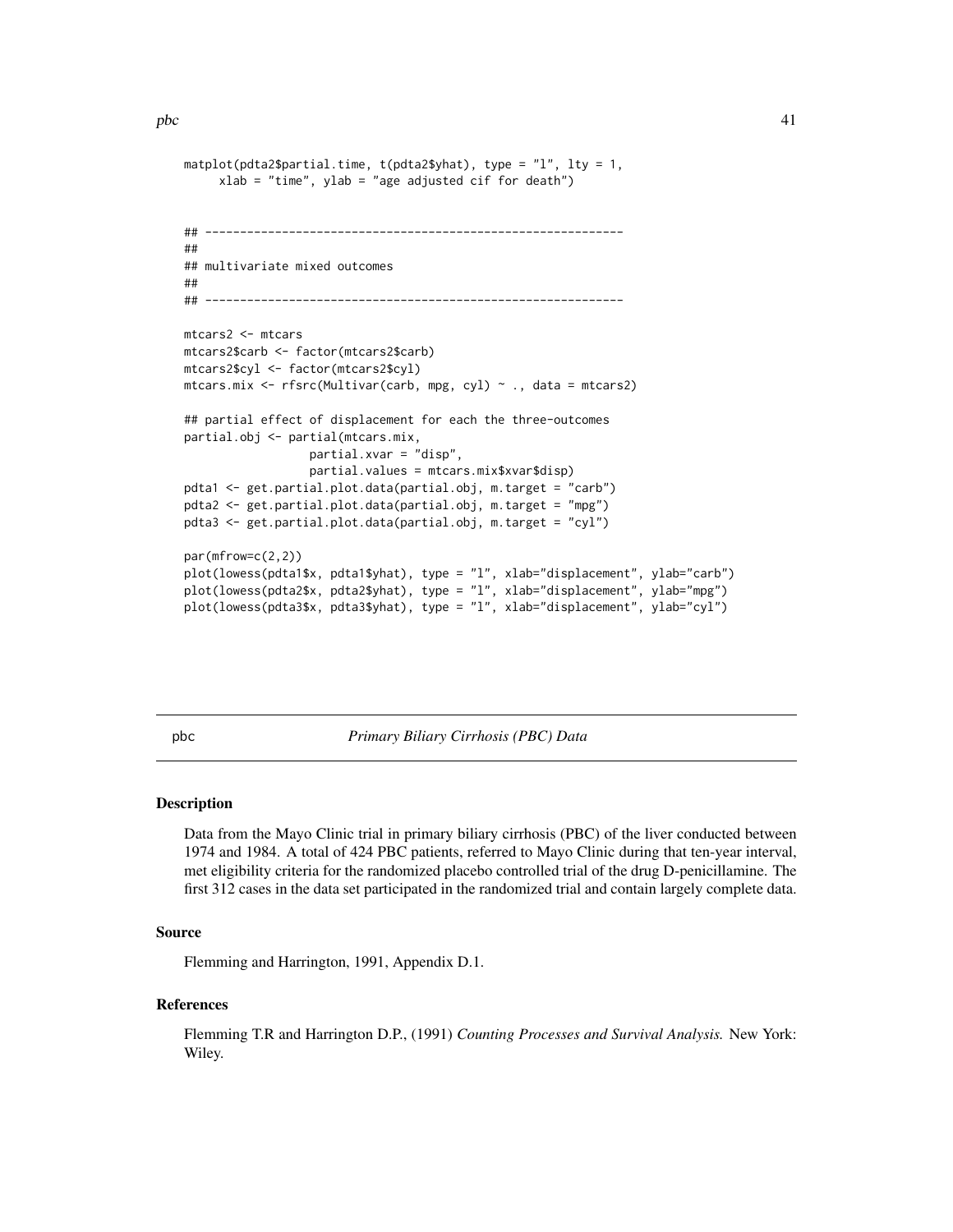```
matplot(pdta2$partial.time, t(pdta2$yhat), type = "l", lty = 1,
     xlab = "time", ylab = "age adjusted cif for death")


## ------------------------------------------------------------
##
## multivariate mixed outcomes
##
## ------------------------------------------------------------

mtcars2 <- mtcars
mtcars2$carb <- factor(mtcars2$carb)
mtcars2$cyl <- factor(mtcars2$cyl)
mtcars.mix <- rfsrc(Multivar(carb, mpg, cyl) ~ ., data = mtcars2)

## partial effect of displacement for each the three-outcomes
partial.obj <- partial(mtcars.mix,
                  partial.xvar = "disp",
                  partial.values = mtcars.mix$xvar$disp)
pdta1 <- get.partial.plot.data(partial.obj, m.target = "carb")
pdta2 <- get.partial.plot.data(partial.obj, m.target = "mpg")
pdta3 <- get.partial.plot.data(partial.obj, m.target = "cyl")

par(mfrow=c(2,2))
plot(lowess(pdta1$x, pdta1$yhat), type = "l", xlab="displacement", ylab="carb")
plot(lowess(pdta2$x, pdta2$yhat), type = "l", xlab="displacement", ylab="mpg")
plot(lowess(pdta3$x, pdta3$yhat), type = "l", xlab="displacement", ylab="cyl")
```

---

pbc *Primary Biliary Cirrhosis (PBC) Data*

---

### Description

Data from the Mayo Clinic trial in primary biliary cirrhosis (PBC) of the liver conducted between 1974 and 1984. A total of 424 PBC patients, referred to Mayo Clinic during that ten-year interval, met eligibility criteria for the randomized placebo controlled trial of the drug D-penicillamine. The first 312 cases in the data set participated in the randomized trial and contain largely complete data.

### Source

Flemming and Harrington, 1991, Appendix D.1.

### References

Flemming T.R and Harrington D.P., (1991) *Counting Processes and Survival Analysis.* New York: Wiley.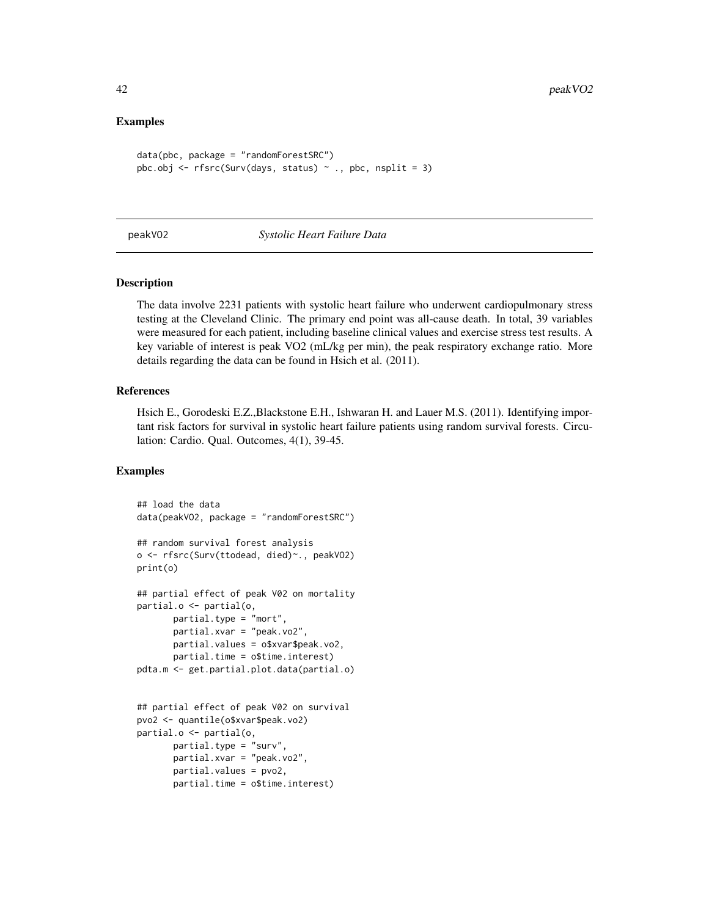### Examples

```
data(pbc, package = "randomForestSRC")
pbc.obj <- rfsrc(Surv(days, status) ~ ., pbc, nsplit = 3)
```

---

## peakVO2 — *Systolic Heart Failure Data*

---

### Description

The data involve 2231 patients with systolic heart failure who underwent cardiopulmonary stress testing at the Cleveland Clinic. The primary end point was all-cause death. In total, 39 variables were measured for each patient, including baseline clinical values and exercise stress test results. A key variable of interest is peak VO2 (mL/kg per min), the peak respiratory exchange ratio. More details regarding the data can be found in Hsich et al. (2011).

### References

Hsich E., Gorodeski E.Z.,Blackstone E.H., Ishwaran H. and Lauer M.S. (2011). Identifying important risk factors for survival in systolic heart failure patients using random survival forests. Circulation: Cardio. Qual. Outcomes, 4(1), 39-45.

### Examples

```
## load the data
data(peakVO2, package = "randomForestSRC")

## random survival forest analysis
o <- rfsrc(Surv(ttodead, died)~., peakVO2)
print(o)

## partial effect of peak V02 on mortality
partial.o <- partial(o,
       partial.type = "mort",
       partial.xvar = "peak.vo2",
       partial.values = o$xvar$peak.vo2,
       partial.time = o$time.interest)
pdta.m <- get.partial.plot.data(partial.o)


## partial effect of peak V02 on survival
pvo2 <- quantile(o$xvar$peak.vo2)
partial.o <- partial(o,
       partial.type = "surv",
       partial.xvar = "peak.vo2",
       partial.values = pvo2,
       partial.time = o$time.interest)
```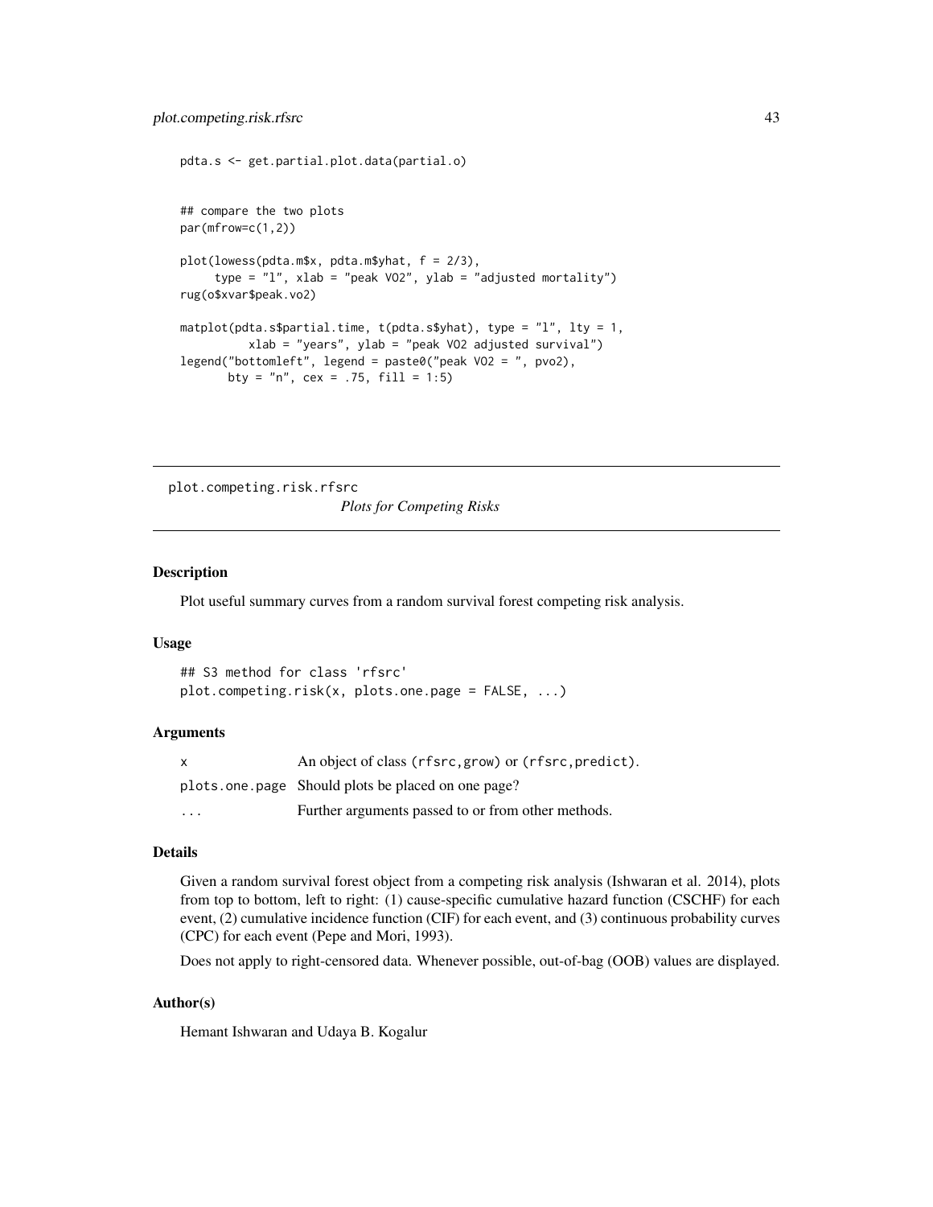```
pdta.s <- get.partial.plot.data(partial.o)


## compare the two plots
par(mfrow=c(1,2))

plot(lowess(pdta.m$x, pdta.m$yhat, f = 2/3),
     type = "l", xlab = "peak VO2", ylab = "adjusted mortality")
rug(o$xvar$peak.vo2)

matplot(pdta.s$partial.time, t(pdta.s$yhat), type = "l", lty = 1,
          xlab = "years", ylab = "peak VO2 adjusted survival")
legend("bottomleft", legend = paste0("peak VO2 = ", pvo2),
       bty = "n", cex = .75, fill = 1:5)
```

## plot.competing.risk.rfsrc

*Plots for Competing Risks*

### Description

Plot useful summary curves from a random survival forest competing risk analysis.

### Usage

```
## S3 method for class 'rfsrc'
plot.competing.risk(x, plots.one.page = FALSE, ...)
```

### Arguments

| | |
|---|---|
| `x` | An object of class `(rfsrc,grow)` or `(rfsrc,predict)`. |
| `plots.one.page` | Should plots be placed on one page? |
| `...` | Further arguments passed to or from other methods. |

### Details

Given a random survival forest object from a competing risk analysis (Ishwaran et al. 2014), plots from top to bottom, left to right: (1) cause-specific cumulative hazard function (CSCHF) for each event, (2) cumulative incidence function (CIF) for each event, and (3) continuous probability curves (CPC) for each event (Pepe and Mori, 1993).

Does not apply to right-censored data. Whenever possible, out-of-bag (OOB) values are displayed.

### Author(s)

Hemant Ishwaran and Udaya B. Kogalur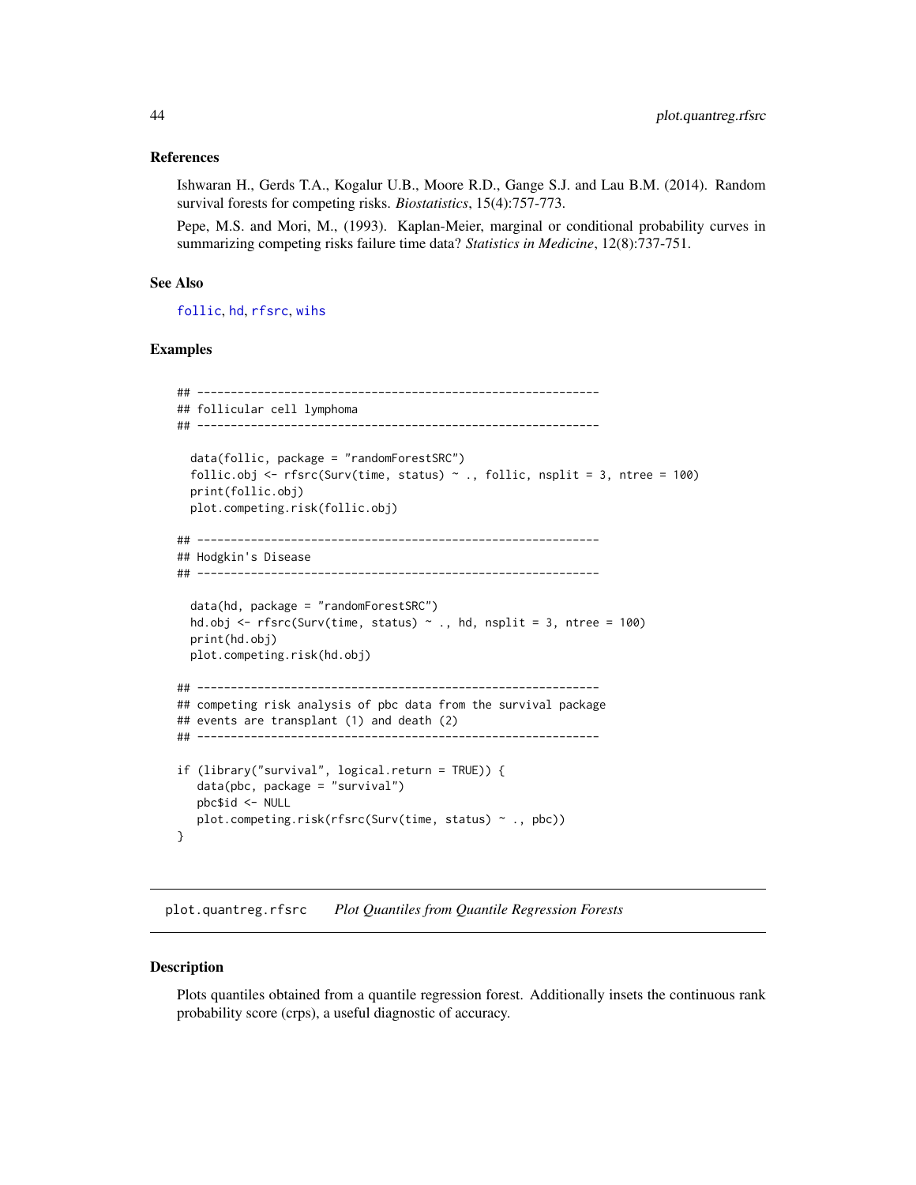### References

Ishwaran H., Gerds T.A., Kogalur U.B., Moore R.D., Gange S.J. and Lau B.M. (2014). Random survival forests for competing risks. *Biostatistics*, 15(4):757-773.

Pepe, M.S. and Mori, M., (1993). Kaplan-Meier, marginal or conditional probability curves in summarizing competing risks failure time data? *Statistics in Medicine*, 12(8):737-751.

### See Also

follic, hd, rfsrc, wihs

### Examples

```
## ------------------------------------------------------------
## follicular cell lymphoma
## ------------------------------------------------------------

  data(follic, package = "randomForestSRC")
  follic.obj <- rfsrc(Surv(time, status) ~ ., follic, nsplit = 3, ntree = 100)
  print(follic.obj)
  plot.competing.risk(follic.obj)

## ------------------------------------------------------------
## Hodgkin's Disease
## ------------------------------------------------------------

  data(hd, package = "randomForestSRC")
  hd.obj <- rfsrc(Surv(time, status) ~ ., hd, nsplit = 3, ntree = 100)
  print(hd.obj)
  plot.competing.risk(hd.obj)

## ------------------------------------------------------------
## competing risk analysis of pbc data from the survival package
## events are transplant (1) and death (2)
## ------------------------------------------------------------

if (library("survival", logical.return = TRUE)) {
   data(pbc, package = "survival")
   pbc$id <- NULL
   plot.competing.risk(rfsrc(Surv(time, status) ~ ., pbc))
}
```

---

## plot.quantreg.rfsrc    *Plot Quantiles from Quantile Regression Forests*

### Description

Plots quantiles obtained from a quantile regression forest. Additionally insets the continuous rank probability score (crps), a useful diagnostic of accuracy.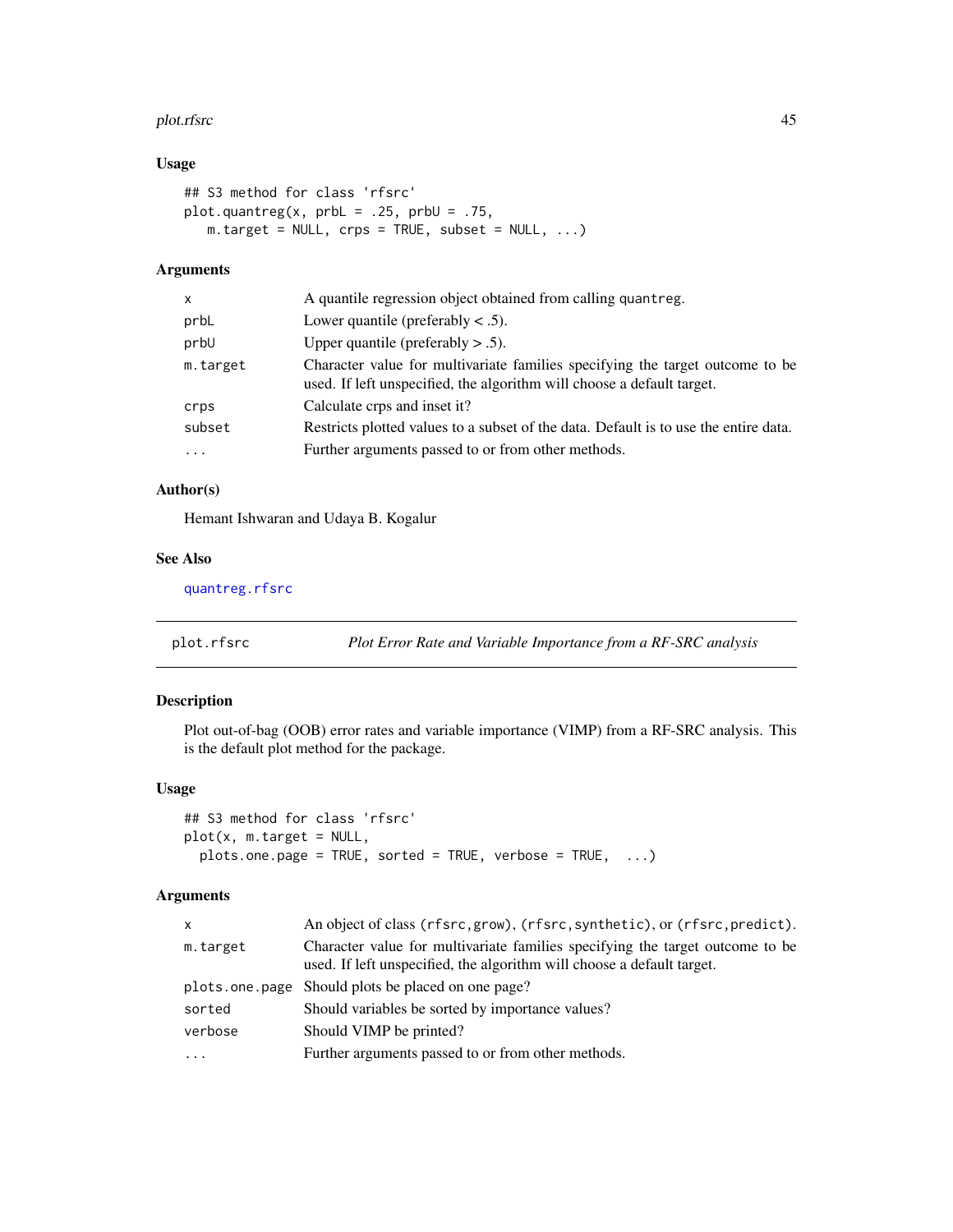### Usage

```
## S3 method for class 'rfsrc'
plot.quantreg(x, prbL = .25, prbU = .75,
   m.target = NULL, crps = TRUE, subset = NULL, ...)
```

### Arguments

| | |
|---|---|
| x | A quantile regression object obtained from calling quantreg. |
| prbL | Lower quantile (preferably < .5). |
| prbU | Upper quantile (preferably > .5). |
| m.target | Character value for multivariate families specifying the target outcome to be used. If left unspecified, the algorithm will choose a default target. |
| crps | Calculate crps and inset it? |
| subset | Restricts plotted values to a subset of the data. Default is to use the entire data. |
| ... | Further arguments passed to or from other methods. |

### Author(s)

Hemant Ishwaran and Udaya B. Kogalur

### See Also

quantreg.rfsrc

---

## plot.rfsrc — *Plot Error Rate and Variable Importance from a RF-SRC analysis*

### Description

Plot out-of-bag (OOB) error rates and variable importance (VIMP) from a RF-SRC analysis. This is the default plot method for the package.

### Usage

```
## S3 method for class 'rfsrc'
plot(x, m.target = NULL,
  plots.one.page = TRUE, sorted = TRUE, verbose = TRUE,  ...)
```

### Arguments

| | |
|---|---|
| x | An object of class (rfsrc,grow), (rfsrc,synthetic), or (rfsrc,predict). |
| m.target | Character value for multivariate families specifying the target outcome to be used. If left unspecified, the algorithm will choose a default target. |
| plots.one.page | Should plots be placed on one page? |
| sorted | Should variables be sorted by importance values? |
| verbose | Should VIMP be printed? |
| ... | Further arguments passed to or from other methods. |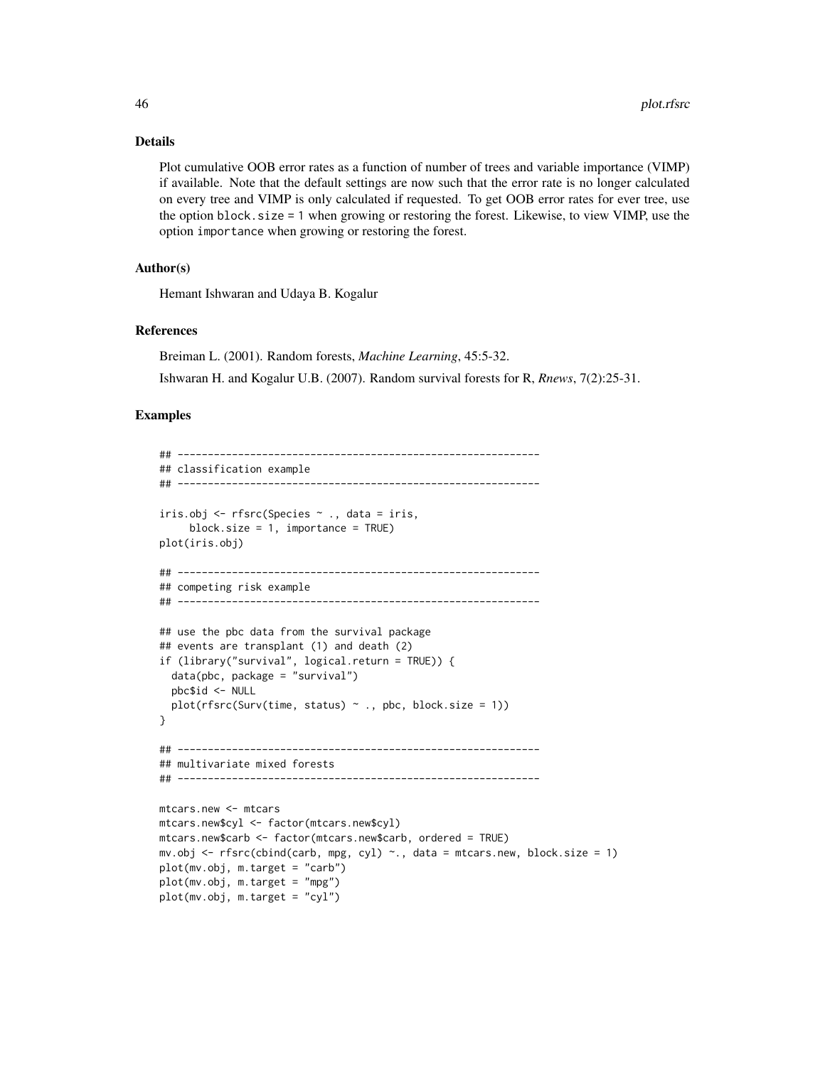## Details

Plot cumulative OOB error rates as a function of number of trees and variable importance (VIMP) if available. Note that the default settings are now such that the error rate is no longer calculated on every tree and VIMP is only calculated if requested. To get OOB error rates for ever tree, use the option `block.size = 1` when growing or restoring the forest. Likewise, to view VIMP, use the option `importance` when growing or restoring the forest.

## Author(s)

Hemant Ishwaran and Udaya B. Kogalur

## References

Breiman L. (2001). Random forests, *Machine Learning*, 45:5-32.

Ishwaran H. and Kogalur U.B. (2007). Random survival forests for R, *Rnews*, 7(2):25-31.

## Examples

```
## ------------------------------------------------------------
## classification example
## ------------------------------------------------------------

iris.obj <- rfsrc(Species ~ ., data = iris,
     block.size = 1, importance = TRUE)
plot(iris.obj)

## ------------------------------------------------------------
## competing risk example
## ------------------------------------------------------------

## use the pbc data from the survival package
## events are transplant (1) and death (2)
if (library("survival", logical.return = TRUE)) {
  data(pbc, package = "survival")
  pbc$id <- NULL
  plot(rfsrc(Surv(time, status) ~ ., pbc, block.size = 1))
}

## ------------------------------------------------------------
## multivariate mixed forests
## ------------------------------------------------------------

mtcars.new <- mtcars
mtcars.new$cyl <- factor(mtcars.new$cyl)
mtcars.new$carb <- factor(mtcars.new$carb, ordered = TRUE)
mv.obj <- rfsrc(cbind(carb, mpg, cyl) ~., data = mtcars.new, block.size = 1)
plot(mv.obj, m.target = "carb")
plot(mv.obj, m.target = "mpg")
plot(mv.obj, m.target = "cyl")
```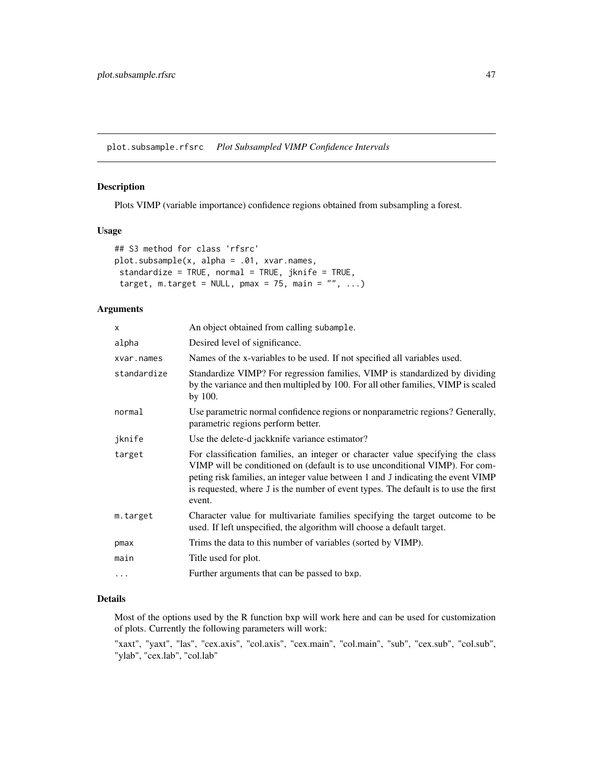plot.subsample.rfsrc *Plot Subsampled VIMP Confidence Intervals*

## Description

Plots VIMP (variable importance) confidence regions obtained from subsampling a forest.

## Usage

```
## S3 method for class 'rfsrc'
plot.subsample(x, alpha = .01, xvar.names,
 standardize = TRUE, normal = TRUE, jknife = TRUE,
 target, m.target = NULL, pmax = 75, main = "", ...)
```

## Arguments

| | |
|---|---|
| `x` | An object obtained from calling `subample`. |
| `alpha` | Desired level of significance. |
| `xvar.names` | Names of the x-variables to be used. If not specified all variables used. |
| `standardize` | Standardize VIMP? For regression families, VIMP is standardized by dividing by the variance and then multipled by 100. For all other families, VIMP is scaled by 100. |
| `normal` | Use parametric normal confidence regions or nonparametric regions? Generally, parametric regions perform better. |
| `jknife` | Use the delete-d jackknife variance estimator? |
| `target` | For classification families, an integer or character value specifying the class VIMP will be conditioned on (default is to use unconditional VIMP). For competing risk families, an integer value between 1 and J indicating the event VIMP is requested, where J is the number of event types. The default is to use the first event. |
| `m.target` | Character value for multivariate families specifying the target outcome to be used. If left unspecified, the algorithm will choose a default target. |
| `pmax` | Trims the data to this number of variables (sorted by VIMP). |
| `main` | Title used for plot. |
| `...` | Further arguments that can be passed to `bxp`. |

## Details

Most of the options used by the R function bxp will work here and can be used for customization of plots. Currently the following parameters will work:

"xaxt", "yaxt", "las", "cex.axis", "col.axis", "cex.main", "col.main", "sub", "cex.sub", "col.sub", "ylab", "cex.lab", "col.lab"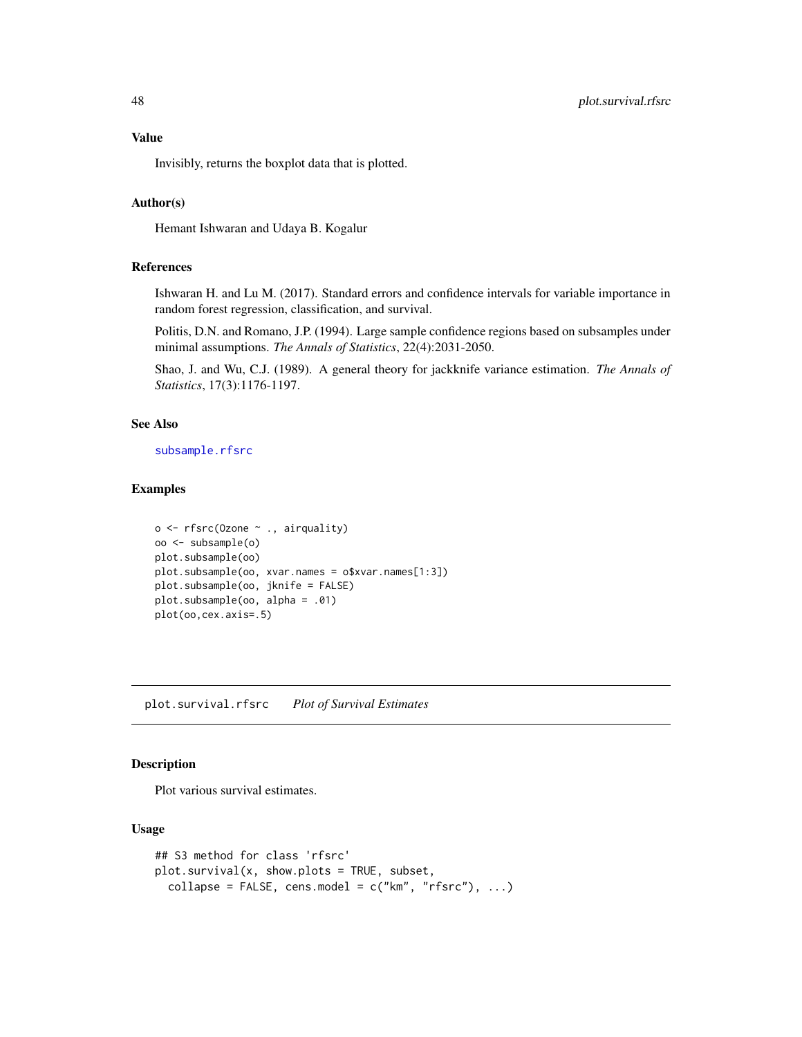### Value

Invisibly, returns the boxplot data that is plotted.

### Author(s)

Hemant Ishwaran and Udaya B. Kogalur

### References

Ishwaran H. and Lu M. (2017). Standard errors and confidence intervals for variable importance in random forest regression, classification, and survival.

Politis, D.N. and Romano, J.P. (1994). Large sample confidence regions based on subsamples under minimal assumptions. *The Annals of Statistics*, 22(4):2031-2050.

Shao, J. and Wu, C.J. (1989). A general theory for jackknife variance estimation. *The Annals of Statistics*, 17(3):1176-1197.

### See Also

subsample.rfsrc

### Examples

```
o <- rfsrc(Ozone ~ ., airquality)
oo <- subsample(o)
plot.subsample(oo)
plot.subsample(oo, xvar.names = o$xvar.names[1:3])
plot.subsample(oo, jknife = FALSE)
plot.subsample(oo, alpha = .01)
plot(oo,cex.axis=.5)
```

---

## plot.survival.rfsrc *Plot of Survival Estimates*

### Description

Plot various survival estimates.

### Usage

```
## S3 method for class 'rfsrc'
plot.survival(x, show.plots = TRUE, subset,
  collapse = FALSE, cens.model = c("km", "rfsrc"), ...)
```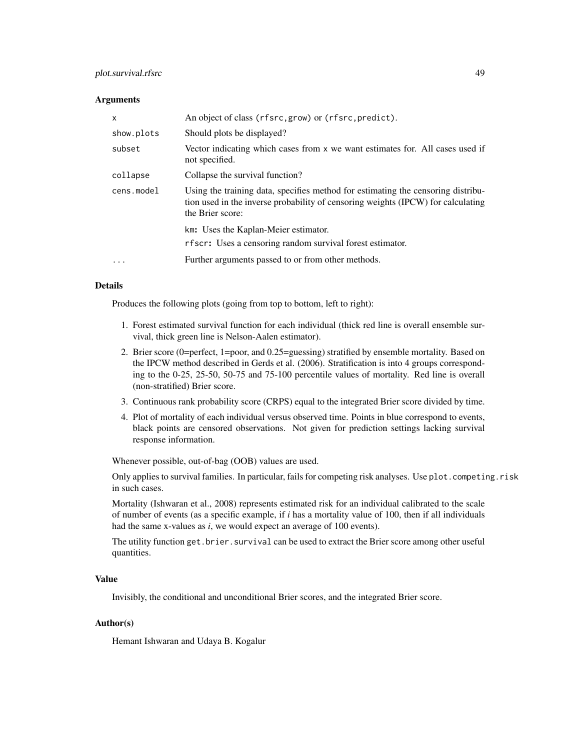### Arguments

| | |
|---|---|
| `x` | An object of class `(rfsrc,grow)` or `(rfsrc,predict)`. |
| `show.plots` | Should plots be displayed? |
| `subset` | Vector indicating which cases from `x` we want estimates for. All cases used if not specified. |
| `collapse` | Collapse the survival function? |
| `cens.model` | Using the training data, specifies method for estimating the censoring distribution used in the inverse probability of censoring weights (IPCW) for calculating the Brier score:<br><br>`km`**:** Uses the Kaplan-Meier estimator.<br>`rfscr`**:** Uses a censoring random survival forest estimator. |
| `...` | Further arguments passed to or from other methods. |

### Details

Produces the following plots (going from top to bottom, left to right):

1. Forest estimated survival function for each individual (thick red line is overall ensemble survival, thick green line is Nelson-Aalen estimator).
2. Brier score (0=perfect, 1=poor, and 0.25=guessing) stratified by ensemble mortality. Based on the IPCW method described in Gerds et al. (2006). Stratification is into 4 groups corresponding to the 0-25, 25-50, 50-75 and 75-100 percentile values of mortality. Red line is overall (non-stratified) Brier score.
3. Continuous rank probability score (CRPS) equal to the integrated Brier score divided by time.
4. Plot of mortality of each individual versus observed time. Points in blue correspond to events, black points are censored observations. Not given for prediction settings lacking survival response information.

Whenever possible, out-of-bag (OOB) values are used.

Only applies to survival families. In particular, fails for competing risk analyses. Use `plot.competing.risk` in such cases.

Mortality (Ishwaran et al., 2008) represents estimated risk for an individual calibrated to the scale of number of events (as a specific example, if $i$ has a mortality value of 100, then if all individuals had the same x-values as $i$, we would expect an average of 100 events).

The utility function `get.brier.survival` can be used to extract the Brier score among other useful quantities.

### Value

Invisibly, the conditional and unconditional Brier scores, and the integrated Brier score.

### Author(s)

Hemant Ishwaran and Udaya B. Kogalur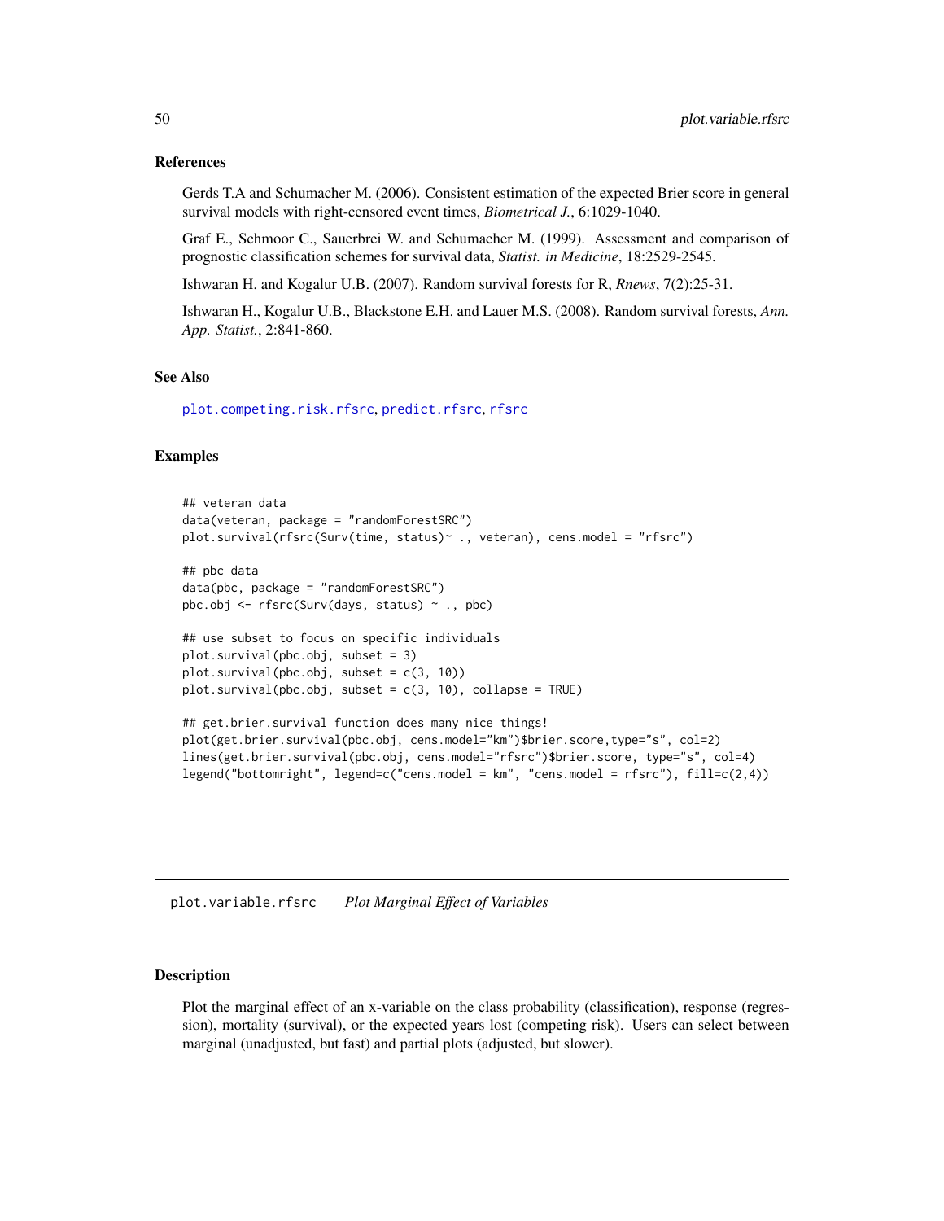### References

Gerds T.A and Schumacher M. (2006). Consistent estimation of the expected Brier score in general survival models with right-censored event times, *Biometrical J.*, 6:1029-1040.

Graf E., Schmoor C., Sauerbrei W. and Schumacher M. (1999). Assessment and comparison of prognostic classification schemes for survival data, *Statist. in Medicine*, 18:2529-2545.

Ishwaran H. and Kogalur U.B. (2007). Random survival forests for R, *Rnews*, 7(2):25-31.

Ishwaran H., Kogalur U.B., Blackstone E.H. and Lauer M.S. (2008). Random survival forests, *Ann. App. Statist.*, 2:841-860.

### See Also

plot.competing.risk.rfsrc, predict.rfsrc, rfsrc

### Examples

```
## veteran data
data(veteran, package = "randomForestSRC")
plot.survival(rfsrc(Surv(time, status)~ ., veteran), cens.model = "rfsrc")

## pbc data
data(pbc, package = "randomForestSRC")
pbc.obj <- rfsrc(Surv(days, status) ~ ., pbc)

## use subset to focus on specific individuals
plot.survival(pbc.obj, subset = 3)
plot.survival(pbc.obj, subset = c(3, 10))
plot.survival(pbc.obj, subset = c(3, 10), collapse = TRUE)

## get.brier.survival function does many nice things!
plot(get.brier.survival(pbc.obj, cens.model="km")$brier.score,type="s", col=2)
lines(get.brier.survival(pbc.obj, cens.model="rfsrc")$brier.score, type="s", col=4)
legend("bottomright", legend=c("cens.model = km", "cens.model = rfsrc"), fill=c(2,4))
```

---

## plot.variable.rfsrc *Plot Marginal Effect of Variables*

### Description

Plot the marginal effect of an x-variable on the class probability (classification), response (regression), mortality (survival), or the expected years lost (competing risk). Users can select between marginal (unadjusted, but fast) and partial plots (adjusted, but slower).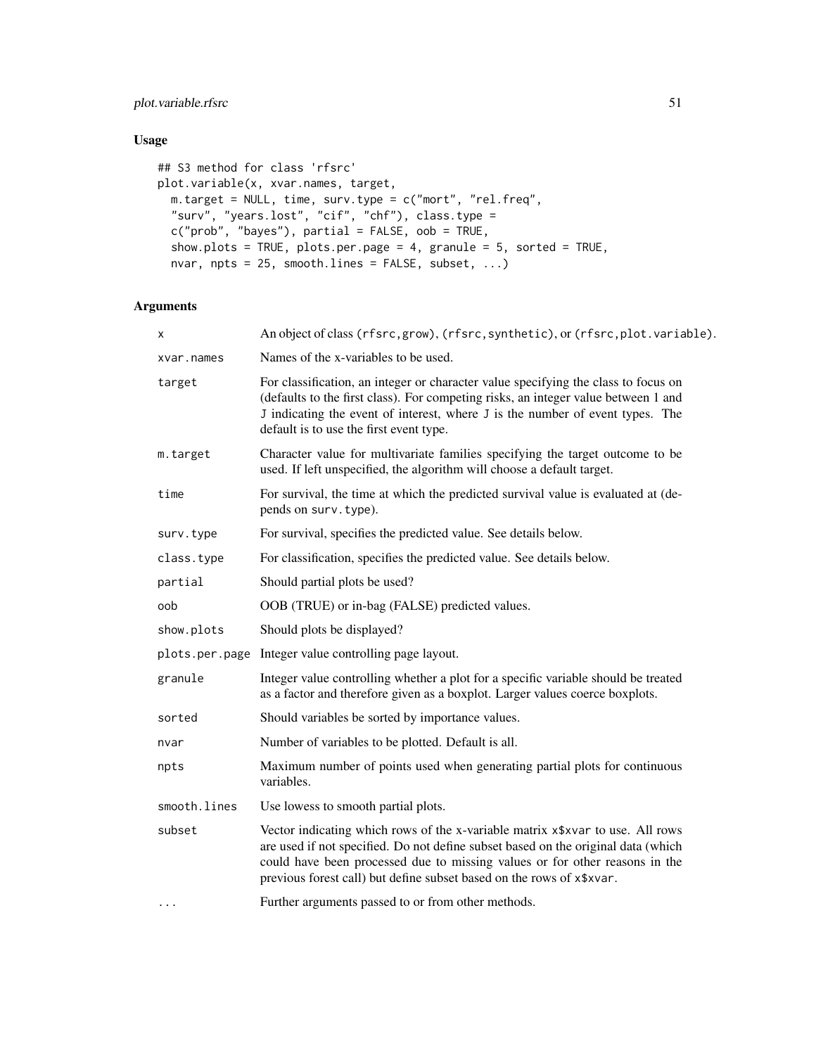## Usage

```
## S3 method for class 'rfsrc'
plot.variable(x, xvar.names, target,
  m.target = NULL, time, surv.type = c("mort", "rel.freq",
  "surv", "years.lost", "cif", "chf"), class.type =
  c("prob", "bayes"), partial = FALSE, oob = TRUE,
  show.plots = TRUE, plots.per.page = 4, granule = 5, sorted = TRUE,
  nvar, npts = 25, smooth.lines = FALSE, subset, ...)
```

## Arguments

| | |
|---|---|
| `x` | An object of class `(rfsrc,grow)`, `(rfsrc,synthetic)`, or `(rfsrc,plot.variable)`. |
| `xvar.names` | Names of the x-variables to be used. |
| `target` | For classification, an integer or character value specifying the class to focus on (defaults to the first class). For competing risks, an integer value between 1 and `J` indicating the event of interest, where `J` is the number of event types. The default is to use the first event type. |
| `m.target` | Character value for multivariate families specifying the target outcome to be used. If left unspecified, the algorithm will choose a default target. |
| `time` | For survival, the time at which the predicted survival value is evaluated at (depends on `surv.type`). |
| `surv.type` | For survival, specifies the predicted value. See details below. |
| `class.type` | For classification, specifies the predicted value. See details below. |
| `partial` | Should partial plots be used? |
| `oob` | OOB (TRUE) or in-bag (FALSE) predicted values. |
| `show.plots` | Should plots be displayed? |
| `plots.per.page` | Integer value controlling page layout. |
| `granule` | Integer value controlling whether a plot for a specific variable should be treated as a factor and therefore given as a boxplot. Larger values coerce boxplots. |
| `sorted` | Should variables be sorted by importance values. |
| `nvar` | Number of variables to be plotted. Default is all. |
| `npts` | Maximum number of points used when generating partial plots for continuous variables. |
| `smooth.lines` | Use lowess to smooth partial plots. |
| `subset` | Vector indicating which rows of the x-variable matrix `x$xvar` to use. All rows are used if not specified. Do not define subset based on the original data (which could have been processed due to missing values or for other reasons in the previous forest call) but define subset based on the rows of `x$xvar`. |
| `...` | Further arguments passed to or from other methods. |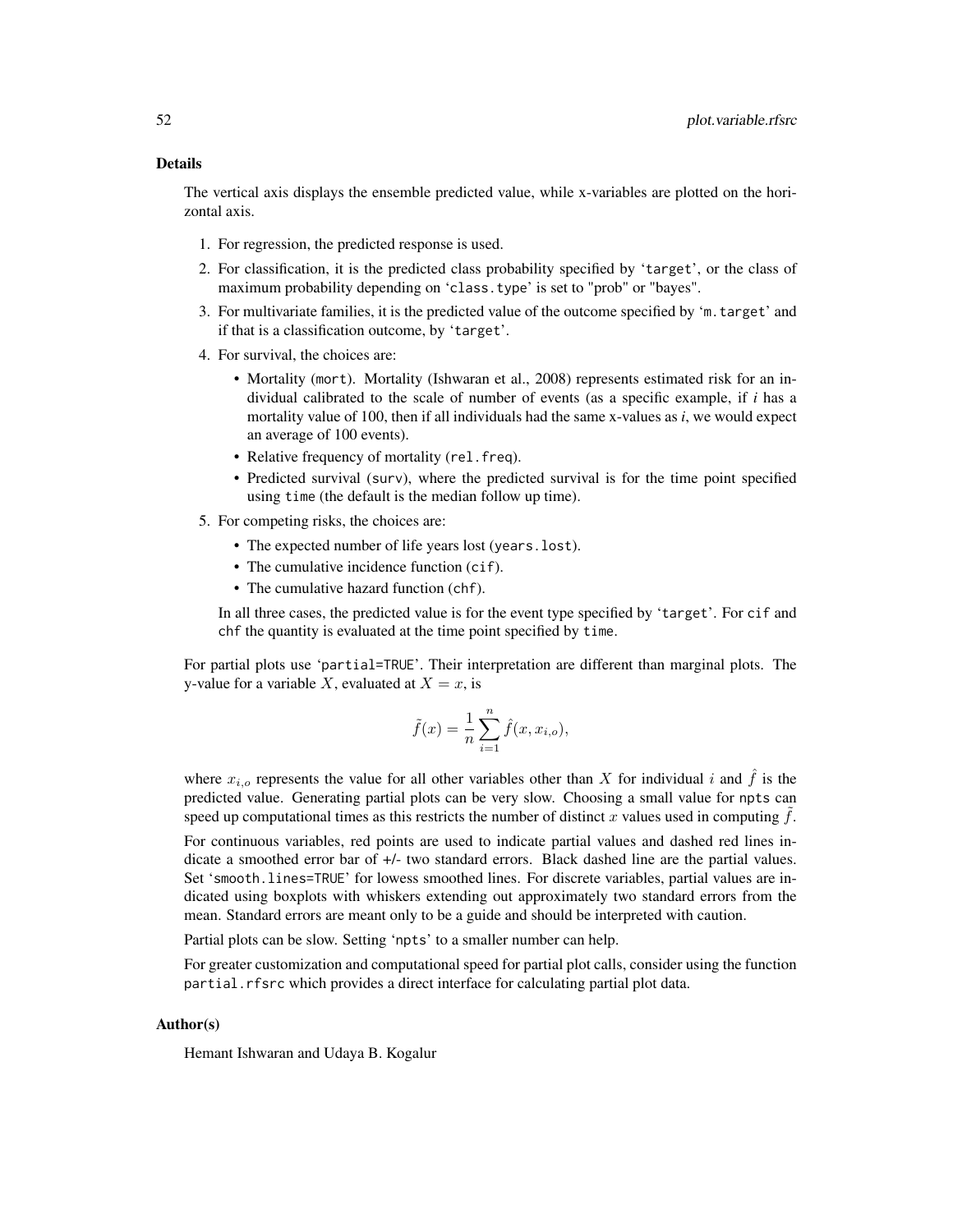### Details

The vertical axis displays the ensemble predicted value, while x-variables are plotted on the horizontal axis.

1. For regression, the predicted response is used.
2. For classification, it is the predicted class probability specified by 'target', or the class of maximum probability depending on 'class.type' is set to "prob" or "bayes".
3. For multivariate families, it is the predicted value of the outcome specified by 'm.target' and if that is a classification outcome, by 'target'.
4. For survival, the choices are:
   - Mortality (mort). Mortality (Ishwaran et al., 2008) represents estimated risk for an individual calibrated to the scale of number of events (as a specific example, if *i* has a mortality value of 100, then if all individuals had the same x-values as *i*, we would expect an average of 100 events).
   - Relative frequency of mortality (rel.freq).
   - Predicted survival (surv), where the predicted survival is for the time point specified using time (the default is the median follow up time).
5. For competing risks, the choices are:
   - The expected number of life years lost (years.lost).
   - The cumulative incidence function (cif).
   - The cumulative hazard function (chf).

   In all three cases, the predicted value is for the event type specified by 'target'. For cif and chf the quantity is evaluated at the time point specified by time.

For partial plots use 'partial=TRUE'. Their interpretation are different than marginal plots. The y-value for a variable $X$, evaluated at $X = x$, is

$$\tilde{f}(x) = \frac{1}{n} \sum_{i=1}^{n} \hat{f}(x, x_{i,o}),$$

where $x_{i,o}$ represents the value for all other variables other than $X$ for individual $i$ and $\hat{f}$ is the predicted value. Generating partial plots can be very slow. Choosing a small value for npts can speed up computational times as this restricts the number of distinct $x$ values used in computing $\tilde{f}$.

For continuous variables, red points are used to indicate partial values and dashed red lines indicate a smoothed error bar of +/- two standard errors. Black dashed line are the partial values. Set 'smooth.lines=TRUE' for lowess smoothed lines. For discrete variables, partial values are indicated using boxplots with whiskers extending out approximately two standard errors from the mean. Standard errors are meant only to be a guide and should be interpreted with caution.

Partial plots can be slow. Setting 'npts' to a smaller number can help.

For greater customization and computational speed for partial plot calls, consider using the function partial.rfsrc which provides a direct interface for calculating partial plot data.

### Author(s)

Hemant Ishwaran and Udaya B. Kogalur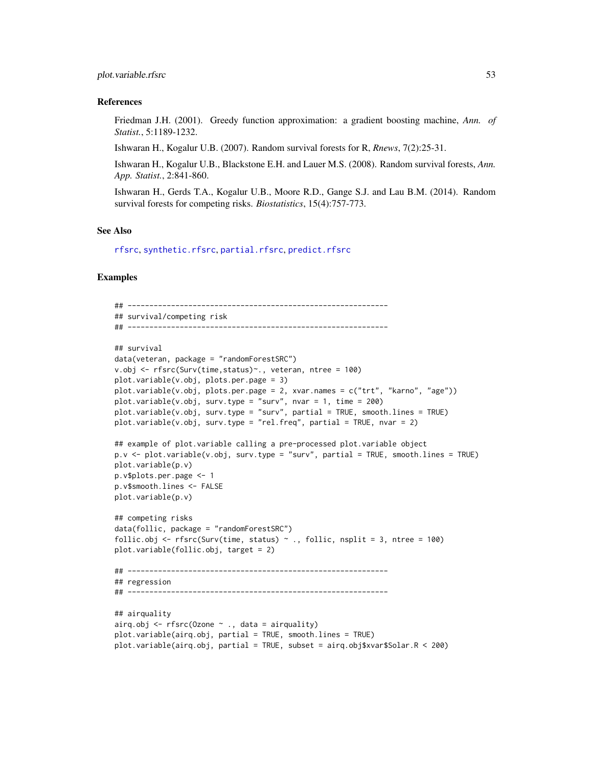### References

Friedman J.H. (2001). Greedy function approximation: a gradient boosting machine, *Ann. of Statist.*, 5:1189-1232.

Ishwaran H., Kogalur U.B. (2007). Random survival forests for R, *Rnews*, 7(2):25-31.

Ishwaran H., Kogalur U.B., Blackstone E.H. and Lauer M.S. (2008). Random survival forests, *Ann. App. Statist.*, 2:841-860.

Ishwaran H., Gerds T.A., Kogalur U.B., Moore R.D., Gange S.J. and Lau B.M. (2014). Random survival forests for competing risks. *Biostatistics*, 15(4):757-773.

### See Also

rfsrc, synthetic.rfsrc, partial.rfsrc, predict.rfsrc

### Examples

```
## ------------------------------------------------------------
## survival/competing risk
## ------------------------------------------------------------

## survival
data(veteran, package = "randomForestSRC")
v.obj <- rfsrc(Surv(time,status)~., veteran, ntree = 100)
plot.variable(v.obj, plots.per.page = 3)
plot.variable(v.obj, plots.per.page = 2, xvar.names = c("trt", "karno", "age"))
plot.variable(v.obj, surv.type = "surv", nvar = 1, time = 200)
plot.variable(v.obj, surv.type = "surv", partial = TRUE, smooth.lines = TRUE)
plot.variable(v.obj, surv.type = "rel.freq", partial = TRUE, nvar = 2)

## example of plot.variable calling a pre-processed plot.variable object
p.v <- plot.variable(v.obj, surv.type = "surv", partial = TRUE, smooth.lines = TRUE)
plot.variable(p.v)
p.v$plots.per.page <- 1
p.v$smooth.lines <- FALSE
plot.variable(p.v)

## competing risks
data(follic, package = "randomForestSRC")
follic.obj <- rfsrc(Surv(time, status) ~ ., follic, nsplit = 3, ntree = 100)
plot.variable(follic.obj, target = 2)

## ------------------------------------------------------------
## regression
## ------------------------------------------------------------

## airquality
airq.obj <- rfsrc(Ozone ~ ., data = airquality)
plot.variable(airq.obj, partial = TRUE, smooth.lines = TRUE)
plot.variable(airq.obj, partial = TRUE, subset = airq.obj$xvar$Solar.R < 200)
```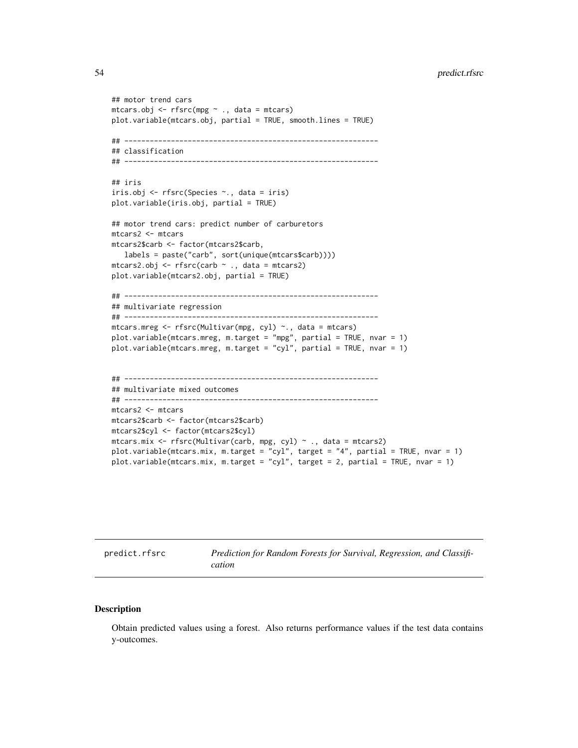```
## motor trend cars
mtcars.obj <- rfsrc(mpg ~ ., data = mtcars)
plot.variable(mtcars.obj, partial = TRUE, smooth.lines = TRUE)

## ------------------------------------------------------------
## classification
## ------------------------------------------------------------

## iris
iris.obj <- rfsrc(Species ~., data = iris)
plot.variable(iris.obj, partial = TRUE)

## motor trend cars: predict number of carburetors
mtcars2 <- mtcars
mtcars2$carb <- factor(mtcars2$carb,
   labels = paste("carb", sort(unique(mtcars$carb))))
mtcars2.obj <- rfsrc(carb ~ ., data = mtcars2)
plot.variable(mtcars2.obj, partial = TRUE)

## ------------------------------------------------------------
## multivariate regression
## ------------------------------------------------------------
mtcars.mreg <- rfsrc(Multivar(mpg, cyl) ~., data = mtcars)
plot.variable(mtcars.mreg, m.target = "mpg", partial = TRUE, nvar = 1)
plot.variable(mtcars.mreg, m.target = "cyl", partial = TRUE, nvar = 1)


## ------------------------------------------------------------
## multivariate mixed outcomes
## ------------------------------------------------------------
mtcars2 <- mtcars
mtcars2$carb <- factor(mtcars2$carb)
mtcars2$cyl <- factor(mtcars2$cyl)
mtcars.mix <- rfsrc(Multivar(carb, mpg, cyl) ~ ., data = mtcars2)
plot.variable(mtcars.mix, m.target = "cyl", target = "4", partial = TRUE, nvar = 1)
plot.variable(mtcars.mix, m.target = "cyl", target = 2, partial = TRUE, nvar = 1)
```

# predict.rfsrc — *Prediction for Random Forests for Survival, Regression, and Classification*

## Description

Obtain predicted values using a forest. Also returns performance values if the test data contains y-outcomes.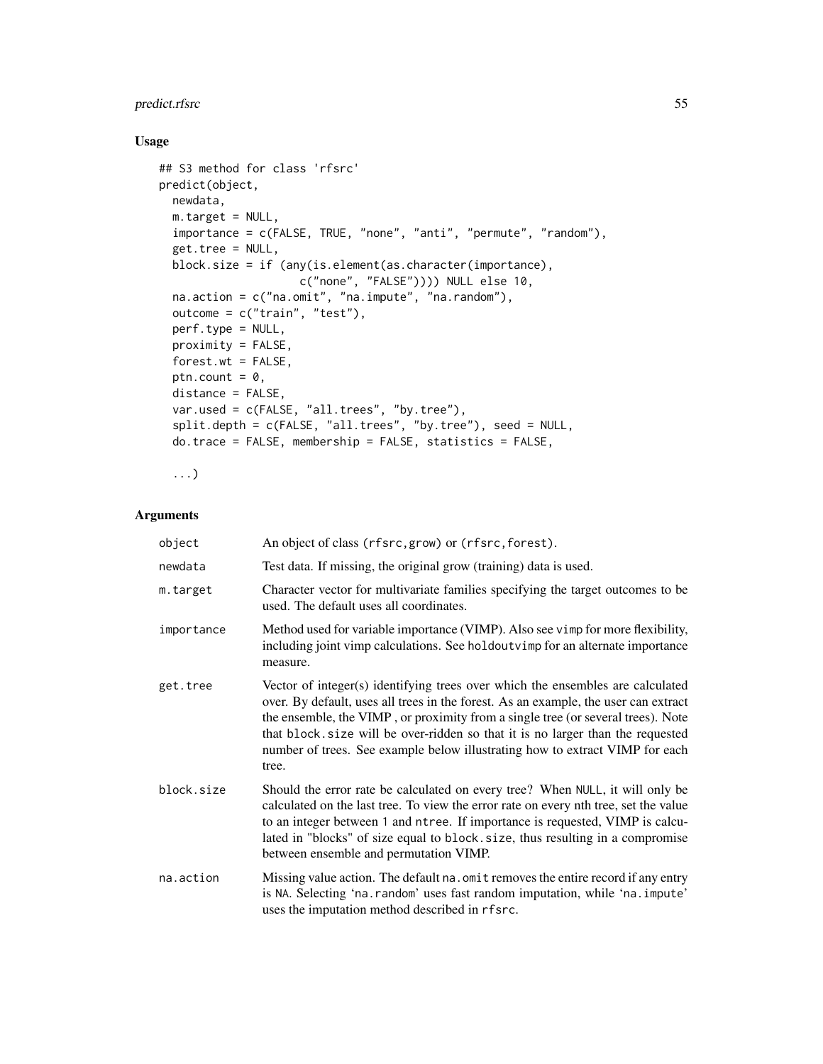## Usage

```
## S3 method for class 'rfsrc'
predict(object,
  newdata,
  m.target = NULL,
  importance = c(FALSE, TRUE, "none", "anti", "permute", "random"),
  get.tree = NULL,
  block.size = if (any(is.element(as.character(importance),
                     c("none", "FALSE")))) NULL else 10,
  na.action = c("na.omit", "na.impute", "na.random"),
  outcome = c("train", "test"),
  perf.type = NULL,
  proximity = FALSE,
  forest.wt = FALSE,
  ptn.count = 0,
  distance = FALSE,
  var.used = c(FALSE, "all.trees", "by.tree"),
  split.depth = c(FALSE, "all.trees", "by.tree"), seed = NULL,
  do.trace = FALSE, membership = FALSE, statistics = FALSE,

  ...)
```

## Arguments

| | |
|---|---|
| object | An object of class (rfsrc,grow) or (rfsrc,forest). |
| newdata | Test data. If missing, the original grow (training) data is used. |
| m.target | Character vector for multivariate families specifying the target outcomes to be used. The default uses all coordinates. |
| importance | Method used for variable importance (VIMP). Also see vimp for more flexibility, including joint vimp calculations. See holdoutvimp for an alternate importance measure. |
| get.tree | Vector of integer(s) identifying trees over which the ensembles are calculated over. By default, uses all trees in the forest. As an example, the user can extract the ensemble, the VIMP , or proximity from a single tree (or several trees). Note that block.size will be over-ridden so that it is no larger than the requested number of trees. See example below illustrating how to extract VIMP for each tree. |
| block.size | Should the error rate be calculated on every tree? When NULL, it will only be calculated on the last tree. To view the error rate on every nth tree, set the value to an integer between 1 and ntree. If importance is requested, VIMP is calculated in "blocks" of size equal to block.size, thus resulting in a compromise between ensemble and permutation VIMP. |
| na.action | Missing value action. The default na.omit removes the entire record if any entry is NA. Selecting 'na.random' uses fast random imputation, while 'na.impute' uses the imputation method described in rfsrc. |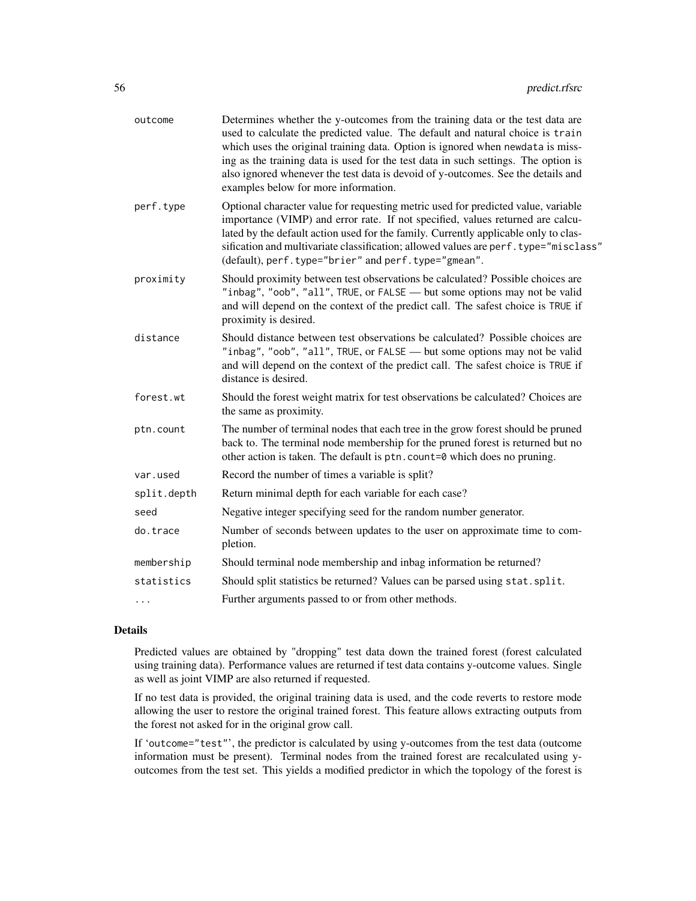| | |
|---|---|
| `outcome` | Determines whether the y-outcomes from the training data or the test data are used to calculate the predicted value. The default and natural choice is `train` which uses the original training data. Option is ignored when `newdata` is missing as the training data is used for the test data in such settings. The option is also ignored whenever the test data is devoid of y-outcomes. See the details and examples below for more information. |
| `perf.type` | Optional character value for requesting metric used for predicted value, variable importance (VIMP) and error rate. If not specified, values returned are calculated by the default action used for the family. Currently applicable only to classification and multivariate classification; allowed values are `perf.type="misclass"` (default), `perf.type="brier"` and `perf.type="gmean"`. |
| `proximity` | Should proximity between test observations be calculated? Possible choices are `"inbag"`, `"oob"`, `"all"`, `TRUE`, or `FALSE` — but some options may not be valid and will depend on the context of the predict call. The safest choice is `TRUE` if proximity is desired. |
| `distance` | Should distance between test observations be calculated? Possible choices are `"inbag"`, `"oob"`, `"all"`, `TRUE`, or `FALSE` — but some options may not be valid and will depend on the context of the predict call. The safest choice is `TRUE` if distance is desired. |
| `forest.wt` | Should the forest weight matrix for test observations be calculated? Choices are the same as proximity. |
| `ptn.count` | The number of terminal nodes that each tree in the grow forest should be pruned back to. The terminal node membership for the pruned forest is returned but no other action is taken. The default is `ptn.count=0` which does no pruning. |
| `var.used` | Record the number of times a variable is split? |
| `split.depth` | Return minimal depth for each variable for each case? |
| `seed` | Negative integer specifying seed for the random number generator. |
| `do.trace` | Number of seconds between updates to the user on approximate time to completion. |
| `membership` | Should terminal node membership and inbag information be returned? |
| `statistics` | Should split statistics be returned? Values can be parsed using `stat.split`. |
| `...` | Further arguments passed to or from other methods. |

## Details

Predicted values are obtained by "dropping" test data down the trained forest (forest calculated using training data). Performance values are returned if test data contains y-outcome values. Single as well as joint VIMP are also returned if requested.

If no test data is provided, the original training data is used, and the code reverts to restore mode allowing the user to restore the original trained forest. This feature allows extracting outputs from the forest not asked for in the original grow call.

If '`outcome="test"`', the predictor is calculated by using y-outcomes from the test data (outcome information must be present). Terminal nodes from the trained forest are recalculated using y-outcomes from the test set. This yields a modified predictor in which the topology of the forest is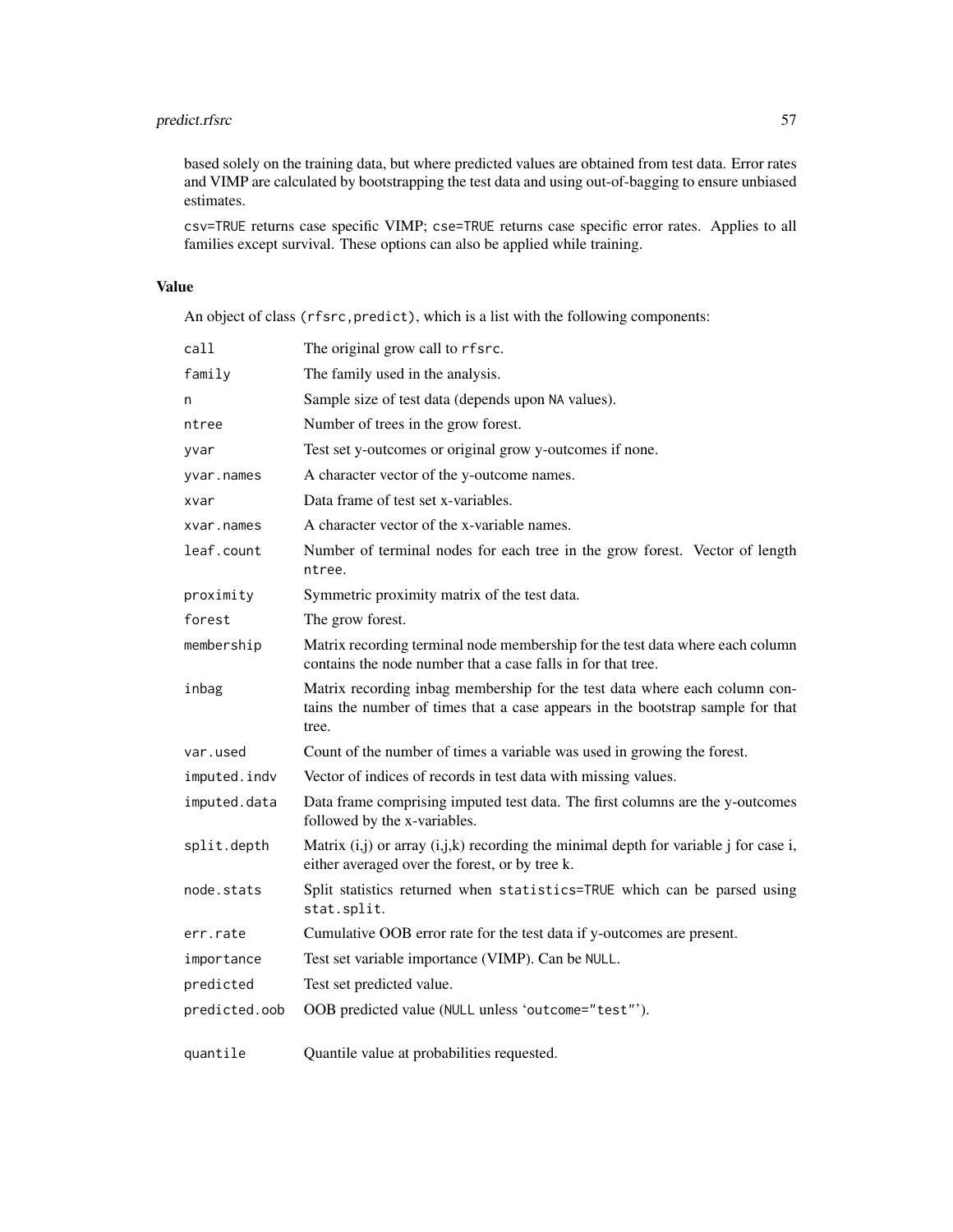based solely on the training data, but where predicted values are obtained from test data. Error rates and VIMP are calculated by bootstrapping the test data and using out-of-bagging to ensure unbiased estimates.

`csv=TRUE` returns case specific VIMP; `cse=TRUE` returns case specific error rates. Applies to all families except survival. These options can also be applied while training.

### Value

An object of class `(rfsrc,predict)`, which is a list with the following components:

| | |
|---|---|
| `call` | The original grow call to `rfsrc`. |
| `family` | The family used in the analysis. |
| `n` | Sample size of test data (depends upon `NA` values). |
| `ntree` | Number of trees in the grow forest. |
| `yvar` | Test set y-outcomes or original grow y-outcomes if none. |
| `yvar.names` | A character vector of the y-outcome names. |
| `xvar` | Data frame of test set x-variables. |
| `xvar.names` | A character vector of the x-variable names. |
| `leaf.count` | Number of terminal nodes for each tree in the grow forest. Vector of length `ntree`. |
| `proximity` | Symmetric proximity matrix of the test data. |
| `forest` | The grow forest. |
| `membership` | Matrix recording terminal node membership for the test data where each column contains the node number that a case falls in for that tree. |
| `inbag` | Matrix recording inbag membership for the test data where each column contains the number of times that a case appears in the bootstrap sample for that tree. |
| `var.used` | Count of the number of times a variable was used in growing the forest. |
| `imputed.indv` | Vector of indices of records in test data with missing values. |
| `imputed.data` | Data frame comprising imputed test data. The first columns are the y-outcomes followed by the x-variables. |
| `split.depth` | Matrix (i,j) or array (i,j,k) recording the minimal depth for variable j for case i, either averaged over the forest, or by tree k. |
| `node.stats` | Split statistics returned when `statistics=TRUE` which can be parsed using `stat.split`. |
| `err.rate` | Cumulative OOB error rate for the test data if y-outcomes are present. |
| `importance` | Test set variable importance (VIMP). Can be `NULL`. |
| `predicted` | Test set predicted value. |
| `predicted.oob` | OOB predicted value (`NULL` unless '`outcome="test"`'). |
| `quantile` | Quantile value at probabilities requested. |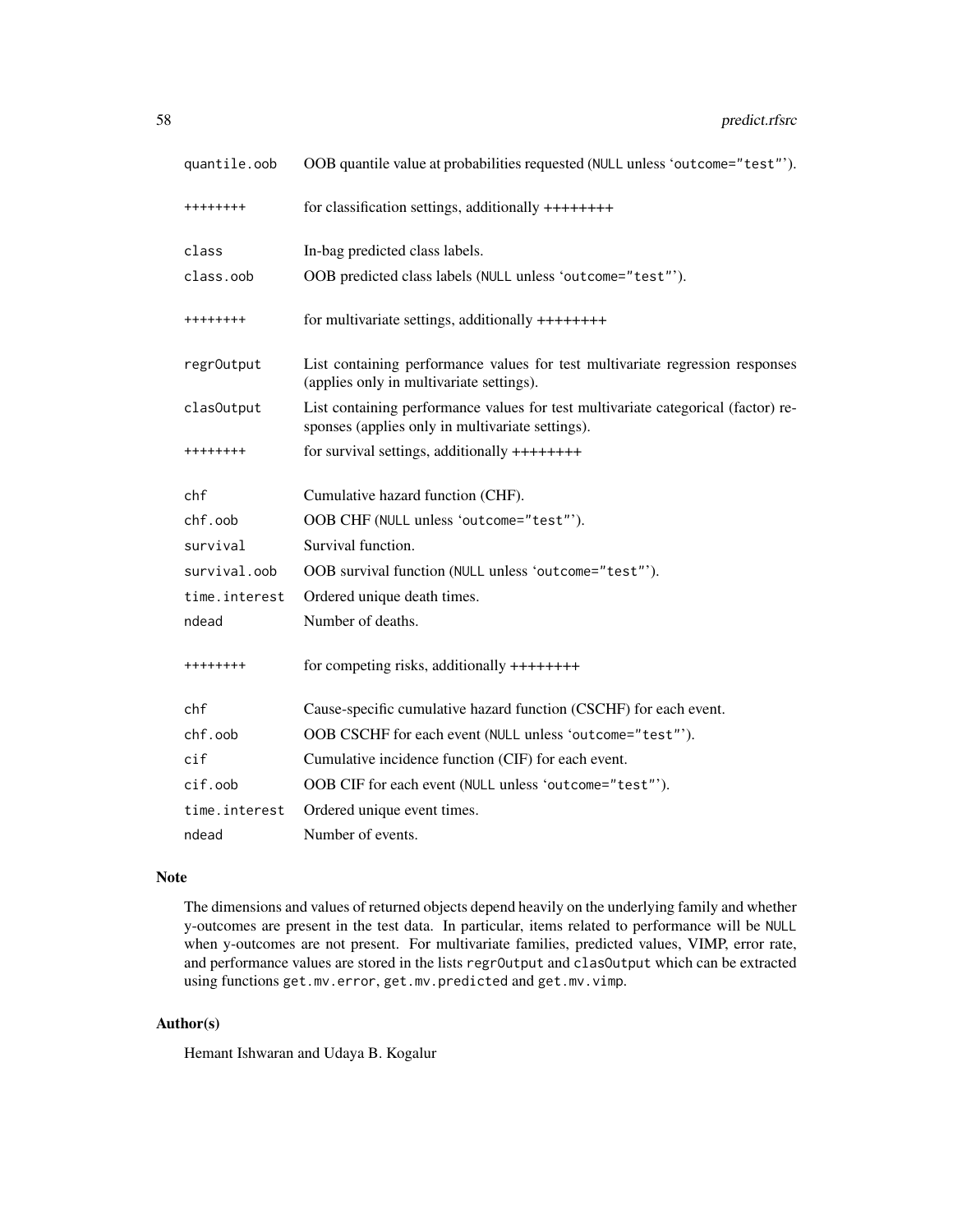| | |
|---|---|
| `quantile.oob` | OOB quantile value at probabilities requested (`NULL` unless '`outcome="test"`'). |
| `++++++++` | for classification settings, additionally ++++++++ |
| `class` | In-bag predicted class labels. |
| `class.oob` | OOB predicted class labels (`NULL` unless '`outcome="test"`'). |
| `++++++++` | for multivariate settings, additionally ++++++++ |
| `regrOutput` | List containing performance values for test multivariate regression responses (applies only in multivariate settings). |
| `clasOutput` | List containing performance values for test multivariate categorical (factor) responses (applies only in multivariate settings). |
| `++++++++` | for survival settings, additionally ++++++++ |
| `chf` | Cumulative hazard function (CHF). |
| `chf.oob` | OOB CHF (`NULL` unless '`outcome="test"`'). |
| `survival` | Survival function. |
| `survival.oob` | OOB survival function (`NULL` unless '`outcome="test"`'). |
| `time.interest` | Ordered unique death times. |
| `ndead` | Number of deaths. |
| `++++++++` | for competing risks, additionally ++++++++ |
| `chf` | Cause-specific cumulative hazard function (CSCHF) for each event. |
| `chf.oob` | OOB CSCHF for each event (`NULL` unless '`outcome="test"`'). |
| `cif` | Cumulative incidence function (CIF) for each event. |
| `cif.oob` | OOB CIF for each event (`NULL` unless '`outcome="test"`'). |
| `time.interest` | Ordered unique event times. |
| `ndead` | Number of events. |

## Note

The dimensions and values of returned objects depend heavily on the underlying family and whether y-outcomes are present in the test data. In particular, items related to performance will be `NULL` when y-outcomes are not present. For multivariate families, predicted values, VIMP, error rate, and performance values are stored in the lists `regrOutput` and `clasOutput` which can be extracted using functions `get.mv.error`, `get.mv.predicted` and `get.mv.vimp`.

## Author(s)

Hemant Ishwaran and Udaya B. Kogalur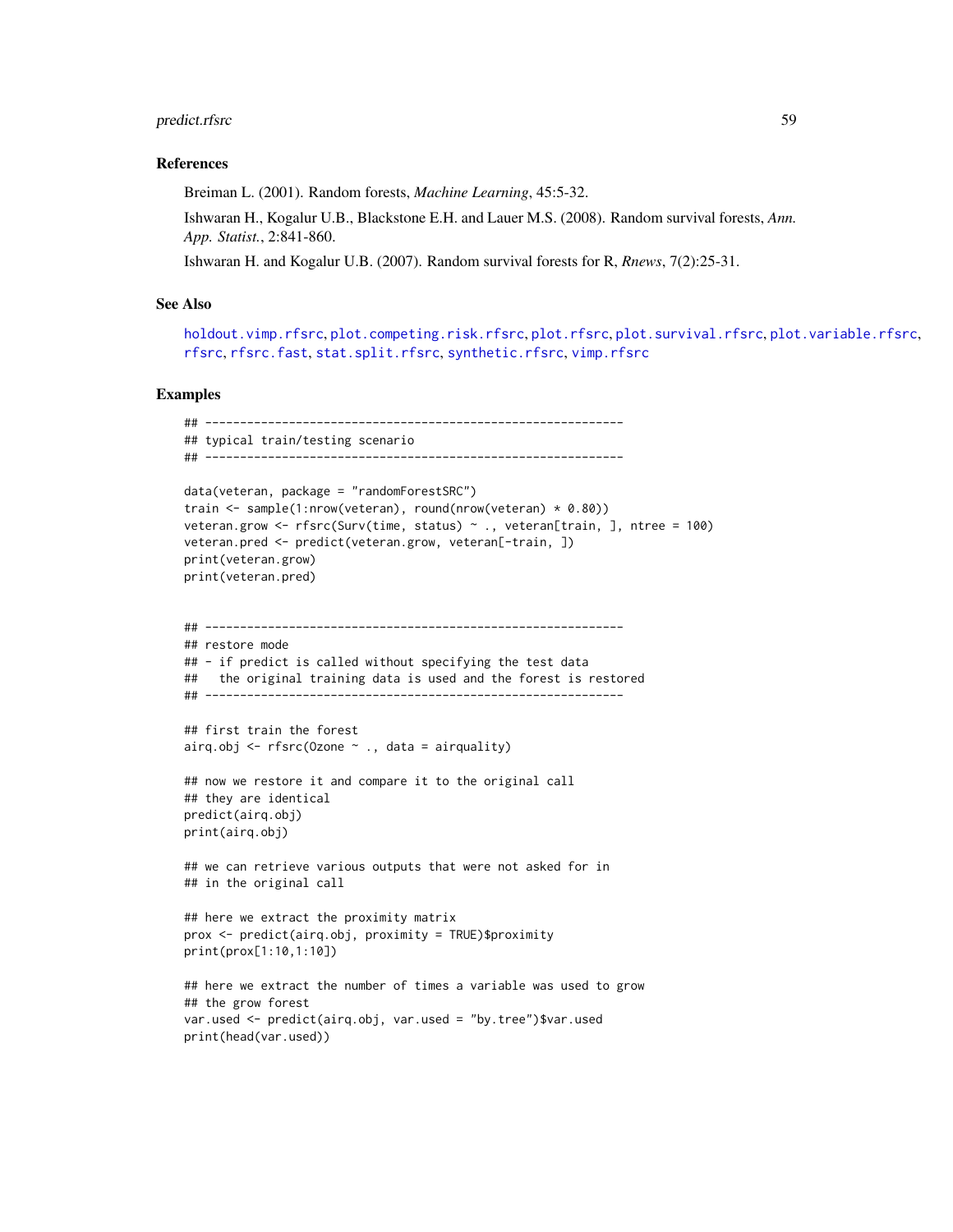### References

Breiman L. (2001). Random forests, *Machine Learning*, 45:5-32.

Ishwaran H., Kogalur U.B., Blackstone E.H. and Lauer M.S. (2008). Random survival forests, *Ann. App. Statist.*, 2:841-860.

Ishwaran H. and Kogalur U.B. (2007). Random survival forests for R, *Rnews*, 7(2):25-31.

### See Also

holdout.vimp.rfsrc, plot.competing.risk.rfsrc, plot.rfsrc, plot.survival.rfsrc, plot.variable.rfsrc, rfsrc, rfsrc.fast, stat.split.rfsrc, synthetic.rfsrc, vimp.rfsrc

### Examples

```
## ------------------------------------------------------------
## typical train/testing scenario
## ------------------------------------------------------------

data(veteran, package = "randomForestSRC")
train <- sample(1:nrow(veteran), round(nrow(veteran) * 0.80))
veteran.grow <- rfsrc(Surv(time, status) ~ ., veteran[train, ], ntree = 100)
veteran.pred <- predict(veteran.grow, veteran[-train, ])
print(veteran.grow)
print(veteran.pred)


## ------------------------------------------------------------
## restore mode
## - if predict is called without specifying the test data
##   the original training data is used and the forest is restored
## ------------------------------------------------------------

## first train the forest
airq.obj <- rfsrc(Ozone ~ ., data = airquality)

## now we restore it and compare it to the original call
## they are identical
predict(airq.obj)
print(airq.obj)

## we can retrieve various outputs that were not asked for in
## in the original call

## here we extract the proximity matrix
prox <- predict(airq.obj, proximity = TRUE)$proximity
print(prox[1:10,1:10])

## here we extract the number of times a variable was used to grow
## the grow forest
var.used <- predict(airq.obj, var.used = "by.tree")$var.used
print(head(var.used))
```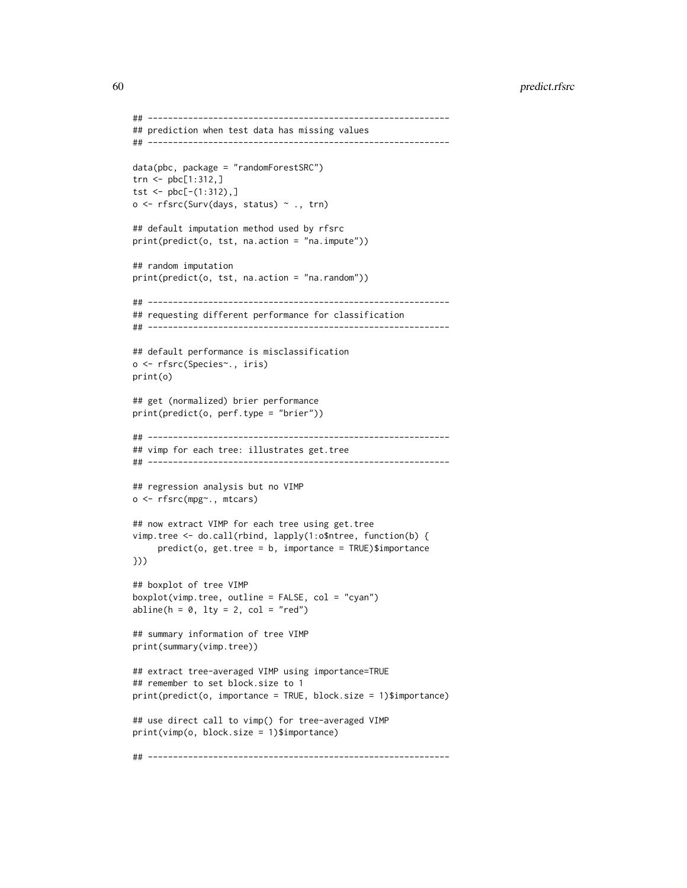```
## ------------------------------------------------------------
## prediction when test data has missing values
## ------------------------------------------------------------

data(pbc, package = "randomForestSRC")
trn <- pbc[1:312,]
tst <- pbc[-(1:312),]
o <- rfsrc(Surv(days, status) ~ ., trn)

## default imputation method used by rfsrc
print(predict(o, tst, na.action = "na.impute"))

## random imputation
print(predict(o, tst, na.action = "na.random"))

## ------------------------------------------------------------
## requesting different performance for classification
## ------------------------------------------------------------

## default performance is misclassification
o <- rfsrc(Species~., iris)
print(o)

## get (normalized) brier performance
print(predict(o, perf.type = "brier"))

## ------------------------------------------------------------
## vimp for each tree: illustrates get.tree
## ------------------------------------------------------------

## regression analysis but no VIMP
o <- rfsrc(mpg~., mtcars)

## now extract VIMP for each tree using get.tree
vimp.tree <- do.call(rbind, lapply(1:o$ntree, function(b) {
     predict(o, get.tree = b, importance = TRUE)$importance
}))

## boxplot of tree VIMP
boxplot(vimp.tree, outline = FALSE, col = "cyan")
abline(h = 0, lty = 2, col = "red")

## summary information of tree VIMP
print(summary(vimp.tree))

## extract tree-averaged VIMP using importance=TRUE
## remember to set block.size to 1
print(predict(o, importance = TRUE, block.size = 1)$importance)

## use direct call to vimp() for tree-averaged VIMP
print(vimp(o, block.size = 1)$importance)

## ------------------------------------------------------------
```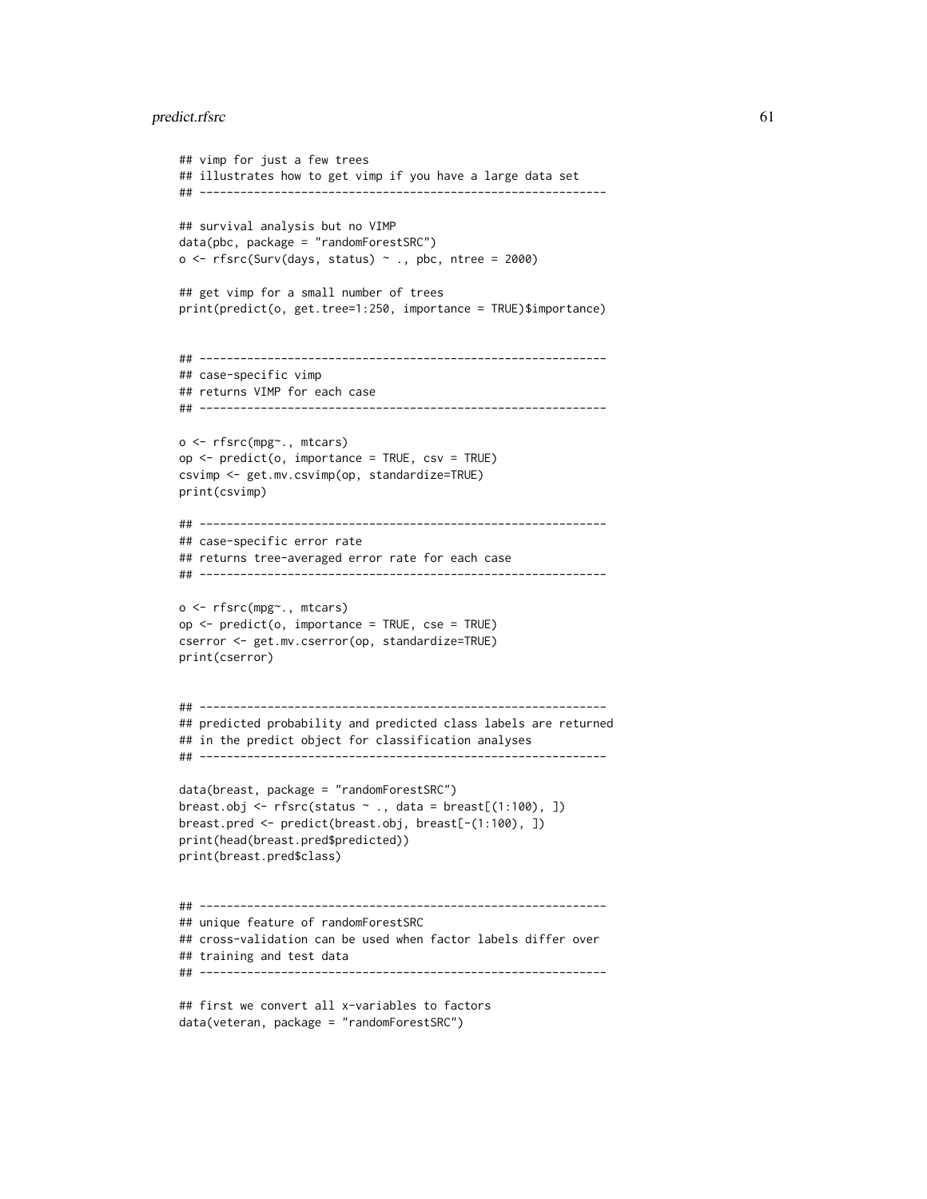```
## vimp for just a few trees
## illustrates how to get vimp if you have a large data set
## ------------------------------------------------------------

## survival analysis but no VIMP
data(pbc, package = "randomForestSRC")
o <- rfsrc(Surv(days, status) ~ ., pbc, ntree = 2000)

## get vimp for a small number of trees
print(predict(o, get.tree=1:250, importance = TRUE)$importance)


## ------------------------------------------------------------
## case-specific vimp
## returns VIMP for each case
## ------------------------------------------------------------

o <- rfsrc(mpg~., mtcars)
op <- predict(o, importance = TRUE, csv = TRUE)
csvimp <- get.mv.csvimp(op, standardize=TRUE)
print(csvimp)

## ------------------------------------------------------------
## case-specific error rate
## returns tree-averaged error rate for each case
## ------------------------------------------------------------

o <- rfsrc(mpg~., mtcars)
op <- predict(o, importance = TRUE, cse = TRUE)
cserror <- get.mv.cserror(op, standardize=TRUE)
print(cserror)


## ------------------------------------------------------------
## predicted probability and predicted class labels are returned
## in the predict object for classification analyses
## ------------------------------------------------------------

data(breast, package = "randomForestSRC")
breast.obj <- rfsrc(status ~ ., data = breast[(1:100), ])
breast.pred <- predict(breast.obj, breast[-(1:100), ])
print(head(breast.pred$predicted))
print(breast.pred$class)


## ------------------------------------------------------------
## unique feature of randomForestSRC
## cross-validation can be used when factor labels differ over
## training and test data
## ------------------------------------------------------------

## first we convert all x-variables to factors
data(veteran, package = "randomForestSRC")
```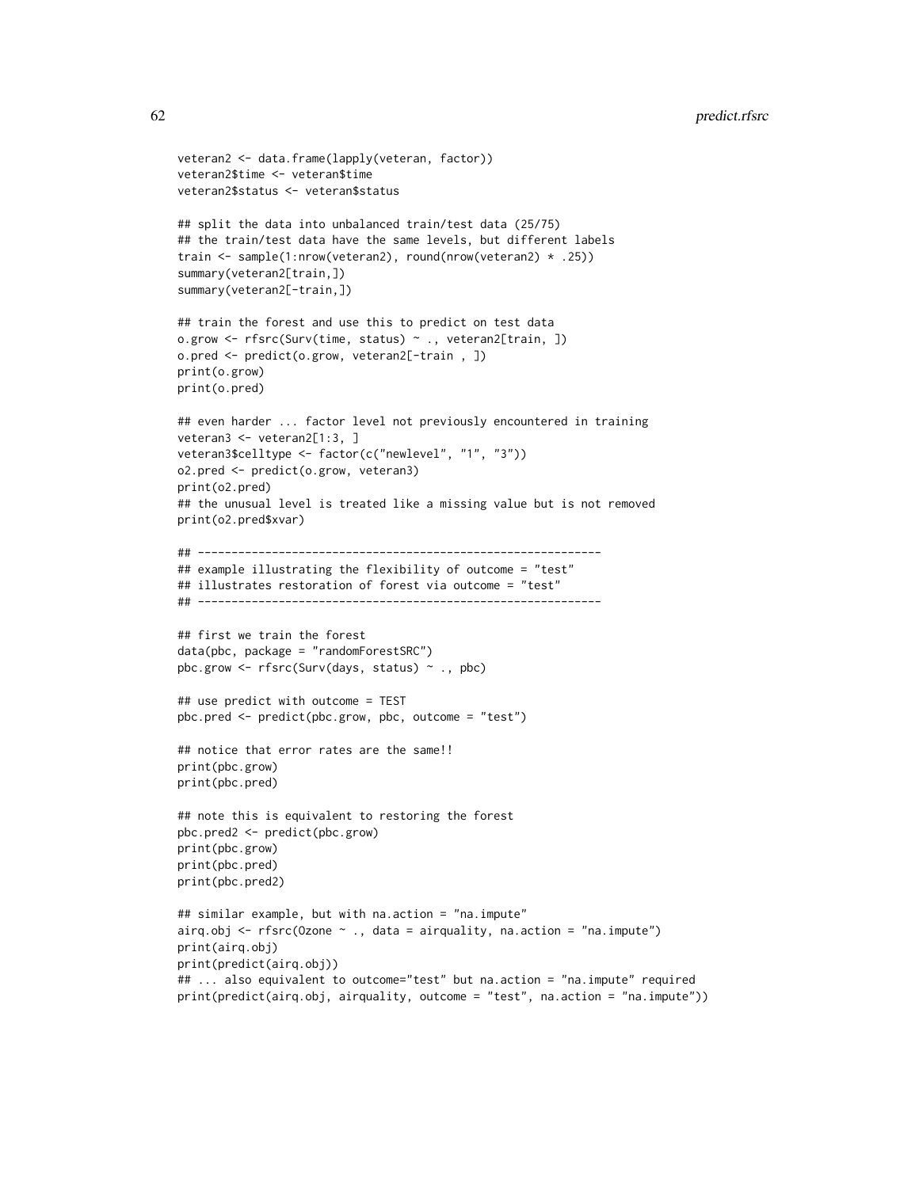```
veteran2 <- data.frame(lapply(veteran, factor))
veteran2$time <- veteran$time
veteran2$status <- veteran$status

## split the data into unbalanced train/test data (25/75)
## the train/test data have the same levels, but different labels
train <- sample(1:nrow(veteran2), round(nrow(veteran2) * .25))
summary(veteran2[train,])
summary(veteran2[-train,])

## train the forest and use this to predict on test data
o.grow <- rfsrc(Surv(time, status) ~ ., veteran2[train, ])
o.pred <- predict(o.grow, veteran2[-train , ])
print(o.grow)
print(o.pred)

## even harder ... factor level not previously encountered in training
veteran3 <- veteran2[1:3, ]
veteran3$celltype <- factor(c("newlevel", "1", "3"))
o2.pred <- predict(o.grow, veteran3)
print(o2.pred)
## the unusual level is treated like a missing value but is not removed
print(o2.pred$xvar)

## ------------------------------------------------------------
## example illustrating the flexibility of outcome = "test"
## illustrates restoration of forest via outcome = "test"
## ------------------------------------------------------------

## first we train the forest
data(pbc, package = "randomForestSRC")
pbc.grow <- rfsrc(Surv(days, status) ~ ., pbc)

## use predict with outcome = TEST
pbc.pred <- predict(pbc.grow, pbc, outcome = "test")

## notice that error rates are the same!!
print(pbc.grow)
print(pbc.pred)

## note this is equivalent to restoring the forest
pbc.pred2 <- predict(pbc.grow)
print(pbc.grow)
print(pbc.pred)
print(pbc.pred2)

## similar example, but with na.action = "na.impute"
airq.obj <- rfsrc(Ozone ~ ., data = airquality, na.action = "na.impute")
print(airq.obj)
print(predict(airq.obj))
## ... also equivalent to outcome="test" but na.action = "na.impute" required
print(predict(airq.obj, airquality, outcome = "test", na.action = "na.impute"))
```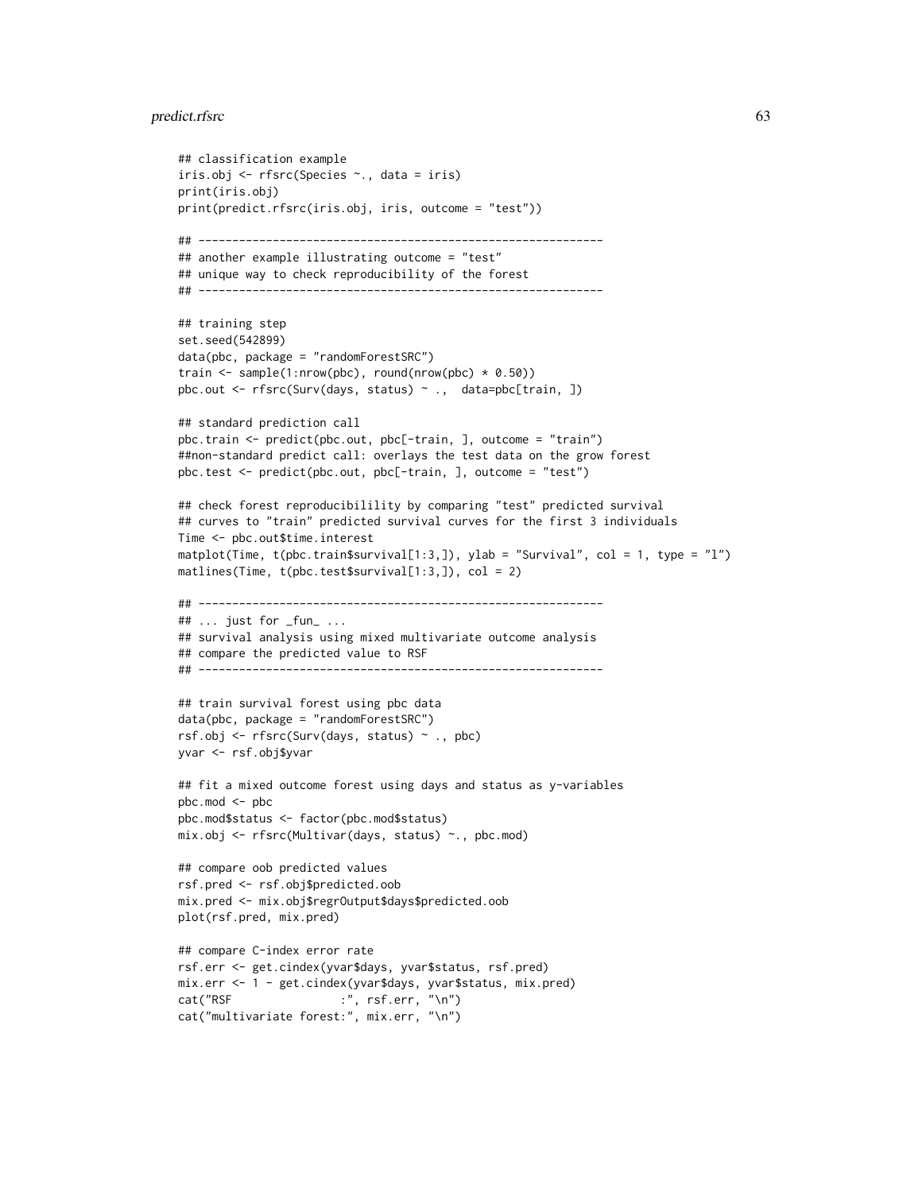```
## classification example
iris.obj <- rfsrc(Species ~., data = iris)
print(iris.obj)
print(predict.rfsrc(iris.obj, iris, outcome = "test"))

## ------------------------------------------------------------
## another example illustrating outcome = "test"
## unique way to check reproducibility of the forest
## ------------------------------------------------------------

## training step
set.seed(542899)
data(pbc, package = "randomForestSRC")
train <- sample(1:nrow(pbc), round(nrow(pbc) * 0.50))
pbc.out <- rfsrc(Surv(days, status) ~ .,  data=pbc[train, ])

## standard prediction call
pbc.train <- predict(pbc.out, pbc[-train, ], outcome = "train")
##non-standard predict call: overlays the test data on the grow forest
pbc.test <- predict(pbc.out, pbc[-train, ], outcome = "test")

## check forest reproducibilility by comparing "test" predicted survival
## curves to "train" predicted survival curves for the first 3 individuals
Time <- pbc.out$time.interest
matplot(Time, t(pbc.train$survival[1:3,]), ylab = "Survival", col = 1, type = "l")
matlines(Time, t(pbc.test$survival[1:3,]), col = 2)

## ------------------------------------------------------------
## ... just for _fun_ ...
## survival analysis using mixed multivariate outcome analysis
## compare the predicted value to RSF
## ------------------------------------------------------------

## train survival forest using pbc data
data(pbc, package = "randomForestSRC")
rsf.obj <- rfsrc(Surv(days, status) ~ ., pbc)
yvar <- rsf.obj$yvar

## fit a mixed outcome forest using days and status as y-variables
pbc.mod <- pbc
pbc.mod$status <- factor(pbc.mod$status)
mix.obj <- rfsrc(Multivar(days, status) ~., pbc.mod)

## compare oob predicted values
rsf.pred <- rsf.obj$predicted.oob
mix.pred <- mix.obj$regrOutput$days$predicted.oob
plot(rsf.pred, mix.pred)

## compare C-index error rate
rsf.err <- get.cindex(yvar$days, yvar$status, rsf.pred)
mix.err <- 1 - get.cindex(yvar$days, yvar$status, mix.pred)
cat("RSF                :", rsf.err, "\n")
cat("multivariate forest:", mix.err, "\n")
```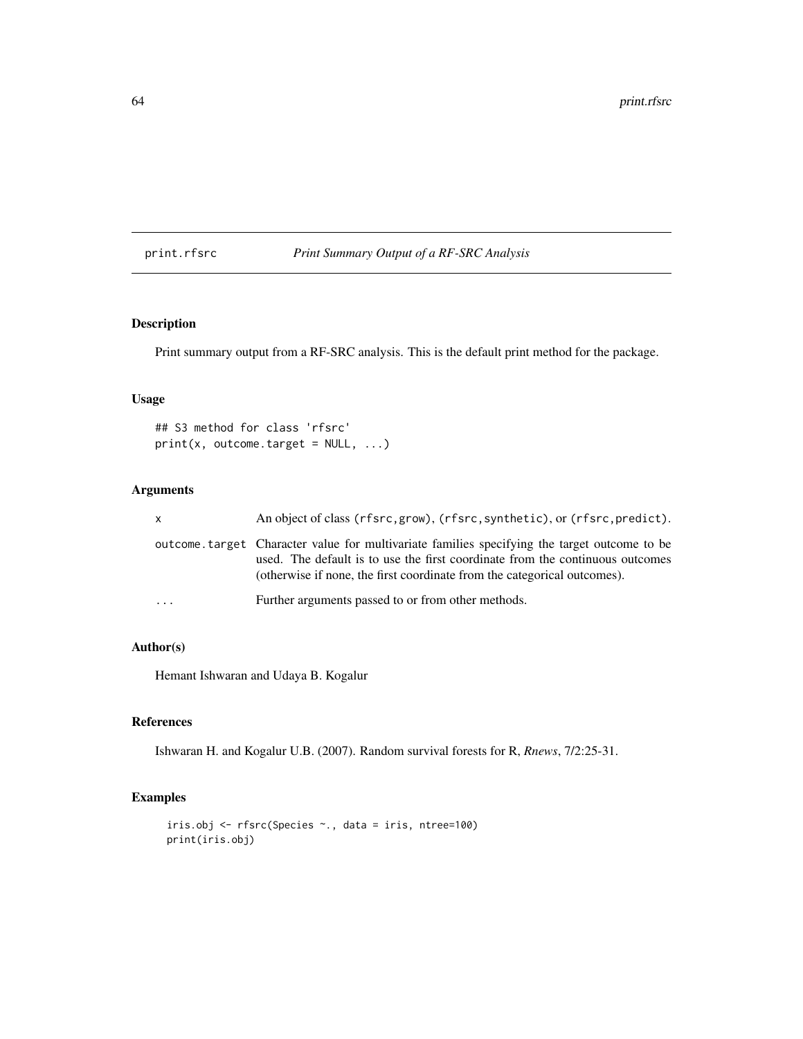## print.rfsrc *Print Summary Output of a RF-SRC Analysis*

### Description

Print summary output from a RF-SRC analysis. This is the default print method for the package.

### Usage

```
## S3 method for class 'rfsrc'
print(x, outcome.target = NULL, ...)
```

### Arguments

| | |
|---|---|
| x | An object of class `(rfsrc,grow)`, `(rfsrc,synthetic)`, or `(rfsrc,predict)`. |
| outcome.target | Character value for multivariate families specifying the target outcome to be used. The default is to use the first coordinate from the continuous outcomes (otherwise if none, the first coordinate from the categorical outcomes). |
| ... | Further arguments passed to or from other methods. |

### Author(s)

Hemant Ishwaran and Udaya B. Kogalur

### References

Ishwaran H. and Kogalur U.B. (2007). Random survival forests for R, *Rnews*, 7/2:25-31.

### Examples

```
iris.obj <- rfsrc(Species ~., data = iris, ntree=100)
print(iris.obj)
```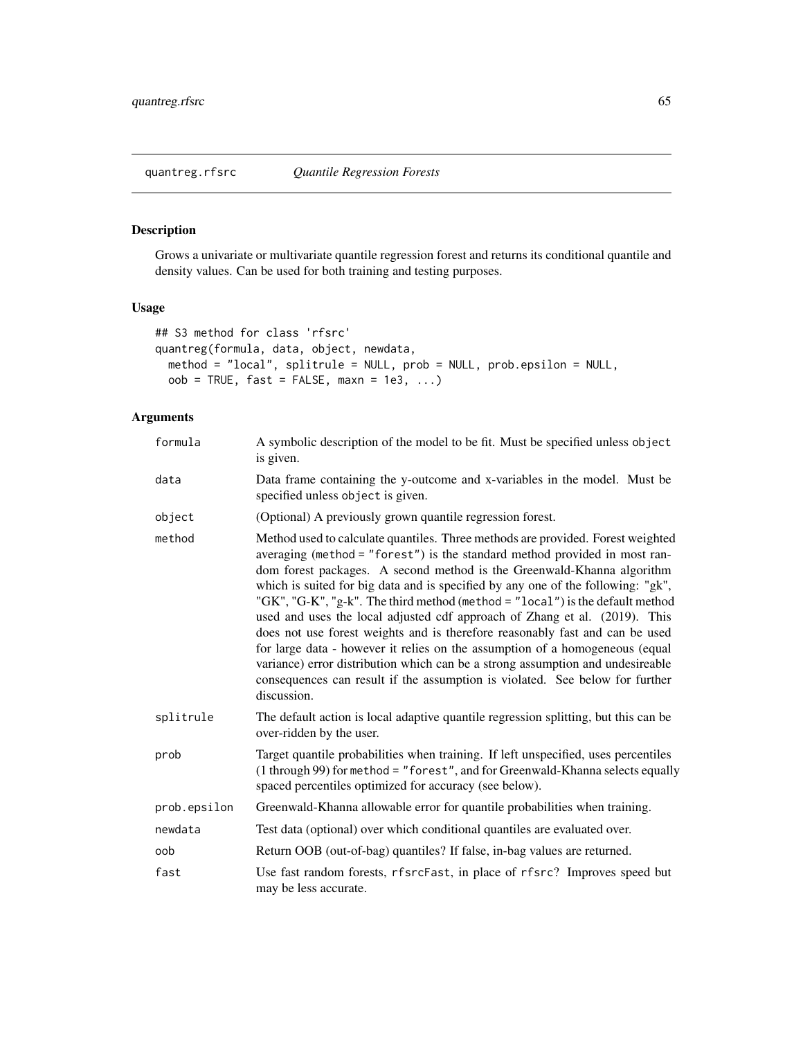## quantreg.rfsrc *Quantile Regression Forests*

### Description

Grows a univariate or multivariate quantile regression forest and returns its conditional quantile and density values. Can be used for both training and testing purposes.

### Usage

```
## S3 method for class 'rfsrc'
quantreg(formula, data, object, newdata,
  method = "local", splitrule = NULL, prob = NULL, prob.epsilon = NULL,
  oob = TRUE, fast = FALSE, maxn = 1e3, ...)
```

### Arguments

| | |
|---|---|
| `formula` | A symbolic description of the model to be fit. Must be specified unless `object` is given. |
| `data` | Data frame containing the y-outcome and x-variables in the model. Must be specified unless `object` is given. |
| `object` | (Optional) A previously grown quantile regression forest. |
| `method` | Method used to calculate quantiles. Three methods are provided. Forest weighted averaging (`method = "forest"`) is the standard method provided in most random forest packages. A second method is the Greenwald-Khanna algorithm which is suited for big data and is specified by any one of the following: "gk", "GK", "G-K", "g-k". The third method (`method = "local"`) is the default method used and uses the local adjusted cdf approach of Zhang et al. (2019). This does not use forest weights and is therefore reasonably fast and can be used for large data - however it relies on the assumption of a homogeneous (equal variance) error distribution which can be a strong assumption and undesireable consequences can result if the assumption is violated. See below for further discussion. |
| `splitrule` | The default action is local adaptive quantile regression splitting, but this can be over-ridden by the user. |
| `prob` | Target quantile probabilities when training. If left unspecified, uses percentiles (1 through 99) for `method = "forest"`, and for Greenwald-Khanna selects equally spaced percentiles optimized for accuracy (see below). |
| `prob.epsilon` | Greenwald-Khanna allowable error for quantile probabilities when training. |
| `newdata` | Test data (optional) over which conditional quantiles are evaluated over. |
| `oob` | Return OOB (out-of-bag) quantiles? If false, in-bag values are returned. |
| `fast` | Use fast random forests, `rfsrcFast`, in place of `rfsrc`? Improves speed but may be less accurate. |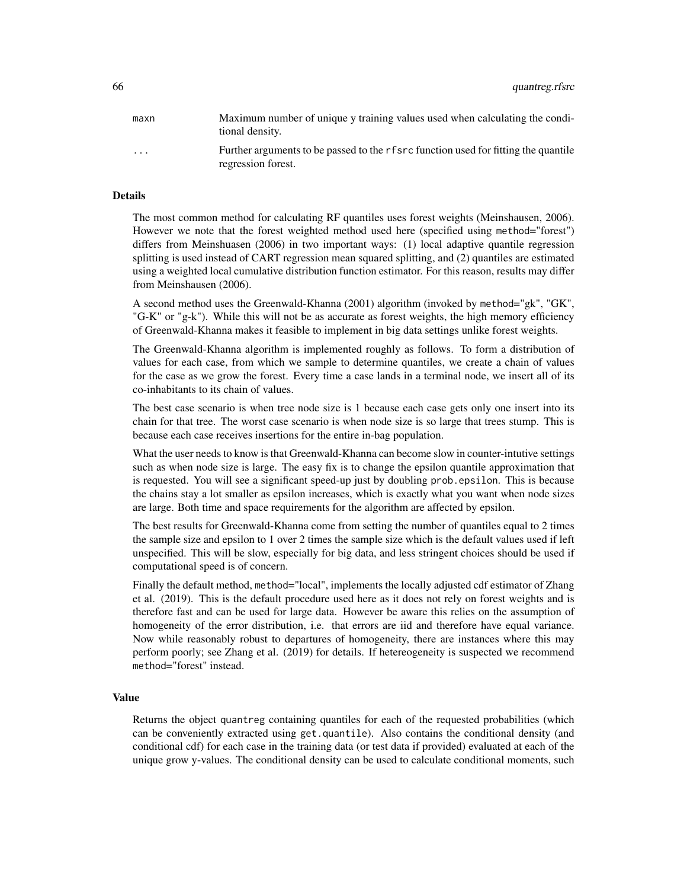| | |
|---|---|
| maxn | Maximum number of unique y training values used when calculating the conditional density. |
| ... | Further arguments to be passed to the `rfsrc` function used for fitting the quantile regression forest. |

## Details

The most common method for calculating RF quantiles uses forest weights (Meinshausen, 2006). However we note that the forest weighted method used here (specified using `method="forest"`) differs from Meinshuasen (2006) in two important ways: (1) local adaptive quantile regression splitting is used instead of CART regression mean squared splitting, and (2) quantiles are estimated using a weighted local cumulative distribution function estimator. For this reason, results may differ from Meinshausen (2006).

A second method uses the Greenwald-Khanna (2001) algorithm (invoked by `method="gk"`, "GK", "G-K" or "g-k"). While this will not be as accurate as forest weights, the high memory efficiency of Greenwald-Khanna makes it feasible to implement in big data settings unlike forest weights.

The Greenwald-Khanna algorithm is implemented roughly as follows. To form a distribution of values for each case, from which we sample to determine quantiles, we create a chain of values for the case as we grow the forest. Every time a case lands in a terminal node, we insert all of its co-inhabitants to its chain of values.

The best case scenario is when tree node size is 1 because each case gets only one insert into its chain for that tree. The worst case scenario is when node size is so large that trees stump. This is because each case receives insertions for the entire in-bag population.

What the user needs to know is that Greenwald-Khanna can become slow in counter-intutive settings such as when node size is large. The easy fix is to change the epsilon quantile approximation that is requested. You will see a significant speed-up just by doubling `prob.epsilon`. This is because the chains stay a lot smaller as epsilon increases, which is exactly what you want when node sizes are large. Both time and space requirements for the algorithm are affected by epsilon.

The best results for Greenwald-Khanna come from setting the number of quantiles equal to 2 times the sample size and epsilon to 1 over 2 times the sample size which is the default values used if left unspecified. This will be slow, especially for big data, and less stringent choices should be used if computational speed is of concern.

Finally the default method, `method="local"`, implements the locally adjusted cdf estimator of Zhang et al. (2019). This is the default procedure used here as it does not rely on forest weights and is therefore fast and can be used for large data. However be aware this relies on the assumption of homogeneity of the error distribution, i.e. that errors are iid and therefore have equal variance. Now while reasonably robust to departures of homogeneity, there are instances where this may perform poorly; see Zhang et al. (2019) for details. If hetereogeneity is suspected we recommend `method="forest"` instead.

## Value

Returns the object `quantreg` containing quantiles for each of the requested probabilities (which can be conveniently extracted using `get.quantile`). Also contains the conditional density (and conditional cdf) for each case in the training data (or test data if provided) evaluated at each of the unique grow y-values. The conditional density can be used to calculate conditional moments, such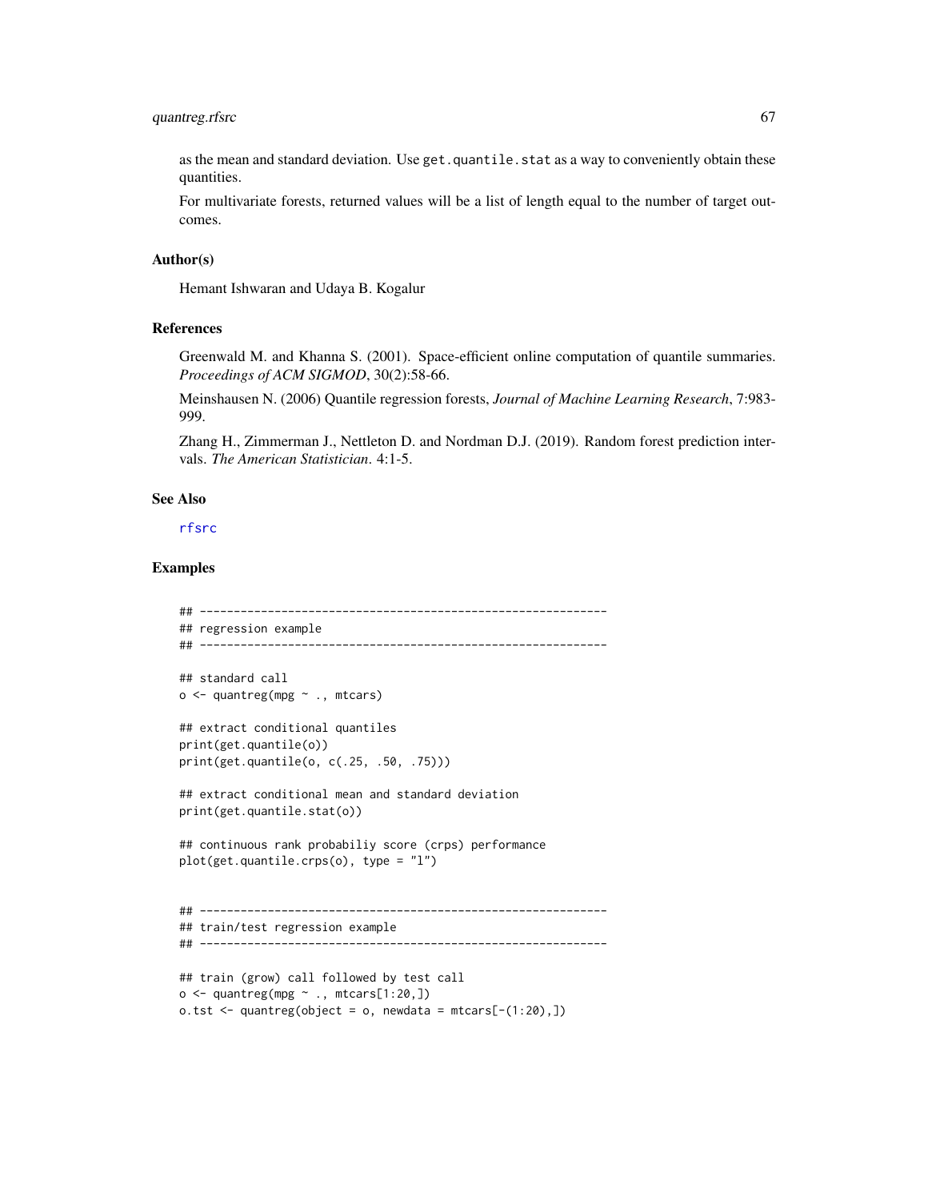as the mean and standard deviation. Use `get.quantile.stat` as a way to conveniently obtain these quantities.

For multivariate forests, returned values will be a list of length equal to the number of target outcomes.

### Author(s)

Hemant Ishwaran and Udaya B. Kogalur

### References

Greenwald M. and Khanna S. (2001). Space-efficient online computation of quantile summaries. *Proceedings of ACM SIGMOD*, 30(2):58-66.

Meinshausen N. (2006) Quantile regression forests, *Journal of Machine Learning Research*, 7:983-999.

Zhang H., Zimmerman J., Nettleton D. and Nordman D.J. (2019). Random forest prediction intervals. *The American Statistician*. 4:1-5.

### See Also

rfsrc

### Examples

```
## ------------------------------------------------------------
## regression example
## ------------------------------------------------------------

## standard call
o <- quantreg(mpg ~ ., mtcars)

## extract conditional quantiles
print(get.quantile(o))
print(get.quantile(o, c(.25, .50, .75)))

## extract conditional mean and standard deviation
print(get.quantile.stat(o))

## continuous rank probabiliy score (crps) performance
plot(get.quantile.crps(o), type = "l")


## ------------------------------------------------------------
## train/test regression example
## ------------------------------------------------------------

## train (grow) call followed by test call
o <- quantreg(mpg ~ ., mtcars[1:20,])
o.tst <- quantreg(object = o, newdata = mtcars[-(1:20),])
```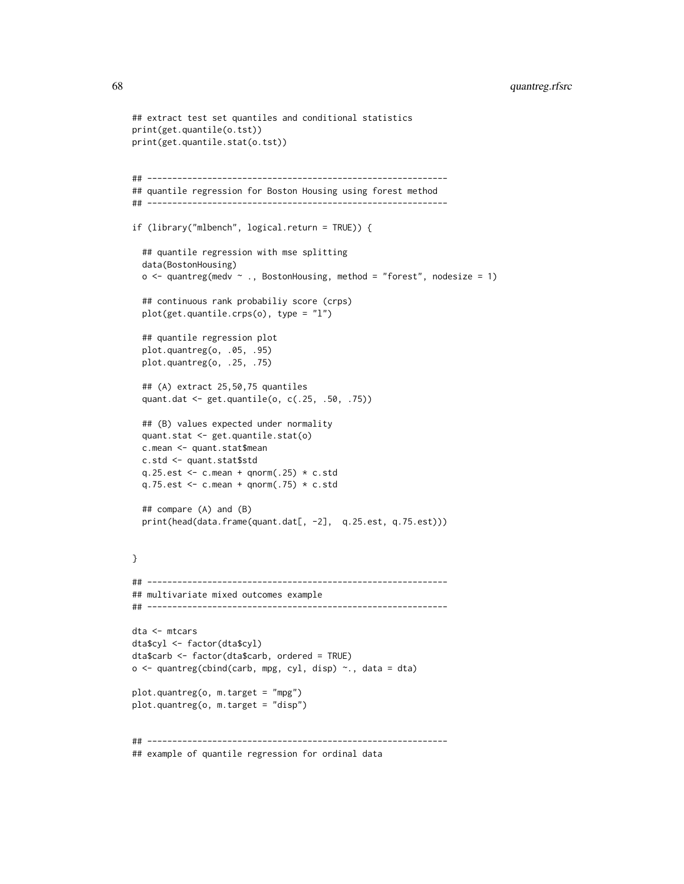```
## extract test set quantiles and conditional statistics
print(get.quantile(o.tst))
print(get.quantile.stat(o.tst))


## ------------------------------------------------------------
## quantile regression for Boston Housing using forest method
## ------------------------------------------------------------

if (library("mlbench", logical.return = TRUE)) {

  ## quantile regression with mse splitting
  data(BostonHousing)
  o <- quantreg(medv ~ ., BostonHousing, method = "forest", nodesize = 1)

  ## continuous rank probabiliy score (crps)
  plot(get.quantile.crps(o), type = "l")

  ## quantile regression plot
  plot.quantreg(o, .05, .95)
  plot.quantreg(o, .25, .75)

  ## (A) extract 25,50,75 quantiles
  quant.dat <- get.quantile(o, c(.25, .50, .75))

  ## (B) values expected under normality
  quant.stat <- get.quantile.stat(o)
  c.mean <- quant.stat$mean
  c.std <- quant.stat$std
  q.25.est <- c.mean + qnorm(.25) * c.std
  q.75.est <- c.mean + qnorm(.75) * c.std

  ## compare (A) and (B)
  print(head(data.frame(quant.dat[, -2],  q.25.est, q.75.est)))


}

## ------------------------------------------------------------
## multivariate mixed outcomes example
## ------------------------------------------------------------

dta <- mtcars
dta$cyl <- factor(dta$cyl)
dta$carb <- factor(dta$carb, ordered = TRUE)
o <- quantreg(cbind(carb, mpg, cyl, disp) ~., data = dta)

plot.quantreg(o, m.target = "mpg")
plot.quantreg(o, m.target = "disp")


## ------------------------------------------------------------
## example of quantile regression for ordinal data
```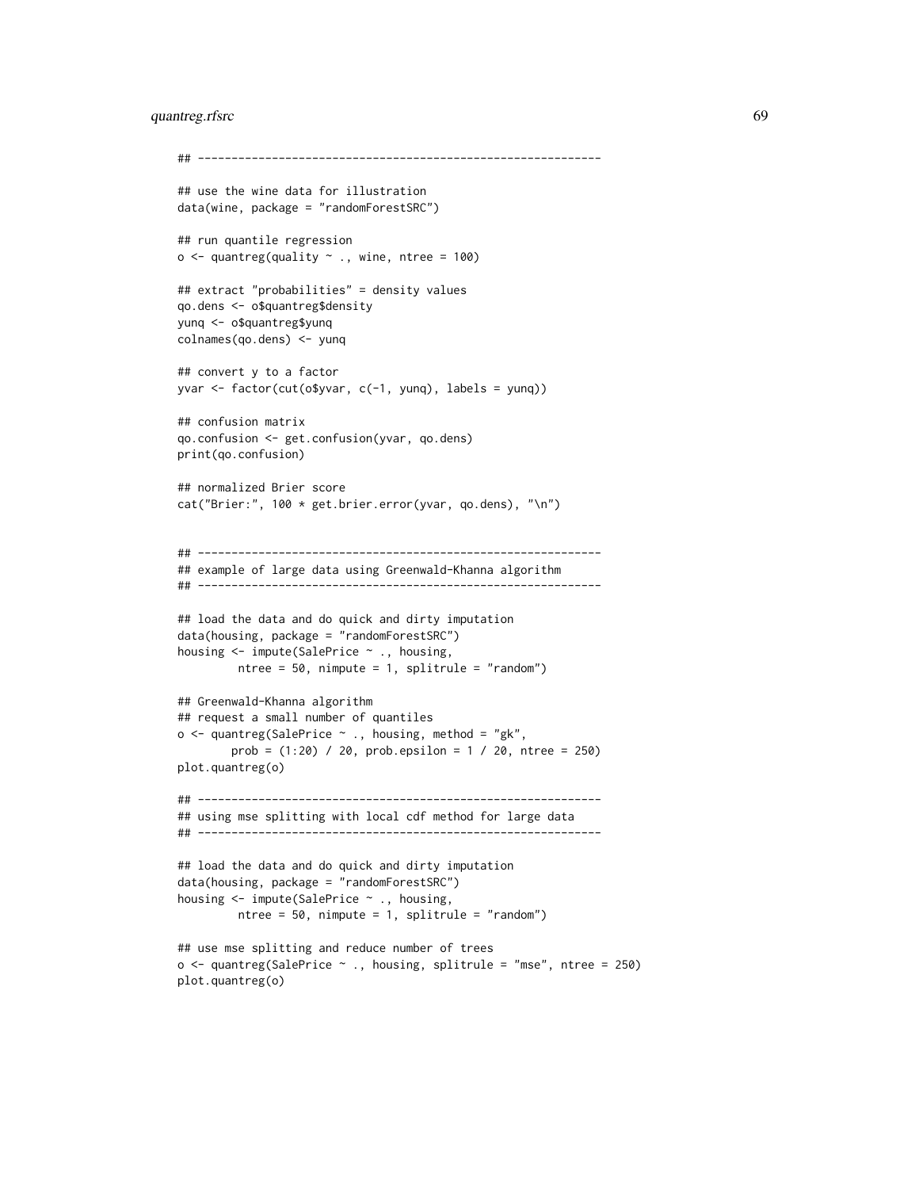```
## ------------------------------------------------------------

## use the wine data for illustration
data(wine, package = "randomForestSRC")

## run quantile regression
o <- quantreg(quality ~ ., wine, ntree = 100)

## extract "probabilities" = density values
qo.dens <- o$quantreg$density
yunq <- o$quantreg$yunq
colnames(qo.dens) <- yunq

## convert y to a factor
yvar <- factor(cut(o$yvar, c(-1, yunq), labels = yunq))

## confusion matrix
qo.confusion <- get.confusion(yvar, qo.dens)
print(qo.confusion)

## normalized Brier score
cat("Brier:", 100 * get.brier.error(yvar, qo.dens), "\n")


## ------------------------------------------------------------
## example of large data using Greenwald-Khanna algorithm
## ------------------------------------------------------------

## load the data and do quick and dirty imputation
data(housing, package = "randomForestSRC")
housing <- impute(SalePrice ~ ., housing,
         ntree = 50, nimpute = 1, splitrule = "random")

## Greenwald-Khanna algorithm
## request a small number of quantiles
o <- quantreg(SalePrice ~ ., housing, method = "gk",
        prob = (1:20) / 20, prob.epsilon = 1 / 20, ntree = 250)
plot.quantreg(o)

## ------------------------------------------------------------
## using mse splitting with local cdf method for large data
## ------------------------------------------------------------

## load the data and do quick and dirty imputation
data(housing, package = "randomForestSRC")
housing <- impute(SalePrice ~ ., housing,
         ntree = 50, nimpute = 1, splitrule = "random")

## use mse splitting and reduce number of trees
o <- quantreg(SalePrice ~ ., housing, splitrule = "mse", ntree = 250)
plot.quantreg(o)
```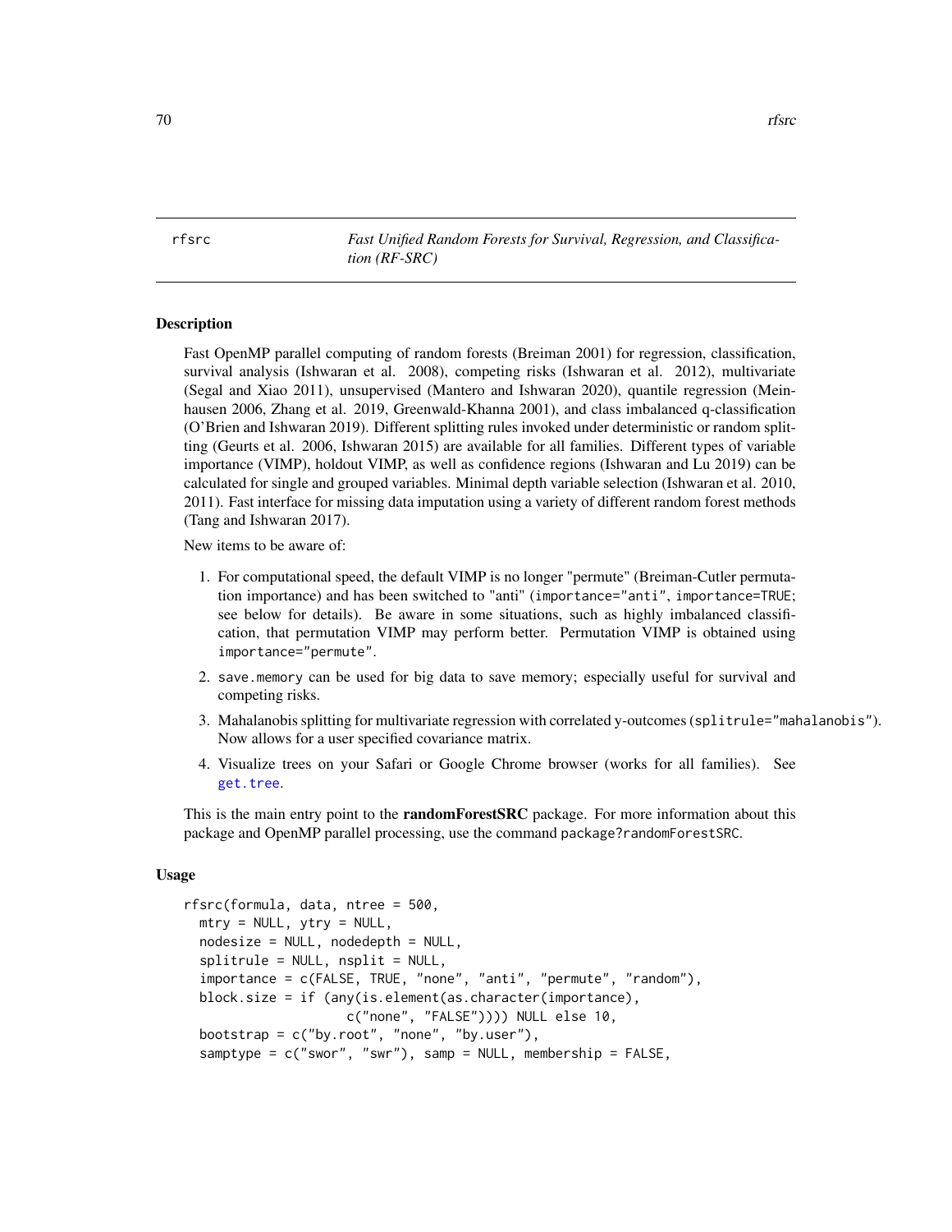rfsrc *Fast Unified Random Forests for Survival, Regression, and Classification (RF-SRC)*

### Description

Fast OpenMP parallel computing of random forests (Breiman 2001) for regression, classification, survival analysis (Ishwaran et al. 2008), competing risks (Ishwaran et al. 2012), multivariate (Segal and Xiao 2011), unsupervised (Mantero and Ishwaran 2020), quantile regression (Meinhausen 2006, Zhang et al. 2019, Greenwald-Khanna 2001), and class imbalanced q-classification (O'Brien and Ishwaran 2019). Different splitting rules invoked under deterministic or random splitting (Geurts et al. 2006, Ishwaran 2015) are available for all families. Different types of variable importance (VIMP), holdout VIMP, as well as confidence regions (Ishwaran and Lu 2019) can be calculated for single and grouped variables. Minimal depth variable selection (Ishwaran et al. 2010, 2011). Fast interface for missing data imputation using a variety of different random forest methods (Tang and Ishwaran 2017).

New items to be aware of:

1. For computational speed, the default VIMP is no longer "permute" (Breiman-Cutler permutation importance) and has been switched to "anti" (`importance="anti"`, `importance=TRUE`; see below for details). Be aware in some situations, such as highly imbalanced classification, that permutation VIMP may perform better. Permutation VIMP is obtained using `importance="permute"`.
2. `save.memory` can be used for big data to save memory; especially useful for survival and competing risks.
3. Mahalanobis splitting for multivariate regression with correlated y-outcomes (`splitrule="mahalanobis"`). Now allows for a user specified covariance matrix.
4. Visualize trees on your Safari or Google Chrome browser (works for all families). See `get.tree`.

This is the main entry point to the **randomForestSRC** package. For more information about this package and OpenMP parallel processing, use the command `package?randomForestSRC`.

### Usage

```
rfsrc(formula, data, ntree = 500,
  mtry = NULL, ytry = NULL,
  nodesize = NULL, nodedepth = NULL,
  splitrule = NULL, nsplit = NULL,
  importance = c(FALSE, TRUE, "none", "anti", "permute", "random"),
  block.size = if (any(is.element(as.character(importance),
                     c("none", "FALSE")))) NULL else 10,
  bootstrap = c("by.root", "none", "by.user"),
  samptype = c("swor", "swr"), samp = NULL, membership = FALSE,
```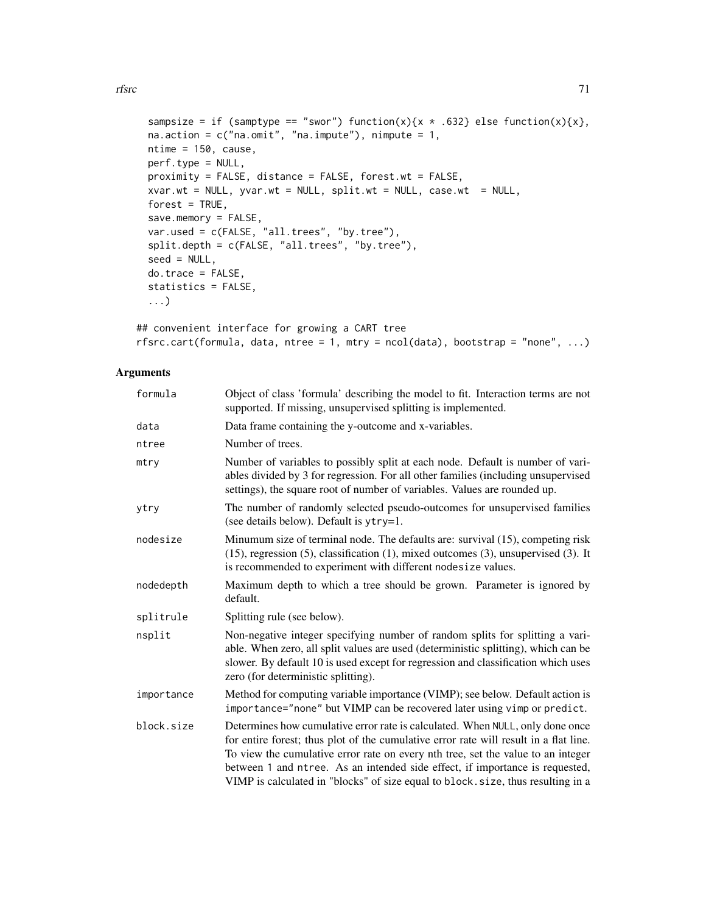```
  sampsize = if (samptype == "swor") function(x){x * .632} else function(x){x},
  na.action = c("na.omit", "na.impute"), nimpute = 1,
  ntime = 150, cause,
  perf.type = NULL,
  proximity = FALSE, distance = FALSE, forest.wt = FALSE,
  xvar.wt = NULL, yvar.wt = NULL, split.wt = NULL, case.wt  = NULL,
  forest = TRUE,
  save.memory = FALSE,
  var.used = c(FALSE, "all.trees", "by.tree"),
  split.depth = c(FALSE, "all.trees", "by.tree"),
  seed = NULL,
  do.trace = FALSE,
  statistics = FALSE,
  ...)

## convenient interface for growing a CART tree
rfsrc.cart(formula, data, ntree = 1, mtry = ncol(data), bootstrap = "none", ...)
```

## Arguments

| | |
|---|---|
| formula | Object of class 'formula' describing the model to fit. Interaction terms are not supported. If missing, unsupervised splitting is implemented. |
| data | Data frame containing the y-outcome and x-variables. |
| ntree | Number of trees. |
| mtry | Number of variables to possibly split at each node. Default is number of variables divided by 3 for regression. For all other families (including unsupervised settings), the square root of number of variables. Values are rounded up. |
| ytry | The number of randomly selected pseudo-outcomes for unsupervised families (see details below). Default is ytry=1. |
| nodesize | Minumum size of terminal node. The defaults are: survival (15), competing risk (15), regression (5), classification (1), mixed outcomes (3), unsupervised (3). It is recommended to experiment with different nodesize values. |
| nodedepth | Maximum depth to which a tree should be grown. Parameter is ignored by default. |
| splitrule | Splitting rule (see below). |
| nsplit | Non-negative integer specifying number of random splits for splitting a variable. When zero, all split values are used (deterministic splitting), which can be slower. By default 10 is used except for regression and classification which uses zero (for deterministic splitting). |
| importance | Method for computing variable importance (VIMP); see below. Default action is importance="none" but VIMP can be recovered later using vimp or predict. |
| block.size | Determines how cumulative error rate is calculated. When NULL, only done once for entire forest; thus plot of the cumulative error rate will result in a flat line. To view the cumulative error rate on every nth tree, set the value to an integer between 1 and ntree. As an intended side effect, if importance is requested, VIMP is calculated in "blocks" of size equal to block.size, thus resulting in a |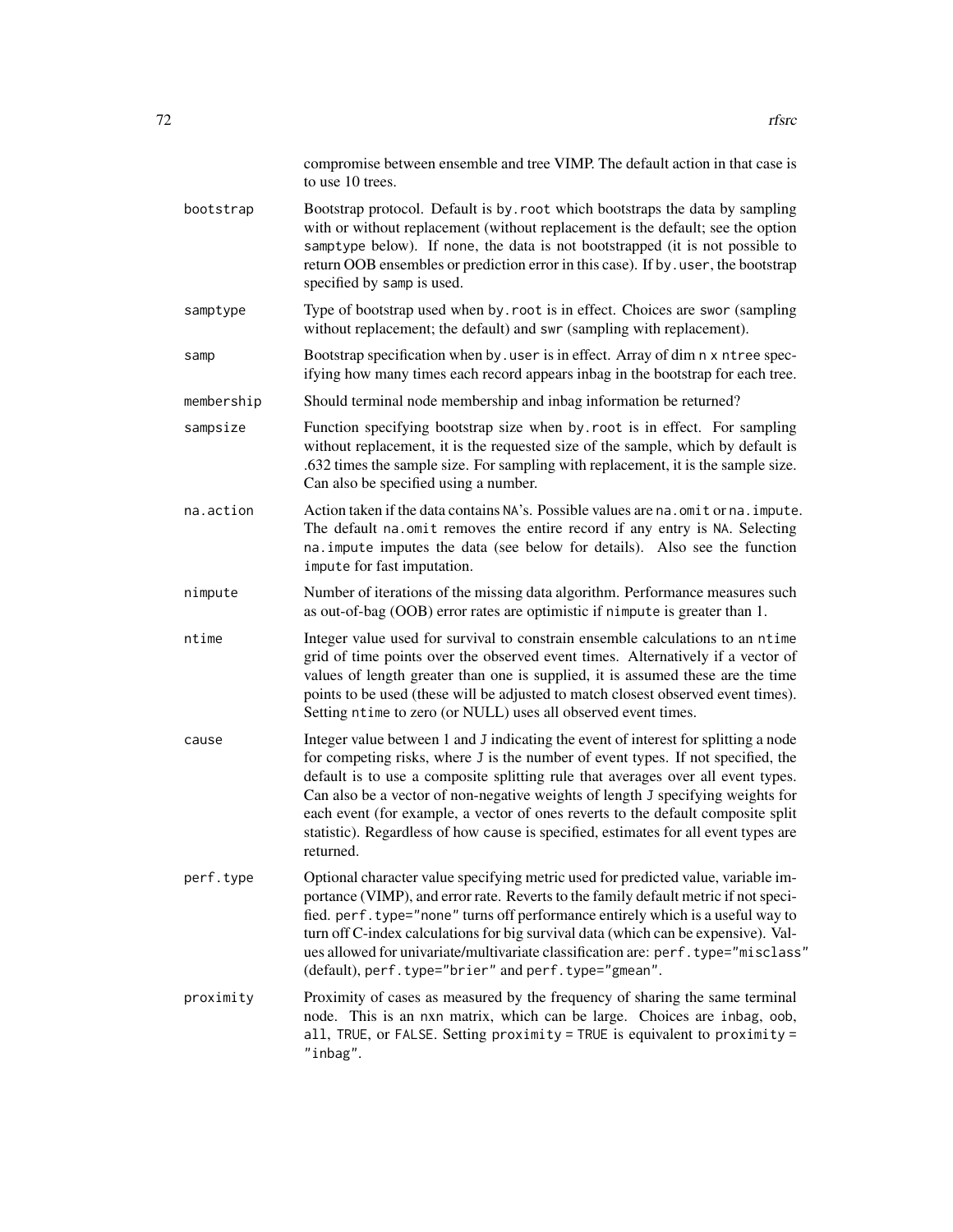compromise between ensemble and tree VIMP. The default action in that case is to use 10 trees.

`bootstrap`
: Bootstrap protocol. Default is `by.root` which bootstraps the data by sampling with or without replacement (without replacement is the default; see the option `samptype` below). If `none`, the data is not bootstrapped (it is not possible to return OOB ensembles or prediction error in this case). If `by.user`, the bootstrap specified by `samp` is used.

`samptype`
: Type of bootstrap used when `by.root` is in effect. Choices are `swor` (sampling without replacement; the default) and `swr` (sampling with replacement).

`samp`
: Bootstrap specification when `by.user` is in effect. Array of dim `n x ntree` specifying how many times each record appears inbag in the bootstrap for each tree.

`membership`
: Should terminal node membership and inbag information be returned?

`sampsize`
: Function specifying bootstrap size when `by.root` is in effect. For sampling without replacement, it is the requested size of the sample, which by default is .632 times the sample size. For sampling with replacement, it is the sample size. Can also be specified using a number.

`na.action`
: Action taken if the data contains `NA`'s. Possible values are `na.omit` or `na.impute`. The default `na.omit` removes the entire record if any entry is `NA`. Selecting `na.impute` imputes the data (see below for details). Also see the function `impute` for fast imputation.

`nimpute`
: Number of iterations of the missing data algorithm. Performance measures such as out-of-bag (OOB) error rates are optimistic if `nimpute` is greater than 1.

`ntime`
: Integer value used for survival to constrain ensemble calculations to an `ntime` grid of time points over the observed event times. Alternatively if a vector of values of length greater than one is supplied, it is assumed these are the time points to be used (these will be adjusted to match closest observed event times). Setting `ntime` to zero (or NULL) uses all observed event times.

`cause`
: Integer value between 1 and `J` indicating the event of interest for splitting a node for competing risks, where `J` is the number of event types. If not specified, the default is to use a composite splitting rule that averages over all event types. Can also be a vector of non-negative weights of length `J` specifying weights for each event (for example, a vector of ones reverts to the default composite split statistic). Regardless of how `cause` is specified, estimates for all event types are returned.

`perf.type`
: Optional character value specifying metric used for predicted value, variable importance (VIMP), and error rate. Reverts to the family default metric if not specified. `perf.type="none"` turns off performance entirely which is a useful way to turn off C-index calculations for big survival data (which can be expensive). Values allowed for univariate/multivariate classification are: `perf.type="misclass"` (default), `perf.type="brier"` and `perf.type="gmean"`.

`proximity`
: Proximity of cases as measured by the frequency of sharing the same terminal node. This is an `nxn` matrix, which can be large. Choices are `inbag`, `oob`, `all`, `TRUE`, or `FALSE`. Setting `proximity = TRUE` is equivalent to `proximity = "inbag"`.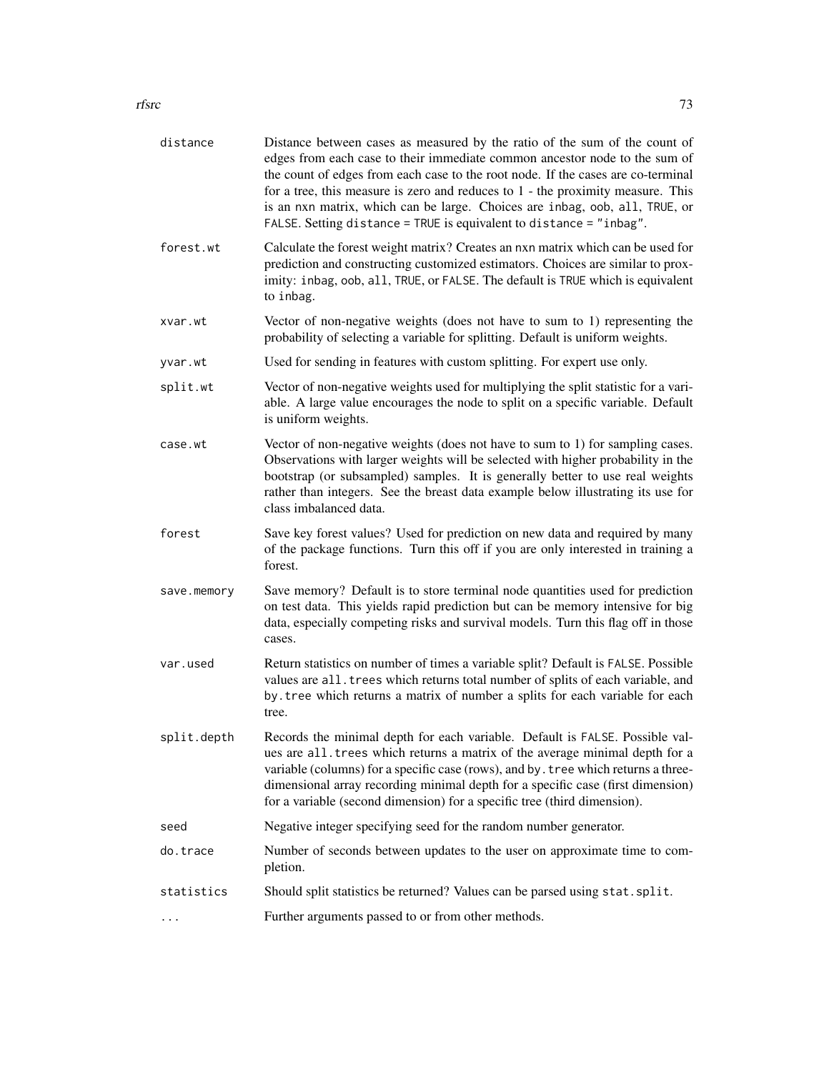| | |
|---|---|
| `distance` | Distance between cases as measured by the ratio of the sum of the count of edges from each case to their immediate common ancestor node to the sum of the count of edges from each case to the root node. If the cases are co-terminal for a tree, this measure is zero and reduces to 1 - the proximity measure. This is an `nxn` matrix, which can be large. Choices are `inbag`, `oob`, `all`, `TRUE`, or `FALSE`. Setting `distance = TRUE` is equivalent to `distance = "inbag"`. |
| `forest.wt` | Calculate the forest weight matrix? Creates an `nxn` matrix which can be used for prediction and constructing customized estimators. Choices are similar to proximity: `inbag`, `oob`, `all`, `TRUE`, or `FALSE`. The default is `TRUE` which is equivalent to `inbag`. |
| `xvar.wt` | Vector of non-negative weights (does not have to sum to 1) representing the probability of selecting a variable for splitting. Default is uniform weights. |
| `yvar.wt` | Used for sending in features with custom splitting. For expert use only. |
| `split.wt` | Vector of non-negative weights used for multiplying the split statistic for a variable. A large value encourages the node to split on a specific variable. Default is uniform weights. |
| `case.wt` | Vector of non-negative weights (does not have to sum to 1) for sampling cases. Observations with larger weights will be selected with higher probability in the bootstrap (or subsampled) samples. It is generally better to use real weights rather than integers. See the breast data example below illustrating its use for class imbalanced data. |
| `forest` | Save key forest values? Used for prediction on new data and required by many of the package functions. Turn this off if you are only interested in training a forest. |
| `save.memory` | Save memory? Default is to store terminal node quantities used for prediction on test data. This yields rapid prediction but can be memory intensive for big data, especially competing risks and survival models. Turn this flag off in those cases. |
| `var.used` | Return statistics on number of times a variable split? Default is `FALSE`. Possible values are `all.trees` which returns total number of splits of each variable, and `by.tree` which returns a matrix of number a splits for each variable for each tree. |
| `split.depth` | Records the minimal depth for each variable. Default is `FALSE`. Possible values are `all.trees` which returns a matrix of the average minimal depth for a variable (columns) for a specific case (rows), and `by.tree` which returns a three-dimensional array recording minimal depth for a specific case (first dimension) for a variable (second dimension) for a specific tree (third dimension). |
| `seed` | Negative integer specifying seed for the random number generator. |
| `do.trace` | Number of seconds between updates to the user on approximate time to completion. |
| `statistics` | Should split statistics be returned? Values can be parsed using `stat.split`. |
| `...` | Further arguments passed to or from other methods. |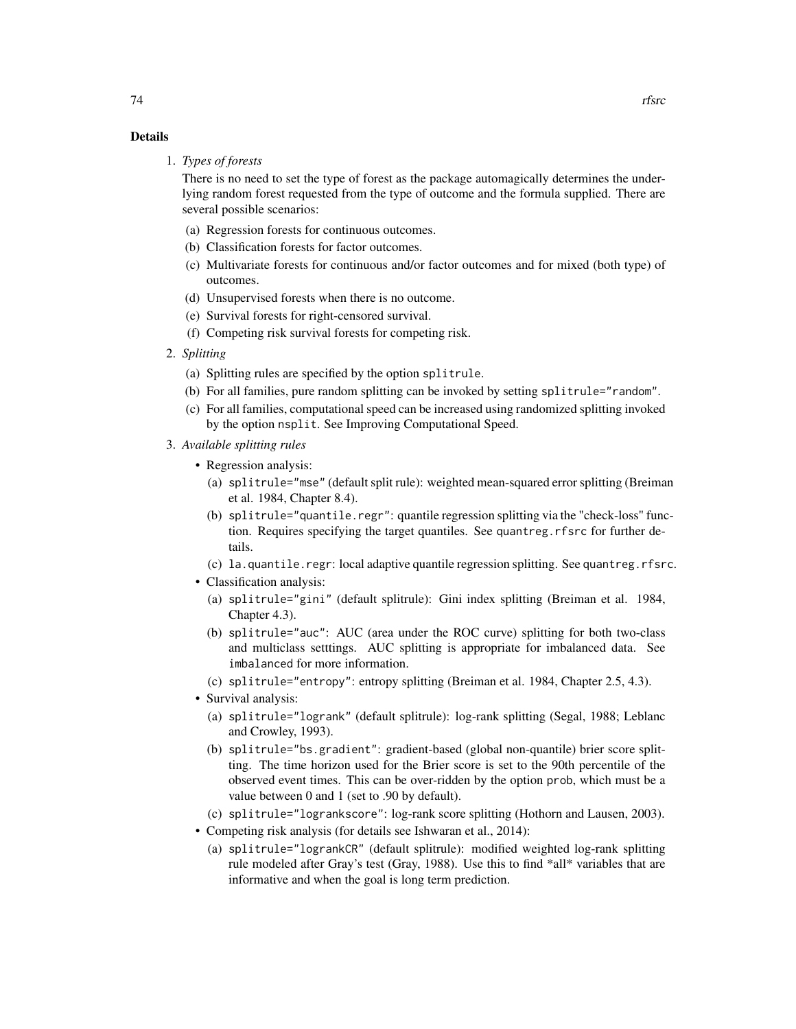## Details

1. *Types of forests*

   There is no need to set the type of forest as the package automagically determines the underlying random forest requested from the type of outcome and the formula supplied. There are several possible scenarios:

   (a) Regression forests for continuous outcomes.
   (b) Classification forests for factor outcomes.
   (c) Multivariate forests for continuous and/or factor outcomes and for mixed (both type) of outcomes.
   (d) Unsupervised forests when there is no outcome.
   (e) Survival forests for right-censored survival.
   (f) Competing risk survival forests for competing risk.

2. *Splitting*

   (a) Splitting rules are specified by the option `splitrule`.
   (b) For all families, pure random splitting can be invoked by setting `splitrule="random"`.
   (c) For all families, computational speed can be increased using randomized splitting invoked by the option `nsplit`. See Improving Computational Speed.

3. *Available splitting rules*

   - Regression analysis:
     (a) `splitrule="mse"` (default split rule): weighted mean-squared error splitting (Breiman et al. 1984, Chapter 8.4).
     (b) `splitrule="quantile.regr"`: quantile regression splitting via the "check-loss" function. Requires specifying the target quantiles. See `quantreg.rfsrc` for further details.
     (c) `la.quantile.regr`: local adaptive quantile regression splitting. See `quantreg.rfsrc`.
   - Classification analysis:
     (a) `splitrule="gini"` (default splitrule): Gini index splitting (Breiman et al. 1984, Chapter 4.3).
     (b) `splitrule="auc"`: AUC (area under the ROC curve) splitting for both two-class and multiclass setttings. AUC splitting is appropriate for imbalanced data. See `imbalanced` for more information.
     (c) `splitrule="entropy"`: entropy splitting (Breiman et al. 1984, Chapter 2.5, 4.3).
   - Survival analysis:
     (a) `splitrule="logrank"` (default splitrule): log-rank splitting (Segal, 1988; Leblanc and Crowley, 1993).
     (b) `splitrule="bs.gradient"`: gradient-based (global non-quantile) brier score splitting. The time horizon used for the Brier score is set to the 90th percentile of the observed event times. This can be over-ridden by the option `prob`, which must be a value between 0 and 1 (set to .90 by default).
     (c) `splitrule="logrankscore"`: log-rank score splitting (Hothorn and Lausen, 2003).
   - Competing risk analysis (for details see Ishwaran et al., 2014):
     (a) `splitrule="logrankCR"` (default splitrule): modified weighted log-rank splitting rule modeled after Gray's test (Gray, 1988). Use this to find *all* variables that are informative and when the goal is long term prediction.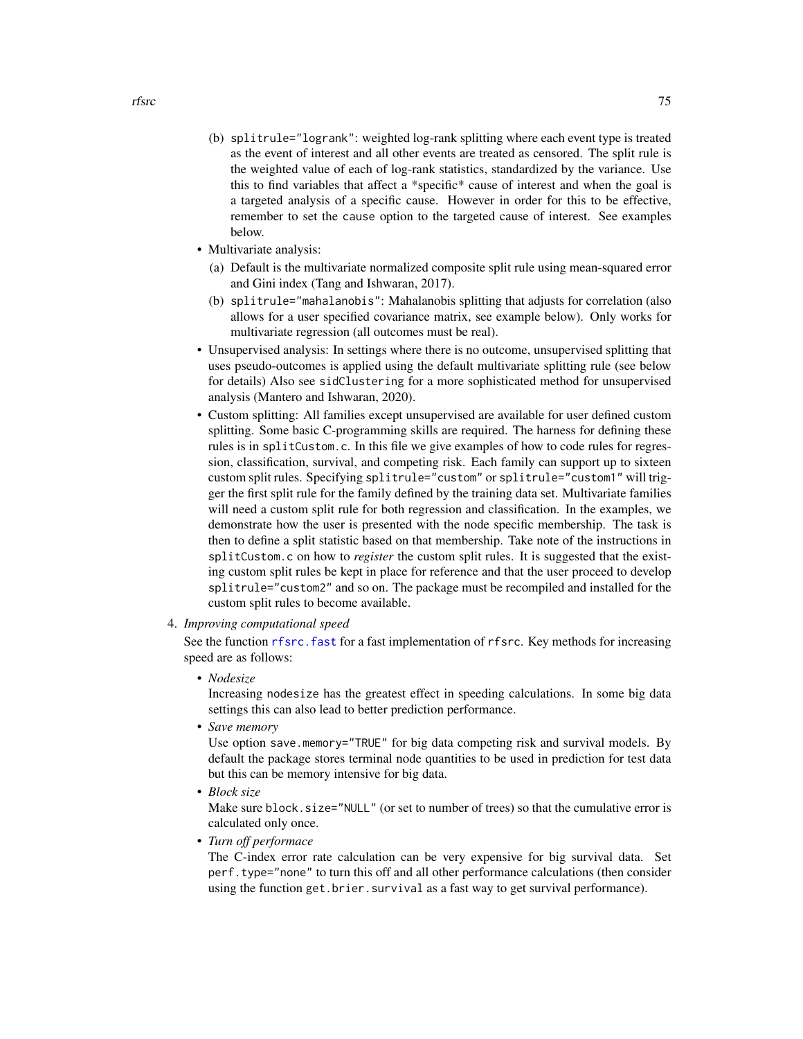(b) `splitrule="logrank"`: weighted log-rank splitting where each event type is treated as the event of interest and all other events are treated as censored. The split rule is the weighted value of each of log-rank statistics, standardized by the variance. Use this to find variables that affect a *specific* cause of interest and when the goal is a targeted analysis of a specific cause. However in order for this to be effective, remember to set the `cause` option to the targeted cause of interest. See examples below.

- Multivariate analysis:
  (a) Default is the multivariate normalized composite split rule using mean-squared error and Gini index (Tang and Ishwaran, 2017).
  (b) `splitrule="mahalanobis"`: Mahalanobis splitting that adjusts for correlation (also allows for a user specified covariance matrix, see example below). Only works for multivariate regression (all outcomes must be real).
- Unsupervised analysis: In settings where there is no outcome, unsupervised splitting that uses pseudo-outcomes is applied using the default multivariate splitting rule (see below for details) Also see `sidClustering` for a more sophisticated method for unsupervised analysis (Mantero and Ishwaran, 2020).
- Custom splitting: All families except unsupervised are available for user defined custom splitting. Some basic C-programming skills are required. The harness for defining these rules is in `splitCustom.c`. In this file we give examples of how to code rules for regression, classification, survival, and competing risk. Each family can support up to sixteen custom split rules. Specifying `splitrule="custom"` or `splitrule="custom1"` will trigger the first split rule for the family defined by the training data set. Multivariate families will need a custom split rule for both regression and classification. In the examples, we demonstrate how the user is presented with the node specific membership. The task is then to define a split statistic based on that membership. Take note of the instructions in `splitCustom.c` on how to *register* the custom split rules. It is suggested that the existing custom split rules be kept in place for reference and that the user proceed to develop `splitrule="custom2"` and so on. The package must be recompiled and installed for the custom split rules to become available.

4. *Improving computational speed*

   See the function `rfsrc.fast` for a fast implementation of `rfsrc`. Key methods for increasing speed are as follows:

   - *Nodesize*
     Increasing `nodesize` has the greatest effect in speeding calculations. In some big data settings this can also lead to better prediction performance.
   - *Save memory*
     Use option `save.memory="TRUE"` for big data competing risk and survival models. By default the package stores terminal node quantities to be used in prediction for test data but this can be memory intensive for big data.
   - *Block size*
     Make sure `block.size="NULL"` (or set to number of trees) so that the cumulative error is calculated only once.
   - *Turn off performace*
     The C-index error rate calculation can be very expensive for big survival data. Set `perf.type="none"` to turn this off and all other performance calculations (then consider using the function `get.brier.survival` as a fast way to get survival performance).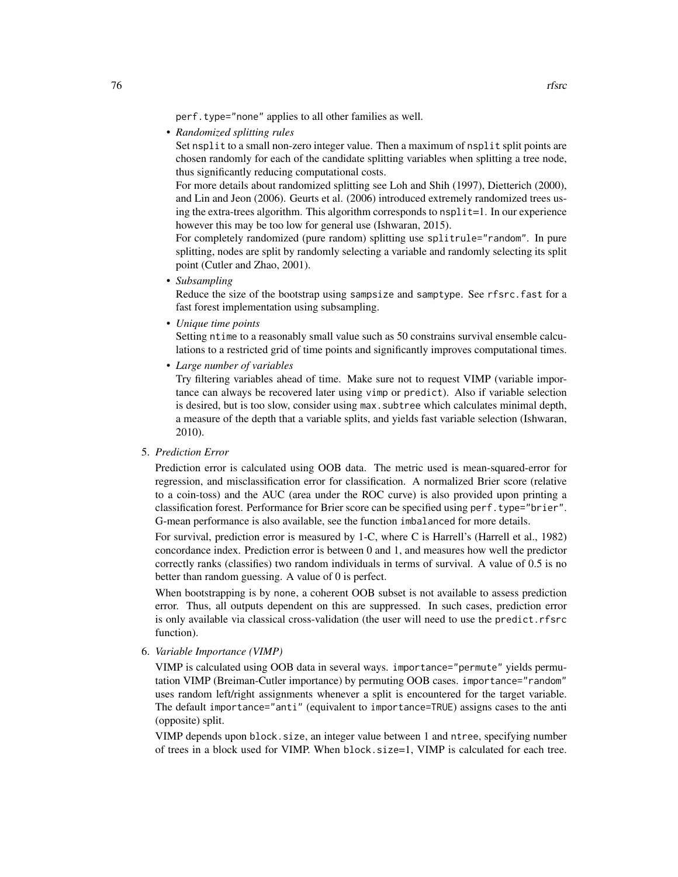`perf.type="none"` applies to all other families as well.

- *Randomized splitting rules*

  Set `nsplit` to a small non-zero integer value. Then a maximum of `nsplit` split points are chosen randomly for each of the candidate splitting variables when splitting a tree node, thus significantly reducing computational costs.

  For more details about randomized splitting see Loh and Shih (1997), Dietterich (2000), and Lin and Jeon (2006). Geurts et al. (2006) introduced extremely randomized trees using the extra-trees algorithm. This algorithm corresponds to `nsplit=1`. In our experience however this may be too low for general use (Ishwaran, 2015).

  For completely randomized (pure random) splitting use `splitrule="random"`. In pure splitting, nodes are split by randomly selecting a variable and randomly selecting its split point (Cutler and Zhao, 2001).

- *Subsampling*

  Reduce the size of the bootstrap using `sampsize` and `samptype`. See `rfsrc.fast` for a fast forest implementation using subsampling.

- *Unique time points*

  Setting `ntime` to a reasonably small value such as 50 constrains survival ensemble calculations to a restricted grid of time points and significantly improves computational times.

- *Large number of variables*

  Try filtering variables ahead of time. Make sure not to request VIMP (variable importance can always be recovered later using `vimp` or `predict`). Also if variable selection is desired, but is too slow, consider using `max.subtree` which calculates minimal depth, a measure of the depth that a variable splits, and yields fast variable selection (Ishwaran, 2010).

5. *Prediction Error*

   Prediction error is calculated using OOB data. The metric used is mean-squared-error for regression, and misclassification error for classification. A normalized Brier score (relative to a coin-toss) and the AUC (area under the ROC curve) is also provided upon printing a classification forest. Performance for Brier score can be specified using `perf.type="brier"`. G-mean performance is also available, see the function `imbalanced` for more details.

   For survival, prediction error is measured by 1-C, where C is Harrell's (Harrell et al., 1982) concordance index. Prediction error is between 0 and 1, and measures how well the predictor correctly ranks (classifies) two random individuals in terms of survival. A value of 0.5 is no better than random guessing. A value of 0 is perfect.

   When bootstrapping is by `none`, a coherent OOB subset is not available to assess prediction error. Thus, all outputs dependent on this are suppressed. In such cases, prediction error is only available via classical cross-validation (the user will need to use the `predict.rfsrc` function).

6. *Variable Importance (VIMP)*

   VIMP is calculated using OOB data in several ways. `importance="permute"` yields permutation VIMP (Breiman-Cutler importance) by permuting OOB cases. `importance="random"` uses random left/right assignments whenever a split is encountered for the target variable. The default `importance="anti"` (equivalent to `importance=TRUE`) assigns cases to the anti (opposite) split.

   VIMP depends upon `block.size`, an integer value between 1 and `ntree`, specifying number of trees in a block used for VIMP. When `block.size=1`, VIMP is calculated for each tree.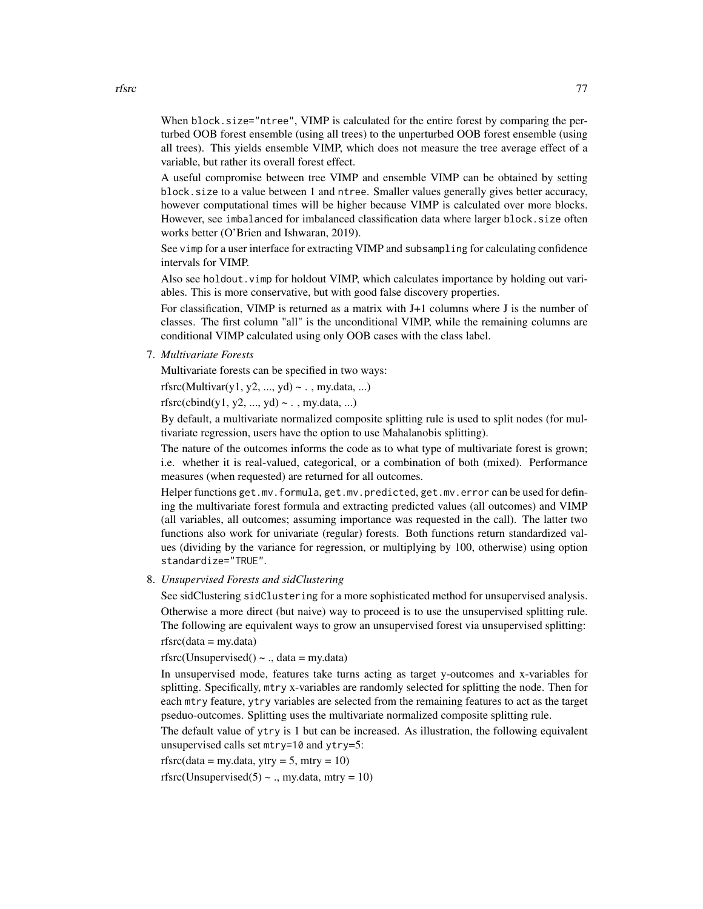When `block.size="ntree"`, VIMP is calculated for the entire forest by comparing the perturbed OOB forest ensemble (using all trees) to the unperturbed OOB forest ensemble (using all trees). This yields ensemble VIMP, which does not measure the tree average effect of a variable, but rather its overall forest effect.

A useful compromise between tree VIMP and ensemble VIMP can be obtained by setting `block.size` to a value between 1 and `ntree`. Smaller values generally gives better accuracy, however computational times will be higher because VIMP is calculated over more blocks. However, see `imbalanced` for imbalanced classification data where larger `block.size` often works better (O'Brien and Ishwaran, 2019).

See `vimp` for a user interface for extracting VIMP and `subsampling` for calculating confidence intervals for VIMP.

Also see `holdout.vimp` for holdout VIMP, which calculates importance by holding out variables. This is more conservative, but with good false discovery properties.

For classification, VIMP is returned as a matrix with J+1 columns where J is the number of classes. The first column "all" is the unconditional VIMP, while the remaining columns are conditional VIMP calculated using only OOB cases with the class label.

7. *Multivariate Forests*

   Multivariate forests can be specified in two ways:

   rfsrc(Multivar(y1, y2, ..., yd) ~ . , my.data, ...)

   rfsrc(cbind(y1, y2, ..., yd) ~ . , my.data, ...)

   By default, a multivariate normalized composite splitting rule is used to split nodes (for multivariate regression, users have the option to use Mahalanobis splitting).

   The nature of the outcomes informs the code as to what type of multivariate forest is grown; i.e. whether it is real-valued, categorical, or a combination of both (mixed). Performance measures (when requested) are returned for all outcomes.

   Helper functions `get.mv.formula`, `get.mv.predicted`, `get.mv.error` can be used for defining the multivariate forest formula and extracting predicted values (all outcomes) and VIMP (all variables, all outcomes; assuming importance was requested in the call). The latter two functions also work for univariate (regular) forests. Both functions return standardized values (dividing by the variance for regression, or multiplying by 100, otherwise) using option `standardize="TRUE"`.

8. *Unsupervised Forests and sidClustering*

   See sidClustering `sidClustering` for a more sophisticated method for unsupervised analysis.

   Otherwise a more direct (but naive) way to proceed is to use the unsupervised splitting rule. The following are equivalent ways to grow an unsupervised forest via unsupervised splitting:

   rfsrc(data = my.data)

   rfsrc(Unsupervised() ~ ., data = my.data)

   In unsupervised mode, features take turns acting as target y-outcomes and x-variables for splitting. Specifically, `mtry` x-variables are randomly selected for splitting the node. Then for each `mtry` feature, `ytry` variables are selected from the remaining features to act as the target pseduo-outcomes. Splitting uses the multivariate normalized composite splitting rule.

   The default value of `ytry` is 1 but can be increased. As illustration, the following equivalent unsupervised calls set `mtry=10` and `ytry=5`:

   rfsrc(data = my.data, ytry = 5, mtry = 10)

   rfsrc(Unsupervised(5) ~ ., my.data, mtry = 10)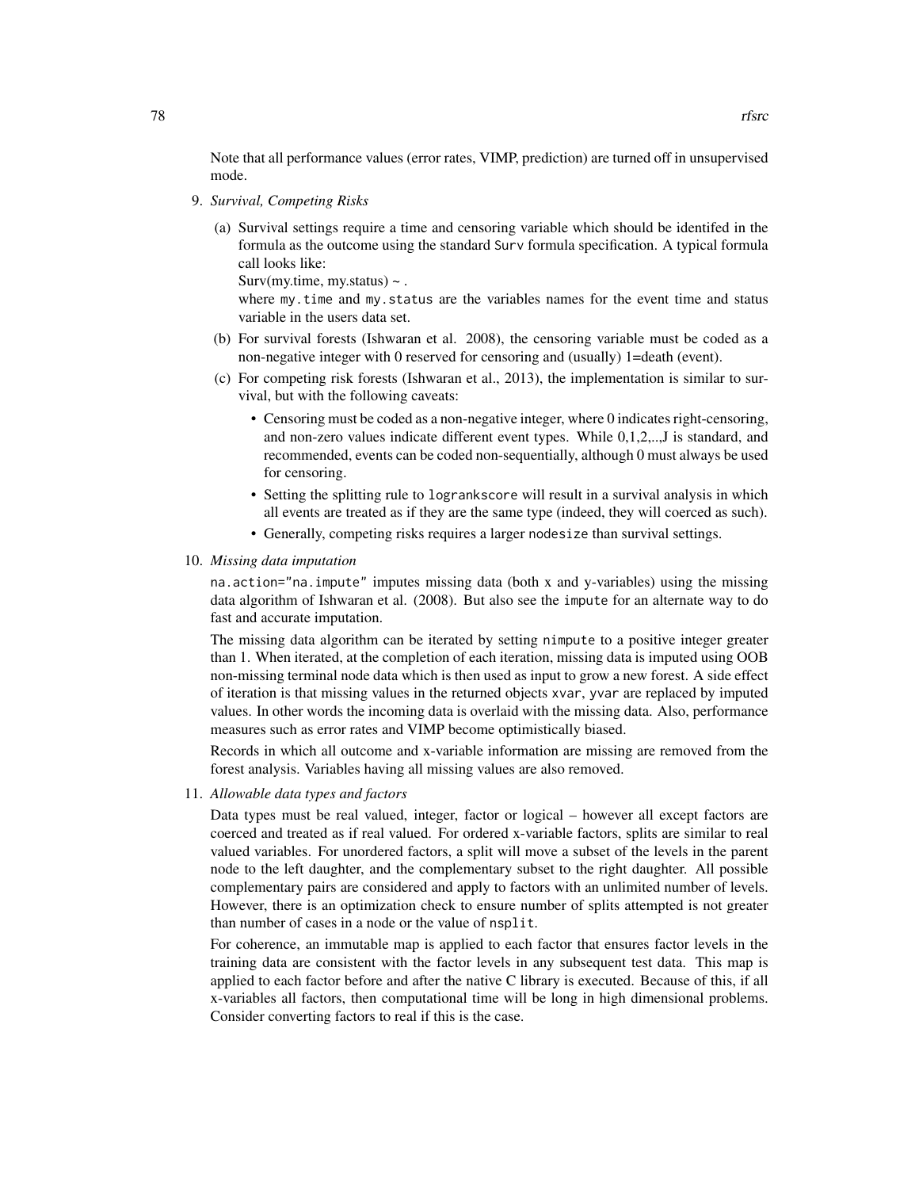Note that all performance values (error rates, VIMP, prediction) are turned off in unsupervised mode.

9. *Survival, Competing Risks*

   (a) Survival settings require a time and censoring variable which should be identifed in the formula as the outcome using the standard `Surv` formula specification. A typical formula call looks like:
   
   Surv(my.time, my.status) ~ .
   
   where `my.time` and `my.status` are the variables names for the event time and status variable in the users data set.

   (b) For survival forests (Ishwaran et al. 2008), the censoring variable must be coded as a non-negative integer with 0 reserved for censoring and (usually) 1=death (event).

   (c) For competing risk forests (Ishwaran et al., 2013), the implementation is similar to survival, but with the following caveats:
   
   - Censoring must be coded as a non-negative integer, where 0 indicates right-censoring, and non-zero values indicate different event types. While 0,1,2,..,J is standard, and recommended, events can be coded non-sequentially, although 0 must always be used for censoring.
   - Setting the splitting rule to `logrankscore` will result in a survival analysis in which all events are treated as if they are the same type (indeed, they will coerced as such).
   - Generally, competing risks requires a larger `nodesize` than survival settings.

10. *Missing data imputation*

    `na.action="na.impute"` imputes missing data (both x and y-variables) using the missing data algorithm of Ishwaran et al. (2008). But also see the `impute` for an alternate way to do fast and accurate imputation.

    The missing data algorithm can be iterated by setting `nimpute` to a positive integer greater than 1. When iterated, at the completion of each iteration, missing data is imputed using OOB non-missing terminal node data which is then used as input to grow a new forest. A side effect of iteration is that missing values in the returned objects `xvar`, `yvar` are replaced by imputed values. In other words the incoming data is overlaid with the missing data. Also, performance measures such as error rates and VIMP become optimistically biased.

    Records in which all outcome and x-variable information are missing are removed from the forest analysis. Variables having all missing values are also removed.

11. *Allowable data types and factors*

    Data types must be real valued, integer, factor or logical – however all except factors are coerced and treated as if real valued. For ordered x-variable factors, splits are similar to real valued variables. For unordered factors, a split will move a subset of the levels in the parent node to the left daughter, and the complementary subset to the right daughter. All possible complementary pairs are considered and apply to factors with an unlimited number of levels. However, there is an optimization check to ensure number of splits attempted is not greater than number of cases in a node or the value of `nsplit`.

    For coherence, an immutable map is applied to each factor that ensures factor levels in the training data are consistent with the factor levels in any subsequent test data. This map is applied to each factor before and after the native C library is executed. Because of this, if all x-variables all factors, then computational time will be long in high dimensional problems. Consider converting factors to real if this is the case.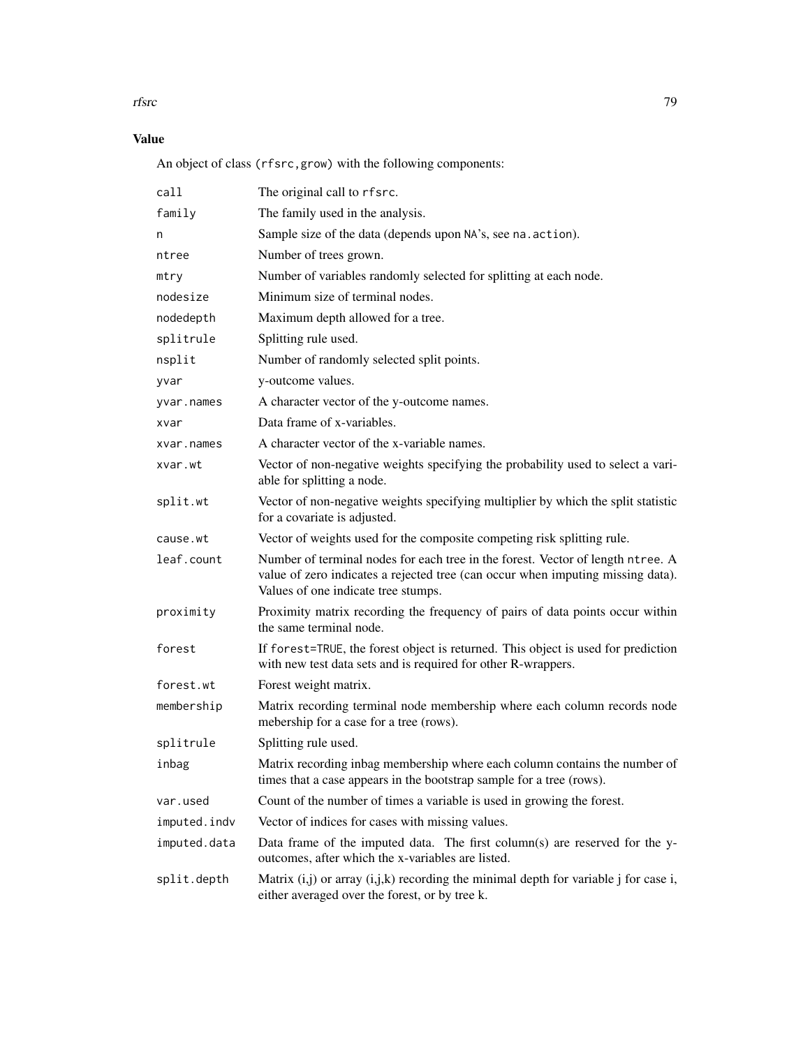## Value

An object of class (rfsrc,grow) with the following components:

| | |
|---|---|
| call | The original call to rfsrc. |
| family | The family used in the analysis. |
| n | Sample size of the data (depends upon NA's, see na.action). |
| ntree | Number of trees grown. |
| mtry | Number of variables randomly selected for splitting at each node. |
| nodesize | Minimum size of terminal nodes. |
| nodedepth | Maximum depth allowed for a tree. |
| splitrule | Splitting rule used. |
| nsplit | Number of randomly selected split points. |
| yvar | y-outcome values. |
| yvar.names | A character vector of the y-outcome names. |
| xvar | Data frame of x-variables. |
| xvar.names | A character vector of the x-variable names. |
| xvar.wt | Vector of non-negative weights specifying the probability used to select a variable for splitting a node. |
| split.wt | Vector of non-negative weights specifying multiplier by which the split statistic for a covariate is adjusted. |
| cause.wt | Vector of weights used for the composite competing risk splitting rule. |
| leaf.count | Number of terminal nodes for each tree in the forest. Vector of length ntree. A value of zero indicates a rejected tree (can occur when imputing missing data). Values of one indicate tree stumps. |
| proximity | Proximity matrix recording the frequency of pairs of data points occur within the same terminal node. |
| forest | If forest=TRUE, the forest object is returned. This object is used for prediction with new test data sets and is required for other R-wrappers. |
| forest.wt | Forest weight matrix. |
| membership | Matrix recording terminal node membership where each column records node mebership for a case for a tree (rows). |
| splitrule | Splitting rule used. |
| inbag | Matrix recording inbag membership where each column contains the number of times that a case appears in the bootstrap sample for a tree (rows). |
| var.used | Count of the number of times a variable is used in growing the forest. |
| imputed.indv | Vector of indices for cases with missing values. |
| imputed.data | Data frame of the imputed data. The first column(s) are reserved for the y-outcomes, after which the x-variables are listed. |
| split.depth | Matrix (i,j) or array (i,j,k) recording the minimal depth for variable j for case i, either averaged over the forest, or by tree k. |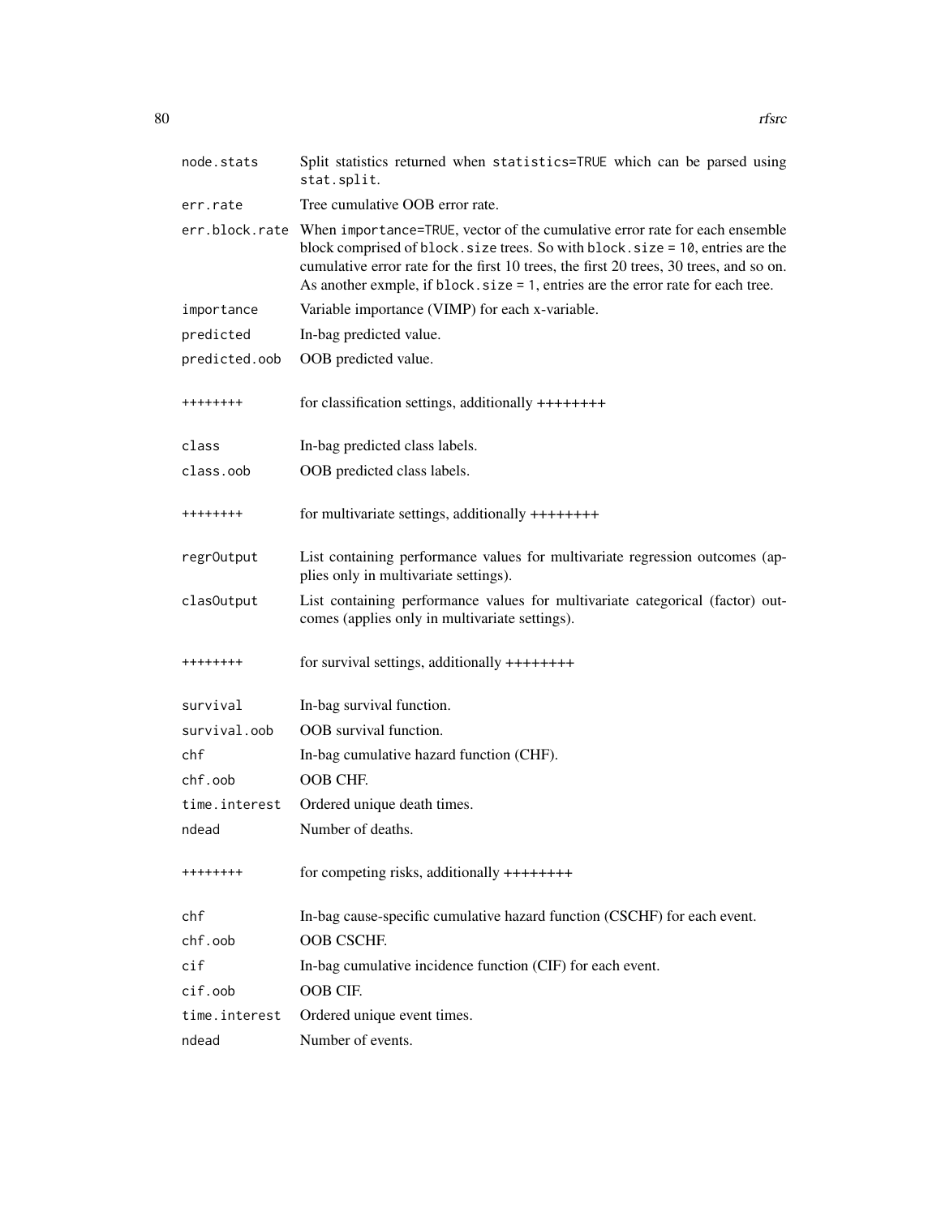| | |
|---|---|
| `node.stats` | Split statistics returned when `statistics=TRUE` which can be parsed using `stat.split`. |
| `err.rate` | Tree cumulative OOB error rate. |
| `err.block.rate` | When `importance=TRUE`, vector of the cumulative error rate for each ensemble block comprised of `block.size` trees. So with `block.size = 10`, entries are the cumulative error rate for the first 10 trees, the first 20 trees, 30 trees, and so on. As another exmple, if `block.size = 1`, entries are the error rate for each tree. |
| `importance` | Variable importance (VIMP) for each x-variable. |
| `predicted` | In-bag predicted value. |
| `predicted.oob` | OOB predicted value. |
| `++++++++` | for classification settings, additionally ++++++++ |
| `class` | In-bag predicted class labels. |
| `class.oob` | OOB predicted class labels. |
| `++++++++` | for multivariate settings, additionally ++++++++ |
| `regrOutput` | List containing performance values for multivariate regression outcomes (applies only in multivariate settings). |
| `clasOutput` | List containing performance values for multivariate categorical (factor) outcomes (applies only in multivariate settings). |
| `++++++++` | for survival settings, additionally ++++++++ |
| `survival` | In-bag survival function. |
| `survival.oob` | OOB survival function. |
| `chf` | In-bag cumulative hazard function (CHF). |
| `chf.oob` | OOB CHF. |
| `time.interest` | Ordered unique death times. |
| `ndead` | Number of deaths. |
| `++++++++` | for competing risks, additionally ++++++++ |
| `chf` | In-bag cause-specific cumulative hazard function (CSCHF) for each event. |
| `chf.oob` | OOB CSCHF. |
| `cif` | In-bag cumulative incidence function (CIF) for each event. |
| `cif.oob` | OOB CIF. |
| `time.interest` | Ordered unique event times. |
| `ndead` | Number of events. |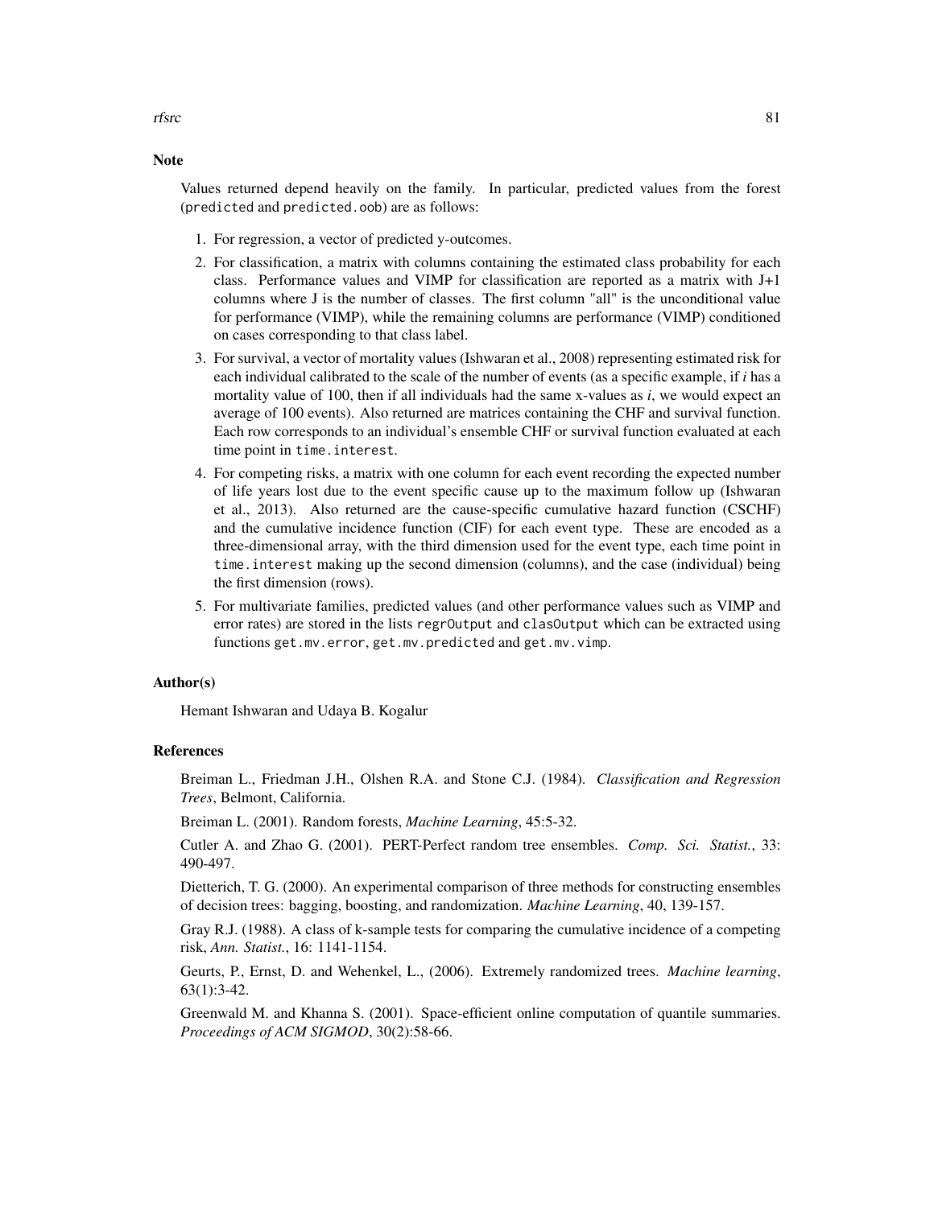## Note

Values returned depend heavily on the family. In particular, predicted values from the forest (predicted and predicted.oob) are as follows:

1. For regression, a vector of predicted y-outcomes.
2. For classification, a matrix with columns containing the estimated class probability for each class. Performance values and VIMP for classification are reported as a matrix with J+1 columns where J is the number of classes. The first column "all" is the unconditional value for performance (VIMP), while the remaining columns are performance (VIMP) conditioned on cases corresponding to that class label.
3. For survival, a vector of mortality values (Ishwaran et al., 2008) representing estimated risk for each individual calibrated to the scale of the number of events (as a specific example, if *i* has a mortality value of 100, then if all individuals had the same x-values as *i*, we would expect an average of 100 events). Also returned are matrices containing the CHF and survival function. Each row corresponds to an individual's ensemble CHF or survival function evaluated at each time point in `time.interest`.
4. For competing risks, a matrix with one column for each event recording the expected number of life years lost due to the event specific cause up to the maximum follow up (Ishwaran et al., 2013). Also returned are the cause-specific cumulative hazard function (CSCHF) and the cumulative incidence function (CIF) for each event type. These are encoded as a three-dimensional array, with the third dimension used for the event type, each time point in `time.interest` making up the second dimension (columns), and the case (individual) being the first dimension (rows).
5. For multivariate families, predicted values (and other performance values such as VIMP and error rates) are stored in the lists `regrOutput` and `clasOutput` which can be extracted using functions `get.mv.error`, `get.mv.predicted` and `get.mv.vimp`.

## Author(s)

Hemant Ishwaran and Udaya B. Kogalur

## References

Breiman L., Friedman J.H., Olshen R.A. and Stone C.J. (1984). *Classification and Regression Trees*, Belmont, California.

Breiman L. (2001). Random forests, *Machine Learning*, 45:5-32.

Cutler A. and Zhao G. (2001). PERT-Perfect random tree ensembles. *Comp. Sci. Statist.*, 33: 490-497.

Dietterich, T. G. (2000). An experimental comparison of three methods for constructing ensembles of decision trees: bagging, boosting, and randomization. *Machine Learning*, 40, 139-157.

Gray R.J. (1988). A class of k-sample tests for comparing the cumulative incidence of a competing risk, *Ann. Statist.*, 16: 1141-1154.

Geurts, P., Ernst, D. and Wehenkel, L., (2006). Extremely randomized trees. *Machine learning*, 63(1):3-42.

Greenwald M. and Khanna S. (2001). Space-efficient online computation of quantile summaries. *Proceedings of ACM SIGMOD*, 30(2):58-66.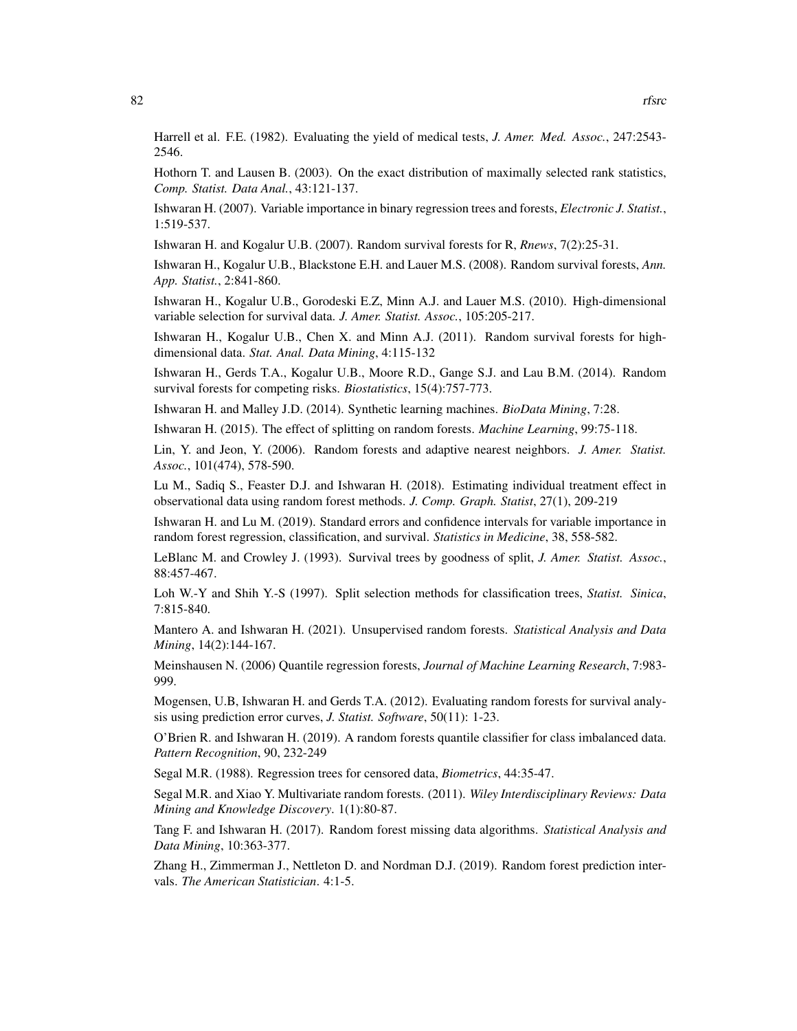Harrell et al. F.E. (1982). Evaluating the yield of medical tests, *J. Amer. Med. Assoc.*, 247:2543-2546.

Hothorn T. and Lausen B. (2003). On the exact distribution of maximally selected rank statistics, *Comp. Statist. Data Anal.*, 43:121-137.

Ishwaran H. (2007). Variable importance in binary regression trees and forests, *Electronic J. Statist.*, 1:519-537.

Ishwaran H. and Kogalur U.B. (2007). Random survival forests for R, *Rnews*, 7(2):25-31.

Ishwaran H., Kogalur U.B., Blackstone E.H. and Lauer M.S. (2008). Random survival forests, *Ann. App. Statist.*, 2:841-860.

Ishwaran H., Kogalur U.B., Gorodeski E.Z, Minn A.J. and Lauer M.S. (2010). High-dimensional variable selection for survival data. *J. Amer. Statist. Assoc.*, 105:205-217.

Ishwaran H., Kogalur U.B., Chen X. and Minn A.J. (2011). Random survival forests for high-dimensional data. *Stat. Anal. Data Mining*, 4:115-132

Ishwaran H., Gerds T.A., Kogalur U.B., Moore R.D., Gange S.J. and Lau B.M. (2014). Random survival forests for competing risks. *Biostatistics*, 15(4):757-773.

Ishwaran H. and Malley J.D. (2014). Synthetic learning machines. *BioData Mining*, 7:28.

Ishwaran H. (2015). The effect of splitting on random forests. *Machine Learning*, 99:75-118.

Lin, Y. and Jeon, Y. (2006). Random forests and adaptive nearest neighbors. *J. Amer. Statist. Assoc.*, 101(474), 578-590.

Lu M., Sadiq S., Feaster D.J. and Ishwaran H. (2018). Estimating individual treatment effect in observational data using random forest methods. *J. Comp. Graph. Statist*, 27(1), 209-219

Ishwaran H. and Lu M. (2019). Standard errors and confidence intervals for variable importance in random forest regression, classification, and survival. *Statistics in Medicine*, 38, 558-582.

LeBlanc M. and Crowley J. (1993). Survival trees by goodness of split, *J. Amer. Statist. Assoc.*, 88:457-467.

Loh W.-Y and Shih Y.-S (1997). Split selection methods for classification trees, *Statist. Sinica*, 7:815-840.

Mantero A. and Ishwaran H. (2021). Unsupervised random forests. *Statistical Analysis and Data Mining*, 14(2):144-167.

Meinshausen N. (2006) Quantile regression forests, *Journal of Machine Learning Research*, 7:983-999.

Mogensen, U.B, Ishwaran H. and Gerds T.A. (2012). Evaluating random forests for survival analysis using prediction error curves, *J. Statist. Software*, 50(11): 1-23.

O'Brien R. and Ishwaran H. (2019). A random forests quantile classifier for class imbalanced data. *Pattern Recognition*, 90, 232-249

Segal M.R. (1988). Regression trees for censored data, *Biometrics*, 44:35-47.

Segal M.R. and Xiao Y. Multivariate random forests. (2011). *Wiley Interdisciplinary Reviews: Data Mining and Knowledge Discovery*. 1(1):80-87.

Tang F. and Ishwaran H. (2017). Random forest missing data algorithms. *Statistical Analysis and Data Mining*, 10:363-377.

Zhang H., Zimmerman J., Nettleton D. and Nordman D.J. (2019). Random forest prediction intervals. *The American Statistician*. 4:1-5.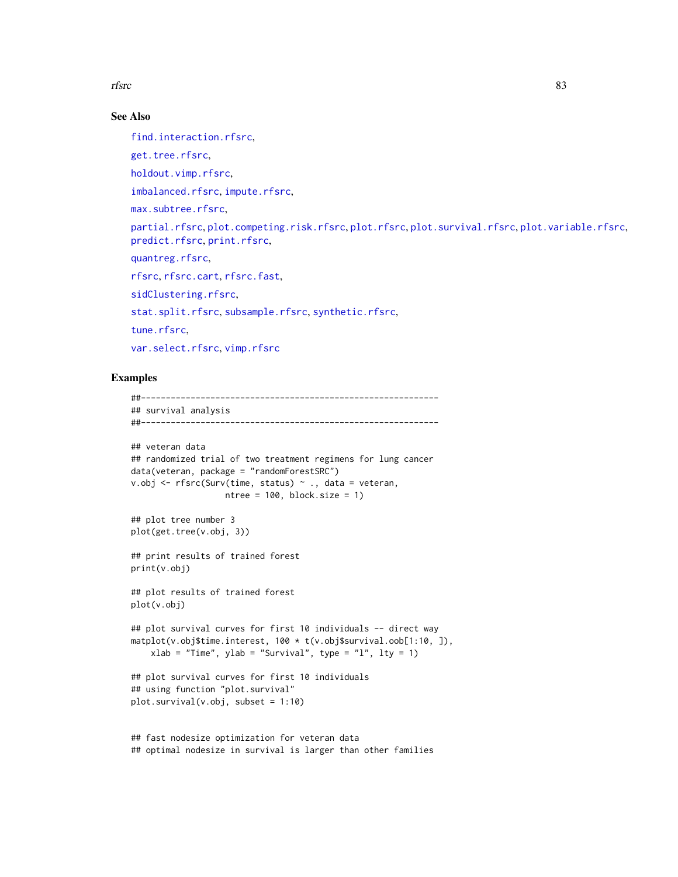### See Also

find.interaction.rfsrc,

get.tree.rfsrc,

holdout.vimp.rfsrc,

imbalanced.rfsrc, impute.rfsrc,

max.subtree.rfsrc,

partial.rfsrc, plot.competing.risk.rfsrc, plot.rfsrc, plot.survival.rfsrc, plot.variable.rfsrc, predict.rfsrc, print.rfsrc,

quantreg.rfsrc,

rfsrc, rfsrc.cart, rfsrc.fast,

sidClustering.rfsrc,

stat.split.rfsrc, subsample.rfsrc, synthetic.rfsrc,

tune.rfsrc,

var.select.rfsrc, vimp.rfsrc

### Examples

```
##------------------------------------------------------------
## survival analysis
##------------------------------------------------------------

## veteran data
## randomized trial of two treatment regimens for lung cancer
data(veteran, package = "randomForestSRC")
v.obj <- rfsrc(Surv(time, status) ~ ., data = veteran,
                   ntree = 100, block.size = 1)

## plot tree number 3
plot(get.tree(v.obj, 3))

## print results of trained forest
print(v.obj)

## plot results of trained forest
plot(v.obj)

## plot survival curves for first 10 individuals -- direct way
matplot(v.obj$time.interest, 100 * t(v.obj$survival.oob[1:10, ]),
    xlab = "Time", ylab = "Survival", type = "l", lty = 1)

## plot survival curves for first 10 individuals
## using function "plot.survival"
plot.survival(v.obj, subset = 1:10)


## fast nodesize optimization for veteran data
## optimal nodesize in survival is larger than other families
```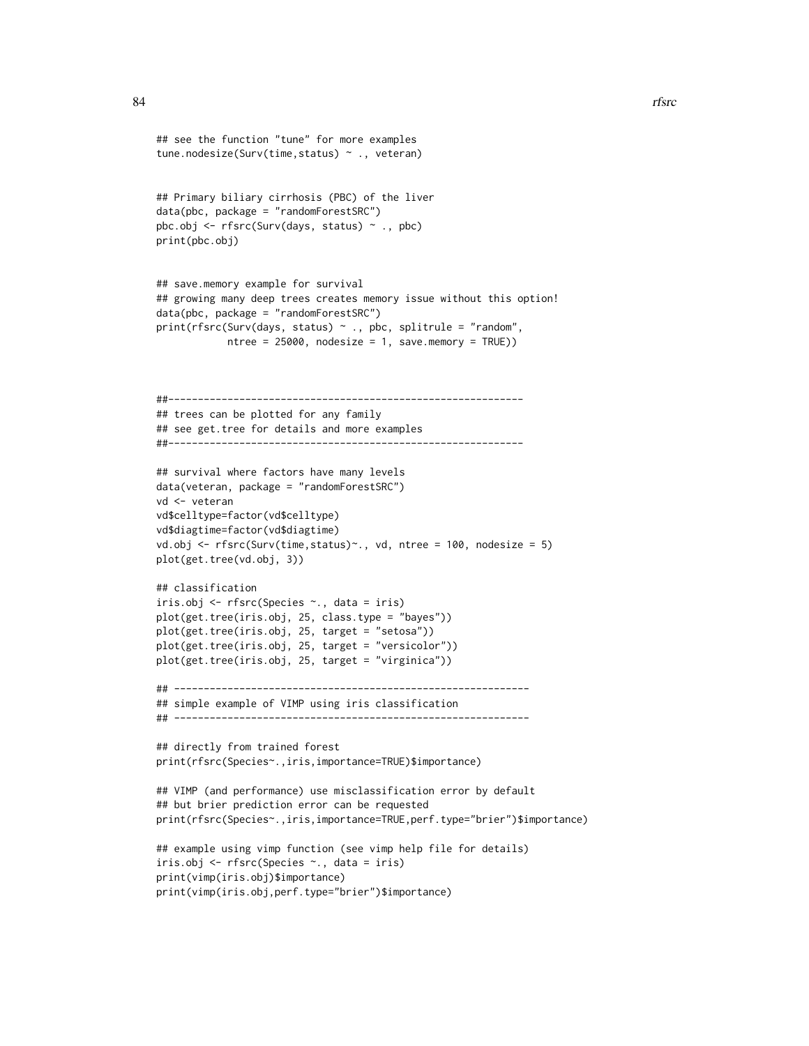```
## see the function "tune" for more examples
tune.nodesize(Surv(time,status) ~ ., veteran)


## Primary biliary cirrhosis (PBC) of the liver
data(pbc, package = "randomForestSRC")
pbc.obj <- rfsrc(Surv(days, status) ~ ., pbc)
print(pbc.obj)


## save.memory example for survival
## growing many deep trees creates memory issue without this option!
data(pbc, package = "randomForestSRC")
print(rfsrc(Surv(days, status) ~ ., pbc, splitrule = "random",
            ntree = 25000, nodesize = 1, save.memory = TRUE))



##------------------------------------------------------------
## trees can be plotted for any family
## see get.tree for details and more examples
##------------------------------------------------------------

## survival where factors have many levels
data(veteran, package = "randomForestSRC")
vd <- veteran
vd$celltype=factor(vd$celltype)
vd$diagtime=factor(vd$diagtime)
vd.obj <- rfsrc(Surv(time,status)~., vd, ntree = 100, nodesize = 5)
plot(get.tree(vd.obj, 3))

## classification
iris.obj <- rfsrc(Species ~., data = iris)
plot(get.tree(iris.obj, 25, class.type = "bayes"))
plot(get.tree(iris.obj, 25, target = "setosa"))
plot(get.tree(iris.obj, 25, target = "versicolor"))
plot(get.tree(iris.obj, 25, target = "virginica"))

## ------------------------------------------------------------
## simple example of VIMP using iris classification
## ------------------------------------------------------------

## directly from trained forest
print(rfsrc(Species~.,iris,importance=TRUE)$importance)

## VIMP (and performance) use misclassification error by default
## but brier prediction error can be requested
print(rfsrc(Species~.,iris,importance=TRUE,perf.type="brier")$importance)

## example using vimp function (see vimp help file for details)
iris.obj <- rfsrc(Species ~., data = iris)
print(vimp(iris.obj)$importance)
print(vimp(iris.obj,perf.type="brier")$importance)
```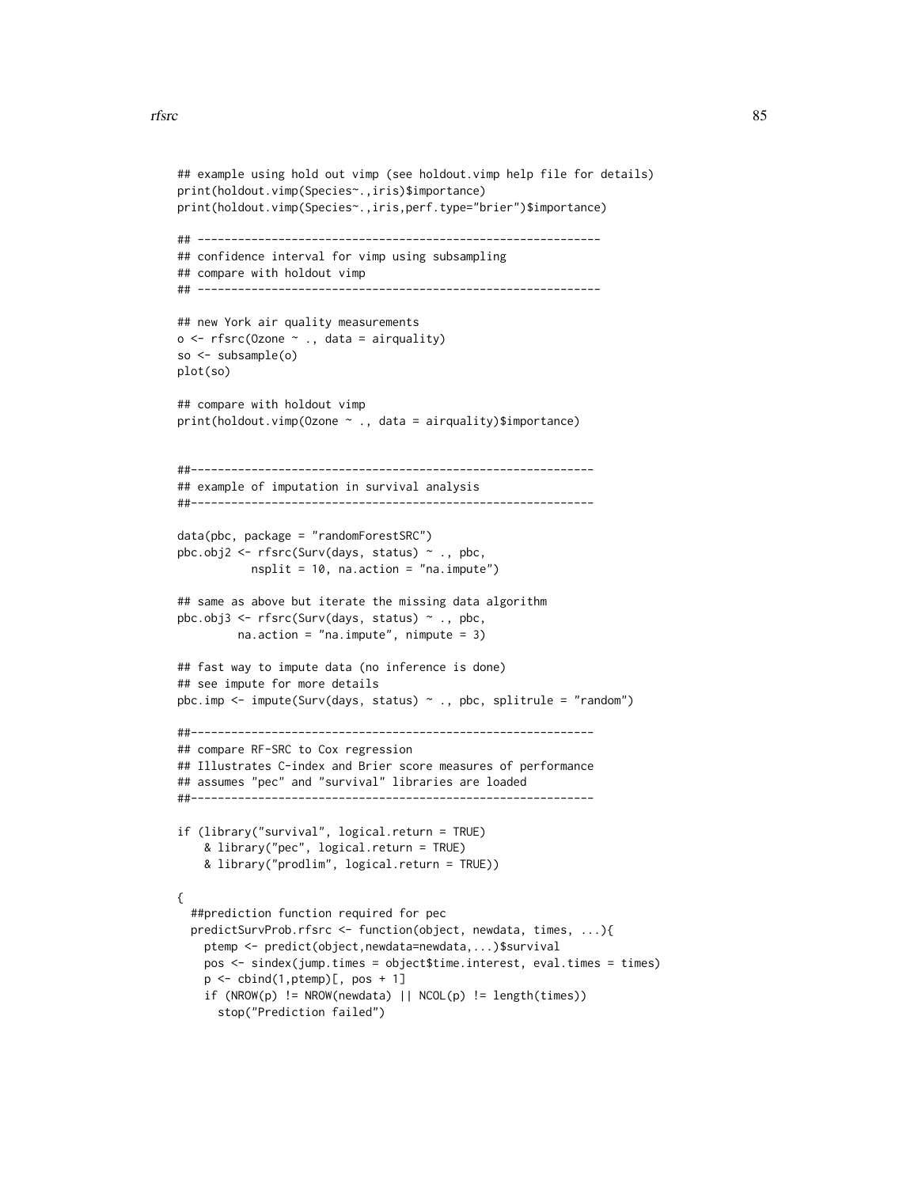```
## example using hold out vimp (see holdout.vimp help file for details)
print(holdout.vimp(Species~.,iris)$importance)
print(holdout.vimp(Species~.,iris,perf.type="brier")$importance)

## ------------------------------------------------------------
## confidence interval for vimp using subsampling
## compare with holdout vimp
## ------------------------------------------------------------

## new York air quality measurements
o <- rfsrc(Ozone ~ ., data = airquality)
so <- subsample(o)
plot(so)

## compare with holdout vimp
print(holdout.vimp(Ozone ~ ., data = airquality)$importance)


##------------------------------------------------------------
## example of imputation in survival analysis
##------------------------------------------------------------

data(pbc, package = "randomForestSRC")
pbc.obj2 <- rfsrc(Surv(days, status) ~ ., pbc,
           nsplit = 10, na.action = "na.impute")

## same as above but iterate the missing data algorithm
pbc.obj3 <- rfsrc(Surv(days, status) ~ ., pbc,
         na.action = "na.impute", nimpute = 3)

## fast way to impute data (no inference is done)
## see impute for more details
pbc.imp <- impute(Surv(days, status) ~ ., pbc, splitrule = "random")

##------------------------------------------------------------
## compare RF-SRC to Cox regression
## Illustrates C-index and Brier score measures of performance
## assumes "pec" and "survival" libraries are loaded
##------------------------------------------------------------

if (library("survival", logical.return = TRUE)
    & library("pec", logical.return = TRUE)
    & library("prodlim", logical.return = TRUE))

{
  ##prediction function required for pec
  predictSurvProb.rfsrc <- function(object, newdata, times, ...){
    ptemp <- predict(object,newdata=newdata,...)$survival
    pos <- sindex(jump.times = object$time.interest, eval.times = times)
    p <- cbind(1,ptemp)[, pos + 1]
    if (NROW(p) != NROW(newdata) || NCOL(p) != length(times))
      stop("Prediction failed")
```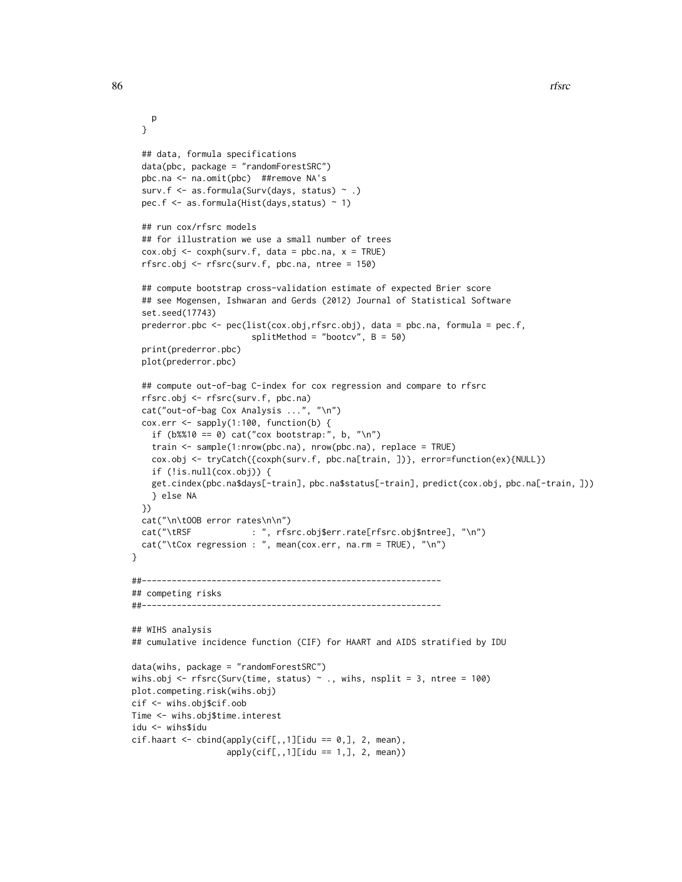```
    p
  }

  ## data, formula specifications
  data(pbc, package = "randomForestSRC")
  pbc.na <- na.omit(pbc)  ##remove NA's
  surv.f <- as.formula(Surv(days, status) ~ .)
  pec.f <- as.formula(Hist(days,status) ~ 1)

  ## run cox/rfsrc models
  ## for illustration we use a small number of trees
  cox.obj <- coxph(surv.f, data = pbc.na, x = TRUE)
  rfsrc.obj <- rfsrc(surv.f, pbc.na, ntree = 150)

  ## compute bootstrap cross-validation estimate of expected Brier score
  ## see Mogensen, Ishwaran and Gerds (2012) Journal of Statistical Software
  set.seed(17743)
  prederror.pbc <- pec(list(cox.obj,rfsrc.obj), data = pbc.na, formula = pec.f,
                        splitMethod = "bootcv", B = 50)
  print(prederror.pbc)
  plot(prederror.pbc)

  ## compute out-of-bag C-index for cox regression and compare to rfsrc
  rfsrc.obj <- rfsrc(surv.f, pbc.na)
  cat("out-of-bag Cox Analysis ...", "\n")
  cox.err <- sapply(1:100, function(b) {
    if (b%%10 == 0) cat("cox bootstrap:", b, "\n")
    train <- sample(1:nrow(pbc.na), nrow(pbc.na), replace = TRUE)
    cox.obj <- tryCatch({coxph(surv.f, pbc.na[train, ])}, error=function(ex){NULL})
    if (!is.null(cox.obj)) {
    get.cindex(pbc.na$days[-train], pbc.na$status[-train], predict(cox.obj, pbc.na[-train, ]))
    } else NA
  })
  cat("\n\tOOB error rates\n\n")
  cat("\tRSF            : ", rfsrc.obj$err.rate[rfsrc.obj$ntree], "\n")
  cat("\tCox regression : ", mean(cox.err, na.rm = TRUE), "\n")
}

##------------------------------------------------------------
## competing risks
##------------------------------------------------------------

## WIHS analysis
## cumulative incidence function (CIF) for HAART and AIDS stratified by IDU

data(wihs, package = "randomForestSRC")
wihs.obj <- rfsrc(Surv(time, status) ~ ., wihs, nsplit = 3, ntree = 100)
plot.competing.risk(wihs.obj)
cif <- wihs.obj$cif.oob
Time <- wihs.obj$time.interest
idu <- wihs$idu
cif.haart <- cbind(apply(cif[,,1][idu == 0,], 2, mean),
                   apply(cif[,,1][idu == 1,], 2, mean))
```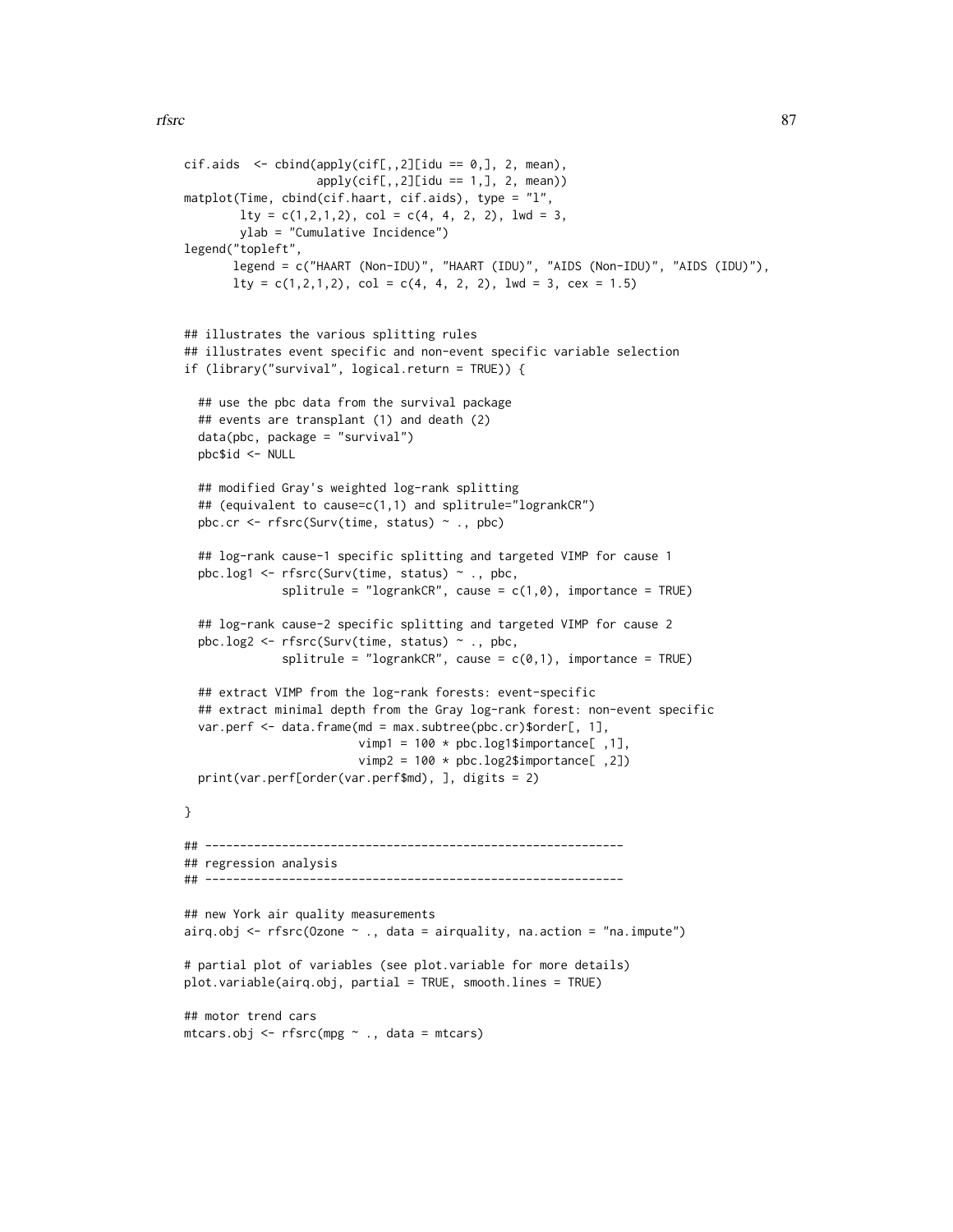```
cif.aids  <- cbind(apply(cif[,,2][idu == 0,], 2, mean),
                   apply(cif[,,2][idu == 1,], 2, mean))
matplot(Time, cbind(cif.haart, cif.aids), type = "l",
        lty = c(1,2,1,2), col = c(4, 4, 2, 2), lwd = 3,
        ylab = "Cumulative Incidence")
legend("topleft",
       legend = c("HAART (Non-IDU)", "HAART (IDU)", "AIDS (Non-IDU)", "AIDS (IDU)"),
       lty = c(1,2,1,2), col = c(4, 4, 2, 2), lwd = 3, cex = 1.5)


## illustrates the various splitting rules
## illustrates event specific and non-event specific variable selection
if (library("survival", logical.return = TRUE)) {

  ## use the pbc data from the survival package
  ## events are transplant (1) and death (2)
  data(pbc, package = "survival")
  pbc$id <- NULL

  ## modified Gray's weighted log-rank splitting
  ## (equivalent to cause=c(1,1) and splitrule="logrankCR")
  pbc.cr <- rfsrc(Surv(time, status) ~ ., pbc)

  ## log-rank cause-1 specific splitting and targeted VIMP for cause 1
  pbc.log1 <- rfsrc(Surv(time, status) ~ ., pbc,
             splitrule = "logrankCR", cause = c(1,0), importance = TRUE)

  ## log-rank cause-2 specific splitting and targeted VIMP for cause 2
  pbc.log2 <- rfsrc(Surv(time, status) ~ ., pbc,
             splitrule = "logrankCR", cause = c(0,1), importance = TRUE)

  ## extract VIMP from the log-rank forests: event-specific
  ## extract minimal depth from the Gray log-rank forest: non-event specific
  var.perf <- data.frame(md = max.subtree(pbc.cr)$order[, 1],
                         vimp1 = 100 * pbc.log1$importance[ ,1],
                         vimp2 = 100 * pbc.log2$importance[ ,2])
  print(var.perf[order(var.perf$md), ], digits = 2)

}

## ------------------------------------------------------------
## regression analysis
## ------------------------------------------------------------

## new York air quality measurements
airq.obj <- rfsrc(Ozone ~ ., data = airquality, na.action = "na.impute")

# partial plot of variables (see plot.variable for more details)
plot.variable(airq.obj, partial = TRUE, smooth.lines = TRUE)

## motor trend cars
mtcars.obj <- rfsrc(mpg ~ ., data = mtcars)
```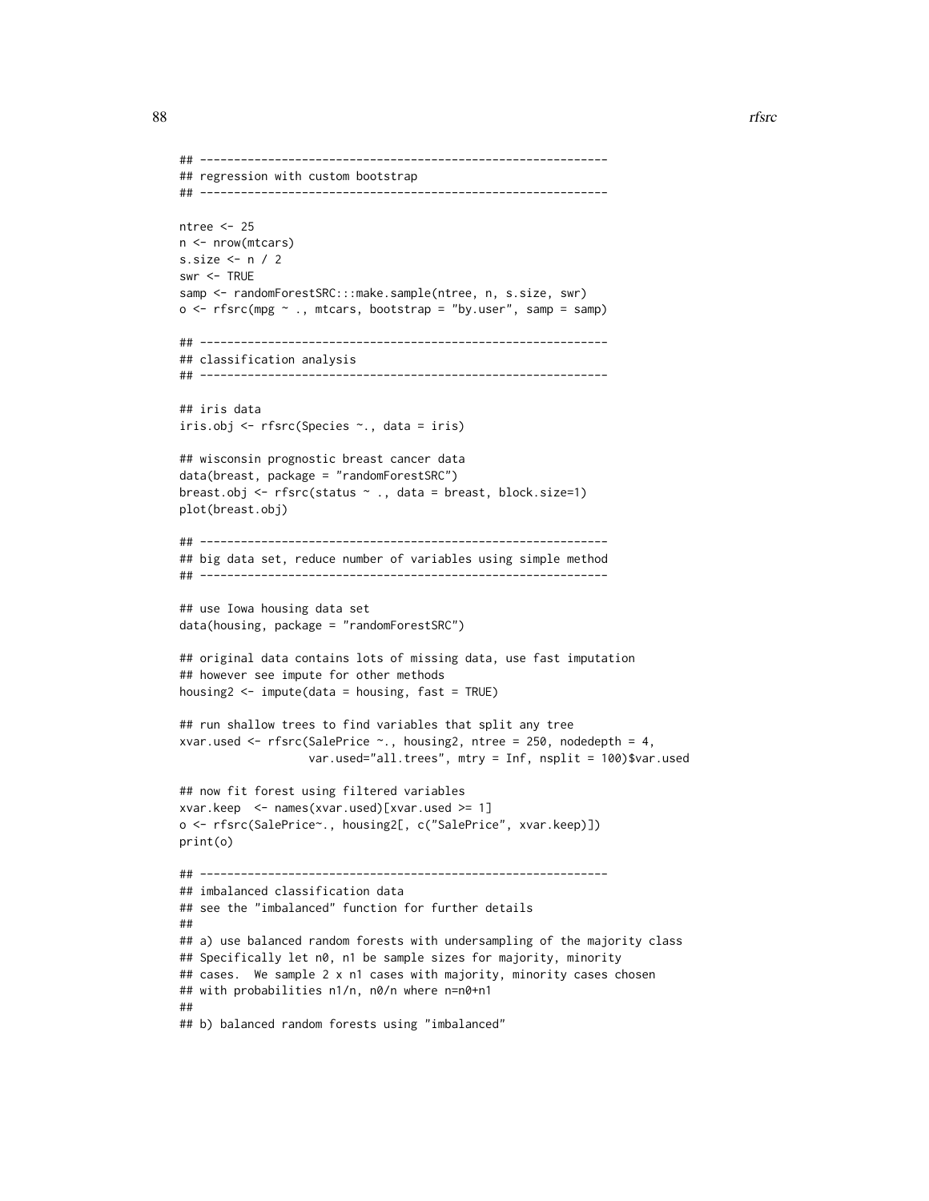```
## ------------------------------------------------------------
## regression with custom bootstrap
## ------------------------------------------------------------

ntree <- 25
n <- nrow(mtcars)
s.size <- n / 2
swr <- TRUE
samp <- randomForestSRC:::make.sample(ntree, n, s.size, swr)
o <- rfsrc(mpg ~ ., mtcars, bootstrap = "by.user", samp = samp)

## ------------------------------------------------------------
## classification analysis
## ------------------------------------------------------------

## iris data
iris.obj <- rfsrc(Species ~., data = iris)

## wisconsin prognostic breast cancer data
data(breast, package = "randomForestSRC")
breast.obj <- rfsrc(status ~ ., data = breast, block.size=1)
plot(breast.obj)

## ------------------------------------------------------------
## big data set, reduce number of variables using simple method
## ------------------------------------------------------------

## use Iowa housing data set
data(housing, package = "randomForestSRC")

## original data contains lots of missing data, use fast imputation
## however see impute for other methods
housing2 <- impute(data = housing, fast = TRUE)

## run shallow trees to find variables that split any tree
xvar.used <- rfsrc(SalePrice ~., housing2, ntree = 250, nodedepth = 4,
                   var.used="all.trees", mtry = Inf, nsplit = 100)$var.used

## now fit forest using filtered variables
xvar.keep  <- names(xvar.used)[xvar.used >= 1]
o <- rfsrc(SalePrice~., housing2[, c("SalePrice", xvar.keep)])
print(o)

## ------------------------------------------------------------
## imbalanced classification data
## see the "imbalanced" function for further details
##
## a) use balanced random forests with undersampling of the majority class
## Specifically let n0, n1 be sample sizes for majority, minority
## cases.  We sample 2 x n1 cases with majority, minority cases chosen
## with probabilities n1/n, n0/n where n=n0+n1
##
## b) balanced random forests using "imbalanced"
```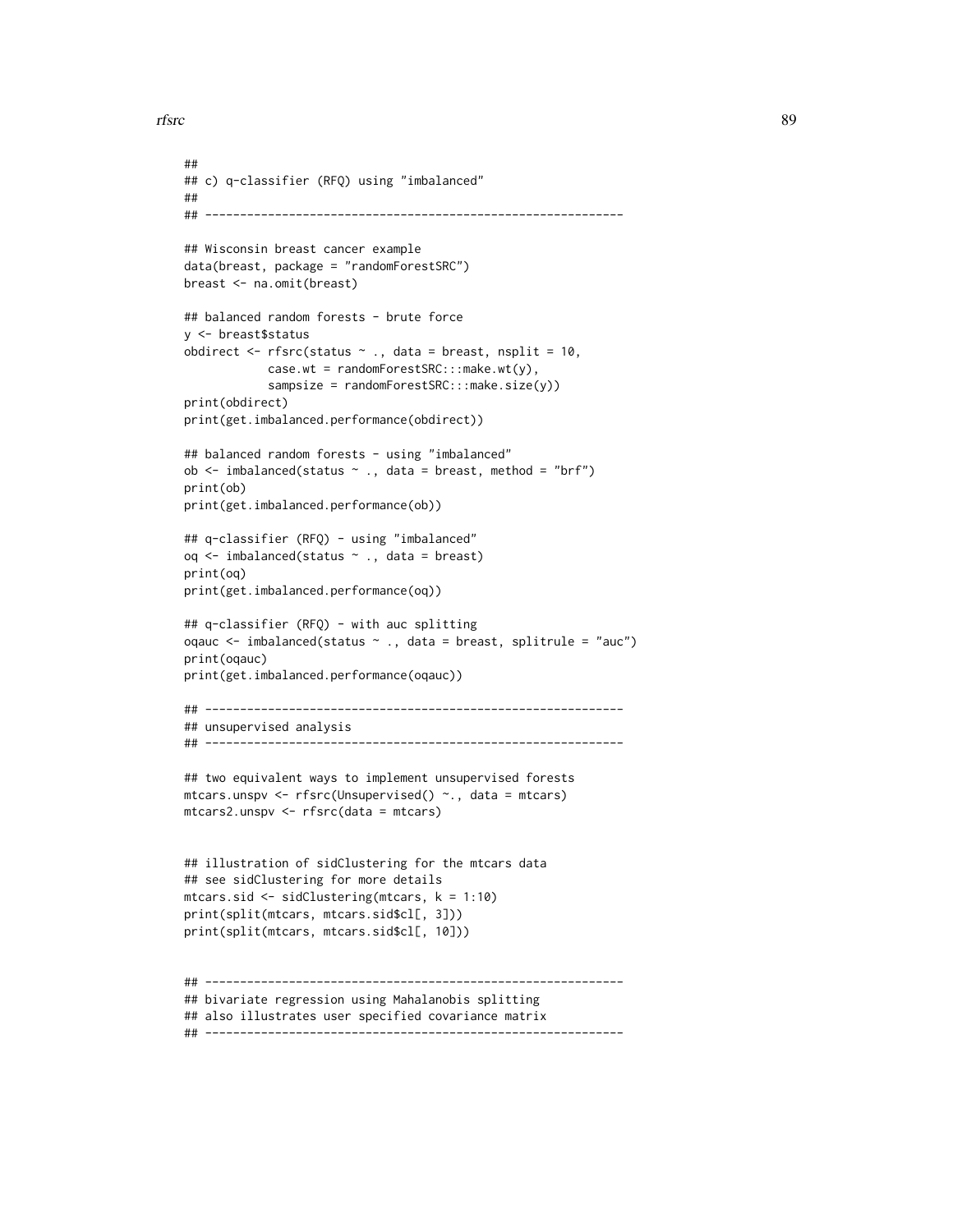```
##
## c) q-classifier (RFQ) using "imbalanced"
##
## ------------------------------------------------------------

## Wisconsin breast cancer example
data(breast, package = "randomForestSRC")
breast <- na.omit(breast)

## balanced random forests - brute force
y <- breast$status
obdirect <- rfsrc(status ~ ., data = breast, nsplit = 10,
            case.wt = randomForestSRC:::make.wt(y),
            sampsize = randomForestSRC:::make.size(y))
print(obdirect)
print(get.imbalanced.performance(obdirect))

## balanced random forests - using "imbalanced"
ob <- imbalanced(status ~ ., data = breast, method = "brf")
print(ob)
print(get.imbalanced.performance(ob))

## q-classifier (RFQ) - using "imbalanced"
oq <- imbalanced(status ~ ., data = breast)
print(oq)
print(get.imbalanced.performance(oq))

## q-classifier (RFQ) - with auc splitting
oqauc <- imbalanced(status ~ ., data = breast, splitrule = "auc")
print(oqauc)
print(get.imbalanced.performance(oqauc))

## ------------------------------------------------------------
## unsupervised analysis
## ------------------------------------------------------------

## two equivalent ways to implement unsupervised forests
mtcars.unspv <- rfsrc(Unsupervised() ~., data = mtcars)
mtcars2.unspv <- rfsrc(data = mtcars)


## illustration of sidClustering for the mtcars data
## see sidClustering for more details
mtcars.sid <- sidClustering(mtcars, k = 1:10)
print(split(mtcars, mtcars.sid$cl[, 3]))
print(split(mtcars, mtcars.sid$cl[, 10]))


## ------------------------------------------------------------
## bivariate regression using Mahalanobis splitting
## also illustrates user specified covariance matrix
## ------------------------------------------------------------
```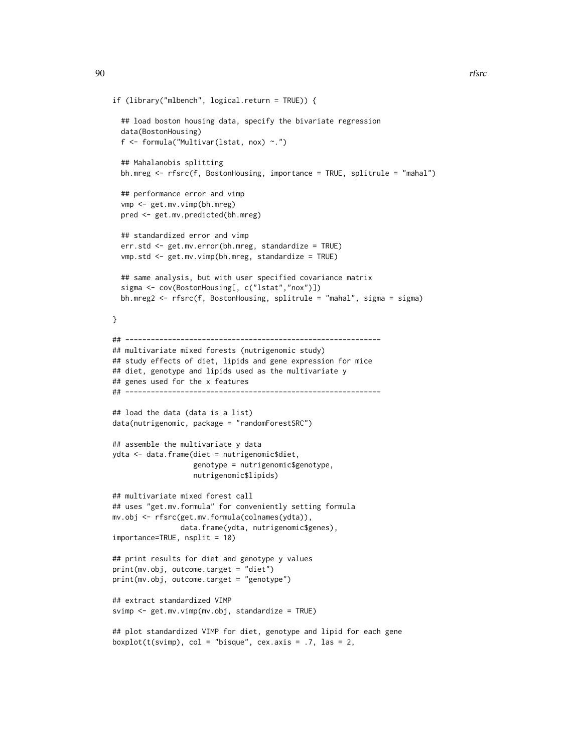```
if (library("mlbench", logical.return = TRUE)) {

  ## load boston housing data, specify the bivariate regression
  data(BostonHousing)
  f <- formula("Multivar(lstat, nox) ~.")

  ## Mahalanobis splitting
  bh.mreg <- rfsrc(f, BostonHousing, importance = TRUE, splitrule = "mahal")

  ## performance error and vimp
  vmp <- get.mv.vimp(bh.mreg)
  pred <- get.mv.predicted(bh.mreg)

  ## standardized error and vimp
  err.std <- get.mv.error(bh.mreg, standardize = TRUE)
  vmp.std <- get.mv.vimp(bh.mreg, standardize = TRUE)

  ## same analysis, but with user specified covariance matrix
  sigma <- cov(BostonHousing[, c("lstat","nox")])
  bh.mreg2 <- rfsrc(f, BostonHousing, splitrule = "mahal", sigma = sigma)

}

## ------------------------------------------------------------
## multivariate mixed forests (nutrigenomic study)
## study effects of diet, lipids and gene expression for mice
## diet, genotype and lipids used as the multivariate y
## genes used for the x features
## ------------------------------------------------------------

## load the data (data is a list)
data(nutrigenomic, package = "randomForestSRC")

## assemble the multivariate y data
ydta <- data.frame(diet = nutrigenomic$diet,
                   genotype = nutrigenomic$genotype,
                   nutrigenomic$lipids)

## multivariate mixed forest call
## uses "get.mv.formula" for conveniently setting formula
mv.obj <- rfsrc(get.mv.formula(colnames(ydta)),
                data.frame(ydta, nutrigenomic$genes),
importance=TRUE, nsplit = 10)

## print results for diet and genotype y values
print(mv.obj, outcome.target = "diet")
print(mv.obj, outcome.target = "genotype")

## extract standardized VIMP
svimp <- get.mv.vimp(mv.obj, standardize = TRUE)

## plot standardized VIMP for diet, genotype and lipid for each gene
boxplot(t(svimp), col = "bisque", cex.axis = .7, las = 2,
```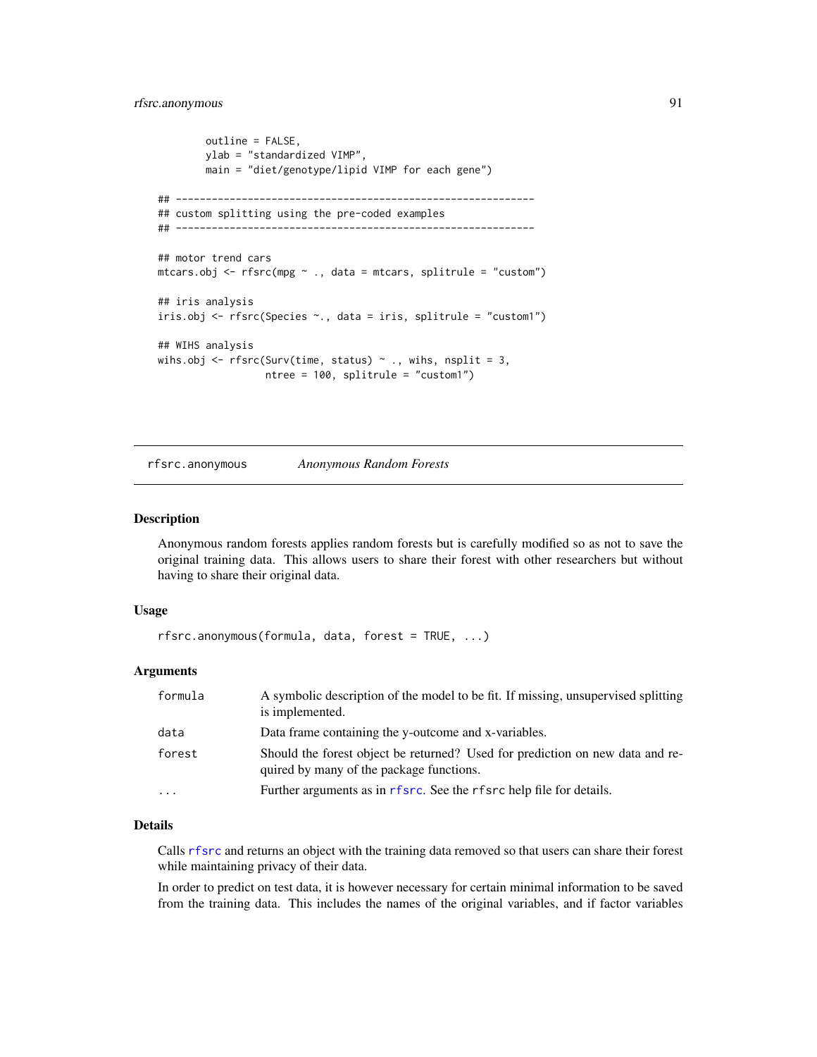```
        outline = FALSE,
        ylab = "standardized VIMP",
        main = "diet/genotype/lipid VIMP for each gene")

## ------------------------------------------------------------
## custom splitting using the pre-coded examples
## ------------------------------------------------------------

## motor trend cars
mtcars.obj <- rfsrc(mpg ~ ., data = mtcars, splitrule = "custom")

## iris analysis
iris.obj <- rfsrc(Species ~., data = iris, splitrule = "custom1")

## WIHS analysis
wihs.obj <- rfsrc(Surv(time, status) ~ ., wihs, nsplit = 3,
                  ntree = 100, splitrule = "custom1")
```

---

`rfsrc.anonymous` *Anonymous Random Forests*

---

### Description

Anonymous random forests applies random forests but is carefully modified so as not to save the original training data. This allows users to share their forest with other researchers but without having to share their original data.

### Usage

```
rfsrc.anonymous(formula, data, forest = TRUE, ...)
```

### Arguments

| | |
|---|---|
| `formula` | A symbolic description of the model to be fit. If missing, unsupervised splitting is implemented. |
| `data` | Data frame containing the y-outcome and x-variables. |
| `forest` | Should the forest object be returned? Used for prediction on new data and required by many of the package functions. |
| `...` | Further arguments as in `rfsrc`. See the `rfsrc` help file for details. |

### Details

Calls `rfsrc` and returns an object with the training data removed so that users can share their forest while maintaining privacy of their data.

In order to predict on test data, it is however necessary for certain minimal information to be saved from the training data. This includes the names of the original variables, and if factor variables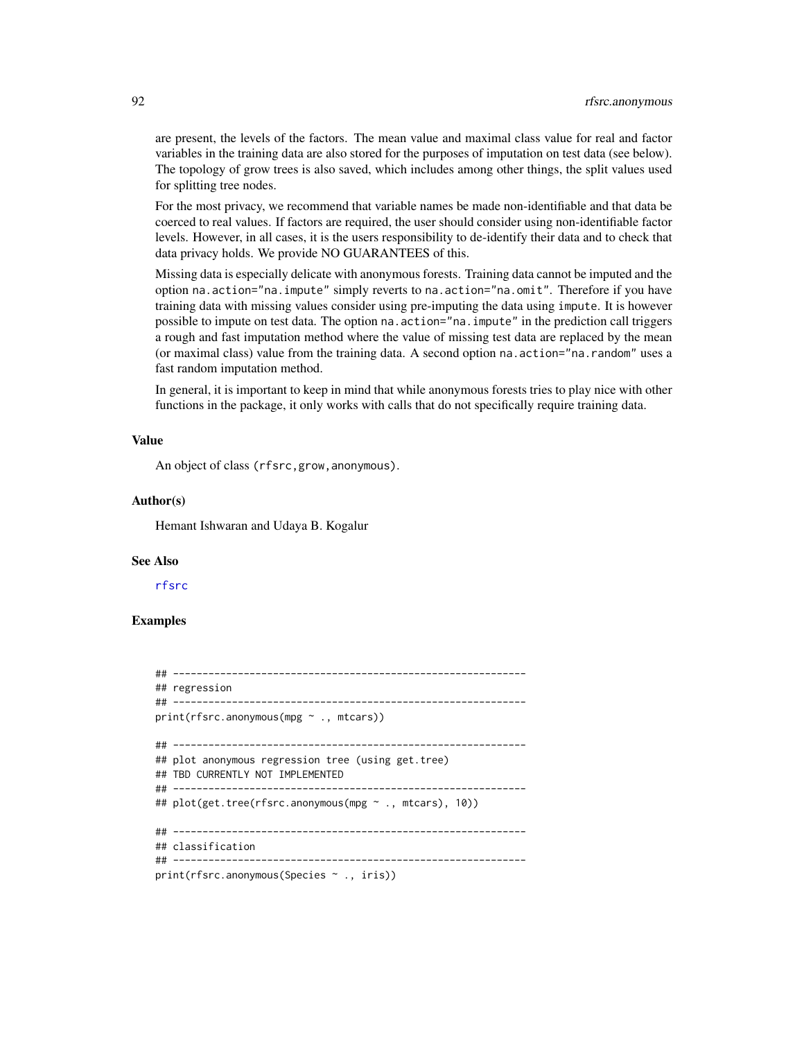are present, the levels of the factors. The mean value and maximal class value for real and factor variables in the training data are also stored for the purposes of imputation on test data (see below). The topology of grow trees is also saved, which includes among other things, the split values used for splitting tree nodes.

For the most privacy, we recommend that variable names be made non-identifiable and that data be coerced to real values. If factors are required, the user should consider using non-identifiable factor levels. However, in all cases, it is the users responsibility to de-identify their data and to check that data privacy holds. We provide NO GUARANTEES of this.

Missing data is especially delicate with anonymous forests. Training data cannot be imputed and the option `na.action="na.impute"` simply reverts to `na.action="na.omit"`. Therefore if you have training data with missing values consider using pre-imputing the data using `impute`. It is however possible to impute on test data. The option `na.action="na.impute"` in the prediction call triggers a rough and fast imputation method where the value of missing test data are replaced by the mean (or maximal class) value from the training data. A second option `na.action="na.random"` uses a fast random imputation method.

In general, it is important to keep in mind that while anonymous forests tries to play nice with other functions in the package, it only works with calls that do not specifically require training data.

### Value

An object of class `(rfsrc,grow,anonymous)`.

### Author(s)

Hemant Ishwaran and Udaya B. Kogalur

### See Also

`rfsrc`

### Examples

```
## ------------------------------------------------------------
## regression
## ------------------------------------------------------------
print(rfsrc.anonymous(mpg ~ ., mtcars))

## ------------------------------------------------------------
## plot anonymous regression tree (using get.tree)
## TBD CURRENTLY NOT IMPLEMENTED
## ------------------------------------------------------------
## plot(get.tree(rfsrc.anonymous(mpg ~ ., mtcars), 10))

## ------------------------------------------------------------
## classification
## ------------------------------------------------------------
print(rfsrc.anonymous(Species ~ ., iris))
```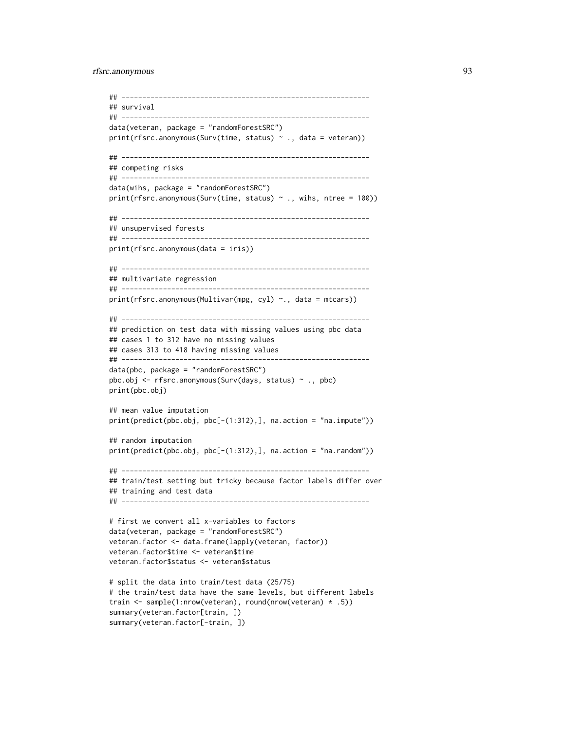```
## ------------------------------------------------------------
## survival
## ------------------------------------------------------------
data(veteran, package = "randomForestSRC")
print(rfsrc.anonymous(Surv(time, status) ~ ., data = veteran))

## ------------------------------------------------------------
## competing risks
## ------------------------------------------------------------
data(wihs, package = "randomForestSRC")
print(rfsrc.anonymous(Surv(time, status) ~ ., wihs, ntree = 100))

## ------------------------------------------------------------
## unsupervised forests
## ------------------------------------------------------------
print(rfsrc.anonymous(data = iris))

## ------------------------------------------------------------
## multivariate regression
## ------------------------------------------------------------
print(rfsrc.anonymous(Multivar(mpg, cyl) ~., data = mtcars))

## ------------------------------------------------------------
## prediction on test data with missing values using pbc data
## cases 1 to 312 have no missing values
## cases 313 to 418 having missing values
## ------------------------------------------------------------
data(pbc, package = "randomForestSRC")
pbc.obj <- rfsrc.anonymous(Surv(days, status) ~ ., pbc)
print(pbc.obj)

## mean value imputation
print(predict(pbc.obj, pbc[-(1:312),], na.action = "na.impute"))

## random imputation
print(predict(pbc.obj, pbc[-(1:312),], na.action = "na.random"))

## ------------------------------------------------------------
## train/test setting but tricky because factor labels differ over
## training and test data
## ------------------------------------------------------------

# first we convert all x-variables to factors
data(veteran, package = "randomForestSRC")
veteran.factor <- data.frame(lapply(veteran, factor))
veteran.factor$time <- veteran$time
veteran.factor$status <- veteran$status

# split the data into train/test data (25/75)
# the train/test data have the same levels, but different labels
train <- sample(1:nrow(veteran), round(nrow(veteran) * .5))
summary(veteran.factor[train, ])
summary(veteran.factor[-train, ])
```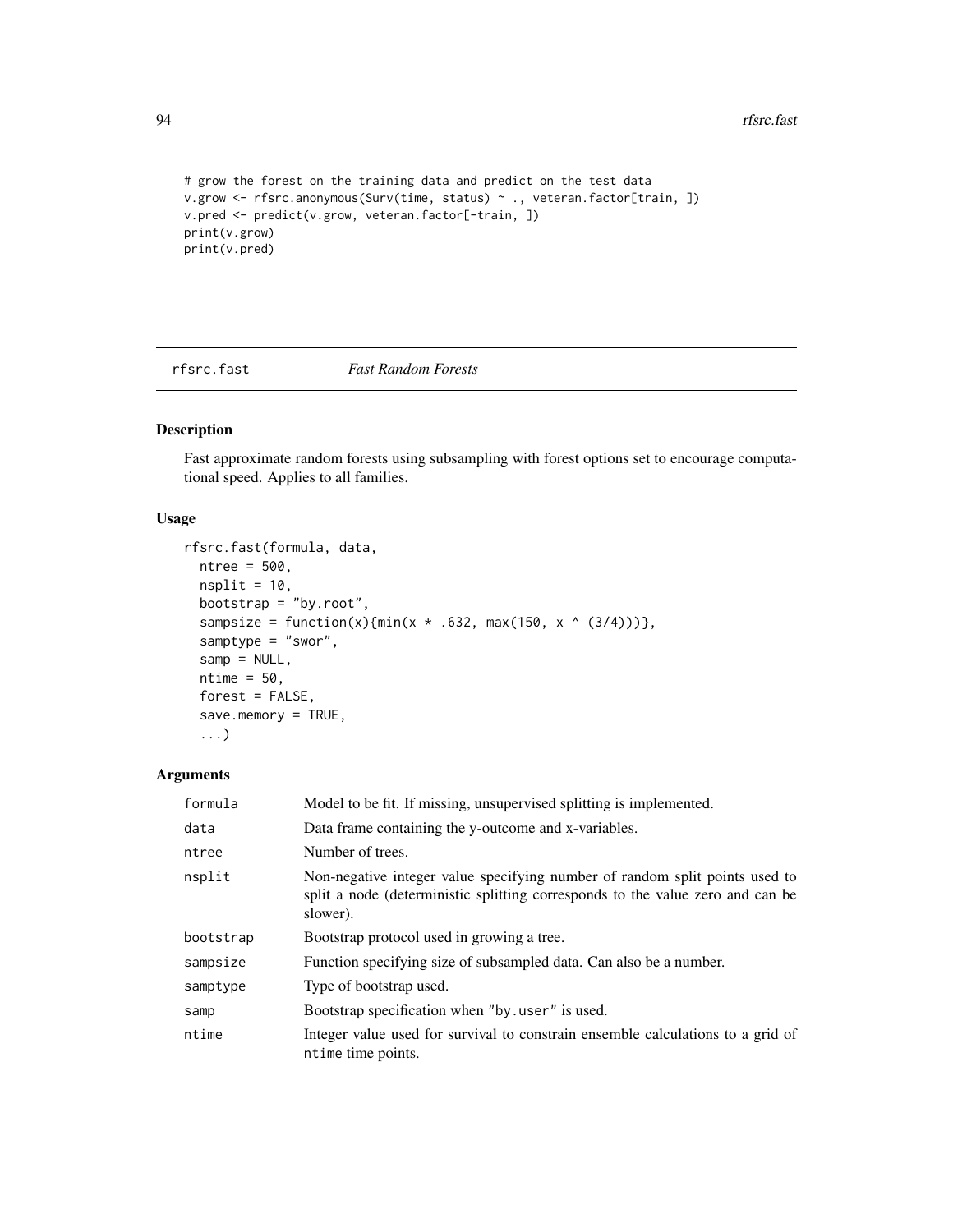```
# grow the forest on the training data and predict on the test data
v.grow <- rfsrc.anonymous(Surv(time, status) ~ ., veteran.factor[train, ])
v.pred <- predict(v.grow, veteran.factor[-train, ])
print(v.grow)
print(v.pred)
```

## rfsrc.fast — *Fast Random Forests*

### Description

Fast approximate random forests using subsampling with forest options set to encourage computational speed. Applies to all families.

### Usage

```
rfsrc.fast(formula, data,
  ntree = 500,
  nsplit = 10,
  bootstrap = "by.root",
  sampsize = function(x){min(x * .632, max(150, x ^ (3/4)))},
  samptype = "swor",
  samp = NULL,
  ntime = 50,
  forest = FALSE,
  save.memory = TRUE,
  ...)
```

### Arguments

| | |
|---|---|
| formula | Model to be fit. If missing, unsupervised splitting is implemented. |
| data | Data frame containing the y-outcome and x-variables. |
| ntree | Number of trees. |
| nsplit | Non-negative integer value specifying number of random split points used to split a node (deterministic splitting corresponds to the value zero and can be slower). |
| bootstrap | Bootstrap protocol used in growing a tree. |
| sampsize | Function specifying size of subsampled data. Can also be a number. |
| samptype | Type of bootstrap used. |
| samp | Bootstrap specification when "by.user" is used. |
| ntime | Integer value used for survival to constrain ensemble calculations to a grid of ntime time points. |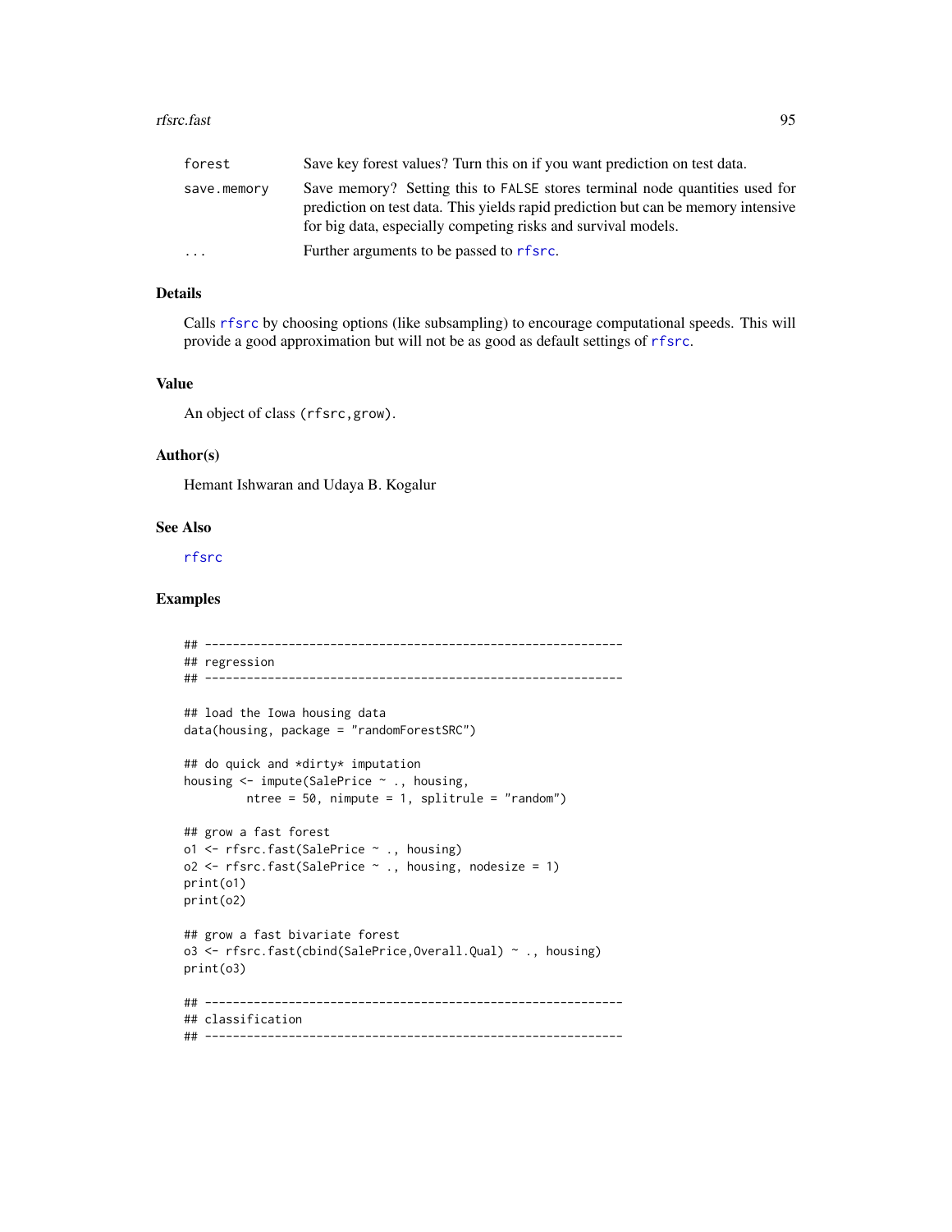| | |
|---|---|
| `forest` | Save key forest values? Turn this on if you want prediction on test data. |
| `save.memory` | Save memory? Setting this to `FALSE` stores terminal node quantities used for prediction on test data. This yields rapid prediction but can be memory intensive for big data, especially competing risks and survival models. |
| `...` | Further arguments to be passed to `rfsrc`. |

## Details

Calls `rfsrc` by choosing options (like subsampling) to encourage computational speeds. This will provide a good approximation but will not be as good as default settings of `rfsrc`.

## Value

An object of class `(rfsrc,grow)`.

## Author(s)

Hemant Ishwaran and Udaya B. Kogalur

## See Also

`rfsrc`

## Examples

```
## ------------------------------------------------------------
## regression
## ------------------------------------------------------------

## load the Iowa housing data
data(housing, package = "randomForestSRC")

## do quick and *dirty* imputation
housing <- impute(SalePrice ~ ., housing,
         ntree = 50, nimpute = 1, splitrule = "random")

## grow a fast forest
o1 <- rfsrc.fast(SalePrice ~ ., housing)
o2 <- rfsrc.fast(SalePrice ~ ., housing, nodesize = 1)
print(o1)
print(o2)

## grow a fast bivariate forest
o3 <- rfsrc.fast(cbind(SalePrice,Overall.Qual) ~ ., housing)
print(o3)

## ------------------------------------------------------------
## classification
## ------------------------------------------------------------
```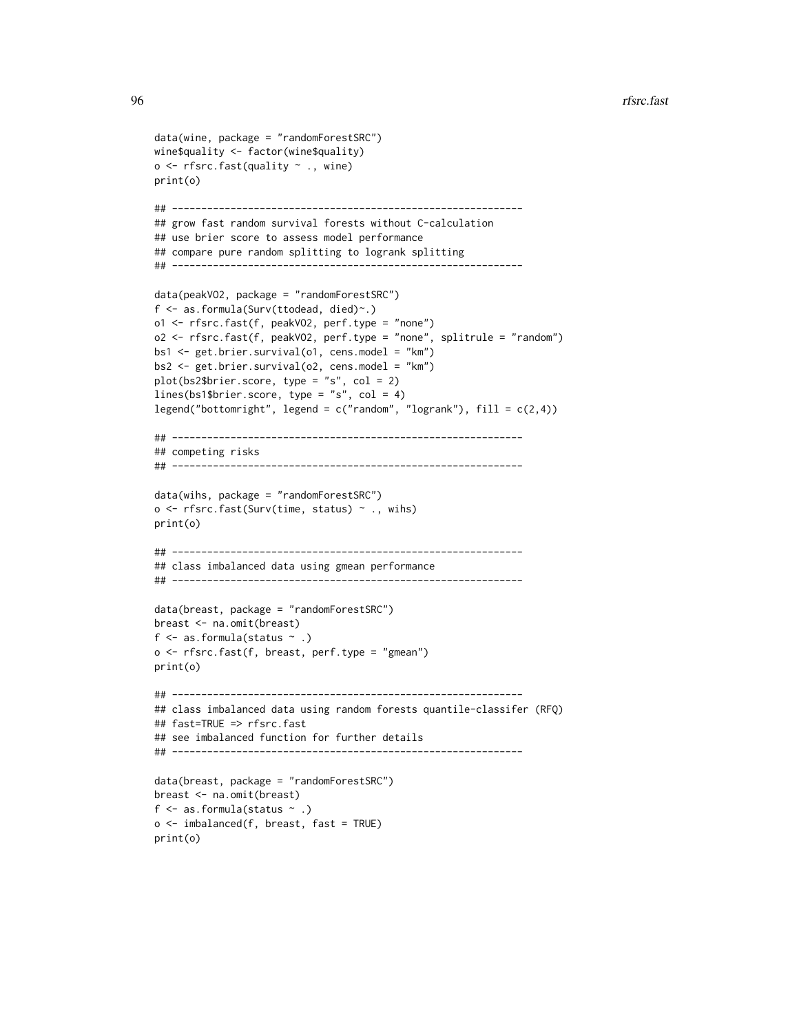```
data(wine, package = "randomForestSRC")
wine$quality <- factor(wine$quality)
o <- rfsrc.fast(quality ~ ., wine)
print(o)

## ------------------------------------------------------------
## grow fast random survival forests without C-calculation
## use brier score to assess model performance
## compare pure random splitting to logrank splitting
## ------------------------------------------------------------

data(peakVO2, package = "randomForestSRC")
f <- as.formula(Surv(ttodead, died)~.)
o1 <- rfsrc.fast(f, peakVO2, perf.type = "none")
o2 <- rfsrc.fast(f, peakVO2, perf.type = "none", splitrule = "random")
bs1 <- get.brier.survival(o1, cens.model = "km")
bs2 <- get.brier.survival(o2, cens.model = "km")
plot(bs2$brier.score, type = "s", col = 2)
lines(bs1$brier.score, type = "s", col = 4)
legend("bottomright", legend = c("random", "logrank"), fill = c(2,4))

## ------------------------------------------------------------
## competing risks
## ------------------------------------------------------------

data(wihs, package = "randomForestSRC")
o <- rfsrc.fast(Surv(time, status) ~ ., wihs)
print(o)

## ------------------------------------------------------------
## class imbalanced data using gmean performance
## ------------------------------------------------------------

data(breast, package = "randomForestSRC")
breast <- na.omit(breast)
f <- as.formula(status ~ .)
o <- rfsrc.fast(f, breast, perf.type = "gmean")
print(o)

## ------------------------------------------------------------
## class imbalanced data using random forests quantile-classifer (RFQ)
## fast=TRUE => rfsrc.fast
## see imbalanced function for further details
## ------------------------------------------------------------

data(breast, package = "randomForestSRC")
breast <- na.omit(breast)
f <- as.formula(status ~ .)
o <- imbalanced(f, breast, fast = TRUE)
print(o)
```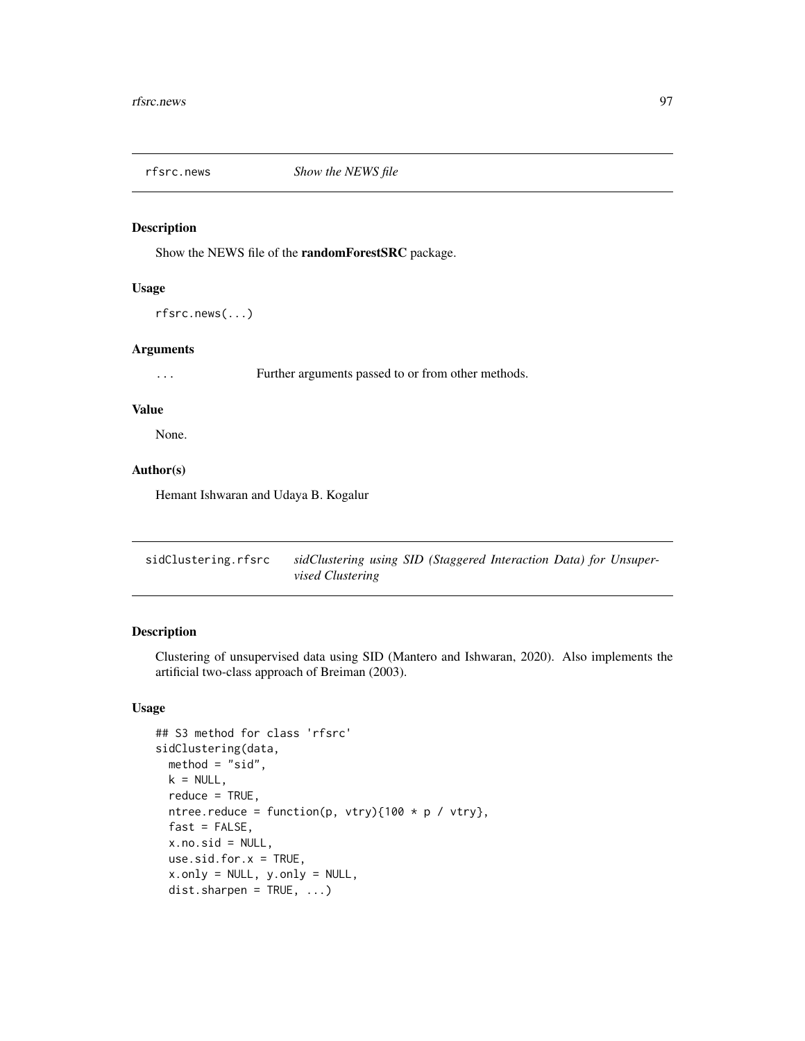## rfsrc.news *Show the NEWS file*

### Description

Show the NEWS file of the **randomForestSRC** package.

### Usage

```
rfsrc.news(...)
```

### Arguments

... Further arguments passed to or from other methods.

### Value

None.

### Author(s)

Hemant Ishwaran and Udaya B. Kogalur

## sidClustering.rfsrc *sidClustering using SID (Staggered Interaction Data) for Unsupervised Clustering*

### Description

Clustering of unsupervised data using SID (Mantero and Ishwaran, 2020). Also implements the artificial two-class approach of Breiman (2003).

### Usage

```
## S3 method for class 'rfsrc'
sidClustering(data,
  method = "sid",
  k = NULL,
  reduce = TRUE,
  ntree.reduce = function(p, vtry){100 * p / vtry},
  fast = FALSE,
  x.no.sid = NULL,
  use.sid.for.x = TRUE,
  x.only = NULL, y.only = NULL,
  dist.sharpen = TRUE, ...)
```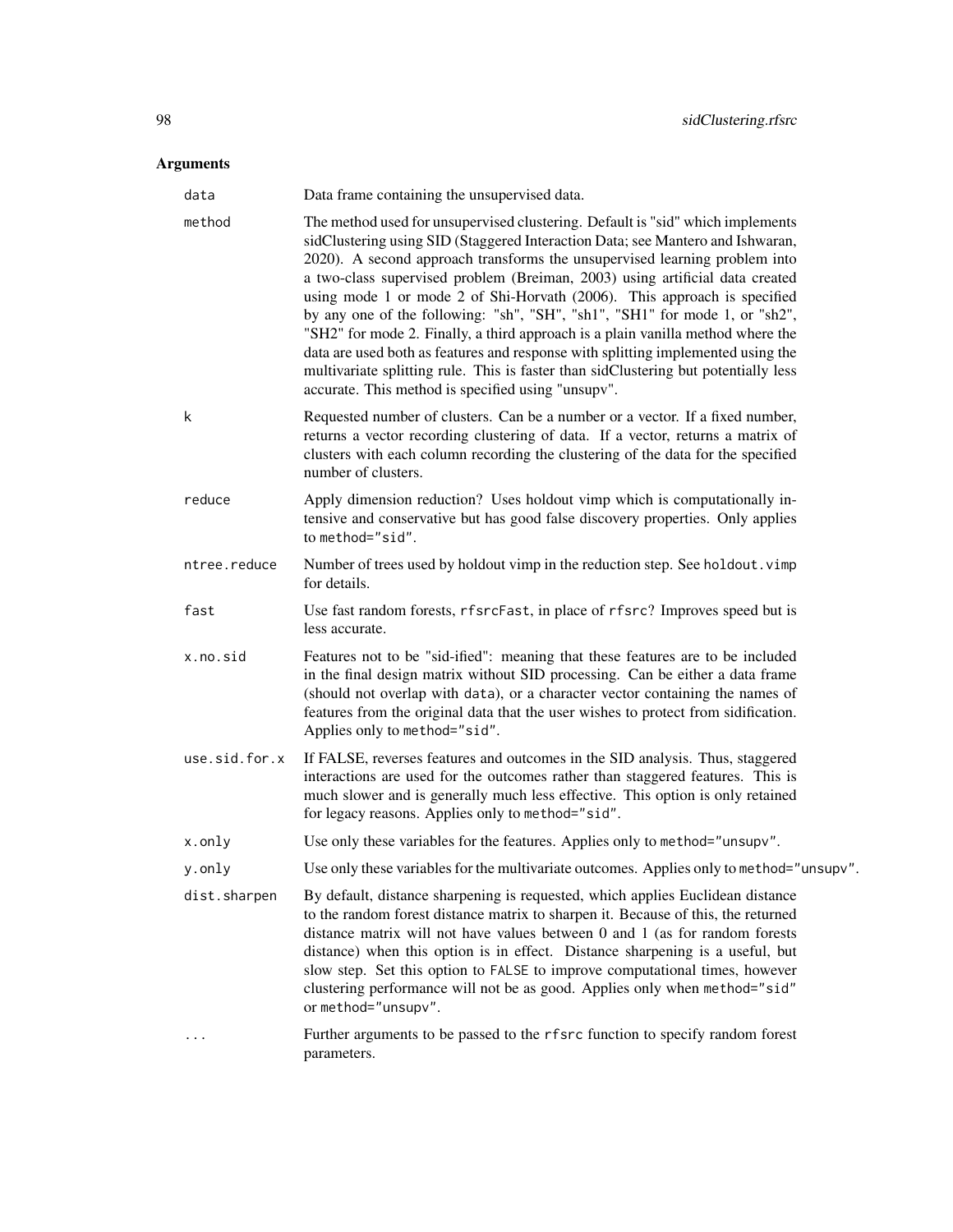## Arguments

| | |
|---|---|
| `data` | Data frame containing the unsupervised data. |
| `method` | The method used for unsupervised clustering. Default is "sid" which implements sidClustering using SID (Staggered Interaction Data; see Mantero and Ishwaran, 2020). A second approach transforms the unsupervised learning problem into a two-class supervised problem (Breiman, 2003) using artificial data created using mode 1 or mode 2 of Shi-Horvath (2006). This approach is specified by any one of the following: "sh", "SH", "sh1", "SH1" for mode 1, or "sh2", "SH2" for mode 2. Finally, a third approach is a plain vanilla method where the data are used both as features and response with splitting implemented using the multivariate splitting rule. This is faster than sidClustering but potentially less accurate. This method is specified using "unsupv". |
| `k` | Requested number of clusters. Can be a number or a vector. If a fixed number, returns a vector recording clustering of data. If a vector, returns a matrix of clusters with each column recording the clustering of the data for the specified number of clusters. |
| `reduce` | Apply dimension reduction? Uses holdout vimp which is computationally intensive and conservative but has good false discovery properties. Only applies to `method="sid"`. |
| `ntree.reduce` | Number of trees used by holdout vimp in the reduction step. See `holdout.vimp` for details. |
| `fast` | Use fast random forests, `rfsrcFast`, in place of `rfsrc`? Improves speed but is less accurate. |
| `x.no.sid` | Features not to be "sid-ified": meaning that these features are to be included in the final design matrix without SID processing. Can be either a data frame (should not overlap with `data`), or a character vector containing the names of features from the original data that the user wishes to protect from sidification. Applies only to `method="sid"`. |
| `use.sid.for.x` | If FALSE, reverses features and outcomes in the SID analysis. Thus, staggered interactions are used for the outcomes rather than staggered features. This is much slower and is generally much less effective. This option is only retained for legacy reasons. Applies only to `method="sid"`. |
| `x.only` | Use only these variables for the features. Applies only to `method="unsupv"`. |
| `y.only` | Use only these variables for the multivariate outcomes. Applies only to `method="unsupv"`. |
| `dist.sharpen` | By default, distance sharpening is requested, which applies Euclidean distance to the random forest distance matrix to sharpen it. Because of this, the returned distance matrix will not have values between 0 and 1 (as for random forests distance) when this option is in effect. Distance sharpening is a useful, but slow step. Set this option to `FALSE` to improve computational times, however clustering performance will not be as good. Applies only when `method="sid"` or `method="unsupv"`. |
| `...` | Further arguments to be passed to the `rfsrc` function to specify random forest parameters. |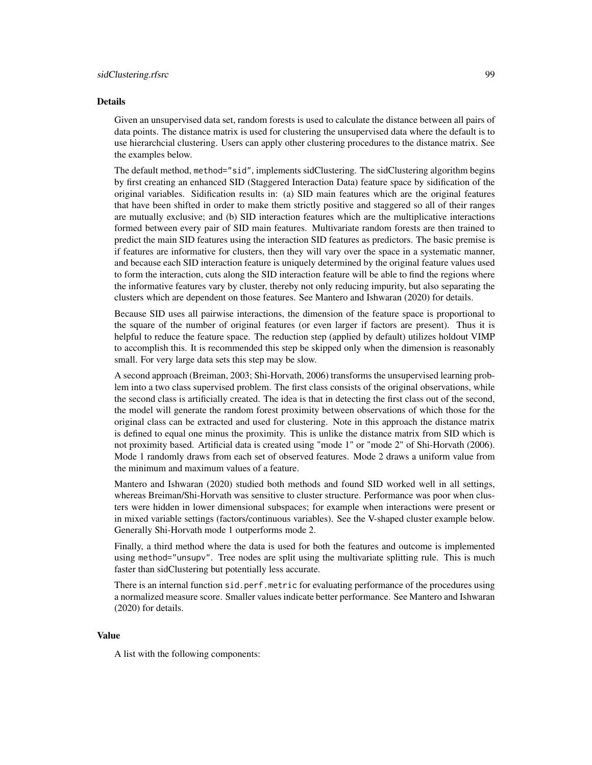### Details

Given an unsupervised data set, random forests is used to calculate the distance between all pairs of data points. The distance matrix is used for clustering the unsupervised data where the default is to use hierarchcial clustering. Users can apply other clustering procedures to the distance matrix. See the examples below.

The default method, `method="sid"`, implements sidClustering. The sidClustering algorithm begins by first creating an enhanced SID (Staggered Interaction Data) feature space by sidification of the original variables. Sidification results in: (a) SID main features which are the original features that have been shifted in order to make them strictly positive and staggered so all of their ranges are mutually exclusive; and (b) SID interaction features which are the multiplicative interactions formed between every pair of SID main features. Multivariate random forests are then trained to predict the main SID features using the interaction SID features as predictors. The basic premise is if features are informative for clusters, then they will vary over the space in a systematic manner, and because each SID interaction feature is uniquely determined by the original feature values used to form the interaction, cuts along the SID interaction feature will be able to find the regions where the informative features vary by cluster, thereby not only reducing impurity, but also separating the clusters which are dependent on those features. See Mantero and Ishwaran (2020) for details.

Because SID uses all pairwise interactions, the dimension of the feature space is proportional to the square of the number of original features (or even larger if factors are present). Thus it is helpful to reduce the feature space. The reduction step (applied by default) utilizes holdout VIMP to accomplish this. It is recommended this step be skipped only when the dimension is reasonably small. For very large data sets this step may be slow.

A second approach (Breiman, 2003; Shi-Horvath, 2006) transforms the unsupervised learning problem into a two class supervised problem. The first class consists of the original observations, while the second class is artificially created. The idea is that in detecting the first class out of the second, the model will generate the random forest proximity between observations of which those for the original class can be extracted and used for clustering. Note in this approach the distance matrix is defined to equal one minus the proximity. This is unlike the distance matrix from SID which is not proximity based. Artificial data is created using "mode 1" or "mode 2" of Shi-Horvath (2006). Mode 1 randomly draws from each set of observed features. Mode 2 draws a uniform value from the minimum and maximum values of a feature.

Mantero and Ishwaran (2020) studied both methods and found SID worked well in all settings, whereas Breiman/Shi-Horvath was sensitive to cluster structure. Performance was poor when clusters were hidden in lower dimensional subspaces; for example when interactions were present or in mixed variable settings (factors/continuous variables). See the V-shaped cluster example below. Generally Shi-Horvath mode 1 outperforms mode 2.

Finally, a third method where the data is used for both the features and outcome is implemented using `method="unsupv"`. Tree nodes are split using the multivariate splitting rule. This is much faster than sidClustering but potentially less accurate.

There is an internal function `sid.perf.metric` for evaluating performance of the procedures using a normalized measure score. Smaller values indicate better performance. See Mantero and Ishwaran (2020) for details.

### Value

A list with the following components: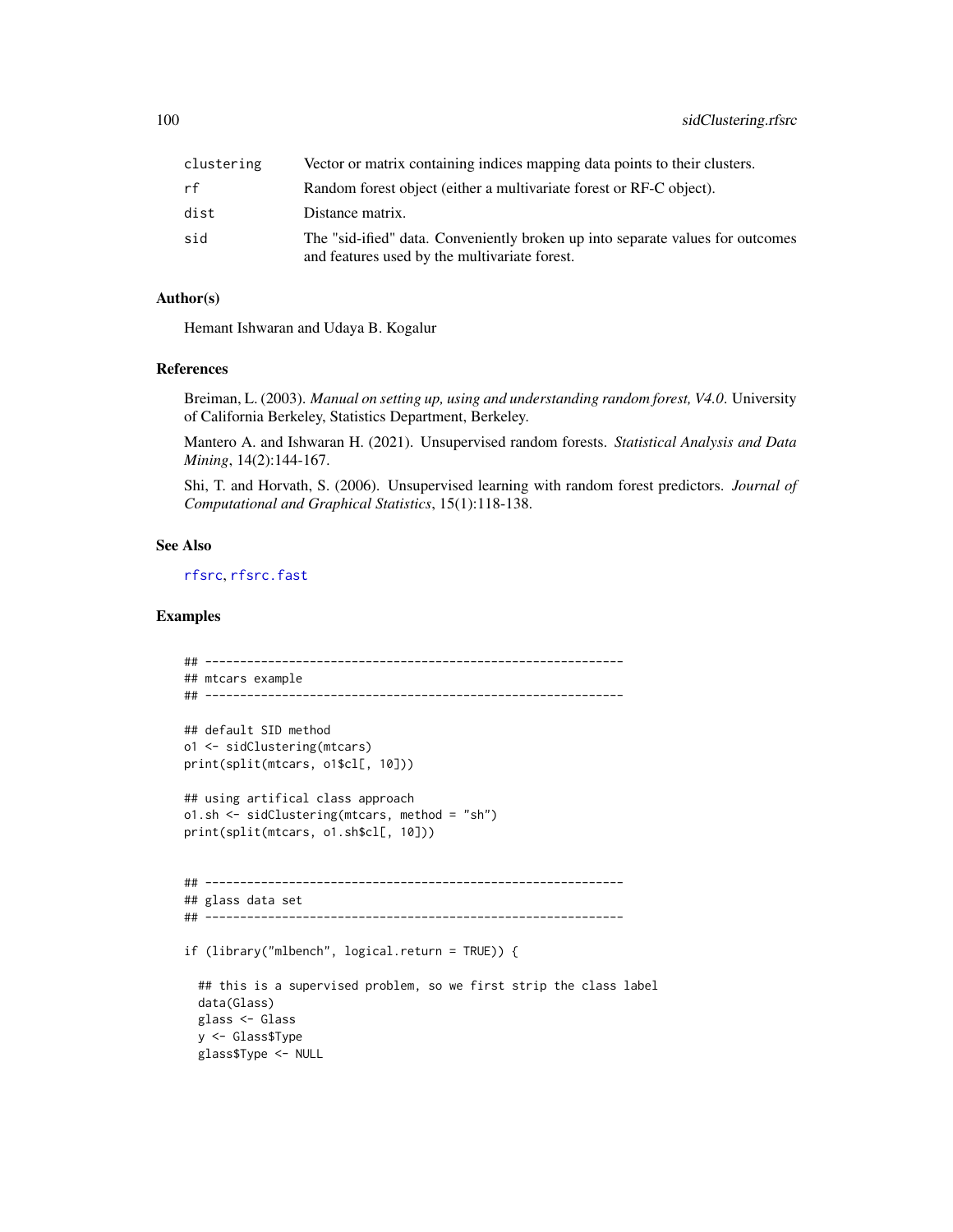| | |
|---|---|
| clustering | Vector or matrix containing indices mapping data points to their clusters. |
| rf | Random forest object (either a multivariate forest or RF-C object). |
| dist | Distance matrix. |
| sid | The "sid-ified" data. Conveniently broken up into separate values for outcomes and features used by the multivariate forest. |

### Author(s)

Hemant Ishwaran and Udaya B. Kogalur

### References

Breiman, L. (2003). *Manual on setting up, using and understanding random forest, V4.0*. University of California Berkeley, Statistics Department, Berkeley.

Mantero A. and Ishwaran H. (2021). Unsupervised random forests. *Statistical Analysis and Data Mining*, 14(2):144-167.

Shi, T. and Horvath, S. (2006). Unsupervised learning with random forest predictors. *Journal of Computational and Graphical Statistics*, 15(1):118-138.

### See Also

rfsrc, rfsrc.fast

### Examples

```
## ------------------------------------------------------------
## mtcars example
## ------------------------------------------------------------

## default SID method
o1 <- sidClustering(mtcars)
print(split(mtcars, o1$cl[, 10]))

## using artifical class approach
o1.sh <- sidClustering(mtcars, method = "sh")
print(split(mtcars, o1.sh$cl[, 10]))


## ------------------------------------------------------------
## glass data set
## ------------------------------------------------------------

if (library("mlbench", logical.return = TRUE)) {

  ## this is a supervised problem, so we first strip the class label
  data(Glass)
  glass <- Glass
  y <- Glass$Type
  glass$Type <- NULL
```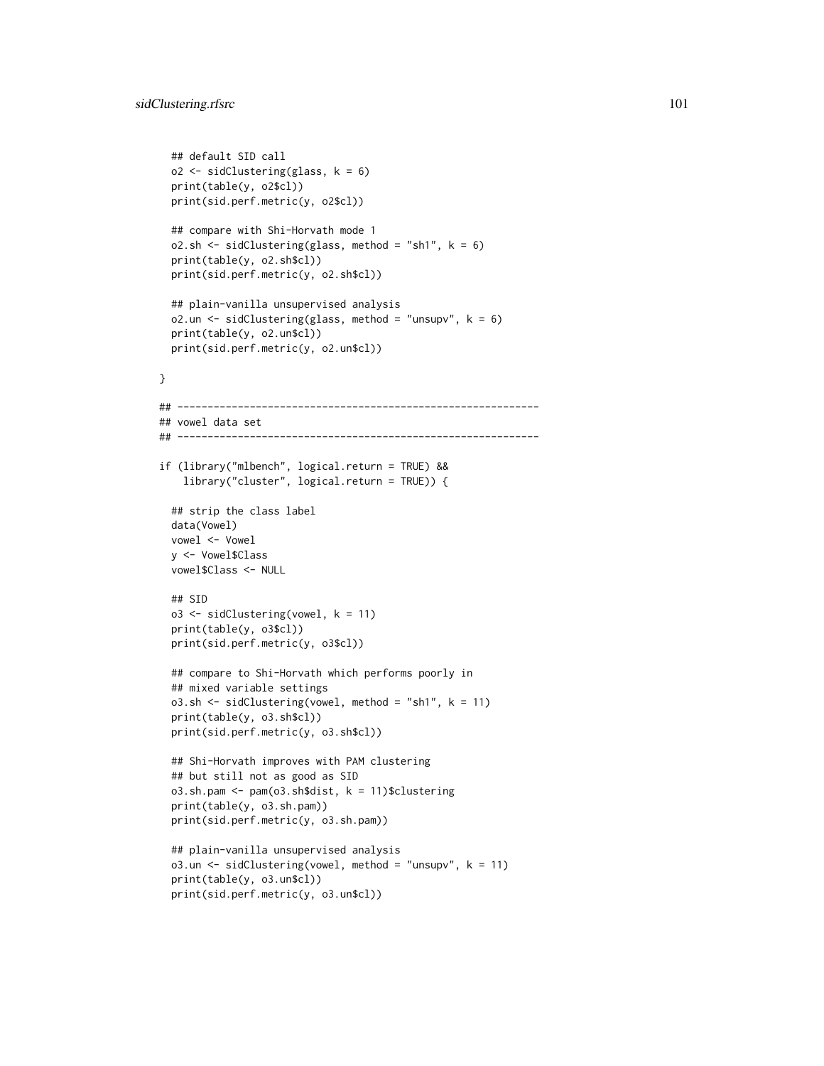```
  ## default SID call
  o2 <- sidClustering(glass, k = 6)
  print(table(y, o2$cl))
  print(sid.perf.metric(y, o2$cl))

  ## compare with Shi-Horvath mode 1
  o2.sh <- sidClustering(glass, method = "sh1", k = 6)
  print(table(y, o2.sh$cl))
  print(sid.perf.metric(y, o2.sh$cl))

  ## plain-vanilla unsupervised analysis
  o2.un <- sidClustering(glass, method = "unsupv", k = 6)
  print(table(y, o2.un$cl))
  print(sid.perf.metric(y, o2.un$cl))

}

## ------------------------------------------------------------
## vowel data set
## ------------------------------------------------------------

if (library("mlbench", logical.return = TRUE) &&
    library("cluster", logical.return = TRUE)) {

  ## strip the class label
  data(Vowel)
  vowel <- Vowel
  y <- Vowel$Class
  vowel$Class <- NULL

  ## SID
  o3 <- sidClustering(vowel, k = 11)
  print(table(y, o3$cl))
  print(sid.perf.metric(y, o3$cl))

  ## compare to Shi-Horvath which performs poorly in
  ## mixed variable settings
  o3.sh <- sidClustering(vowel, method = "sh1", k = 11)
  print(table(y, o3.sh$cl))
  print(sid.perf.metric(y, o3.sh$cl))

  ## Shi-Horvath improves with PAM clustering
  ## but still not as good as SID
  o3.sh.pam <- pam(o3.sh$dist, k = 11)$clustering
  print(table(y, o3.sh.pam))
  print(sid.perf.metric(y, o3.sh.pam))

  ## plain-vanilla unsupervised analysis
  o3.un <- sidClustering(vowel, method = "unsupv", k = 11)
  print(table(y, o3.un$cl))
  print(sid.perf.metric(y, o3.un$cl))
```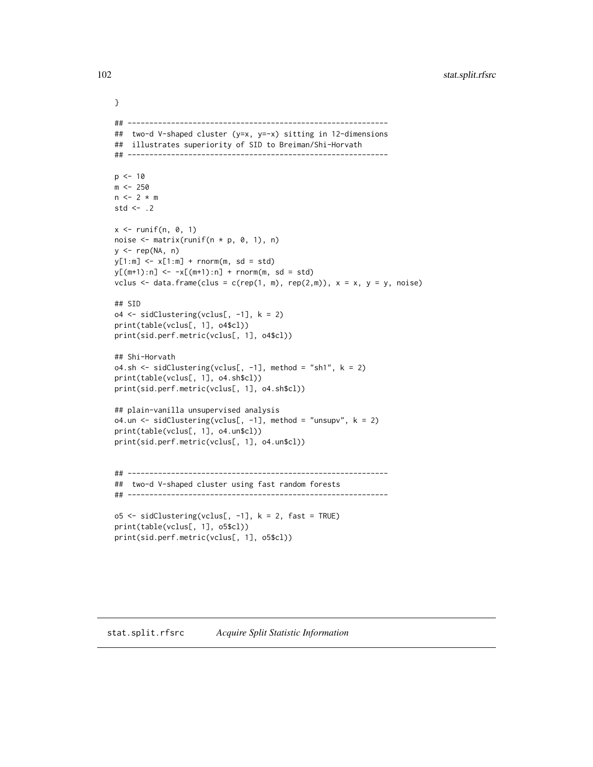```
}

## ------------------------------------------------------------
##  two-d V-shaped cluster (y=x, y=-x) sitting in 12-dimensions
##  illustrates superiority of SID to Breiman/Shi-Horvath
## ------------------------------------------------------------

p <- 10
m <- 250
n <- 2 * m
std <- .2

x <- runif(n, 0, 1)
noise <- matrix(runif(n * p, 0, 1), n)
y <- rep(NA, n)
y[1:m] <- x[1:m] + rnorm(m, sd = std)
y[(m+1):n] <- -x[(m+1):n] + rnorm(m, sd = std)
vclus <- data.frame(clus = c(rep(1, m), rep(2,m)), x = x, y = y, noise)

## SID
o4 <- sidClustering(vclus[, -1], k = 2)
print(table(vclus[, 1], o4$cl))
print(sid.perf.metric(vclus[, 1], o4$cl))

## Shi-Horvath
o4.sh <- sidClustering(vclus[, -1], method = "sh1", k = 2)
print(table(vclus[, 1], o4.sh$cl))
print(sid.perf.metric(vclus[, 1], o4.sh$cl))

## plain-vanilla unsupervised analysis
o4.un <- sidClustering(vclus[, -1], method = "unsupv", k = 2)
print(table(vclus[, 1], o4.un$cl))
print(sid.perf.metric(vclus[, 1], o4.un$cl))


## ------------------------------------------------------------
##  two-d V-shaped cluster using fast random forests
## ------------------------------------------------------------

o5 <- sidClustering(vclus[, -1], k = 2, fast = TRUE)
print(table(vclus[, 1], o5$cl))
print(sid.perf.metric(vclus[, 1], o5$cl))
```

## stat.split.rfsrc *Acquire Split Statistic Information*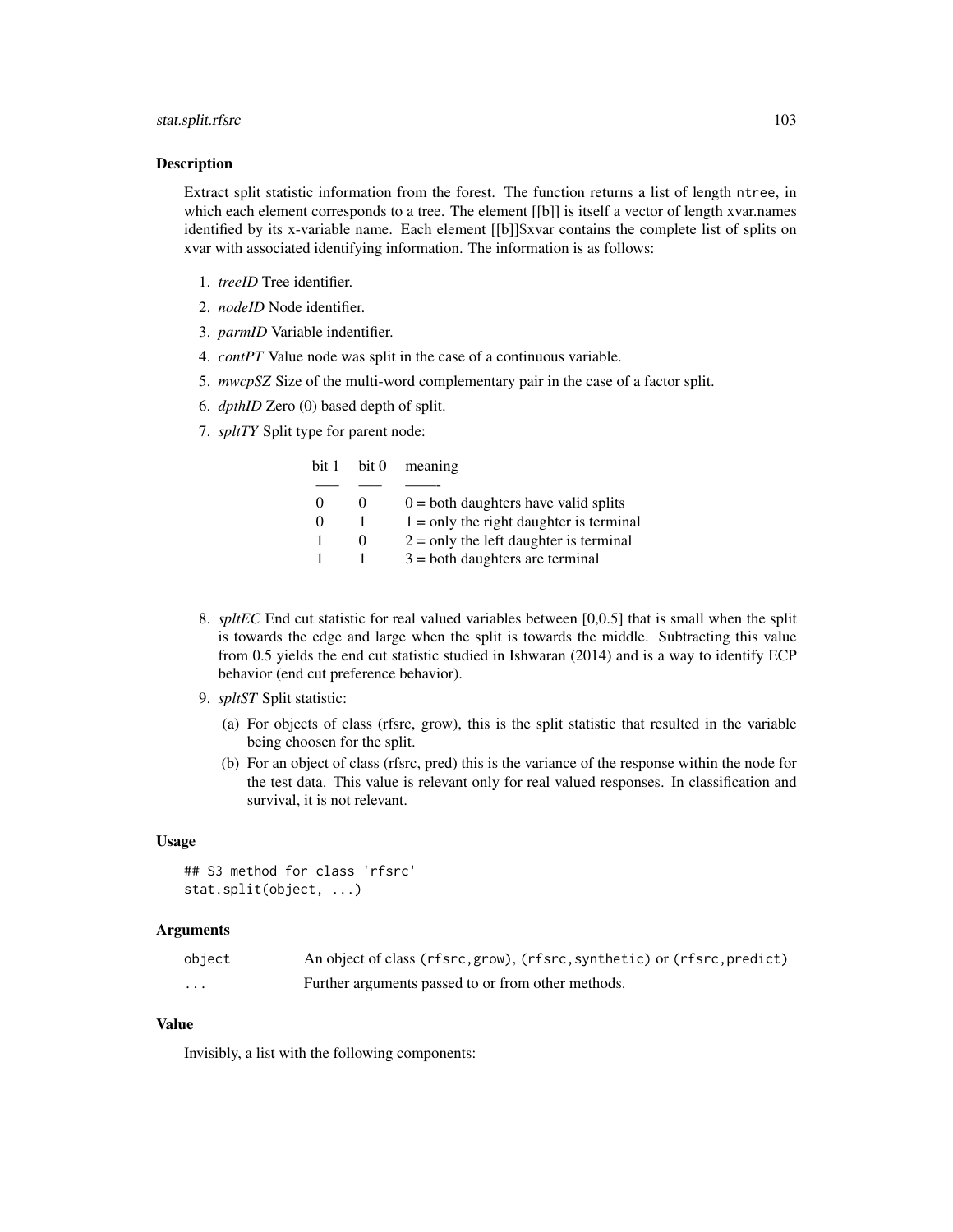### Description

Extract split statistic information from the forest. The function returns a list of length ntree, in which each element corresponds to a tree. The element [[b]] is itself a vector of length xvar.names identified by its x-variable name. Each element [[b]]$xvar contains the complete list of splits on xvar with associated identifying information. The information is as follows:

1. *treeID* Tree identifier.
2. *nodeID* Node identifier.
3. *parmID* Variable indentifier.
4. *contPT* Value node was split in the case of a continuous variable.
5. *mwcpSZ* Size of the multi-word complementary pair in the case of a factor split.
6. *dpthID* Zero (0) based depth of split.
7. *spltTY* Split type for parent node:

| bit 1 | bit 0 | meaning |
|---|---|---|
| 0 | 0 | 0 = both daughters have valid splits |
| 0 | 1 | 1 = only the right daughter is terminal |
| 1 | 0 | 2 = only the left daughter is terminal |
| 1 | 1 | 3 = both daughters are terminal |

8. *spltEC* End cut statistic for real valued variables between [0,0.5] that is small when the split is towards the edge and large when the split is towards the middle. Subtracting this value from 0.5 yields the end cut statistic studied in Ishwaran (2014) and is a way to identify ECP behavior (end cut preference behavior).
9. *spltST* Split statistic:
   (a) For objects of class (rfsrc, grow), this is the split statistic that resulted in the variable being choosen for the split.
   (b) For an object of class (rfsrc, pred) this is the variance of the response within the node for the test data. This value is relevant only for real valued responses. In classification and survival, it is not relevant.

### Usage

```
## S3 method for class 'rfsrc'
stat.split(object, ...)
```

### Arguments

| | |
|---|---|
| `object` | An object of class `(rfsrc,grow)`, `(rfsrc,synthetic)` or `(rfsrc,predict)` |
| `...` | Further arguments passed to or from other methods. |

### Value

Invisibly, a list with the following components: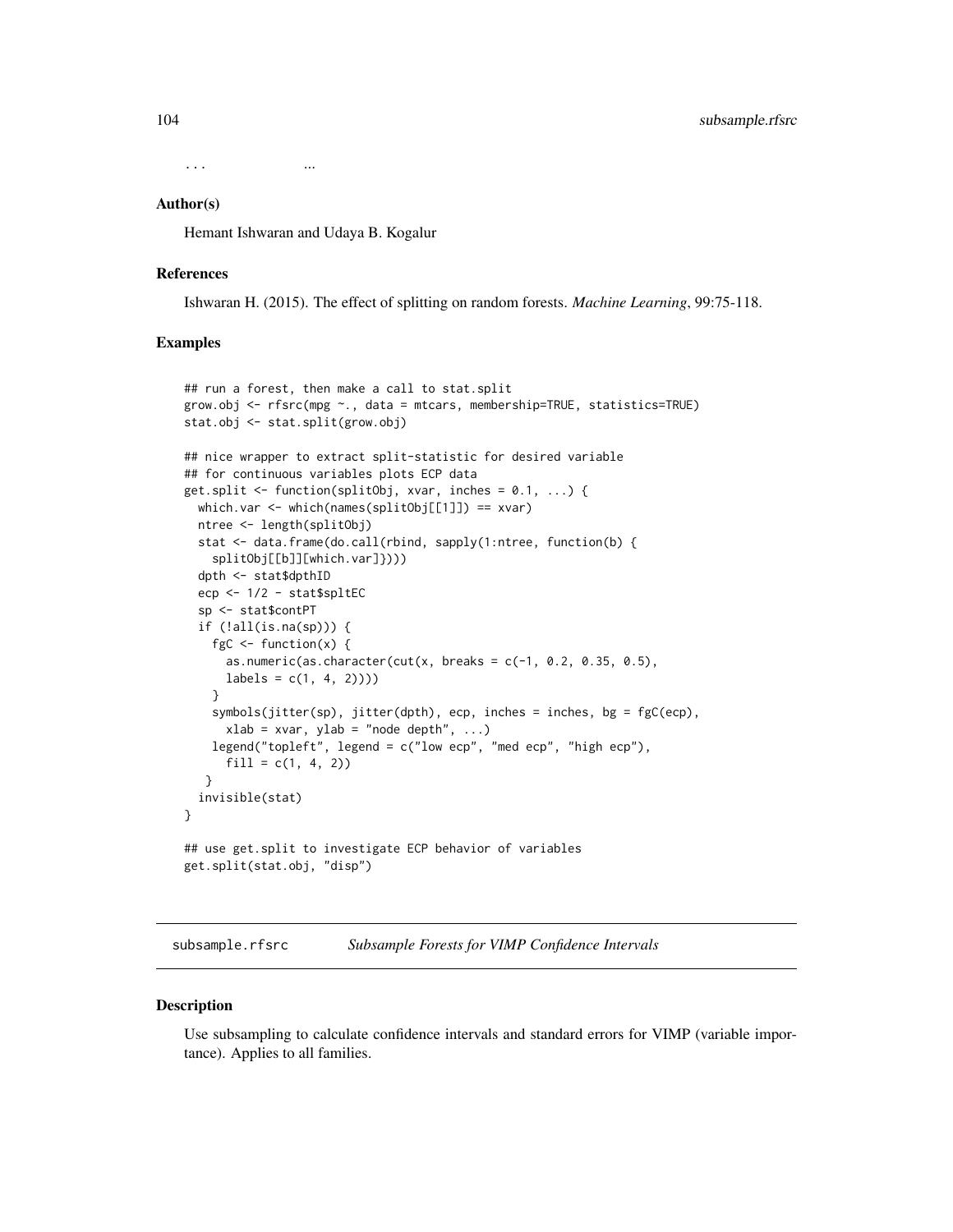`...` ...

### Author(s)

Hemant Ishwaran and Udaya B. Kogalur

### References

Ishwaran H. (2015). The effect of splitting on random forests. *Machine Learning*, 99:75-118.

### Examples

```
## run a forest, then make a call to stat.split
grow.obj <- rfsrc(mpg ~., data = mtcars, membership=TRUE, statistics=TRUE)
stat.obj <- stat.split(grow.obj)

## nice wrapper to extract split-statistic for desired variable
## for continuous variables plots ECP data
get.split <- function(splitObj, xvar, inches = 0.1, ...) {
  which.var <- which(names(splitObj[[1]]) == xvar)
  ntree <- length(splitObj)
  stat <- data.frame(do.call(rbind, sapply(1:ntree, function(b) {
    splitObj[[b]][which.var]})))
  dpth <- stat$dpthID
  ecp <- 1/2 - stat$spltEC
  sp <- stat$contPT
  if (!all(is.na(sp))) {
    fgC <- function(x) {
      as.numeric(as.character(cut(x, breaks = c(-1, 0.2, 0.35, 0.5),
      labels = c(1, 4, 2))))
    }
    symbols(jitter(sp), jitter(dpth), ecp, inches = inches, bg = fgC(ecp),
      xlab = xvar, ylab = "node depth", ...)
    legend("topleft", legend = c("low ecp", "med ecp", "high ecp"),
      fill = c(1, 4, 2))
   }
  invisible(stat)
}

## use get.split to investigate ECP behavior of variables
get.split(stat.obj, "disp")
```

---

## subsample.rfsrc    *Subsample Forests for VIMP Confidence Intervals*

---

### Description

Use subsampling to calculate confidence intervals and standard errors for VIMP (variable importance). Applies to all families.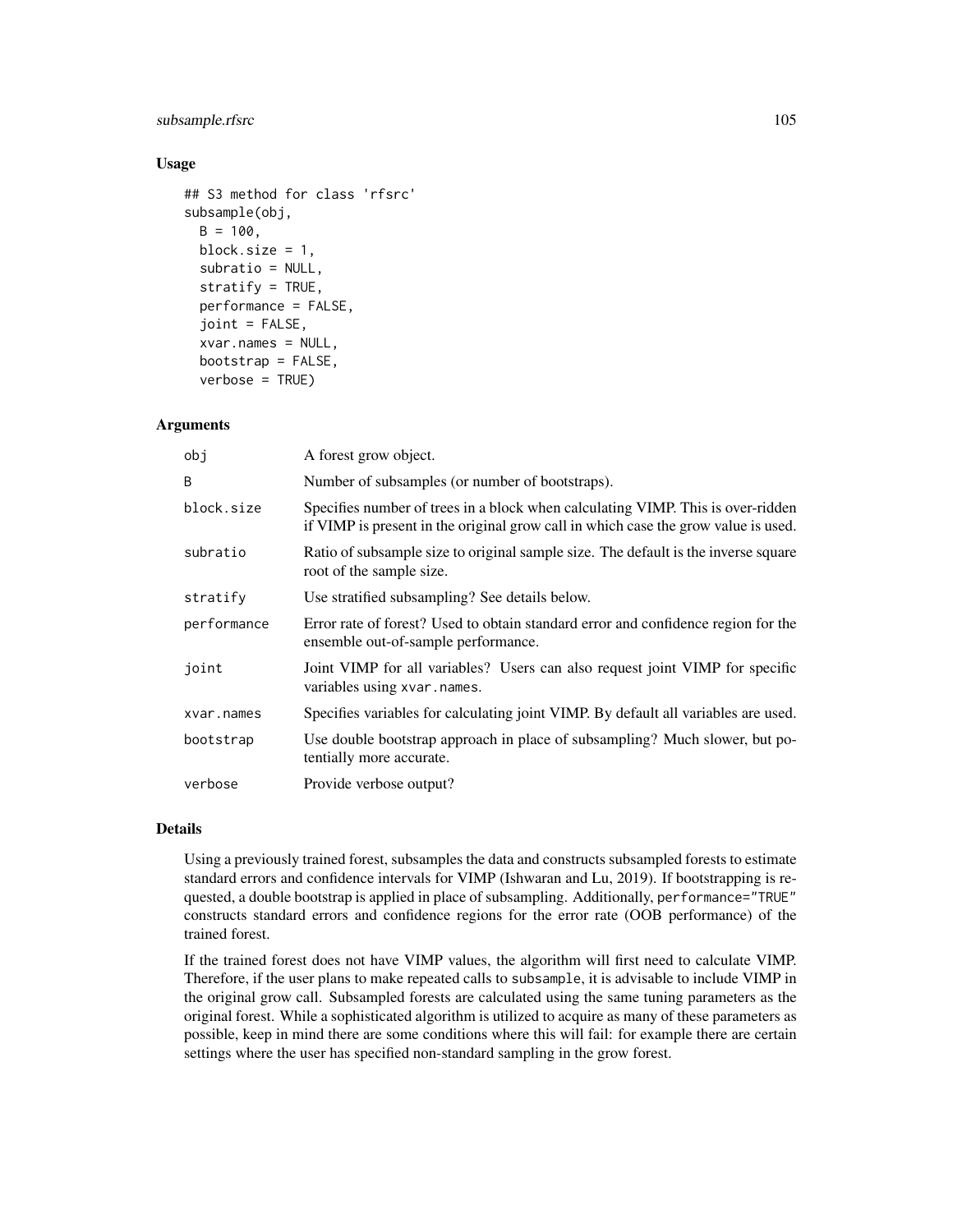### Usage

```
## S3 method for class 'rfsrc'
subsample(obj,
  B = 100,
  block.size = 1,
  subratio = NULL,
  stratify = TRUE,
  performance = FALSE,
  joint = FALSE,
  xvar.names = NULL,
  bootstrap = FALSE,
  verbose = TRUE)
```

### Arguments

| | |
|---|---|
| obj | A forest grow object. |
| B | Number of subsamples (or number of bootstraps). |
| block.size | Specifies number of trees in a block when calculating VIMP. This is over-ridden if VIMP is present in the original grow call in which case the grow value is used. |
| subratio | Ratio of subsample size to original sample size. The default is the inverse square root of the sample size. |
| stratify | Use stratified subsampling? See details below. |
| performance | Error rate of forest? Used to obtain standard error and confidence region for the ensemble out-of-sample performance. |
| joint | Joint VIMP for all variables? Users can also request joint VIMP for specific variables using `xvar.names`. |
| xvar.names | Specifies variables for calculating joint VIMP. By default all variables are used. |
| bootstrap | Use double bootstrap approach in place of subsampling? Much slower, but potentially more accurate. |
| verbose | Provide verbose output? |

### Details

Using a previously trained forest, subsamples the data and constructs subsampled forests to estimate standard errors and confidence intervals for VIMP (Ishwaran and Lu, 2019). If bootstrapping is requested, a double bootstrap is applied in place of subsampling. Additionally, `performance="TRUE"` constructs standard errors and confidence regions for the error rate (OOB performance) of the trained forest.

If the trained forest does not have VIMP values, the algorithm will first need to calculate VIMP. Therefore, if the user plans to make repeated calls to `subsample`, it is advisable to include VIMP in the original grow call. Subsampled forests are calculated using the same tuning parameters as the original forest. While a sophisticated algorithm is utilized to acquire as many of these parameters as possible, keep in mind there are some conditions where this will fail: for example there are certain settings where the user has specified non-standard sampling in the grow forest.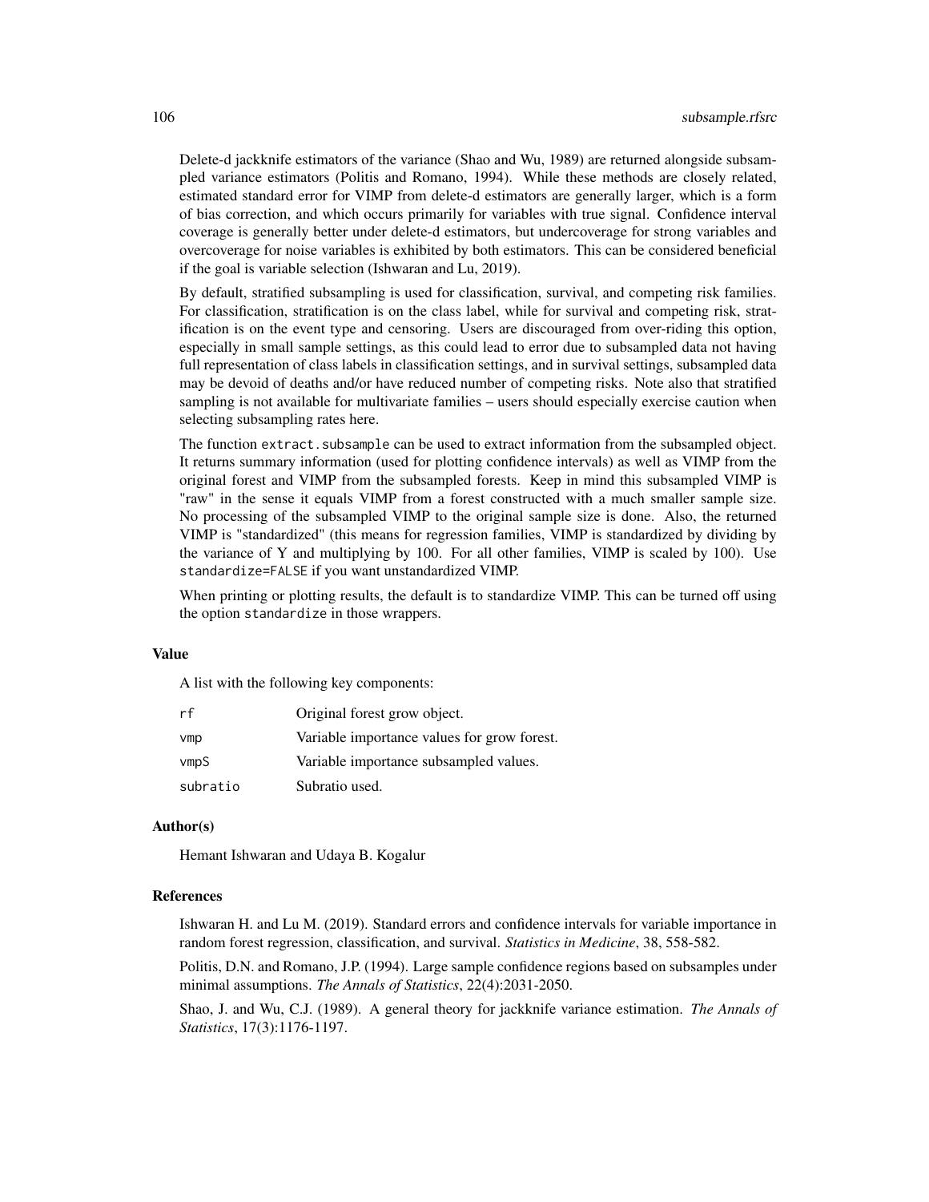Delete-d jackknife estimators of the variance (Shao and Wu, 1989) are returned alongside subsampled variance estimators (Politis and Romano, 1994). While these methods are closely related, estimated standard error for VIMP from delete-d estimators are generally larger, which is a form of bias correction, and which occurs primarily for variables with true signal. Confidence interval coverage is generally better under delete-d estimators, but undercoverage for strong variables and overcoverage for noise variables is exhibited by both estimators. This can be considered beneficial if the goal is variable selection (Ishwaran and Lu, 2019).

By default, stratified subsampling is used for classification, survival, and competing risk families. For classification, stratification is on the class label, while for survival and competing risk, stratification is on the event type and censoring. Users are discouraged from over-riding this option, especially in small sample settings, as this could lead to error due to subsampled data not having full representation of class labels in classification settings, and in survival settings, subsampled data may be devoid of deaths and/or have reduced number of competing risks. Note also that stratified sampling is not available for multivariate families – users should especially exercise caution when selecting subsampling rates here.

The function `extract.subsample` can be used to extract information from the subsampled object. It returns summary information (used for plotting confidence intervals) as well as VIMP from the original forest and VIMP from the subsampled forests. Keep in mind this subsampled VIMP is "raw" in the sense it equals VIMP from a forest constructed with a much smaller sample size. No processing of the subsampled VIMP to the original sample size is done. Also, the returned VIMP is "standardized" (this means for regression families, VIMP is standardized by dividing by the variance of Y and multiplying by 100. For all other families, VIMP is scaled by 100). Use `standardize=FALSE` if you want unstandardized VIMP.

When printing or plotting results, the default is to standardize VIMP. This can be turned off using the option `standardize` in those wrappers.

### Value

A list with the following key components:

| | |
|---|---|
| `rf` | Original forest grow object. |
| `vmp` | Variable importance values for grow forest. |
| `vmpS` | Variable importance subsampled values. |
| `subratio` | Subratio used. |

### Author(s)

Hemant Ishwaran and Udaya B. Kogalur

### References

Ishwaran H. and Lu M. (2019). Standard errors and confidence intervals for variable importance in random forest regression, classification, and survival. *Statistics in Medicine*, 38, 558-582.

Politis, D.N. and Romano, J.P. (1994). Large sample confidence regions based on subsamples under minimal assumptions. *The Annals of Statistics*, 22(4):2031-2050.

Shao, J. and Wu, C.J. (1989). A general theory for jackknife variance estimation. *The Annals of Statistics*, 17(3):1176-1197.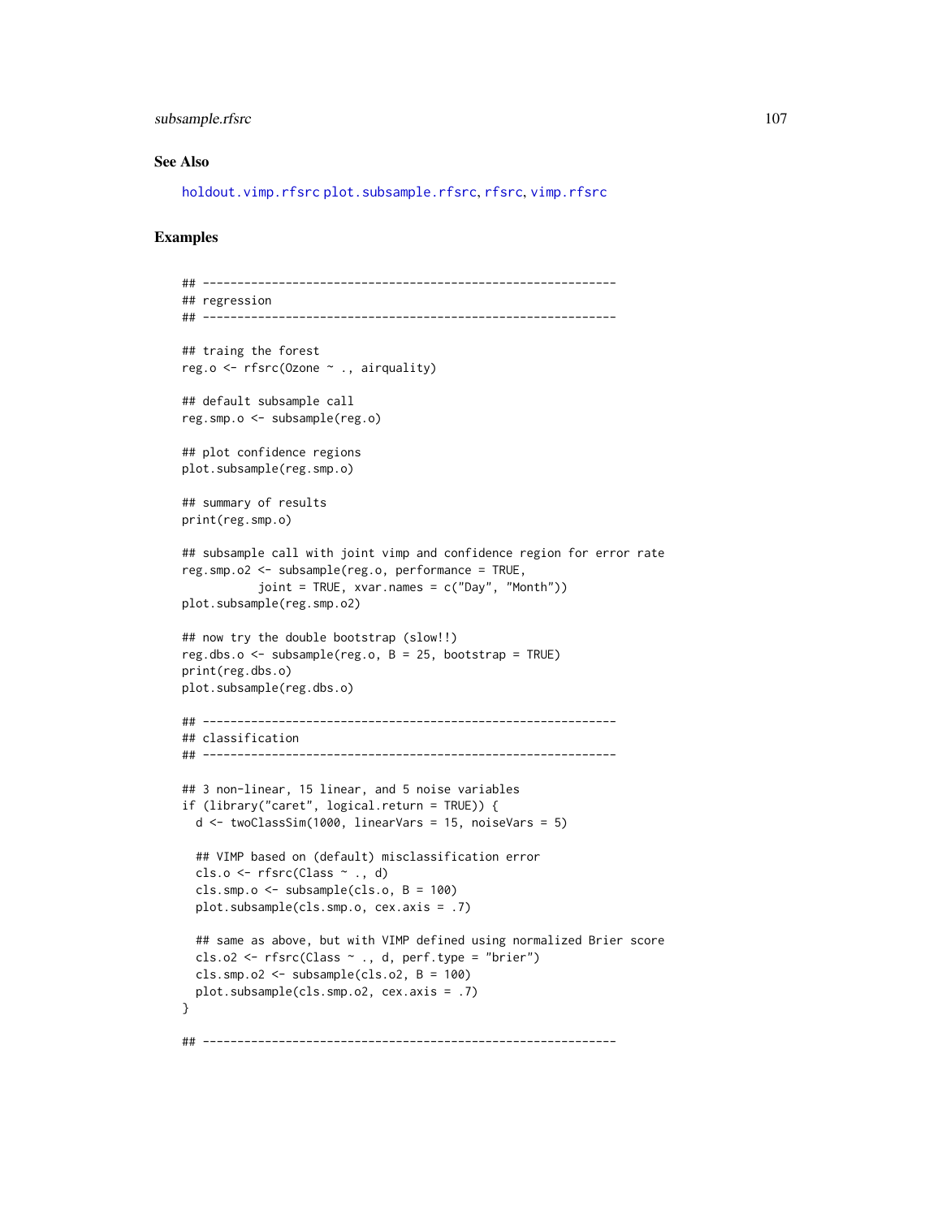## See Also

holdout.vimp.rfsrc plot.subsample.rfsrc, rfsrc, vimp.rfsrc

## Examples

```
## ------------------------------------------------------------
## regression
## ------------------------------------------------------------

## traing the forest
reg.o <- rfsrc(Ozone ~ ., airquality)

## default subsample call
reg.smp.o <- subsample(reg.o)

## plot confidence regions
plot.subsample(reg.smp.o)

## summary of results
print(reg.smp.o)

## subsample call with joint vimp and confidence region for error rate
reg.smp.o2 <- subsample(reg.o, performance = TRUE,
           joint = TRUE, xvar.names = c("Day", "Month"))
plot.subsample(reg.smp.o2)

## now try the double bootstrap (slow!!)
reg.dbs.o <- subsample(reg.o, B = 25, bootstrap = TRUE)
print(reg.dbs.o)
plot.subsample(reg.dbs.o)

## ------------------------------------------------------------
## classification
## ------------------------------------------------------------

## 3 non-linear, 15 linear, and 5 noise variables
if (library("caret", logical.return = TRUE)) {
  d <- twoClassSim(1000, linearVars = 15, noiseVars = 5)

  ## VIMP based on (default) misclassification error
  cls.o <- rfsrc(Class ~ ., d)
  cls.smp.o <- subsample(cls.o, B = 100)
  plot.subsample(cls.smp.o, cex.axis = .7)

  ## same as above, but with VIMP defined using normalized Brier score
  cls.o2 <- rfsrc(Class ~ ., d, perf.type = "brier")
  cls.smp.o2 <- subsample(cls.o2, B = 100)
  plot.subsample(cls.smp.o2, cex.axis = .7)
}

## ------------------------------------------------------------
```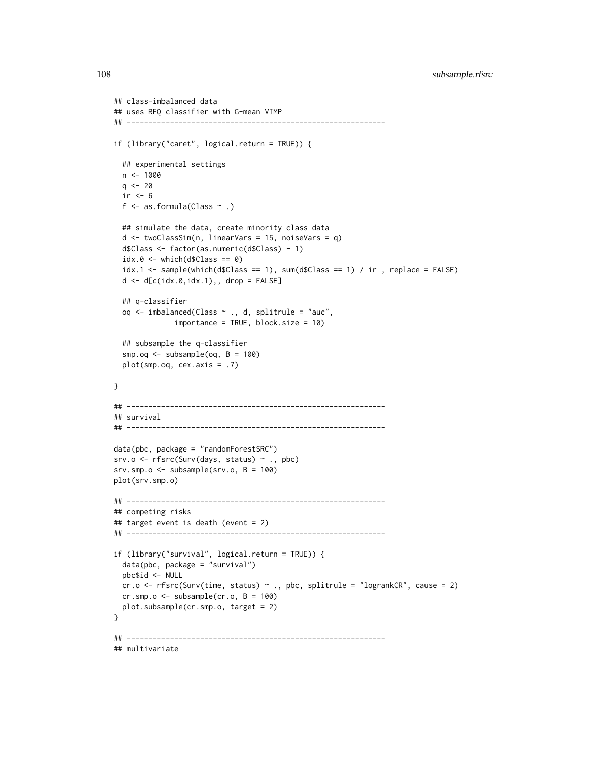```
## class-imbalanced data
## uses RFQ classifier with G-mean VIMP
## ------------------------------------------------------------

if (library("caret", logical.return = TRUE)) {

  ## experimental settings
  n <- 1000
  q <- 20
  ir <- 6
  f <- as.formula(Class ~ .)

  ## simulate the data, create minority class data
  d <- twoClassSim(n, linearVars = 15, noiseVars = q)
  d$Class <- factor(as.numeric(d$Class) - 1)
  idx.0 <- which(d$Class == 0)
  idx.1 <- sample(which(d$Class == 1), sum(d$Class == 1) / ir , replace = FALSE)
  d <- d[c(idx.0,idx.1),, drop = FALSE]

  ## q-classifier
  oq <- imbalanced(Class ~ ., d, splitrule = "auc",
              importance = TRUE, block.size = 10)

  ## subsample the q-classifier
  smp.oq <- subsample(oq, B = 100)
  plot(smp.oq, cex.axis = .7)

}

## ------------------------------------------------------------
## survival
## ------------------------------------------------------------

data(pbc, package = "randomForestSRC")
srv.o <- rfsrc(Surv(days, status) ~ ., pbc)
srv.smp.o <- subsample(srv.o, B = 100)
plot(srv.smp.o)

## ------------------------------------------------------------
## competing risks
## target event is death (event = 2)
## ------------------------------------------------------------

if (library("survival", logical.return = TRUE)) {
  data(pbc, package = "survival")
  pbc$id <- NULL
  cr.o <- rfsrc(Surv(time, status) ~ ., pbc, splitrule = "logrankCR", cause = 2)
  cr.smp.o <- subsample(cr.o, B = 100)
  plot.subsample(cr.smp.o, target = 2)
}

## ------------------------------------------------------------
## multivariate
```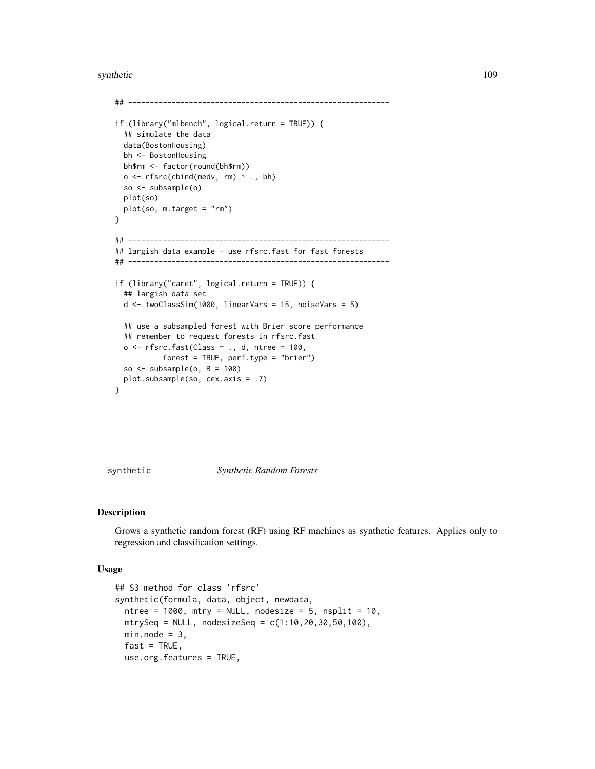```
## ------------------------------------------------------------

if (library("mlbench", logical.return = TRUE)) {
  ## simulate the data
  data(BostonHousing)
  bh <- BostonHousing
  bh$rm <- factor(round(bh$rm))
  o <- rfsrc(cbind(medv, rm) ~ ., bh)
  so <- subsample(o)
  plot(so)
  plot(so, m.target = "rm")
}

## ------------------------------------------------------------
## largish data example - use rfsrc.fast for fast forests
## ------------------------------------------------------------

if (library("caret", logical.return = TRUE)) {
  ## largish data set
  d <- twoClassSim(1000, linearVars = 15, noiseVars = 5)

  ## use a subsampled forest with Brier score performance
  ## remember to request forests in rfsrc.fast
  o <- rfsrc.fast(Class ~ ., d, ntree = 100,
           forest = TRUE, perf.type = "brier")
  so <- subsample(o, B = 100)
  plot.subsample(so, cex.axis = .7)
}
```

---

synthetic    *Synthetic Random Forests*

---

## Description

Grows a synthetic random forest (RF) using RF machines as synthetic features. Applies only to regression and classification settings.

## Usage

```
## S3 method for class 'rfsrc'
synthetic(formula, data, object, newdata,
  ntree = 1000, mtry = NULL, nodesize = 5, nsplit = 10,
  mtrySeq = NULL, nodesizeSeq = c(1:10,20,30,50,100),
  min.node = 3,
  fast = TRUE,
  use.org.features = TRUE,
```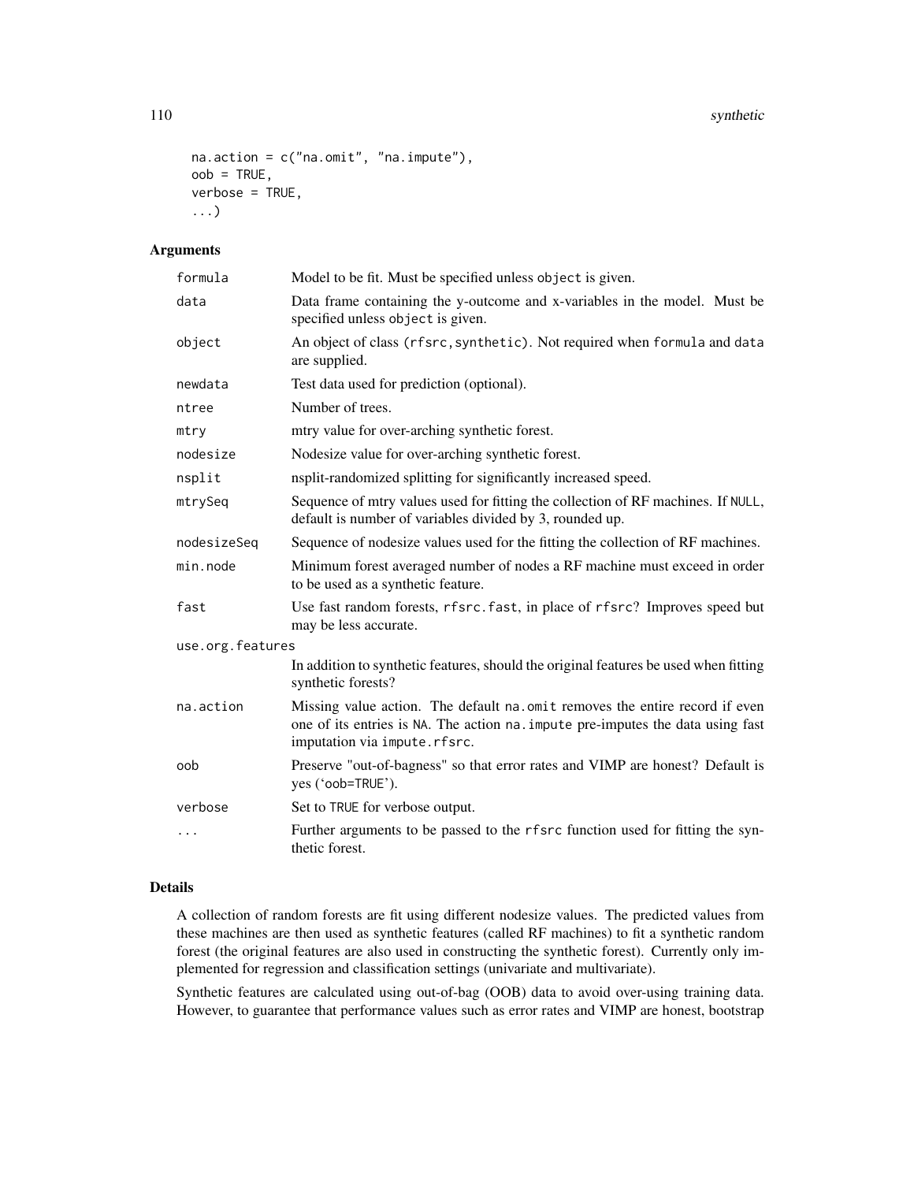```
  na.action = c("na.omit", "na.impute"),
  oob = TRUE,
  verbose = TRUE,
  ...)
```

## Arguments

| | |
|---|---|
| formula | Model to be fit. Must be specified unless object is given. |
| data | Data frame containing the y-outcome and x-variables in the model. Must be specified unless object is given. |
| object | An object of class (rfsrc, synthetic). Not required when formula and data are supplied. |
| newdata | Test data used for prediction (optional). |
| ntree | Number of trees. |
| mtry | mtry value for over-arching synthetic forest. |
| nodesize | Nodesize value for over-arching synthetic forest. |
| nsplit | nsplit-randomized splitting for significantly increased speed. |
| mtrySeq | Sequence of mtry values used for fitting the collection of RF machines. If NULL, default is number of variables divided by 3, rounded up. |
| nodesizeSeq | Sequence of nodesize values used for the fitting the collection of RF machines. |
| min.node | Minimum forest averaged number of nodes a RF machine must exceed in order to be used as a synthetic feature. |
| fast | Use fast random forests, rfsrc.fast, in place of rfsrc? Improves speed but may be less accurate. |
| use.org.features | In addition to synthetic features, should the original features be used when fitting synthetic forests? |
| na.action | Missing value action. The default na.omit removes the entire record if even one of its entries is NA. The action na.impute pre-imputes the data using fast imputation via impute.rfsrc. |
| oob | Preserve "out-of-bagness" so that error rates and VIMP are honest? Default is yes ('oob=TRUE'). |
| verbose | Set to TRUE for verbose output. |
| ... | Further arguments to be passed to the rfsrc function used for fitting the synthetic forest. |

## Details

A collection of random forests are fit using different nodesize values. The predicted values from these machines are then used as synthetic features (called RF machines) to fit a synthetic random forest (the original features are also used in constructing the synthetic forest). Currently only implemented for regression and classification settings (univariate and multivariate).

Synthetic features are calculated using out-of-bag (OOB) data to avoid over-using training data. However, to guarantee that performance values such as error rates and VIMP are honest, bootstrap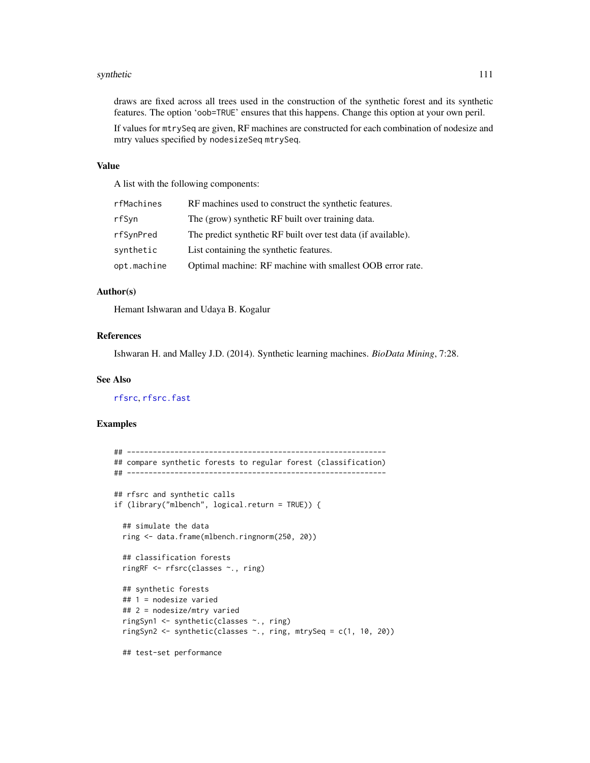draws are fixed across all trees used in the construction of the synthetic forest and its synthetic features. The option 'oob=TRUE' ensures that this happens. Change this option at your own peril.

If values for mtrySeq are given, RF machines are constructed for each combination of nodesize and mtry values specified by nodesizeSeq mtrySeq.

## Value

A list with the following components:

| | |
|---|---|
| rfMachines | RF machines used to construct the synthetic features. |
| rfSyn | The (grow) synthetic RF built over training data. |
| rfSynPred | The predict synthetic RF built over test data (if available). |
| synthetic | List containing the synthetic features. |
| opt.machine | Optimal machine: RF machine with smallest OOB error rate. |

## Author(s)

Hemant Ishwaran and Udaya B. Kogalur

## References

Ishwaran H. and Malley J.D. (2014). Synthetic learning machines. *BioData Mining*, 7:28.

## See Also

rfsrc, rfsrc.fast

## Examples

```
## ------------------------------------------------------------
## compare synthetic forests to regular forest (classification)
## ------------------------------------------------------------

## rfsrc and synthetic calls
if (library("mlbench", logical.return = TRUE)) {

  ## simulate the data
  ring <- data.frame(mlbench.ringnorm(250, 20))

  ## classification forests
  ringRF <- rfsrc(classes ~., ring)

  ## synthetic forests
  ## 1 = nodesize varied
  ## 2 = nodesize/mtry varied
  ringSyn1 <- synthetic(classes ~., ring)
  ringSyn2 <- synthetic(classes ~., ring, mtrySeq = c(1, 10, 20))

  ## test-set performance
```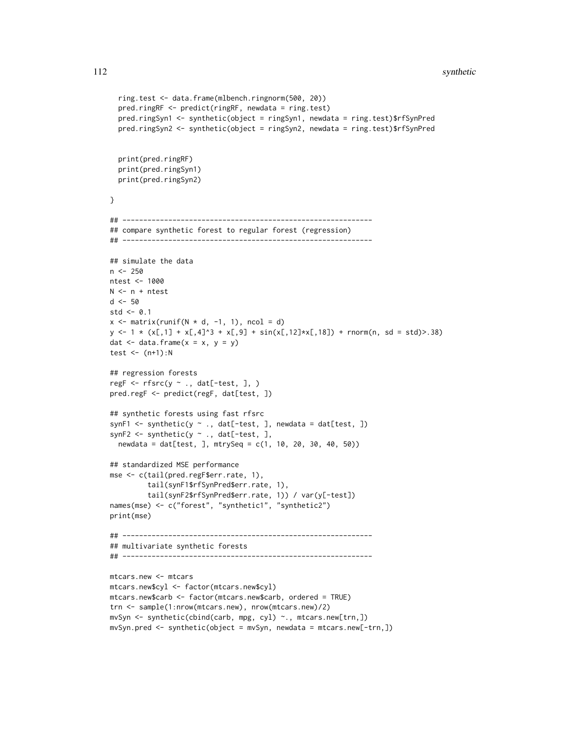```
  ring.test <- data.frame(mlbench.ringnorm(500, 20))
  pred.ringRF <- predict(ringRF, newdata = ring.test)
  pred.ringSyn1 <- synthetic(object = ringSyn1, newdata = ring.test)$rfSynPred
  pred.ringSyn2 <- synthetic(object = ringSyn2, newdata = ring.test)$rfSynPred


  print(pred.ringRF)
  print(pred.ringSyn1)
  print(pred.ringSyn2)

}

## ------------------------------------------------------------
## compare synthetic forest to regular forest (regression)
## ------------------------------------------------------------

## simulate the data
n <- 250
ntest <- 1000
N <- n + ntest
d <- 50
std <- 0.1
x <- matrix(runif(N * d, -1, 1), ncol = d)
y <- 1 * (x[,1] + x[,4]^3 + x[,9] + sin(x[,12]*x[,18]) + rnorm(n, sd = std)>.38)
dat <- data.frame(x = x, y = y)
test <- (n+1):N

## regression forests
regF <- rfsrc(y ~ ., dat[-test, ], )
pred.regF <- predict(regF, dat[test, ])

## synthetic forests using fast rfsrc
synF1 <- synthetic(y ~ ., dat[-test, ], newdata = dat[test, ])
synF2 <- synthetic(y ~ ., dat[-test, ],
  newdata = dat[test, ], mtrySeq = c(1, 10, 20, 30, 40, 50))

## standardized MSE performance
mse <- c(tail(pred.regF$err.rate, 1),
         tail(synF1$rfSynPred$err.rate, 1),
         tail(synF2$rfSynPred$err.rate, 1)) / var(y[-test])
names(mse) <- c("forest", "synthetic1", "synthetic2")
print(mse)

## ------------------------------------------------------------
## multivariate synthetic forests
## ------------------------------------------------------------

mtcars.new <- mtcars
mtcars.new$cyl <- factor(mtcars.new$cyl)
mtcars.new$carb <- factor(mtcars.new$carb, ordered = TRUE)
trn <- sample(1:nrow(mtcars.new), nrow(mtcars.new)/2)
mvSyn <- synthetic(cbind(carb, mpg, cyl) ~., mtcars.new[trn,])
mvSyn.pred <- synthetic(object = mvSyn, newdata = mtcars.new[-trn,])
```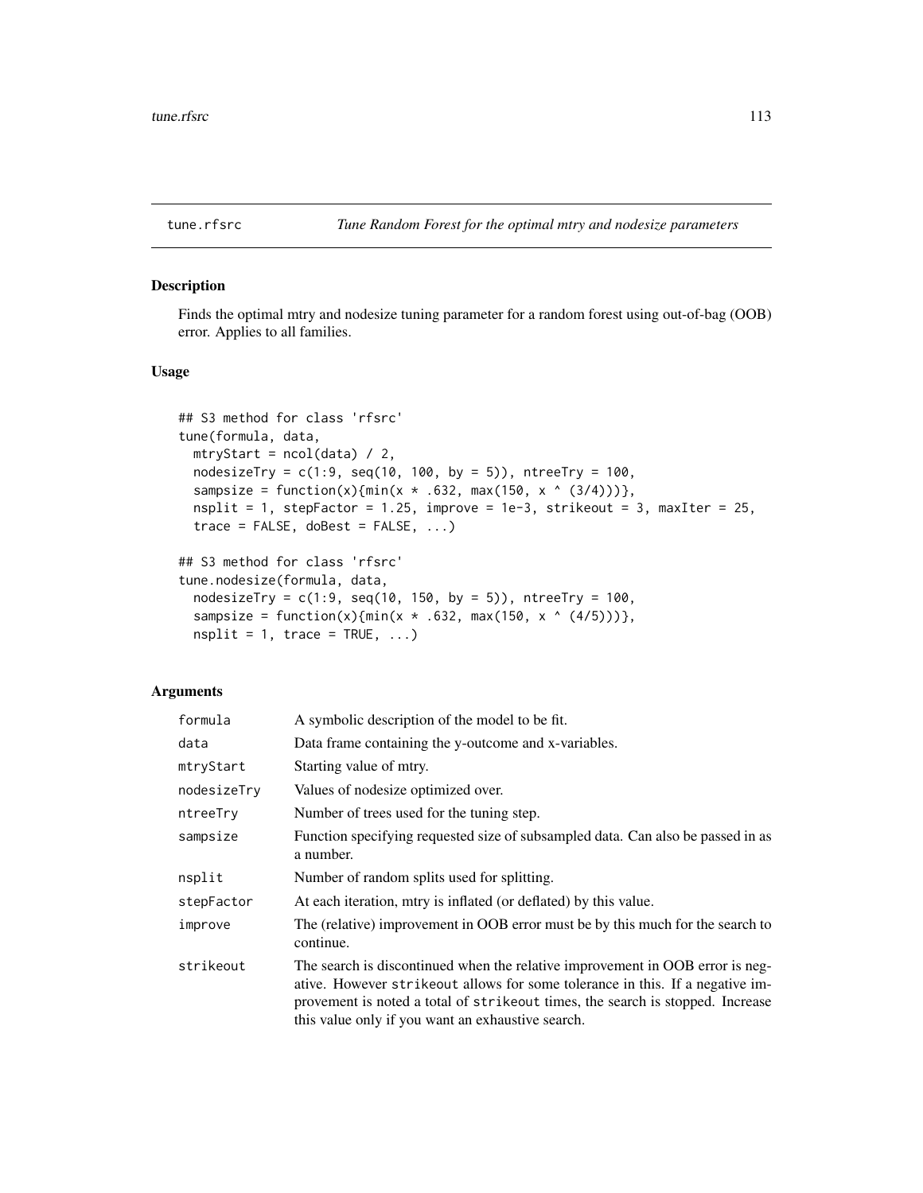## tune.rfsrc — *Tune Random Forest for the optimal mtry and nodesize parameters*

### Description

Finds the optimal mtry and nodesize tuning parameter for a random forest using out-of-bag (OOB) error. Applies to all families.

### Usage

```
## S3 method for class 'rfsrc'
tune(formula, data,
  mtryStart = ncol(data) / 2,
  nodesizeTry = c(1:9, seq(10, 100, by = 5)), ntreeTry = 100,
  sampsize = function(x){min(x * .632, max(150, x ^ (3/4)))},
  nsplit = 1, stepFactor = 1.25, improve = 1e-3, strikeout = 3, maxIter = 25,
  trace = FALSE, doBest = FALSE, ...)

## S3 method for class 'rfsrc'
tune.nodesize(formula, data,
  nodesizeTry = c(1:9, seq(10, 150, by = 5)), ntreeTry = 100,
  sampsize = function(x){min(x * .632, max(150, x ^ (4/5)))},
  nsplit = 1, trace = TRUE, ...)
```

### Arguments

| Argument | Description |
|---|---|
| `formula` | A symbolic description of the model to be fit. |
| `data` | Data frame containing the y-outcome and x-variables. |
| `mtryStart` | Starting value of mtry. |
| `nodesizeTry` | Values of nodesize optimized over. |
| `ntreeTry` | Number of trees used for the tuning step. |
| `sampsize` | Function specifying requested size of subsampled data. Can also be passed in as a number. |
| `nsplit` | Number of random splits used for splitting. |
| `stepFactor` | At each iteration, mtry is inflated (or deflated) by this value. |
| `improve` | The (relative) improvement in OOB error must be by this much for the search to continue. |
| `strikeout` | The search is discontinued when the relative improvement in OOB error is negative. However `strikeout` allows for some tolerance in this. If a negative improvement is noted a total of `strikeout` times, the search is stopped. Increase this value only if you want an exhaustive search. |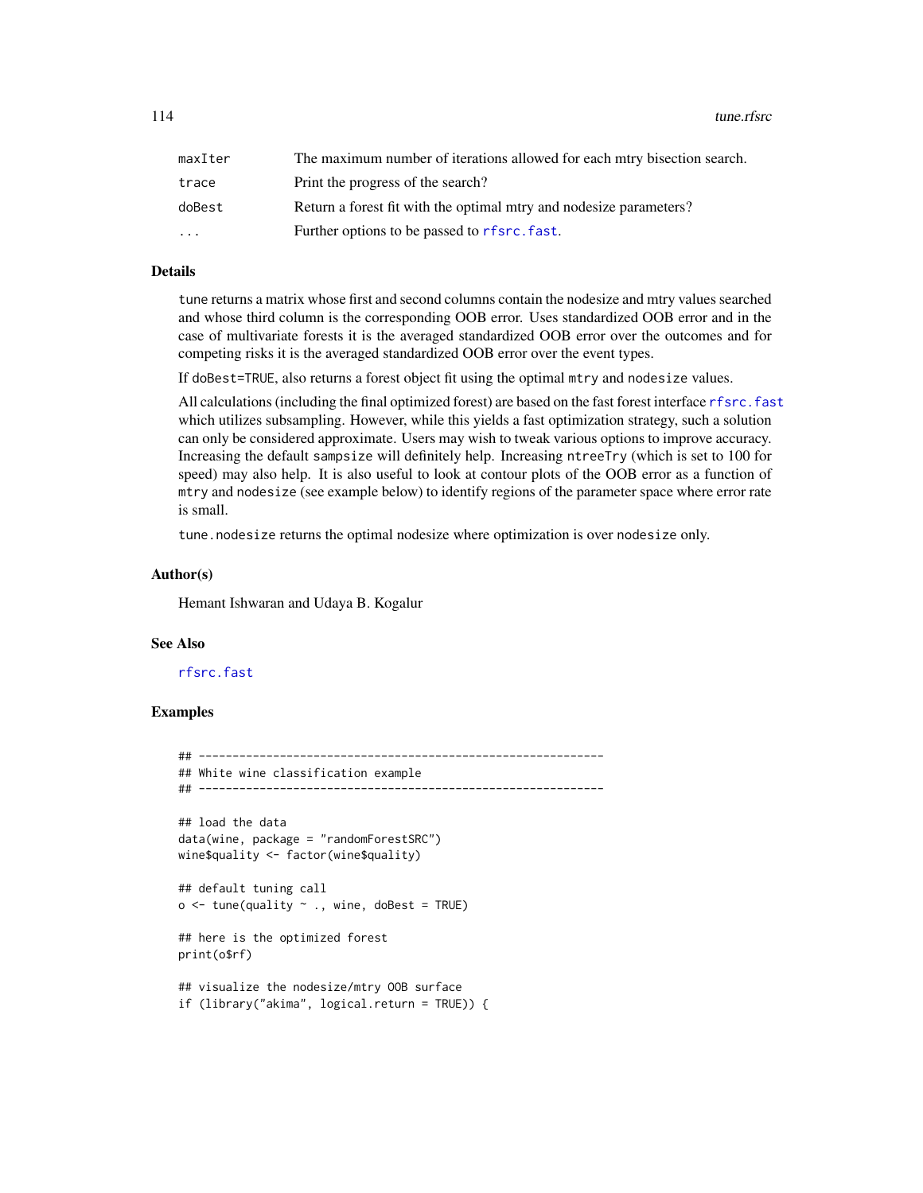| | |
|---|---|
| maxIter | The maximum number of iterations allowed for each mtry bisection search. |
| trace | Print the progress of the search? |
| doBest | Return a forest fit with the optimal mtry and nodesize parameters? |
| ... | Further options to be passed to rfsrc.fast. |

### Details

tune returns a matrix whose first and second columns contain the nodesize and mtry values searched and whose third column is the corresponding OOB error. Uses standardized OOB error and in the case of multivariate forests it is the averaged standardized OOB error over the outcomes and for competing risks it is the averaged standardized OOB error over the event types.

If doBest=TRUE, also returns a forest object fit using the optimal mtry and nodesize values.

All calculations (including the final optimized forest) are based on the fast forest interface rfsrc.fast which utilizes subsampling. However, while this yields a fast optimization strategy, such a solution can only be considered approximate. Users may wish to tweak various options to improve accuracy. Increasing the default sampsize will definitely help. Increasing ntreeTry (which is set to 100 for speed) may also help. It is also useful to look at contour plots of the OOB error as a function of mtry and nodesize (see example below) to identify regions of the parameter space where error rate is small.

tune.nodesize returns the optimal nodesize where optimization is over nodesize only.

### Author(s)

Hemant Ishwaran and Udaya B. Kogalur

### See Also

rfsrc.fast

### Examples

```
## ------------------------------------------------------------
## White wine classification example
## ------------------------------------------------------------

## load the data
data(wine, package = "randomForestSRC")
wine$quality <- factor(wine$quality)

## default tuning call
o <- tune(quality ~ ., wine, doBest = TRUE)

## here is the optimized forest
print(o$rf)

## visualize the nodesize/mtry OOB surface
if (library("akima", logical.return = TRUE)) {
```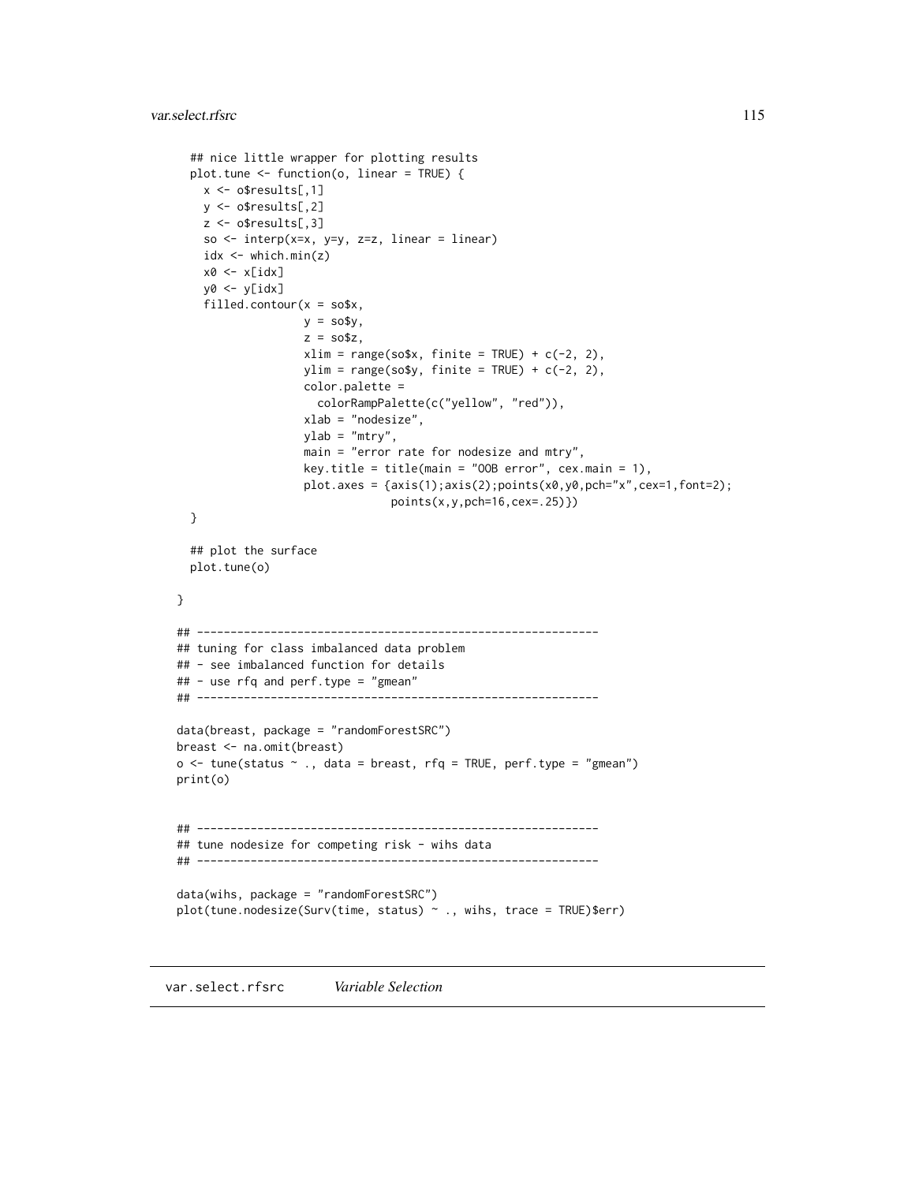```
  ## nice little wrapper for plotting results
  plot.tune <- function(o, linear = TRUE) {
    x <- o$results[,1]
    y <- o$results[,2]
    z <- o$results[,3]
    so <- interp(x=x, y=y, z=z, linear = linear)
    idx <- which.min(z)
    x0 <- x[idx]
    y0 <- y[idx]
    filled.contour(x = so$x,
                   y = so$y,
                   z = so$z,
                   xlim = range(so$x, finite = TRUE) + c(-2, 2),
                   ylim = range(so$y, finite = TRUE) + c(-2, 2),
                   color.palette =
                     colorRampPalette(c("yellow", "red")),
                   xlab = "nodesize",
                   ylab = "mtry",
                   main = "error rate for nodesize and mtry",
                   key.title = title(main = "OOB error", cex.main = 1),
                   plot.axes = {axis(1);axis(2);points(x0,y0,pch="x",cex=1,font=2);
                                points(x,y,pch=16,cex=.25)})
  }

  ## plot the surface
  plot.tune(o)

}

## ------------------------------------------------------------
## tuning for class imbalanced data problem
## - see imbalanced function for details
## - use rfq and perf.type = "gmean"
## ------------------------------------------------------------

data(breast, package = "randomForestSRC")
breast <- na.omit(breast)
o <- tune(status ~ ., data = breast, rfq = TRUE, perf.type = "gmean")
print(o)


## ------------------------------------------------------------
## tune nodesize for competing risk - wihs data
## ------------------------------------------------------------

data(wihs, package = "randomForestSRC")
plot(tune.nodesize(Surv(time, status) ~ ., wihs, trace = TRUE)$err)
```

---

var.select.rfsrc *Variable Selection*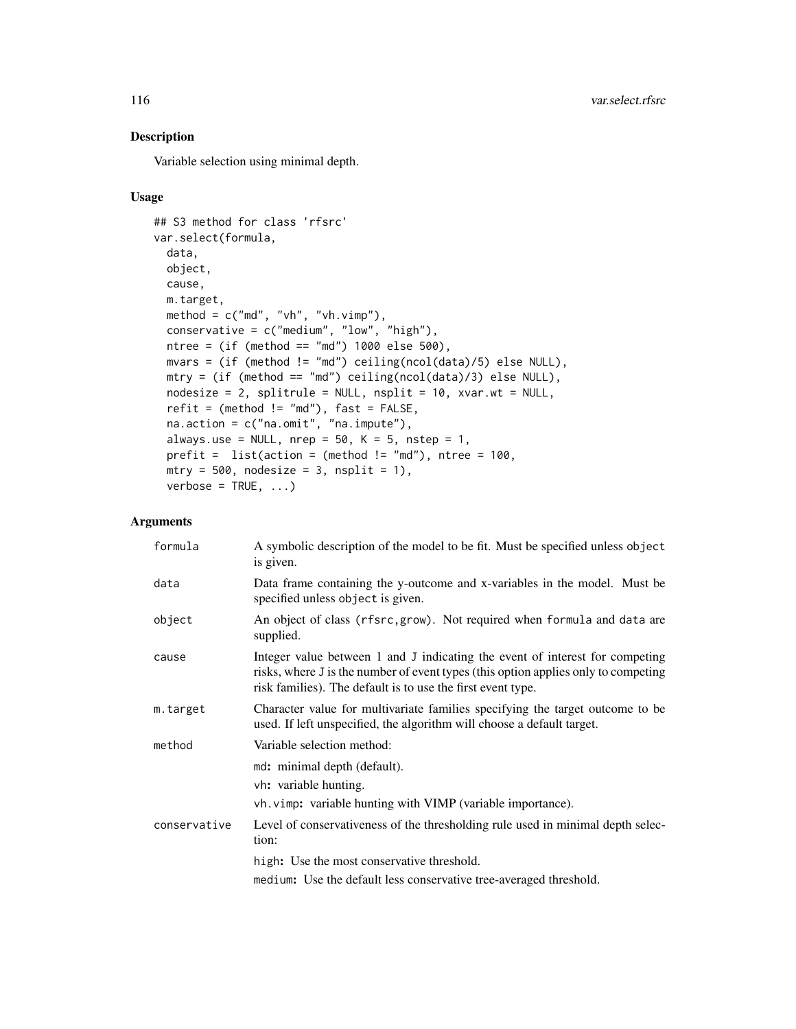## Description

Variable selection using minimal depth.

## Usage

```
## S3 method for class 'rfsrc'
var.select(formula,
  data,
  object,
  cause,
  m.target,
  method = c("md", "vh", "vh.vimp"),
  conservative = c("medium", "low", "high"),
  ntree = (if (method == "md") 1000 else 500),
  mvars = (if (method != "md") ceiling(ncol(data)/5) else NULL),
  mtry = (if (method == "md") ceiling(ncol(data)/3) else NULL),
  nodesize = 2, splitrule = NULL, nsplit = 10, xvar.wt = NULL,
  refit = (method != "md"), fast = FALSE,
  na.action = c("na.omit", "na.impute"),
  always.use = NULL, nrep = 50, K = 5, nstep = 1,
  prefit =  list(action = (method != "md"), ntree = 100,
  mtry = 500, nodesize = 3, nsplit = 1),
  verbose = TRUE, ...)
```

## Arguments

| | |
|---|---|
| formula | A symbolic description of the model to be fit. Must be specified unless `object` is given. |
| data | Data frame containing the y-outcome and x-variables in the model. Must be specified unless `object` is given. |
| object | An object of class `(rfsrc,grow)`. Not required when `formula` and `data` are supplied. |
| cause | Integer value between 1 and J indicating the event of interest for competing risks, where J is the number of event types (this option applies only to competing risk families). The default is to use the first event type. |
| m.target | Character value for multivariate families specifying the target outcome to be used. If left unspecified, the algorithm will choose a default target. |
| method | Variable selection method:<br>`md`: minimal depth (default).<br>`vh`: variable hunting.<br>`vh.vimp`: variable hunting with VIMP (variable importance). |
| conservative | Level of conservativeness of the thresholding rule used in minimal depth selection:<br>`high`: Use the most conservative threshold.<br>`medium`: Use the default less conservative tree-averaged threshold. |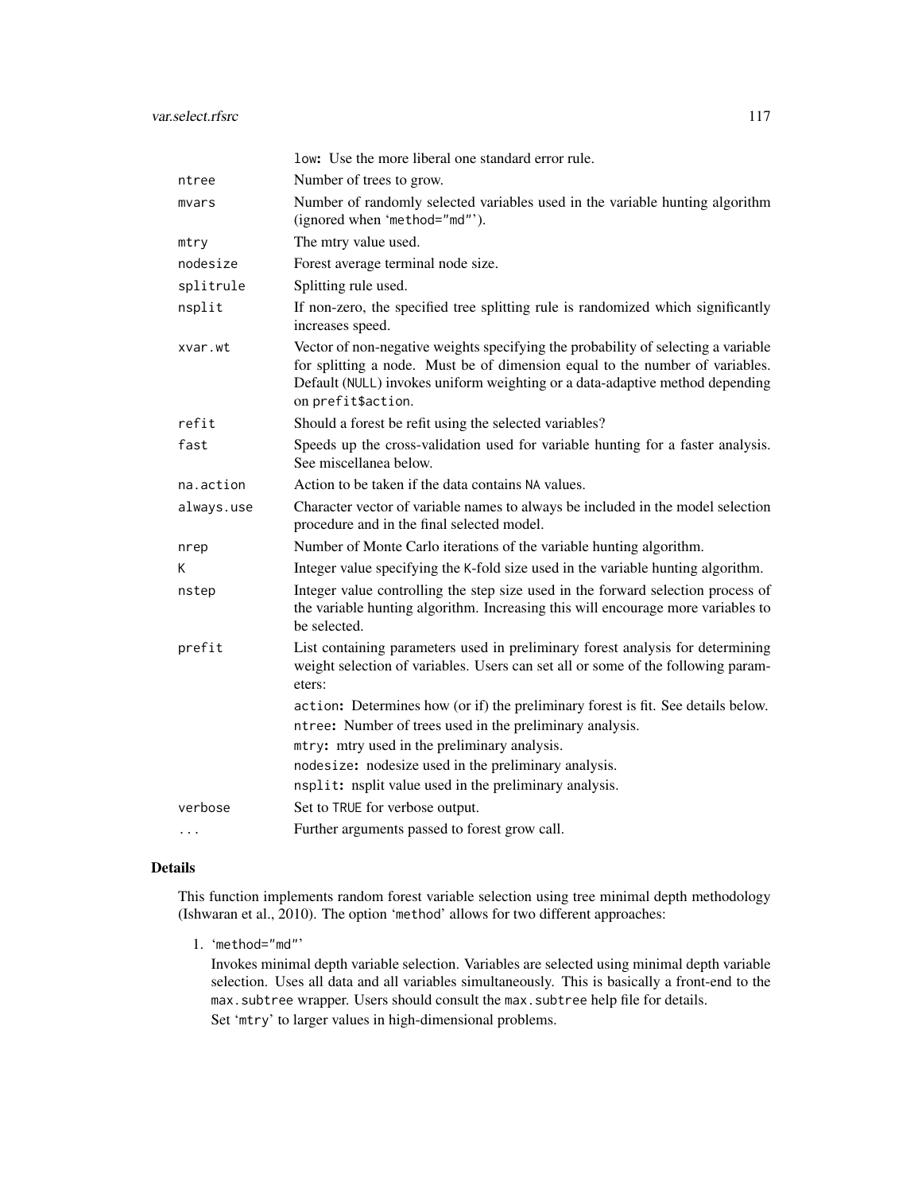| | |
|---|---|
| | `low`**:** Use the more liberal one standard error rule. |
| `ntree` | Number of trees to grow. |
| `mvars` | Number of randomly selected variables used in the variable hunting algorithm (ignored when '`method="md"`'). |
| `mtry` | The mtry value used. |
| `nodesize` | Forest average terminal node size. |
| `splitrule` | Splitting rule used. |
| `nsplit` | If non-zero, the specified tree splitting rule is randomized which significantly increases speed. |
| `xvar.wt` | Vector of non-negative weights specifying the probability of selecting a variable for splitting a node. Must be of dimension equal to the number of variables. Default (`NULL`) invokes uniform weighting or a data-adaptive method depending on `prefit$action`. |
| `refit` | Should a forest be refit using the selected variables? |
| `fast` | Speeds up the cross-validation used for variable hunting for a faster analysis. See miscellanea below. |
| `na.action` | Action to be taken if the data contains `NA` values. |
| `always.use` | Character vector of variable names to always be included in the model selection procedure and in the final selected model. |
| `nrep` | Number of Monte Carlo iterations of the variable hunting algorithm. |
| `K` | Integer value specifying the `K`-fold size used in the variable hunting algorithm. |
| `nstep` | Integer value controlling the step size used in the forward selection process of the variable hunting algorithm. Increasing this will encourage more variables to be selected. |
| `prefit` | List containing parameters used in preliminary forest analysis for determining weight selection of variables. Users can set all or some of the following parameters:<br>`action`**:** Determines how (or if) the preliminary forest is fit. See details below.<br>`ntree`**:** Number of trees used in the preliminary analysis.<br>`mtry`**:** mtry used in the preliminary analysis.<br>`nodesize`**:** nodesize used in the preliminary analysis.<br>`nsplit`**:** nsplit value used in the preliminary analysis. |
| `verbose` | Set to `TRUE` for verbose output. |
| `...` | Further arguments passed to forest grow call. |

## Details

This function implements random forest variable selection using tree minimal depth methodology (Ishwaran et al., 2010). The option '`method`' allows for two different approaches:

1. '`method="md"`'

   Invokes minimal depth variable selection. Variables are selected using minimal depth variable selection. Uses all data and all variables simultaneously. This is basically a front-end to the `max.subtree` wrapper. Users should consult the `max.subtree` help file for details.

   Set '`mtry`' to larger values in high-dimensional problems.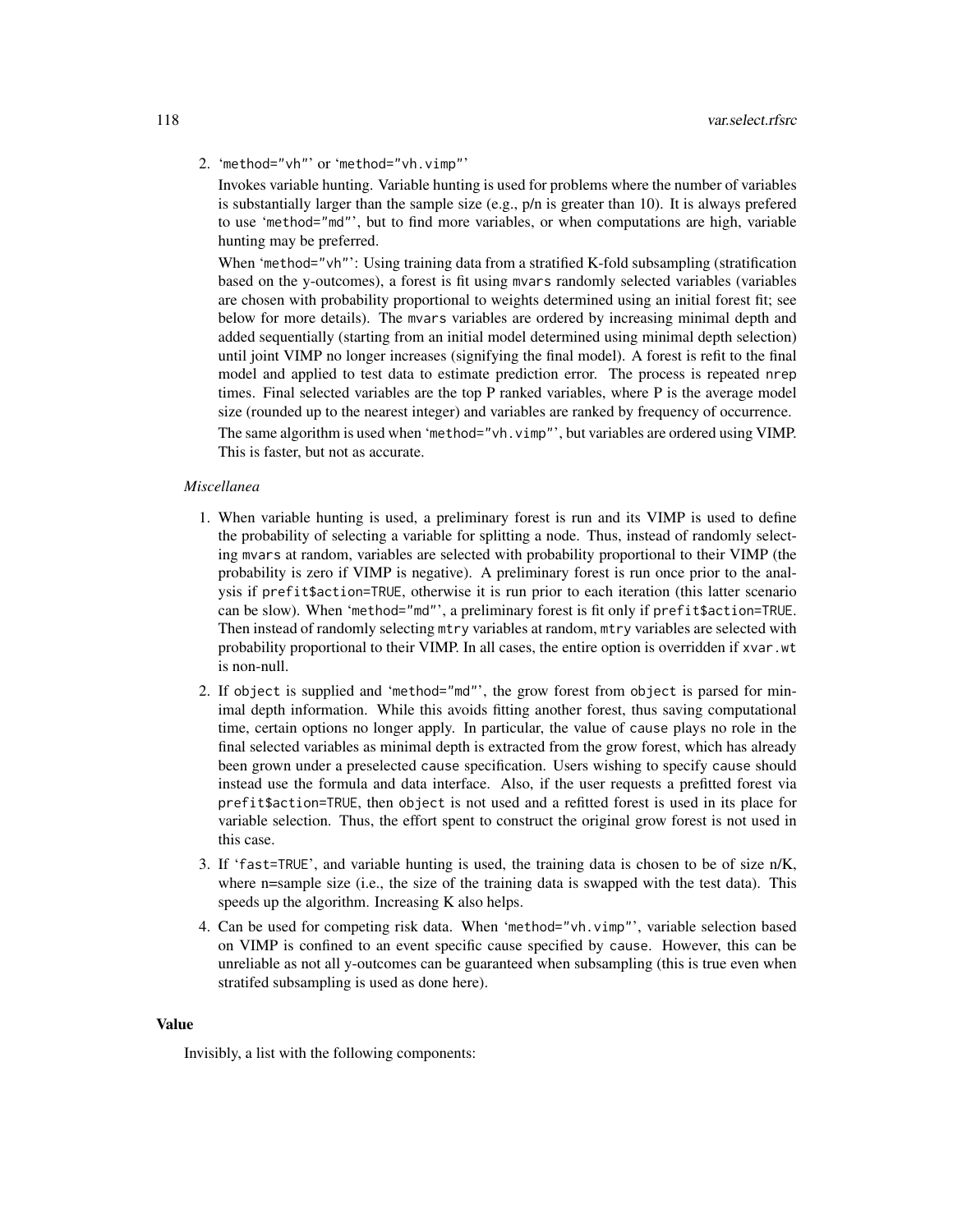2. '`method="vh"`' or '`method="vh.vimp"`'

   Invokes variable hunting. Variable hunting is used for problems where the number of variables is substantially larger than the sample size (e.g., p/n is greater than 10). It is always prefered to use '`method="md"`', but to find more variables, or when computations are high, variable hunting may be preferred.

   When '`method="vh"`': Using training data from a stratified K-fold subsampling (stratification based on the y-outcomes), a forest is fit using `mvars` randomly selected variables (variables are chosen with probability proportional to weights determined using an initial forest fit; see below for more details). The `mvars` variables are ordered by increasing minimal depth and added sequentially (starting from an initial model determined using minimal depth selection) until joint VIMP no longer increases (signifying the final model). A forest is refit to the final model and applied to test data to estimate prediction error. The process is repeated `nrep` times. Final selected variables are the top P ranked variables, where P is the average model size (rounded up to the nearest integer) and variables are ranked by frequency of occurrence.

   The same algorithm is used when '`method="vh.vimp"`', but variables are ordered using VIMP. This is faster, but not as accurate.

*Miscellanea*

1. When variable hunting is used, a preliminary forest is run and its VIMP is used to define the probability of selecting a variable for splitting a node. Thus, instead of randomly selecting `mvars` at random, variables are selected with probability proportional to their VIMP (the probability is zero if VIMP is negative). A preliminary forest is run once prior to the analysis if `prefit$action=TRUE`, otherwise it is run prior to each iteration (this latter scenario can be slow). When '`method="md"`', a preliminary forest is fit only if `prefit$action=TRUE`. Then instead of randomly selecting `mtry` variables at random, `mtry` variables are selected with probability proportional to their VIMP. In all cases, the entire option is overridden if `xvar.wt` is non-null.
2. If `object` is supplied and '`method="md"`', the grow forest from `object` is parsed for minimal depth information. While this avoids fitting another forest, thus saving computational time, certain options no longer apply. In particular, the value of `cause` plays no role in the final selected variables as minimal depth is extracted from the grow forest, which has already been grown under a preselected `cause` specification. Users wishing to specify `cause` should instead use the formula and data interface. Also, if the user requests a prefitted forest via `prefit$action=TRUE`, then `object` is not used and a refitted forest is used in its place for variable selection. Thus, the effort spent to construct the original grow forest is not used in this case.
3. If '`fast=TRUE`', and variable hunting is used, the training data is chosen to be of size n/K, where n=sample size (i.e., the size of the training data is swapped with the test data). This speeds up the algorithm. Increasing K also helps.
4. Can be used for competing risk data. When '`method="vh.vimp"`', variable selection based on VIMP is confined to an event specific cause specified by `cause`. However, this can be unreliable as not all y-outcomes can be guaranteed when subsampling (this is true even when stratifed subsampling is used as done here).

## Value

Invisibly, a list with the following components: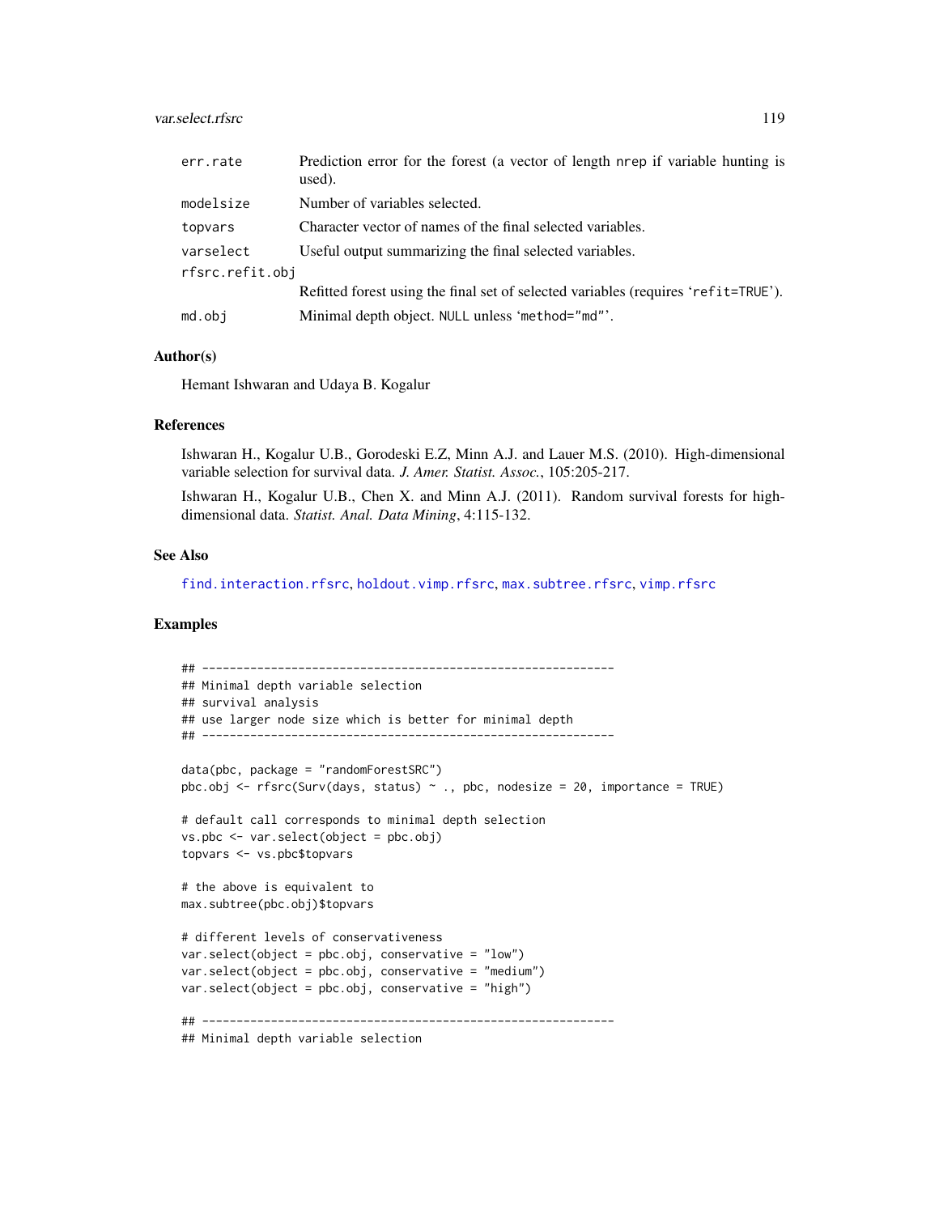| | |
|---|---|
| err.rate | Prediction error for the forest (a vector of length nrep if variable hunting is used). |
| modelsize | Number of variables selected. |
| topvars | Character vector of names of the final selected variables. |
| varselect | Useful output summarizing the final selected variables. |
| rfsrc.refit.obj | Refitted forest using the final set of selected variables (requires 'refit=TRUE'). |
| md.obj | Minimal depth object. NULL unless 'method="md"'. |

### Author(s)

Hemant Ishwaran and Udaya B. Kogalur

### References

Ishwaran H., Kogalur U.B., Gorodeski E.Z, Minn A.J. and Lauer M.S. (2010). High-dimensional variable selection for survival data. *J. Amer. Statist. Assoc.*, 105:205-217.

Ishwaran H., Kogalur U.B., Chen X. and Minn A.J. (2011). Random survival forests for high-dimensional data. *Statist. Anal. Data Mining*, 4:115-132.

### See Also

find.interaction.rfsrc, holdout.vimp.rfsrc, max.subtree.rfsrc, vimp.rfsrc

### Examples

```
## ------------------------------------------------------------
## Minimal depth variable selection
## survival analysis
## use larger node size which is better for minimal depth
## ------------------------------------------------------------

data(pbc, package = "randomForestSRC")
pbc.obj <- rfsrc(Surv(days, status) ~ ., pbc, nodesize = 20, importance = TRUE)

# default call corresponds to minimal depth selection
vs.pbc <- var.select(object = pbc.obj)
topvars <- vs.pbc$topvars

# the above is equivalent to
max.subtree(pbc.obj)$topvars

# different levels of conservativeness
var.select(object = pbc.obj, conservative = "low")
var.select(object = pbc.obj, conservative = "medium")
var.select(object = pbc.obj, conservative = "high")

## ------------------------------------------------------------
## Minimal depth variable selection
```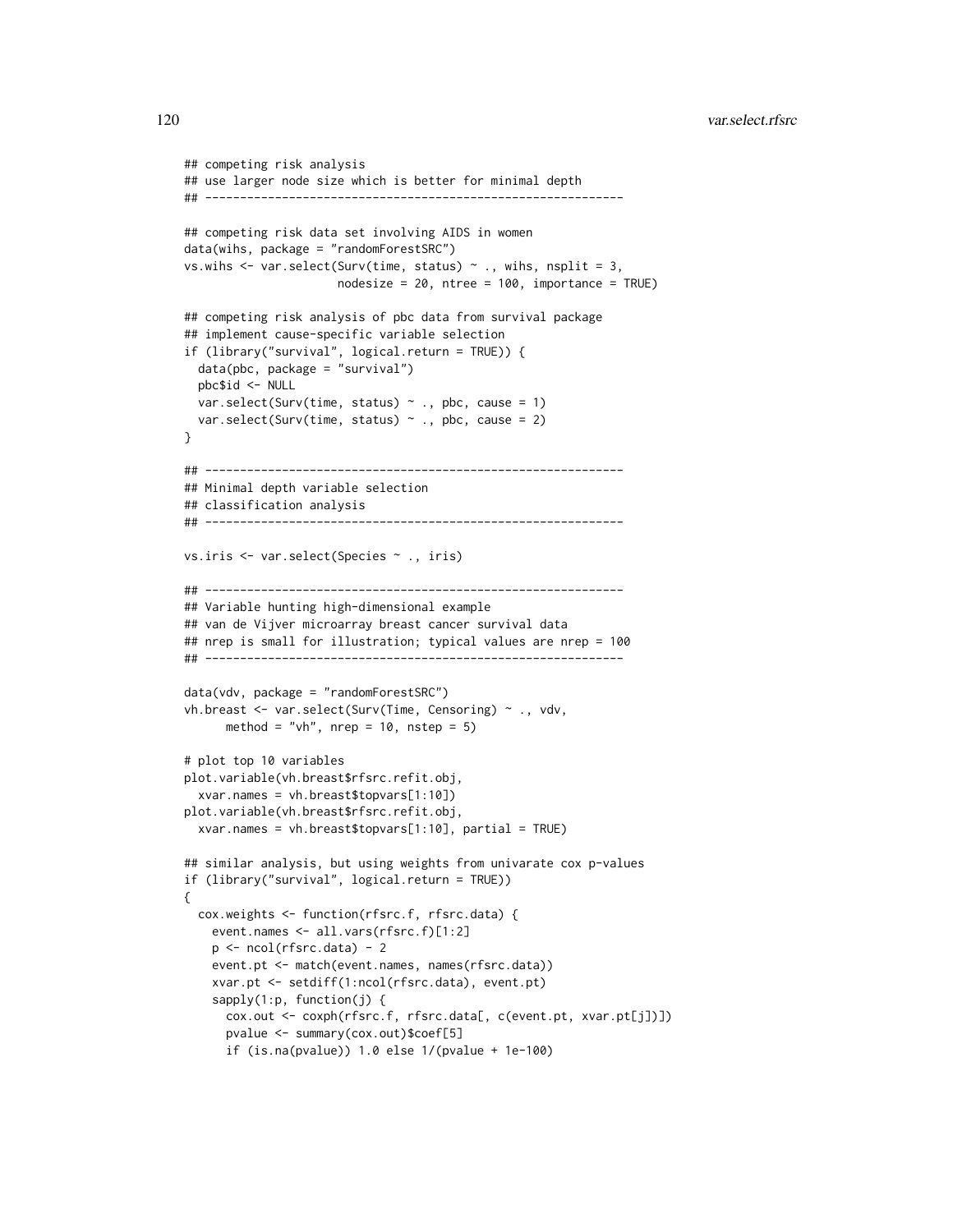```
## competing risk analysis
## use larger node size which is better for minimal depth
## ------------------------------------------------------------

## competing risk data set involving AIDS in women
data(wihs, package = "randomForestSRC")
vs.wihs <- var.select(Surv(time, status) ~ ., wihs, nsplit = 3,
                      nodesize = 20, ntree = 100, importance = TRUE)

## competing risk analysis of pbc data from survival package
## implement cause-specific variable selection
if (library("survival", logical.return = TRUE)) {
  data(pbc, package = "survival")
  pbc$id <- NULL
  var.select(Surv(time, status) ~ ., pbc, cause = 1)
  var.select(Surv(time, status) ~ ., pbc, cause = 2)
}

## ------------------------------------------------------------
## Minimal depth variable selection
## classification analysis
## ------------------------------------------------------------

vs.iris <- var.select(Species ~ ., iris)

## ------------------------------------------------------------
## Variable hunting high-dimensional example
## van de Vijver microarray breast cancer survival data
## nrep is small for illustration; typical values are nrep = 100
## ------------------------------------------------------------

data(vdv, package = "randomForestSRC")
vh.breast <- var.select(Surv(Time, Censoring) ~ ., vdv,
      method = "vh", nrep = 10, nstep = 5)

# plot top 10 variables
plot.variable(vh.breast$rfsrc.refit.obj,
  xvar.names = vh.breast$topvars[1:10])
plot.variable(vh.breast$rfsrc.refit.obj,
  xvar.names = vh.breast$topvars[1:10], partial = TRUE)

## similar analysis, but using weights from univarate cox p-values
if (library("survival", logical.return = TRUE))
{
  cox.weights <- function(rfsrc.f, rfsrc.data) {
    event.names <- all.vars(rfsrc.f)[1:2]
    p <- ncol(rfsrc.data) - 2
    event.pt <- match(event.names, names(rfsrc.data))
    xvar.pt <- setdiff(1:ncol(rfsrc.data), event.pt)
    sapply(1:p, function(j) {
      cox.out <- coxph(rfsrc.f, rfsrc.data[, c(event.pt, xvar.pt[j])])
      pvalue <- summary(cox.out)$coef[5]
      if (is.na(pvalue)) 1.0 else 1/(pvalue + 1e-100)
```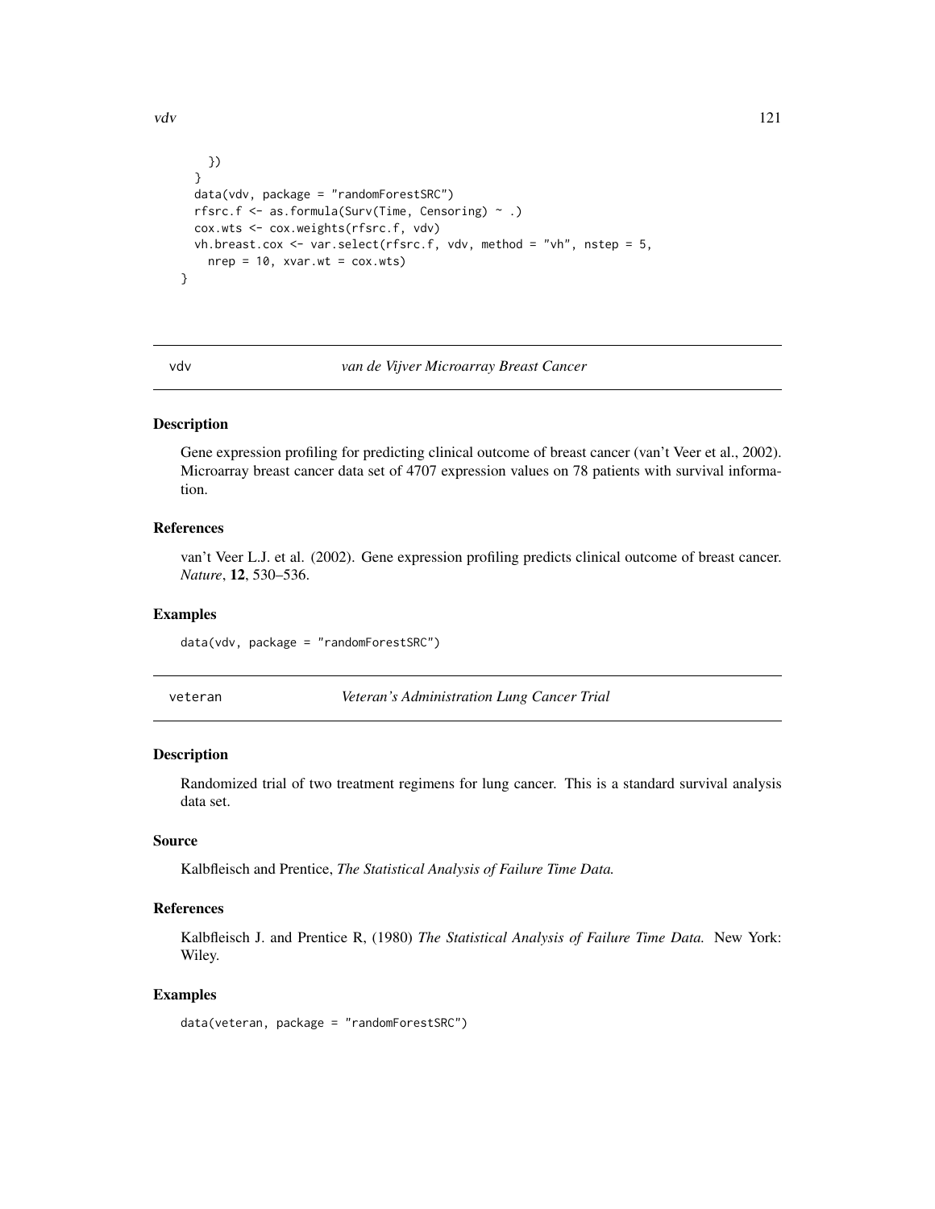```
    })
  }
  data(vdv, package = "randomForestSRC")
  rfsrc.f <- as.formula(Surv(Time, Censoring) ~ .)
  cox.wts <- cox.weights(rfsrc.f, vdv)
  vh.breast.cox <- var.select(rfsrc.f, vdv, method = "vh", nstep = 5,
    nrep = 10, xvar.wt = cox.wts)
}
```

## vdv — *van de Vijver Microarray Breast Cancer*

### Description

Gene expression profiling for predicting clinical outcome of breast cancer (van't Veer et al., 2002). Microarray breast cancer data set of 4707 expression values on 78 patients with survival information.

### References

van't Veer L.J. et al. (2002). Gene expression profiling predicts clinical outcome of breast cancer. *Nature*, **12**, 530–536.

### Examples

```
data(vdv, package = "randomForestSRC")
```

## veteran — *Veteran's Administration Lung Cancer Trial*

### Description

Randomized trial of two treatment regimens for lung cancer. This is a standard survival analysis data set.

### Source

Kalbfleisch and Prentice, *The Statistical Analysis of Failure Time Data.*

### References

Kalbfleisch J. and Prentice R, (1980) *The Statistical Analysis of Failure Time Data.* New York: Wiley.

### Examples

```
data(veteran, package = "randomForestSRC")
```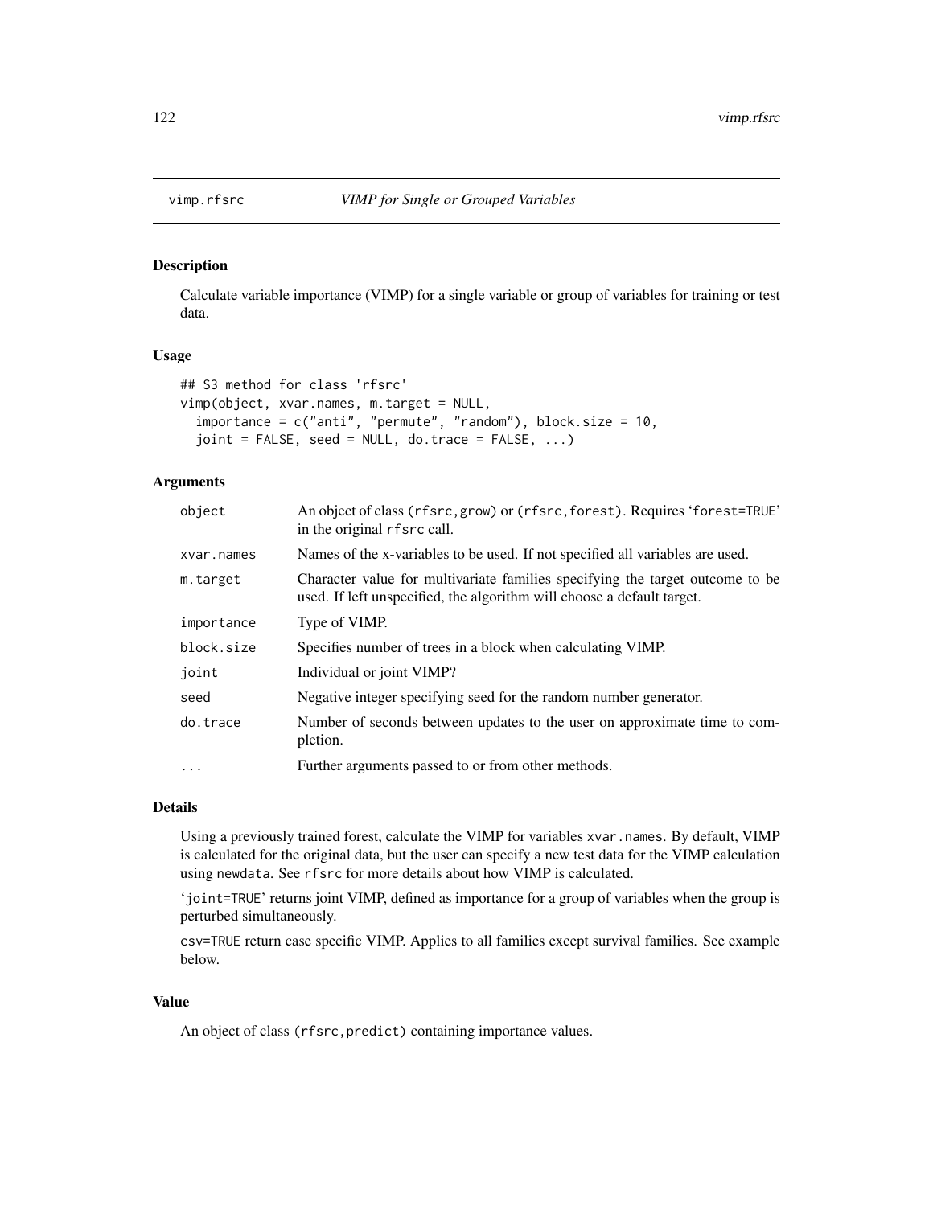## vimp.rfsrc — *VIMP for Single or Grouped Variables*

### Description

Calculate variable importance (VIMP) for a single variable or group of variables for training or test data.

### Usage

```
## S3 method for class 'rfsrc'
vimp(object, xvar.names, m.target = NULL,
  importance = c("anti", "permute", "random"), block.size = 10,
  joint = FALSE, seed = NULL, do.trace = FALSE, ...)
```

### Arguments

| | |
|---|---|
| `object` | An object of class `(rfsrc,grow)` or `(rfsrc,forest)`. Requires '`forest=TRUE`' in the original `rfsrc` call. |
| `xvar.names` | Names of the x-variables to be used. If not specified all variables are used. |
| `m.target` | Character value for multivariate families specifying the target outcome to be used. If left unspecified, the algorithm will choose a default target. |
| `importance` | Type of VIMP. |
| `block.size` | Specifies number of trees in a block when calculating VIMP. |
| `joint` | Individual or joint VIMP? |
| `seed` | Negative integer specifying seed for the random number generator. |
| `do.trace` | Number of seconds between updates to the user on approximate time to completion. |
| `...` | Further arguments passed to or from other methods. |

### Details

Using a previously trained forest, calculate the VIMP for variables `xvar.names`. By default, VIMP is calculated for the original data, but the user can specify a new test data for the VIMP calculation using `newdata`. See `rfsrc` for more details about how VIMP is calculated.

'`joint=TRUE`' returns joint VIMP, defined as importance for a group of variables when the group is perturbed simultaneously.

`csv=TRUE` return case specific VIMP. Applies to all families except survival families. See example below.

### Value

An object of class `(rfsrc,predict)` containing importance values.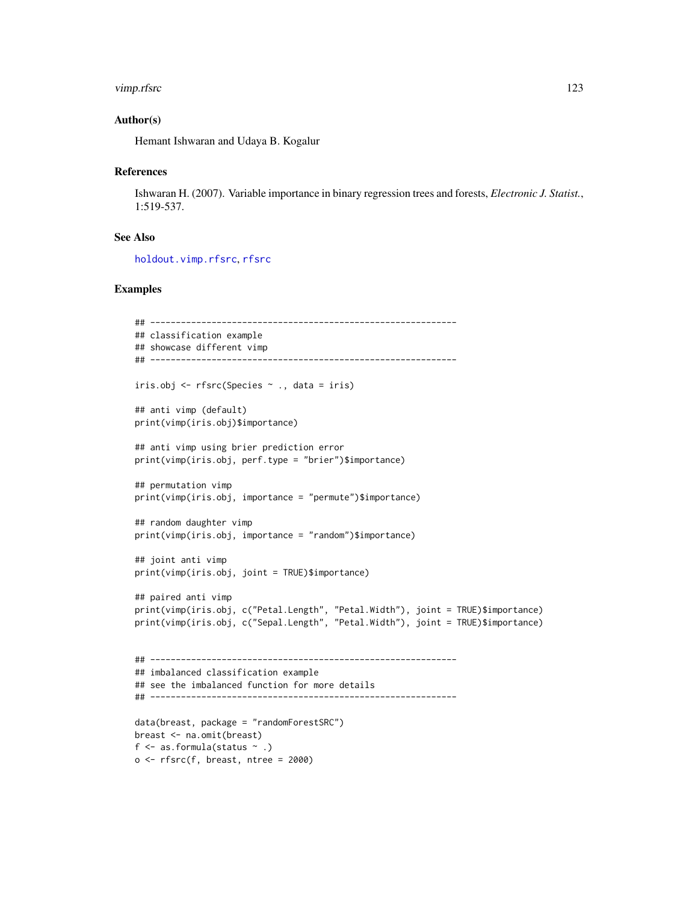## Author(s)

Hemant Ishwaran and Udaya B. Kogalur

## References

Ishwaran H. (2007). Variable importance in binary regression trees and forests, *Electronic J. Statist.*, 1:519-537.

## See Also

holdout.vimp.rfsrc, rfsrc

## Examples

```
## ------------------------------------------------------------
## classification example
## showcase different vimp
## ------------------------------------------------------------

iris.obj <- rfsrc(Species ~ ., data = iris)

## anti vimp (default)
print(vimp(iris.obj)$importance)

## anti vimp using brier prediction error
print(vimp(iris.obj, perf.type = "brier")$importance)

## permutation vimp
print(vimp(iris.obj, importance = "permute")$importance)

## random daughter vimp
print(vimp(iris.obj, importance = "random")$importance)

## joint anti vimp
print(vimp(iris.obj, joint = TRUE)$importance)

## paired anti vimp
print(vimp(iris.obj, c("Petal.Length", "Petal.Width"), joint = TRUE)$importance)
print(vimp(iris.obj, c("Sepal.Length", "Petal.Width"), joint = TRUE)$importance)


## ------------------------------------------------------------
## imbalanced classification example
## see the imbalanced function for more details
## ------------------------------------------------------------

data(breast, package = "randomForestSRC")
breast <- na.omit(breast)
f <- as.formula(status ~ .)
o <- rfsrc(f, breast, ntree = 2000)
```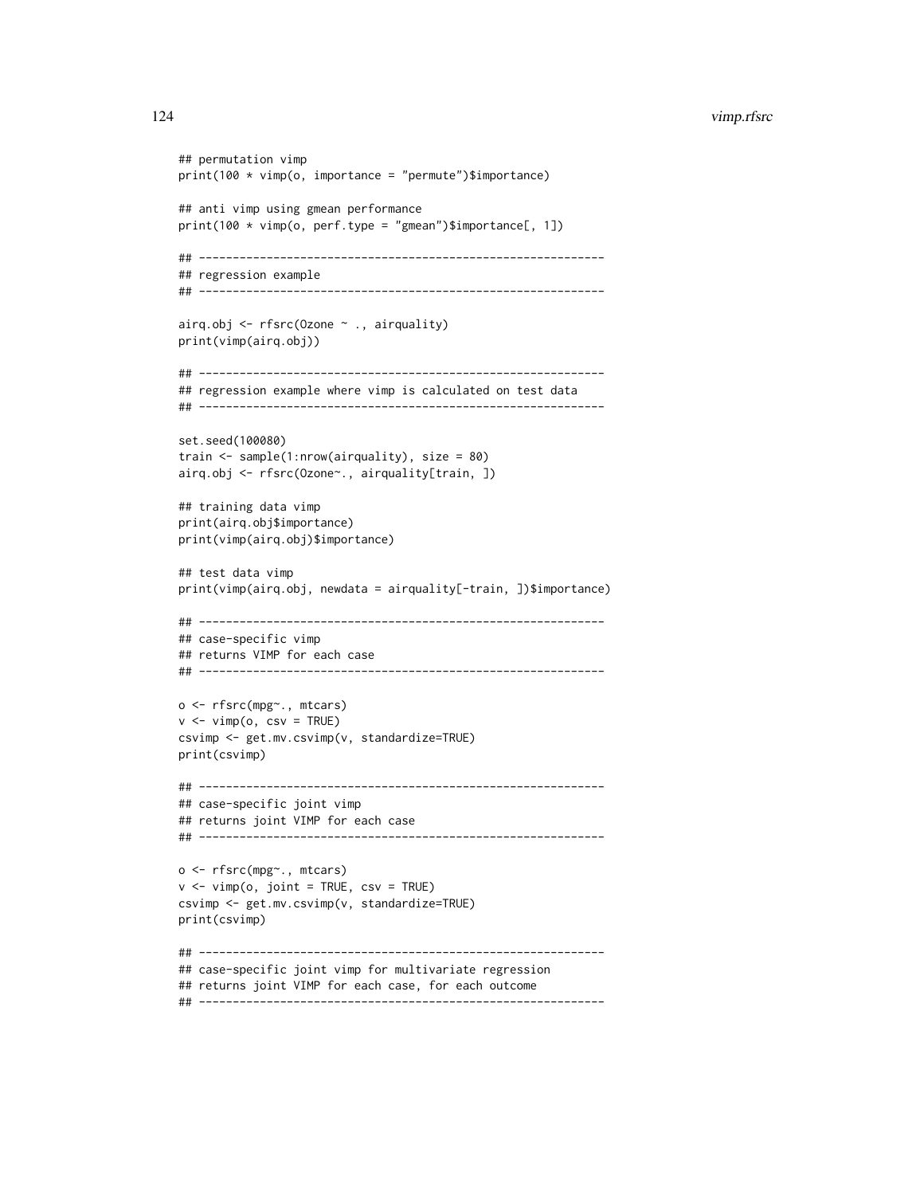```
## permutation vimp
print(100 * vimp(o, importance = "permute")$importance)

## anti vimp using gmean performance
print(100 * vimp(o, perf.type = "gmean")$importance[, 1])

## ------------------------------------------------------------
## regression example
## ------------------------------------------------------------

airq.obj <- rfsrc(Ozone ~ ., airquality)
print(vimp(airq.obj))

## ------------------------------------------------------------
## regression example where vimp is calculated on test data
## ------------------------------------------------------------

set.seed(100080)
train <- sample(1:nrow(airquality), size = 80)
airq.obj <- rfsrc(Ozone~., airquality[train, ])

## training data vimp
print(airq.obj$importance)
print(vimp(airq.obj)$importance)

## test data vimp
print(vimp(airq.obj, newdata = airquality[-train, ])$importance)

## ------------------------------------------------------------
## case-specific vimp
## returns VIMP for each case
## ------------------------------------------------------------

o <- rfsrc(mpg~., mtcars)
v <- vimp(o, csv = TRUE)
csvimp <- get.mv.csvimp(v, standardize=TRUE)
print(csvimp)

## ------------------------------------------------------------
## case-specific joint vimp
## returns joint VIMP for each case
## ------------------------------------------------------------

o <- rfsrc(mpg~., mtcars)
v <- vimp(o, joint = TRUE, csv = TRUE)
csvimp <- get.mv.csvimp(v, standardize=TRUE)
print(csvimp)

## ------------------------------------------------------------
## case-specific joint vimp for multivariate regression
## returns joint VIMP for each case, for each outcome
## ------------------------------------------------------------
```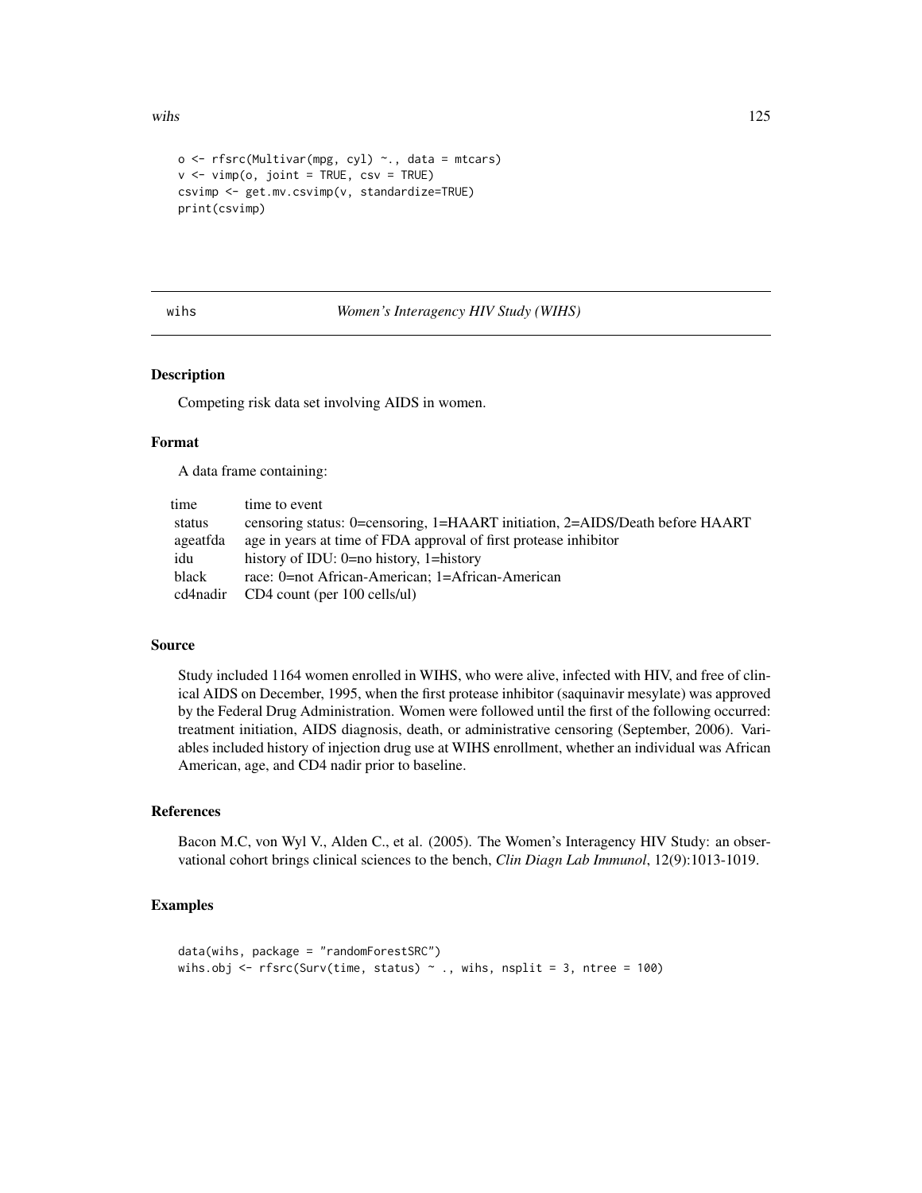```
o <- rfsrc(Multivar(mpg, cyl) ~., data = mtcars)
v <- vimp(o, joint = TRUE, csv = TRUE)
csvimp <- get.mv.csvimp(v, standardize=TRUE)
print(csvimp)
```

## wihs — *Women's Interagency HIV Study (WIHS)*

### Description

Competing risk data set involving AIDS in women.

### Format

A data frame containing:

| | |
|---|---|
| time | time to event |
| status | censoring status: 0=censoring, 1=HAART initiation, 2=AIDS/Death before HAART |
| ageatfda | age in years at time of FDA approval of first protease inhibitor |
| idu | history of IDU: 0=no history, 1=history |
| black | race: 0=not African-American; 1=African-American |
| cd4nadir | CD4 count (per 100 cells/ul) |

### Source

Study included 1164 women enrolled in WIHS, who were alive, infected with HIV, and free of clinical AIDS on December, 1995, when the first protease inhibitor (saquinavir mesylate) was approved by the Federal Drug Administration. Women were followed until the first of the following occurred: treatment initiation, AIDS diagnosis, death, or administrative censoring (September, 2006). Variables included history of injection drug use at WIHS enrollment, whether an individual was African American, age, and CD4 nadir prior to baseline.

### References

Bacon M.C, von Wyl V., Alden C., et al. (2005). The Women's Interagency HIV Study: an observational cohort brings clinical sciences to the bench, *Clin Diagn Lab Immunol*, 12(9):1013-1019.

### Examples

```
data(wihs, package = "randomForestSRC")
wihs.obj <- rfsrc(Surv(time, status) ~ ., wihs, nsplit = 3, ntree = 100)
```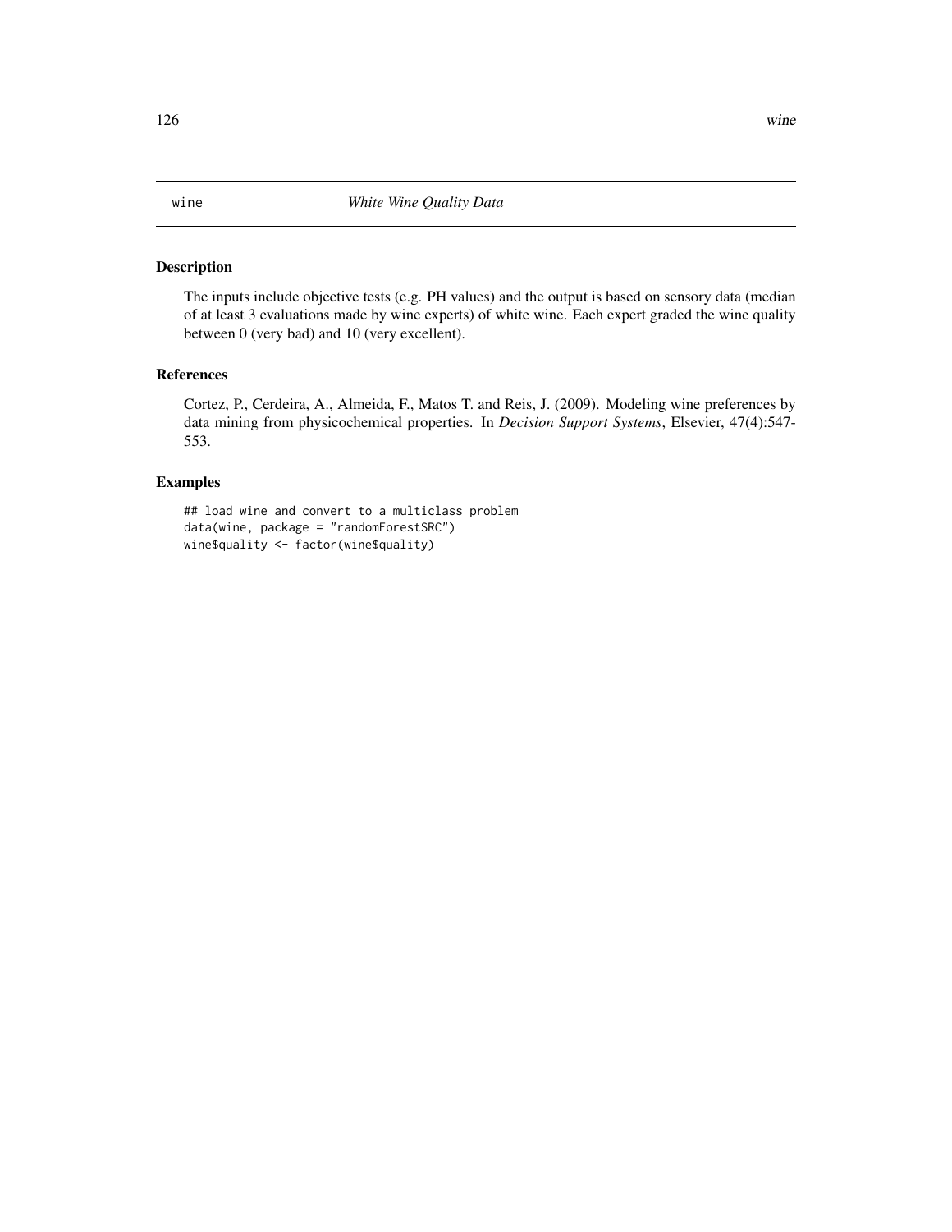wine *White Wine Quality Data*

## Description

The inputs include objective tests (e.g. PH values) and the output is based on sensory data (median of at least 3 evaluations made by wine experts) of white wine. Each expert graded the wine quality between 0 (very bad) and 10 (very excellent).

## References

Cortez, P., Cerdeira, A., Almeida, F., Matos T. and Reis, J. (2009). Modeling wine preferences by data mining from physicochemical properties. In *Decision Support Systems*, Elsevier, 47(4):547-553.

## Examples

```
## load wine and convert to a multiclass problem
data(wine, package = "randomForestSRC")
wine$quality <- factor(wine$quality)
```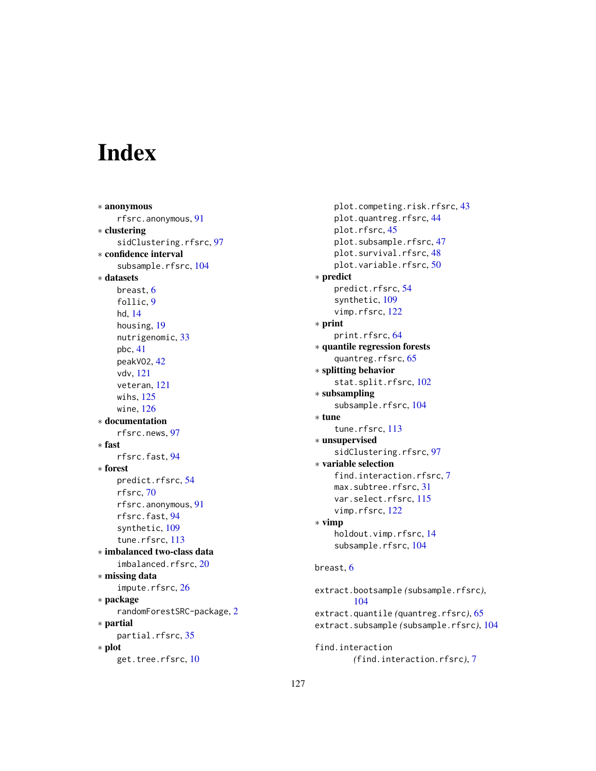# Index

∗ **anonymous**
  rfsrc.anonymous, 91
∗ **clustering**
  sidClustering.rfsrc, 97
∗ **confidence interval**
  subsample.rfsrc, 104
∗ **datasets**
  breast, 6
  follic, 9
  hd, 14
  housing, 19
  nutrigenomic, 33
  pbc, 41
  peakVO2, 42
  vdv, 121
  veteran, 121
  wihs, 125
  wine, 126
∗ **documentation**
  rfsrc.news, 97
∗ **fast**
  rfsrc.fast, 94
∗ **forest**
  predict.rfsrc, 54
  rfsrc, 70
  rfsrc.anonymous, 91
  rfsrc.fast, 94
  synthetic, 109
  tune.rfsrc, 113
∗ **imbalanced two-class data**
  imbalanced.rfsrc, 20
∗ **missing data**
  impute.rfsrc, 26
∗ **package**
  randomForestSRC-package, 2
∗ **partial**
  partial.rfsrc, 35
∗ **plot**
  get.tree.rfsrc, 10
  plot.competing.risk.rfsrc, 43
  plot.quantreg.rfsrc, 44
  plot.rfsrc, 45
  plot.subsample.rfsrc, 47
  plot.survival.rfsrc, 48
  plot.variable.rfsrc, 50
∗ **predict**
  predict.rfsrc, 54
  synthetic, 109
  vimp.rfsrc, 122
∗ **print**
  print.rfsrc, 64
∗ **quantile regression forests**
  quantreg.rfsrc, 65
∗ **splitting behavior**
  stat.split.rfsrc, 102
∗ **subsampling**
  subsample.rfsrc, 104
∗ **tune**
  tune.rfsrc, 113
∗ **unsupervised**
  sidClustering.rfsrc, 97
∗ **variable selection**
  find.interaction.rfsrc, 7
  max.subtree.rfsrc, 31
  var.select.rfsrc, 115
  vimp.rfsrc, 122
∗ **vimp**
  holdout.vimp.rfsrc, 14
  subsample.rfsrc, 104

breast, 6

extract.bootsample *(*subsample.rfsrc*)*, 104
extract.quantile *(*quantreg.rfsrc*)*, 65
extract.subsample *(*subsample.rfsrc*)*, 104

find.interaction *(*find.interaction.rfsrc*)*, 7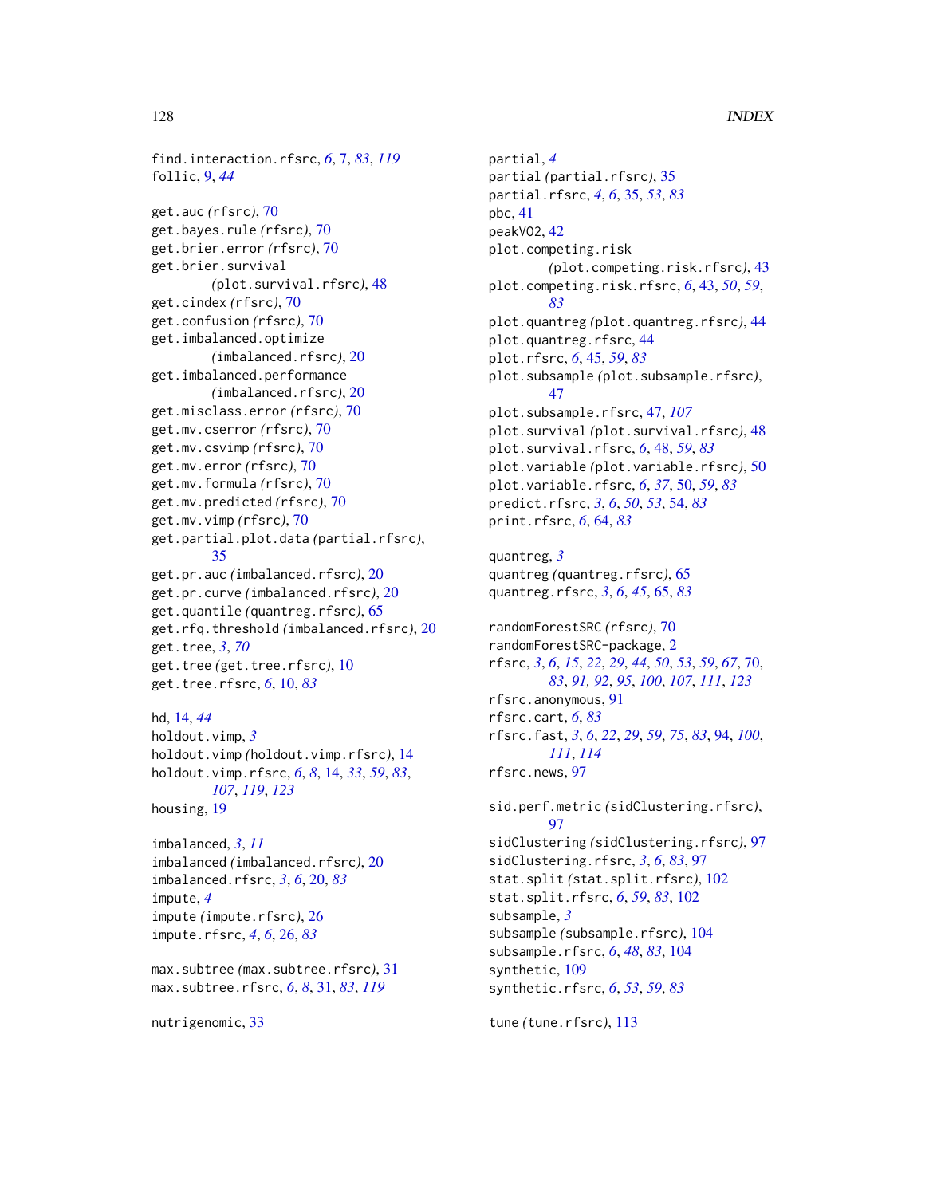find.interaction.rfsrc, *6*, 7, *83*, *119*
follic, 9, *44*

get.auc *(rfsrc)*, 70
get.bayes.rule *(rfsrc)*, 70
get.brier.error *(rfsrc)*, 70
get.brier.survival *(plot.survival.rfsrc)*, 48
get.cindex *(rfsrc)*, 70
get.confusion *(rfsrc)*, 70
get.imbalanced.optimize *(imbalanced.rfsrc)*, 20
get.imbalanced.performance *(imbalanced.rfsrc)*, 20
get.misclass.error *(rfsrc)*, 70
get.mv.cserror *(rfsrc)*, 70
get.mv.csvimp *(rfsrc)*, 70
get.mv.error *(rfsrc)*, 70
get.mv.formula *(rfsrc)*, 70
get.mv.predicted *(rfsrc)*, 70
get.mv.vimp *(rfsrc)*, 70
get.partial.plot.data *(partial.rfsrc)*, 35
get.pr.auc *(imbalanced.rfsrc)*, 20
get.pr.curve *(imbalanced.rfsrc)*, 20
get.quantile *(quantreg.rfsrc)*, 65
get.rfq.threshold *(imbalanced.rfsrc)*, 20
get.tree, *3*, *70*
get.tree *(get.tree.rfsrc)*, 10
get.tree.rfsrc, *6*, 10, *83*

hd, 14, *44*
holdout.vimp, *3*
holdout.vimp *(holdout.vimp.rfsrc)*, 14
holdout.vimp.rfsrc, *6*, *8*, 14, *33*, *59*, *83*, *107*, *119*, *123*
housing, 19

imbalanced, *3*, *11*
imbalanced *(imbalanced.rfsrc)*, 20
imbalanced.rfsrc, *3*, *6*, 20, *83*
impute, *4*
impute *(impute.rfsrc)*, 26
impute.rfsrc, *4*, *6*, 26, *83*

max.subtree *(max.subtree.rfsrc)*, 31
max.subtree.rfsrc, *6*, *8*, 31, *83*, *119*

nutrigenomic, 33

partial, *4*
partial *(partial.rfsrc)*, 35
partial.rfsrc, *4*, *6*, 35, *53*, *83*
pbc, 41
peakVO2, 42
plot.competing.risk *(plot.competing.risk.rfsrc)*, 43
plot.competing.risk.rfsrc, *6*, 43, *50*, *59*, *83*
plot.quantreg *(plot.quantreg.rfsrc)*, 44
plot.quantreg.rfsrc, 44
plot.rfsrc, *6*, 45, *59*, *83*
plot.subsample *(plot.subsample.rfsrc)*, 47
plot.subsample.rfsrc, 47, *107*
plot.survival *(plot.survival.rfsrc)*, 48
plot.survival.rfsrc, *6*, 48, *59*, *83*
plot.variable *(plot.variable.rfsrc)*, 50
plot.variable.rfsrc, *6*, *37*, 50, *59*, *83*
predict.rfsrc, *3*, *6*, *50*, *53*, 54, *83*
print.rfsrc, *6*, 64, *83*

quantreg, *3*
quantreg *(quantreg.rfsrc)*, 65
quantreg.rfsrc, *3*, *6*, *45*, 65, *83*

randomForestSRC *(rfsrc)*, 70
randomForestSRC-package, 2
rfsrc, *3*, *6*, *15*, *22*, *29*, *44*, *50*, *53*, *59*, *67*, 70, *83*, *91*, *92*, *95*, *100*, *107*, *111*, *123*
rfsrc.anonymous, 91
rfsrc.cart, *6*, *83*
rfsrc.fast, *3*, *6*, *22*, *29*, *59*, *75*, *83*, 94, *100*, *111*, *114*
rfsrc.news, 97

sid.perf.metric *(sidClustering.rfsrc)*, 97
sidClustering *(sidClustering.rfsrc)*, 97
sidClustering.rfsrc, *3*, *6*, *83*, 97
stat.split *(stat.split.rfsrc)*, 102
stat.split.rfsrc, *6*, *59*, *83*, 102
subsample, *3*
subsample *(subsample.rfsrc)*, 104
subsample.rfsrc, *6*, *48*, *83*, 104
synthetic, 109
synthetic.rfsrc, *6*, *53*, *59*, *83*

tune *(tune.rfsrc)*, 113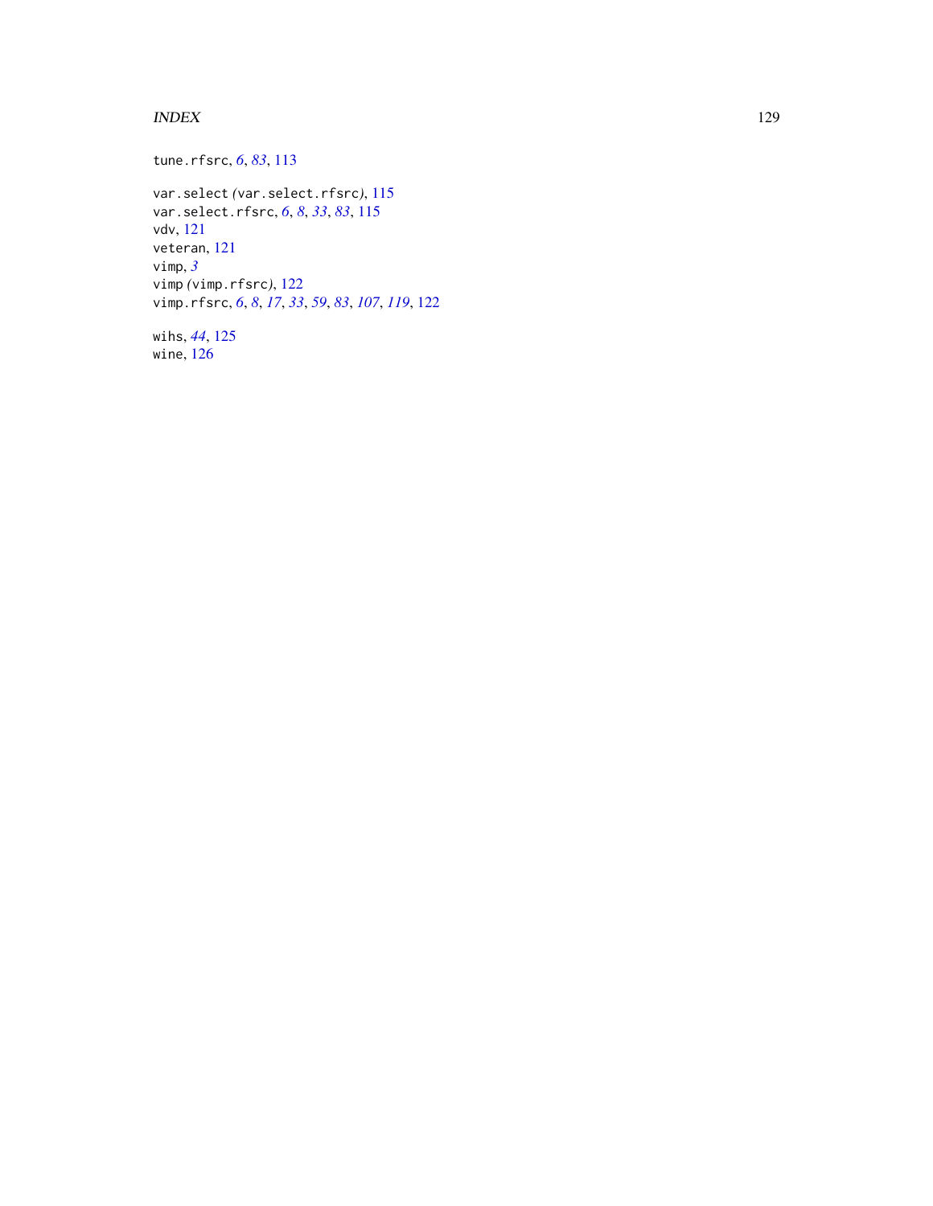tune.rfsrc, *6*, *83*, 113

var.select (var.select.rfsrc), 115
var.select.rfsrc, *6*, *8*, *33*, *83*, 115
vdv, 121
veteran, 121
vimp, *3*
vimp (vimp.rfsrc), 122
vimp.rfsrc, *6*, *8*, *17*, *33*, *59*, *83*, *107*, *119*, 122

wihs, *44*, 125
wine, 126